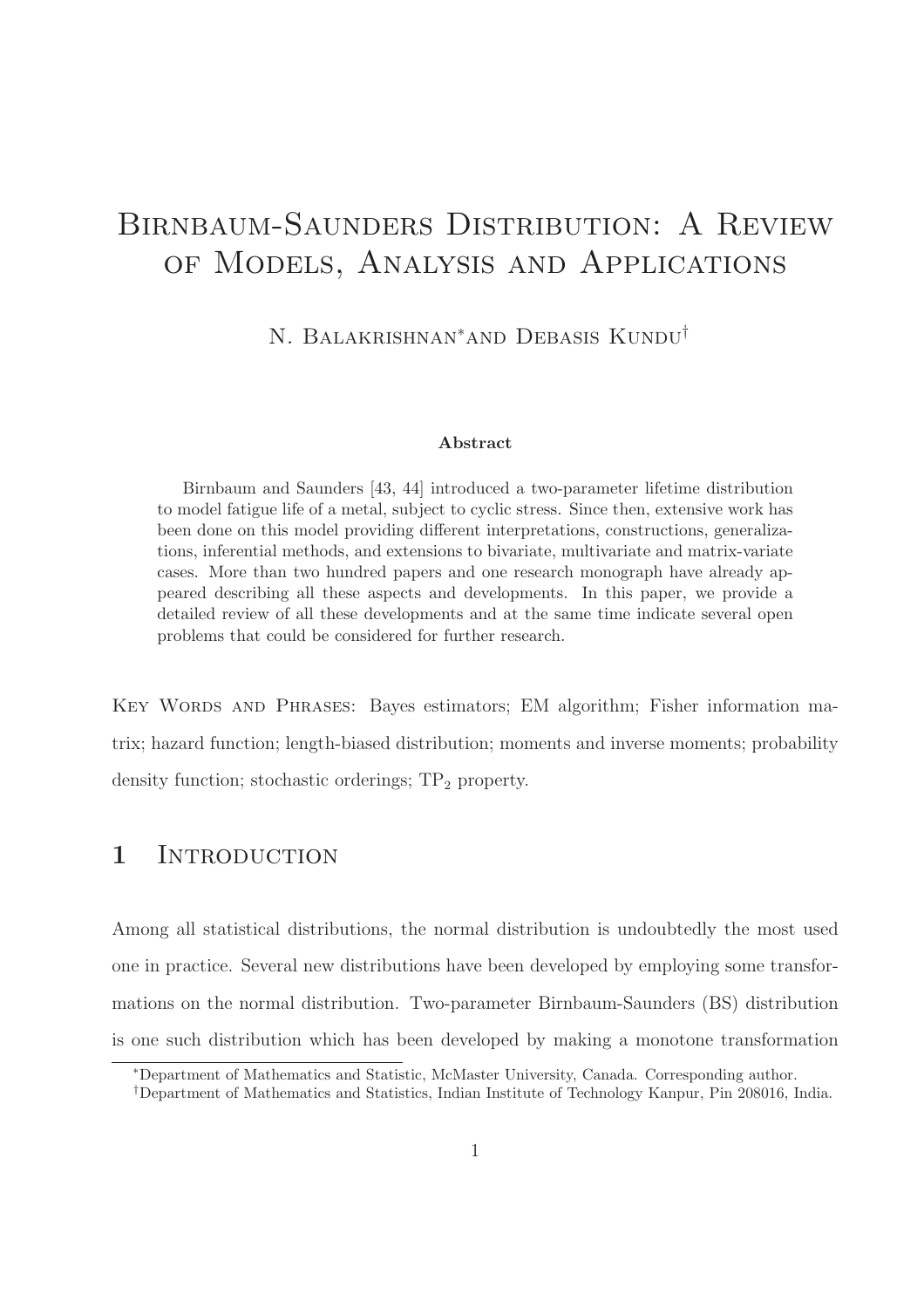# Birnbaum-Saunders Distribution: A Review of Models, Analysis and Applications

N. Balakrishnan[*] and Debasis Kundu[†]

**Abstract**

Birnbaum and Saunders [43, 44] introduced a two-parameter lifetime distribution to model fatigue life of a metal, subject to cyclic stress. Since then, extensive work has been done on this model providing different interpretations, constructions, generalizations, inferential methods, and extensions to bivariate, multivariate and matrix-variate cases. More than two hundred papers and one research monograph have already appeared describing all these aspects and developments. In this paper, we provide a detailed review of all these developments and at the same time indicate several open problems that could be considered for further research.

Key Words and Phrases: Bayes estimators; EM algorithm; Fisher information matrix; hazard function; length-biased distribution; moments and inverse moments; probability density function; stochastic orderings; $\mathrm{TP}_2$ property.

## 1 Introduction

Among all statistical distributions, the normal distribution is undoubtedly the most used one in practice. Several new distributions have been developed by employing some transformations on the normal distribution. Two-parameter Birnbaum-Saunders (BS) distribution is one such distribution which has been developed by making a monotone transformation

[*] Department of Mathematics and Statistic, McMaster University, Canada. Corresponding author.

[†] Department of Mathematics and Statistics, Indian Institute of Technology Kanpur, Pin 208016, India.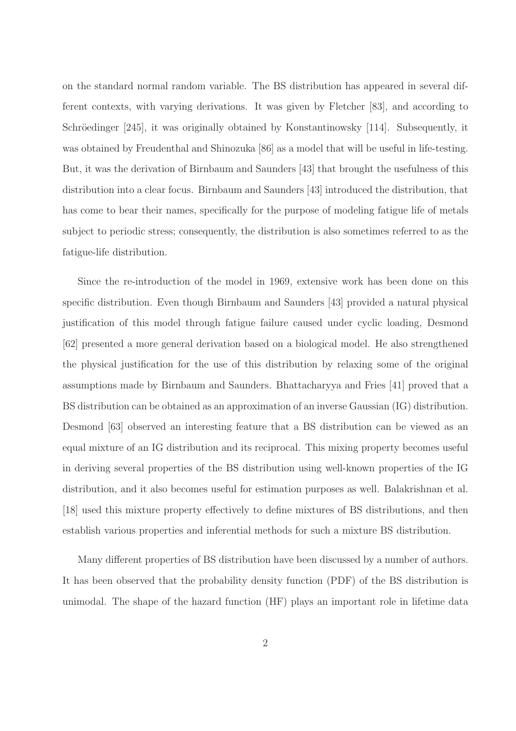on the standard normal random variable. The BS distribution has appeared in several different contexts, with varying derivations. It was given by Fletcher [83], and according to Schröedinger [245], it was originally obtained by Konstantinowsky [114]. Subsequently, it was obtained by Freudenthal and Shinozuka [86] as a model that will be useful in life-testing. But, it was the derivation of Birnbaum and Saunders [43] that brought the usefulness of this distribution into a clear focus. Birnbaum and Saunders [43] introduced the distribution, that has come to bear their names, specifically for the purpose of modeling fatigue life of metals subject to periodic stress; consequently, the distribution is also sometimes referred to as the fatigue-life distribution.

Since the re-introduction of the model in 1969, extensive work has been done on this specific distribution. Even though Birnbaum and Saunders [43] provided a natural physical justification of this model through fatigue failure caused under cyclic loading, Desmond [62] presented a more general derivation based on a biological model. He also strengthened the physical justification for the use of this distribution by relaxing some of the original assumptions made by Birnbaum and Saunders. Bhattacharyya and Fries [41] proved that a BS distribution can be obtained as an approximation of an inverse Gaussian (IG) distribution. Desmond [63] observed an interesting feature that a BS distribution can be viewed as an equal mixture of an IG distribution and its reciprocal. This mixing property becomes useful in deriving several properties of the BS distribution using well-known properties of the IG distribution, and it also becomes useful for estimation purposes as well. Balakrishnan et al. [18] used this mixture property effectively to define mixtures of BS distributions, and then establish various properties and inferential methods for such a mixture BS distribution.

Many different properties of BS distribution have been discussed by a number of authors. It has been observed that the probability density function (PDF) of the BS distribution is unimodal. The shape of the hazard function (HF) plays an important role in lifetime data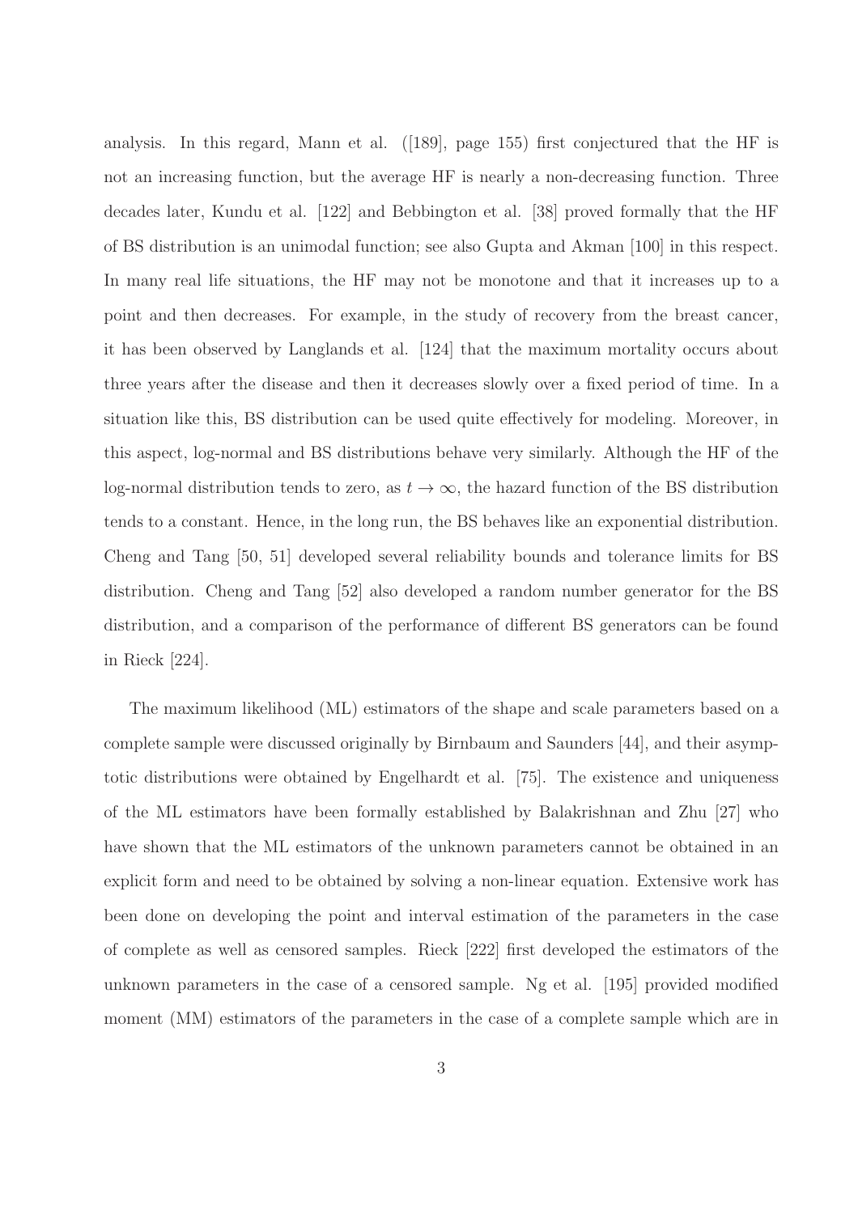analysis. In this regard, Mann et al. ([189], page 155) first conjectured that the HF is not an increasing function, but the average HF is nearly a non-decreasing function. Three decades later, Kundu et al. [122] and Bebbington et al. [38] proved formally that the HF of BS distribution is an unimodal function; see also Gupta and Akman [100] in this respect. In many real life situations, the HF may not be monotone and that it increases up to a point and then decreases. For example, in the study of recovery from the breast cancer, it has been observed by Langlands et al. [124] that the maximum mortality occurs about three years after the disease and then it decreases slowly over a fixed period of time. In a situation like this, BS distribution can be used quite effectively for modeling. Moreover, in this aspect, log-normal and BS distributions behave very similarly. Although the HF of the log-normal distribution tends to zero, as $t \to \infty$, the hazard function of the BS distribution tends to a constant. Hence, in the long run, the BS behaves like an exponential distribution. Cheng and Tang [50, 51] developed several reliability bounds and tolerance limits for BS distribution. Cheng and Tang [52] also developed a random number generator for the BS distribution, and a comparison of the performance of different BS generators can be found in Rieck [224].

The maximum likelihood (ML) estimators of the shape and scale parameters based on a complete sample were discussed originally by Birnbaum and Saunders [44], and their asymptotic distributions were obtained by Engelhardt et al. [75]. The existence and uniqueness of the ML estimators have been formally established by Balakrishnan and Zhu [27] who have shown that the ML estimators of the unknown parameters cannot be obtained in an explicit form and need to be obtained by solving a non-linear equation. Extensive work has been done on developing the point and interval estimation of the parameters in the case of complete as well as censored samples. Rieck [222] first developed the estimators of the unknown parameters in the case of a censored sample. Ng et al. [195] provided modified moment (MM) estimators of the parameters in the case of a complete sample which are in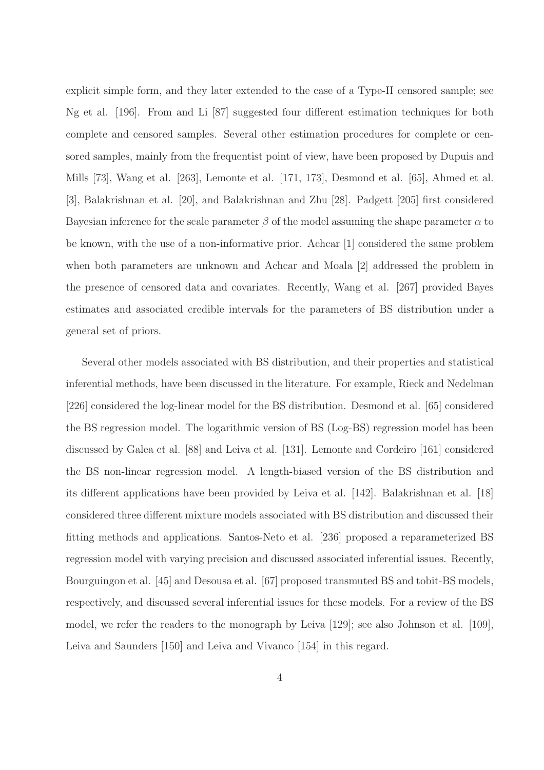explicit simple form, and they later extended to the case of a Type-II censored sample; see Ng et al. [196]. From and Li [87] suggested four different estimation techniques for both complete and censored samples. Several other estimation procedures for complete or censored samples, mainly from the frequentist point of view, have been proposed by Dupuis and Mills [73], Wang et al. [263], Lemonte et al. [171, 173], Desmond et al. [65], Ahmed et al. [3], Balakrishnan et al. [20], and Balakrishnan and Zhu [28]. Padgett [205] first considered Bayesian inference for the scale parameter $\beta$ of the model assuming the shape parameter $\alpha$ to be known, with the use of a non-informative prior. Achcar [1] considered the same problem when both parameters are unknown and Achcar and Moala [2] addressed the problem in the presence of censored data and covariates. Recently, Wang et al. [267] provided Bayes estimates and associated credible intervals for the parameters of BS distribution under a general set of priors.

Several other models associated with BS distribution, and their properties and statistical inferential methods, have been discussed in the literature. For example, Rieck and Nedelman [226] considered the log-linear model for the BS distribution. Desmond et al. [65] considered the BS regression model. The logarithmic version of BS (Log-BS) regression model has been discussed by Galea et al. [88] and Leiva et al. [131]. Lemonte and Cordeiro [161] considered the BS non-linear regression model. A length-biased version of the BS distribution and its different applications have been provided by Leiva et al. [142]. Balakrishnan et al. [18] considered three different mixture models associated with BS distribution and discussed their fitting methods and applications. Santos-Neto et al. [236] proposed a reparameterized BS regression model with varying precision and discussed associated inferential issues. Recently, Bourguingon et al. [45] and Desousa et al. [67] proposed transmuted BS and tobit-BS models, respectively, and discussed several inferential issues for these models. For a review of the BS model, we refer the readers to the monograph by Leiva [129]; see also Johnson et al. [109], Leiva and Saunders [150] and Leiva and Vivanco [154] in this regard.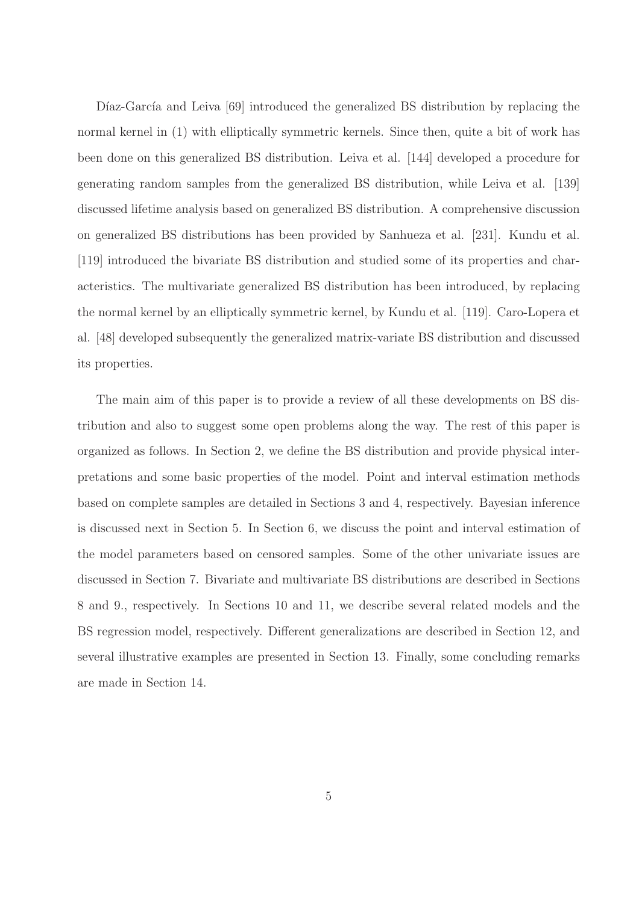Díaz-García and Leiva [69] introduced the generalized BS distribution by replacing the normal kernel in (1) with elliptically symmetric kernels. Since then, quite a bit of work has been done on this generalized BS distribution. Leiva et al. [144] developed a procedure for generating random samples from the generalized BS distribution, while Leiva et al. [139] discussed lifetime analysis based on generalized BS distribution. A comprehensive discussion on generalized BS distributions has been provided by Sanhueza et al. [231]. Kundu et al. [119] introduced the bivariate BS distribution and studied some of its properties and characteristics. The multivariate generalized BS distribution has been introduced, by replacing the normal kernel by an elliptically symmetric kernel, by Kundu et al. [119]. Caro-Lopera et al. [48] developed subsequently the generalized matrix-variate BS distribution and discussed its properties.

The main aim of this paper is to provide a review of all these developments on BS distribution and also to suggest some open problems along the way. The rest of this paper is organized as follows. In Section 2, we define the BS distribution and provide physical interpretations and some basic properties of the model. Point and interval estimation methods based on complete samples are detailed in Sections 3 and 4, respectively. Bayesian inference is discussed next in Section 5. In Section 6, we discuss the point and interval estimation of the model parameters based on censored samples. Some of the other univariate issues are discussed in Section 7. Bivariate and multivariate BS distributions are described in Sections 8 and 9., respectively. In Sections 10 and 11, we describe several related models and the BS regression model, respectively. Different generalizations are described in Section 12, and several illustrative examples are presented in Section 13. Finally, some concluding remarks are made in Section 14.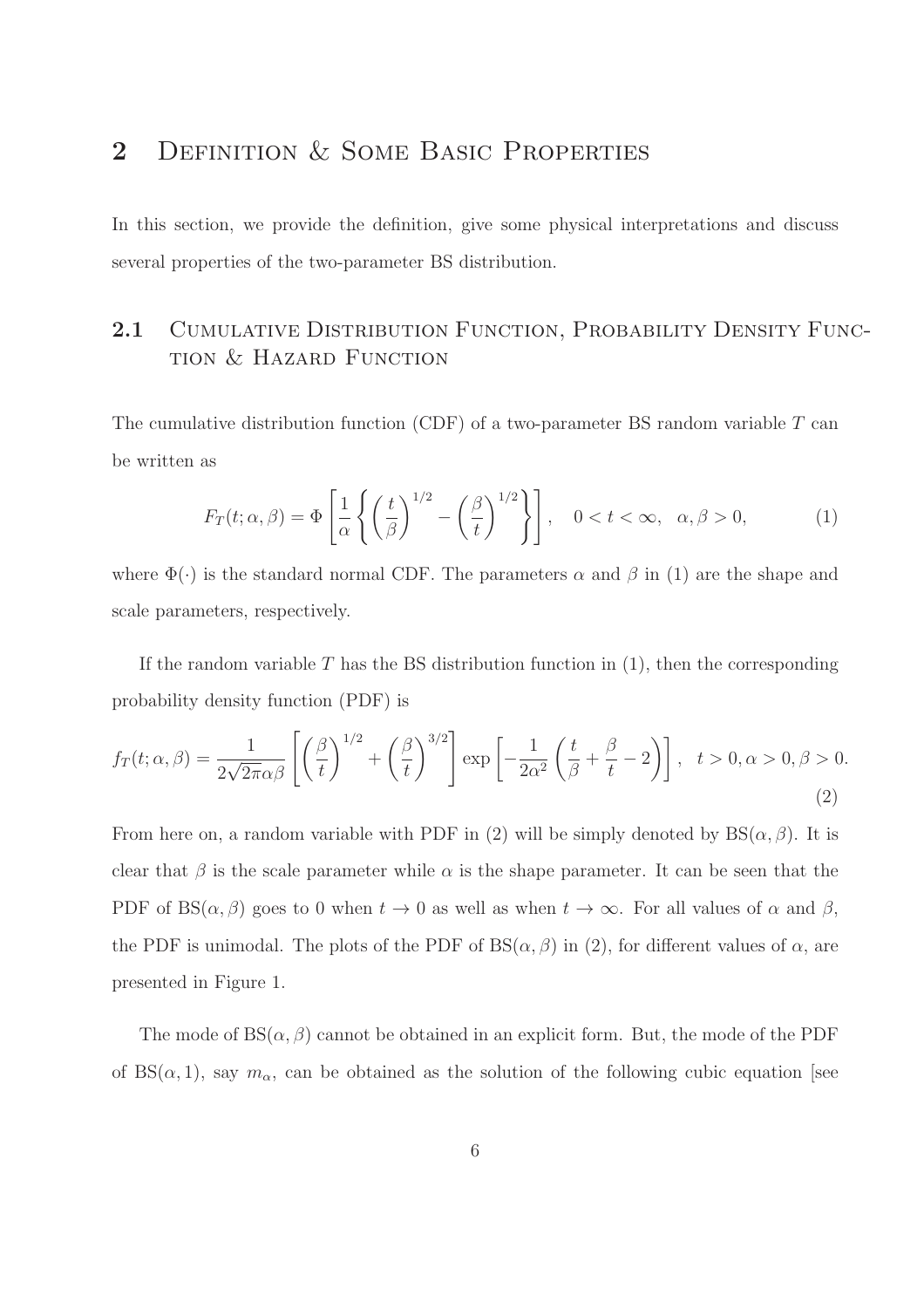## 2 Definition & Some Basic Properties

In this section, we provide the definition, give some physical interpretations and discuss several properties of the two-parameter BS distribution.

### 2.1 Cumulative Distribution Function, Probability Density Function & Hazard Function

The cumulative distribution function (CDF) of a two-parameter BS random variable $T$ can be written as

$$F_T(t; \alpha, \beta) = \Phi \left[ \frac{1}{\alpha} \left\{ \left( \frac{t}{\beta} \right)^{1/2} - \left( \frac{\beta}{t} \right)^{1/2} \right\} \right], \quad 0 < t < \infty, \quad \alpha, \beta > 0, \tag{1}$$

where $\Phi(\cdot)$ is the standard normal CDF. The parameters $\alpha$ and $\beta$ in (1) are the shape and scale parameters, respectively.

If the random variable $T$ has the BS distribution function in (1), then the corresponding probability density function (PDF) is

$$f_T(t; \alpha, \beta) = \frac{1}{2\sqrt{2\pi}\alpha\beta} \left[ \left( \frac{\beta}{t} \right)^{1/2} + \left( \frac{\beta}{t} \right)^{3/2} \right] \exp \left[ -\frac{1}{2\alpha^2} \left( \frac{t}{\beta} + \frac{\beta}{t} - 2 \right) \right], \quad t > 0, \alpha > 0, \beta > 0. \tag{2}$$

From here on, a random variable with PDF in (2) will be simply denoted by $\text{BS}(\alpha, \beta)$. It is clear that $\beta$ is the scale parameter while $\alpha$ is the shape parameter. It can be seen that the PDF of $\text{BS}(\alpha, \beta)$ goes to 0 when $t \to 0$ as well as when $t \to \infty$. For all values of $\alpha$ and $\beta$, the PDF is unimodal. The plots of the PDF of $\text{BS}(\alpha, \beta)$ in (2), for different values of $\alpha$, are presented in Figure 1.

The mode of $\text{BS}(\alpha, \beta)$ cannot be obtained in an explicit form. But, the mode of the PDF of $\text{BS}(\alpha, 1)$, say $m_\alpha$, can be obtained as the solution of the following cubic equation [see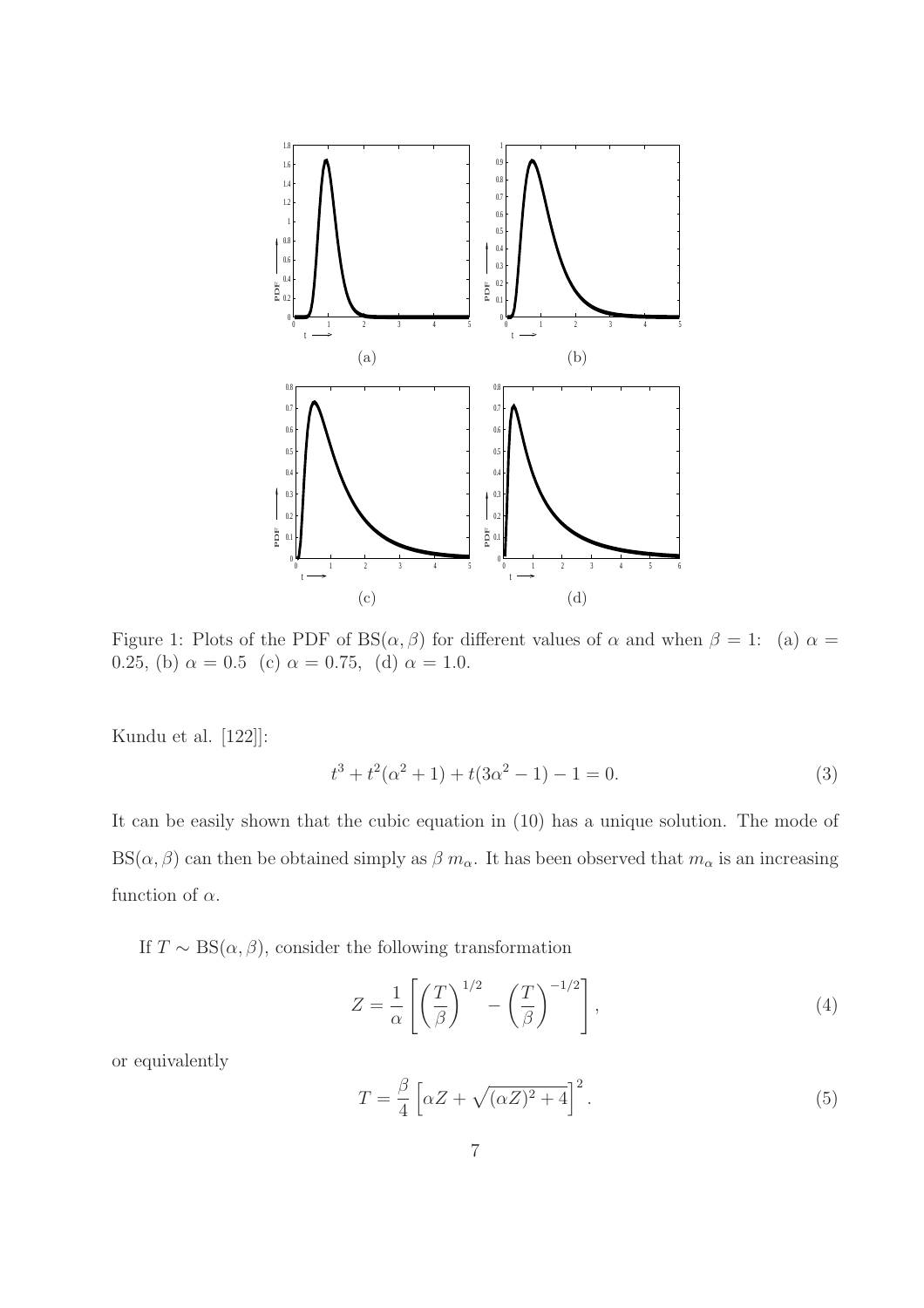Figure 1: Plots of the PDF of BS($\alpha, \beta$) for different values of $\alpha$ and when $\beta = 1$: (a) $\alpha = 0.25$, (b) $\alpha = 0.5$ (c) $\alpha = 0.75$, (d) $\alpha = 1.0$.

Kundu et al. [122]]:

$$t^3 + t^2(\alpha^2 + 1) + t(3\alpha^2 - 1) - 1 = 0. \tag{3}$$

It can be easily shown that the cubic equation in (10) has a unique solution. The mode of BS($\alpha, \beta$) can then be obtained simply as $\beta\, m_\alpha$. It has been observed that $m_\alpha$ is an increasing function of $\alpha$.

If $T \sim$ BS($\alpha, \beta$), consider the following transformation

$$Z = \frac{1}{\alpha}\left[\left(\frac{T}{\beta}\right)^{1/2} - \left(\frac{T}{\beta}\right)^{-1/2}\right], \tag{4}$$

or equivalently

$$T = \frac{\beta}{4}\left[\alpha Z + \sqrt{(\alpha Z)^2 + 4}\right]^2. \tag{5}$$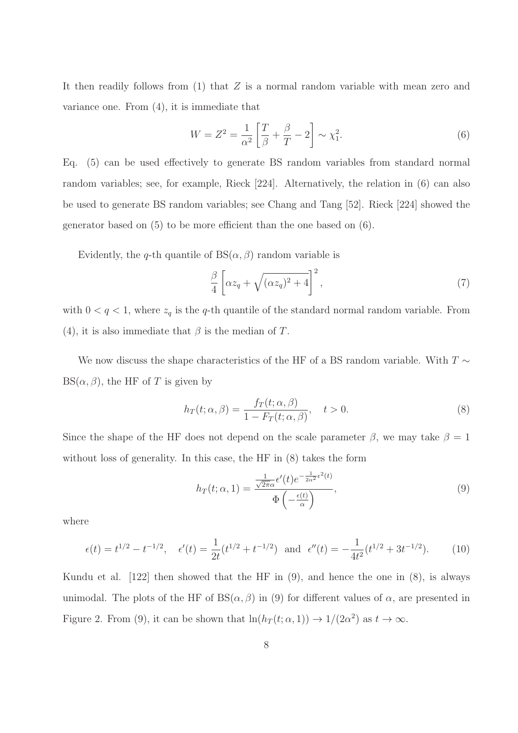It then readily follows from (1) that $Z$ is a normal random variable with mean zero and variance one. From (4), it is immediate that

$$W = Z^2 = \frac{1}{\alpha^2}\left[\frac{T}{\beta} + \frac{\beta}{T} - 2\right] \sim \chi_1^2. \tag{6}$$

Eq. (5) can be used effectively to generate BS random variables from standard normal random variables; see, for example, Rieck [224]. Alternatively, the relation in (6) can also be used to generate BS random variables; see Chang and Tang [52]. Rieck [224] showed the generator based on (5) to be more efficient than the one based on (6).

Evidently, the $q$-th quantile of $\text{BS}(\alpha, \beta)$ random variable is

$$\frac{\beta}{4}\left[\alpha z_q + \sqrt{(\alpha z_q)^2 + 4}\right]^2, \tag{7}$$

with $0 < q < 1$, where $z_q$ is the $q$-th quantile of the standard normal random variable. From (4), it is also immediate that $\beta$ is the median of $T$.

We now discuss the shape characteristics of the HF of a BS random variable. With $T \sim \text{BS}(\alpha, \beta)$, the HF of $T$ is given by

$$h_T(t; \alpha, \beta) = \frac{f_T(t; \alpha, \beta)}{1 - F_T(t; \alpha, \beta)}, \quad t > 0. \tag{8}$$

Since the shape of the HF does not depend on the scale parameter $\beta$, we may take $\beta = 1$ without loss of generality. In this case, the HF in (8) takes the form

$$h_T(t; \alpha, 1) = \frac{\frac{1}{\sqrt{2\pi}\alpha}\epsilon'(t)e^{-\frac{1}{2\alpha^2}\epsilon^2(t)}}{\Phi\left(-\frac{\epsilon(t)}{\alpha}\right)}, \tag{9}$$

where

$$\epsilon(t) = t^{1/2} - t^{-1/2}, \quad \epsilon'(t) = \frac{1}{2t}(t^{1/2} + t^{-1/2}) \text{ and } \epsilon''(t) = -\frac{1}{4t^2}(t^{1/2} + 3t^{-1/2}). \tag{10}$$

Kundu et al. [122] then showed that the HF in (9), and hence the one in (8), is always unimodal. The plots of the HF of $\text{BS}(\alpha, \beta)$ in (9) for different values of $\alpha$, are presented in Figure 2. From (9), it can be shown that $\ln(h_T(t; \alpha, 1)) \to 1/(2\alpha^2)$ as $t \to \infty$.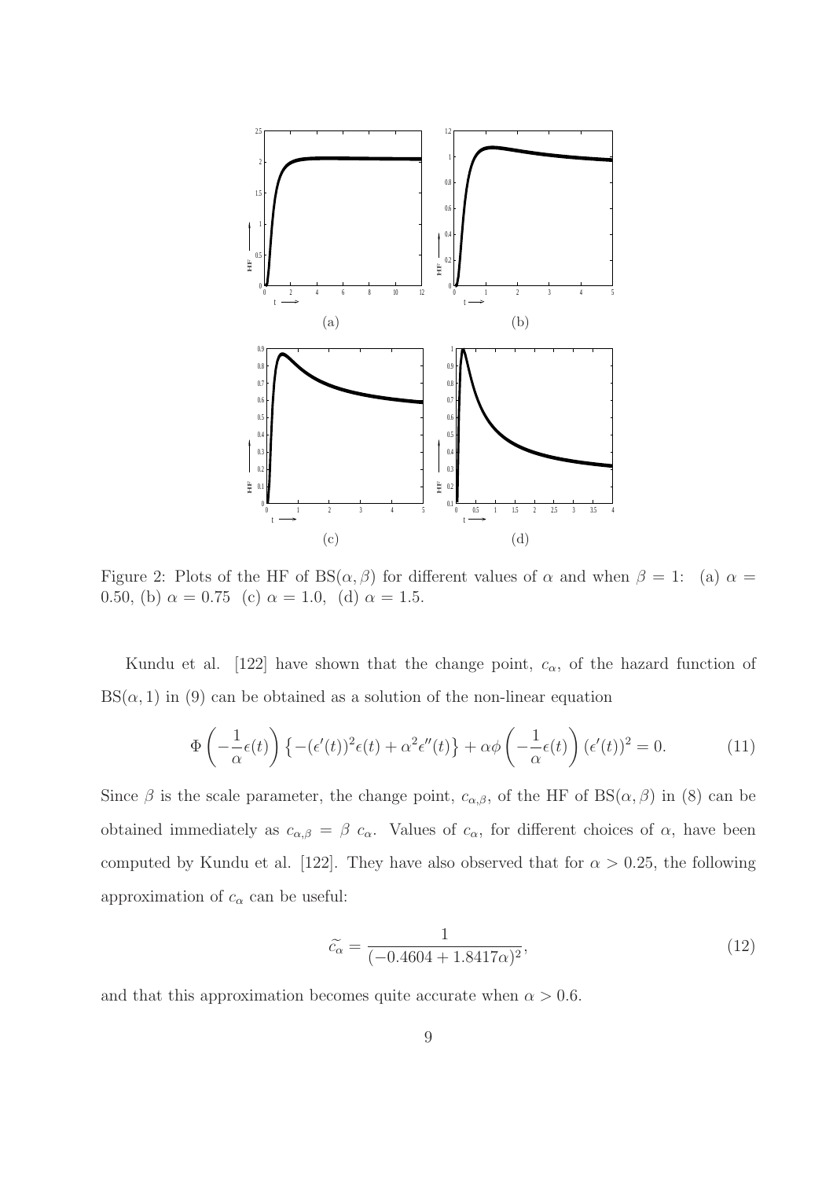Figure 2: Plots of the HF of BS($\alpha, \beta$) for different values of $\alpha$ and when $\beta = 1$: (a) $\alpha = 0.50$, (b) $\alpha = 0.75$ (c) $\alpha = 1.0$, (d) $\alpha = 1.5$.

Kundu et al. [122] have shown that the change point, $c_\alpha$, of the hazard function of BS($\alpha, 1$) in (9) can be obtained as a solution of the non-linear equation

$$\Phi\left(-\frac{1}{\alpha}\epsilon(t)\right)\left\{-(\epsilon'(t))^2\epsilon(t) + \alpha^2\epsilon''(t)\right\} + \alpha\phi\left(-\frac{1}{\alpha}\epsilon(t)\right)(\epsilon'(t))^2 = 0. \tag{11}$$

Since $\beta$ is the scale parameter, the change point, $c_{\alpha,\beta}$, of the HF of BS($\alpha, \beta$) in (8) can be obtained immediately as $c_{\alpha,\beta} = \beta\ c_\alpha$. Values of $c_\alpha$, for different choices of $\alpha$, have been computed by Kundu et al. [122]. They have also observed that for $\alpha > 0.25$, the following approximation of $c_\alpha$ can be useful:

$$\widetilde{c_\alpha} = \frac{1}{(-0.4604 + 1.8417\alpha)^2}, \tag{12}$$

and that this approximation becomes quite accurate when $\alpha > 0.6$.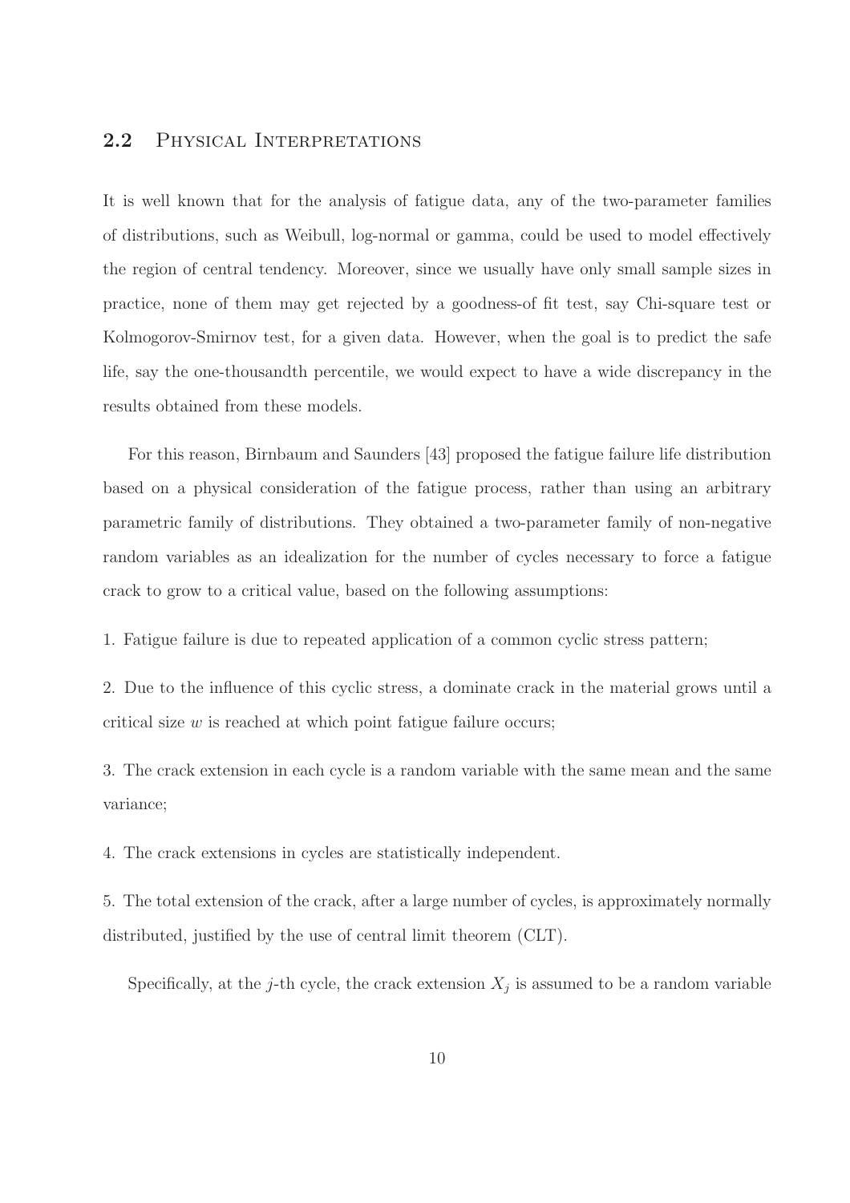## 2.2 Physical Interpretations

It is well known that for the analysis of fatigue data, any of the two-parameter families of distributions, such as Weibull, log-normal or gamma, could be used to model effectively the region of central tendency. Moreover, since we usually have only small sample sizes in practice, none of them may get rejected by a goodness-of fit test, say Chi-square test or Kolmogorov-Smirnov test, for a given data. However, when the goal is to predict the safe life, say the one-thousandth percentile, we would expect to have a wide discrepancy in the results obtained from these models.

For this reason, Birnbaum and Saunders [43] proposed the fatigue failure life distribution based on a physical consideration of the fatigue process, rather than using an arbitrary parametric family of distributions. They obtained a two-parameter family of non-negative random variables as an idealization for the number of cycles necessary to force a fatigue crack to grow to a critical value, based on the following assumptions:

1. Fatigue failure is due to repeated application of a common cyclic stress pattern;

2. Due to the influence of this cyclic stress, a dominate crack in the material grows until a critical size $w$ is reached at which point fatigue failure occurs;

3. The crack extension in each cycle is a random variable with the same mean and the same variance;

4. The crack extensions in cycles are statistically independent.

5. The total extension of the crack, after a large number of cycles, is approximately normally distributed, justified by the use of central limit theorem (CLT).

Specifically, at the $j$-th cycle, the crack extension $X_j$ is assumed to be a random variable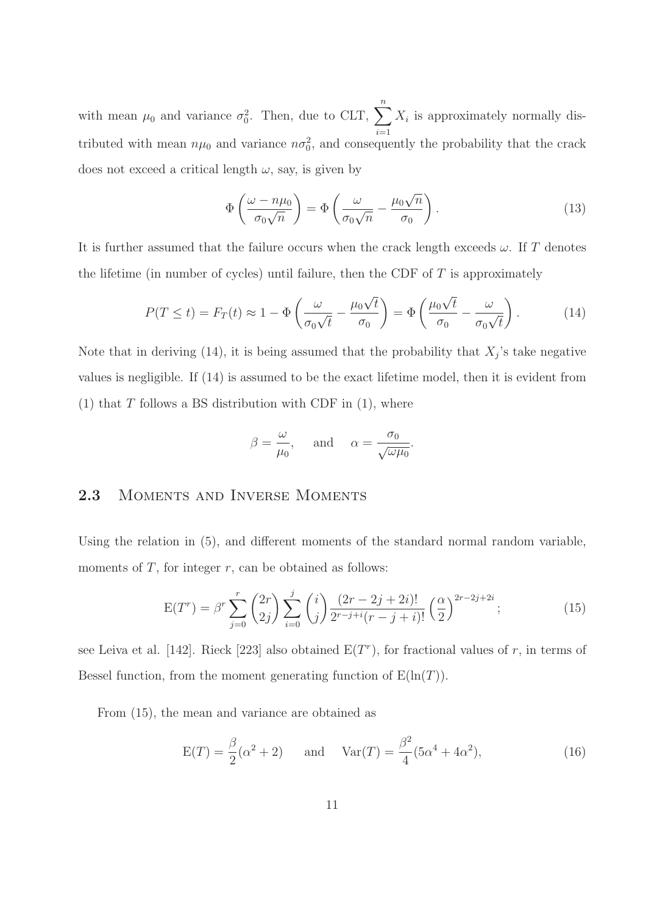with mean $\mu_0$ and variance $\sigma_0^2$. Then, due to CLT, $\sum_{i=1}^{n} X_i$ is approximately normally distributed with mean $n\mu_0$ and variance $n\sigma_0^2$, and consequently the probability that the crack does not exceed a critical length $\omega$, say, is given by

$$\Phi\left(\frac{\omega - n\mu_0}{\sigma_0\sqrt{n}}\right) = \Phi\left(\frac{\omega}{\sigma_0\sqrt{n}} - \frac{\mu_0\sqrt{n}}{\sigma_0}\right). \tag{13}$$

It is further assumed that the failure occurs when the crack length exceeds $\omega$. If $T$ denotes the lifetime (in number of cycles) until failure, then the CDF of $T$ is approximately

$$P(T \leq t) = F_T(t) \approx 1 - \Phi\left(\frac{\omega}{\sigma_0\sqrt{t}} - \frac{\mu_0\sqrt{t}}{\sigma_0}\right) = \Phi\left(\frac{\mu_0\sqrt{t}}{\sigma_0} - \frac{\omega}{\sigma_0\sqrt{t}}\right). \tag{14}$$

Note that in deriving (14), it is being assumed that the probability that $X_j$'s take negative values is negligible. If (14) is assumed to be the exact lifetime model, then it is evident from (1) that $T$ follows a BS distribution with CDF in (1), where

$$\beta = \frac{\omega}{\mu_0}, \quad \text{and} \quad \alpha = \frac{\sigma_0}{\sqrt{\omega\mu_0}}.$$

## 2.3 Moments and Inverse Moments

Using the relation in (5), and different moments of the standard normal random variable, moments of $T$, for integer $r$, can be obtained as follows:

$$\mathrm{E}(T^r) = \beta^r \sum_{j=0}^{r} \binom{2r}{2j} \sum_{i=0}^{j} \binom{i}{j} \frac{(2r-2j+2i)!}{2^{r-j+i}(r-j+i)!} \left(\frac{\alpha}{2}\right)^{2r-2j+2i}; \tag{15}$$

see Leiva et al. [142]. Rieck [223] also obtained $\mathrm{E}(T^r)$, for fractional values of $r$, in terms of Bessel function, from the moment generating function of $\mathrm{E}(\ln(T))$.

From (15), the mean and variance are obtained as

$$\mathrm{E}(T) = \frac{\beta}{2}(\alpha^2 + 2) \quad \text{and} \quad \mathrm{Var}(T) = \frac{\beta^2}{4}(5\alpha^4 + 4\alpha^2), \tag{16}$$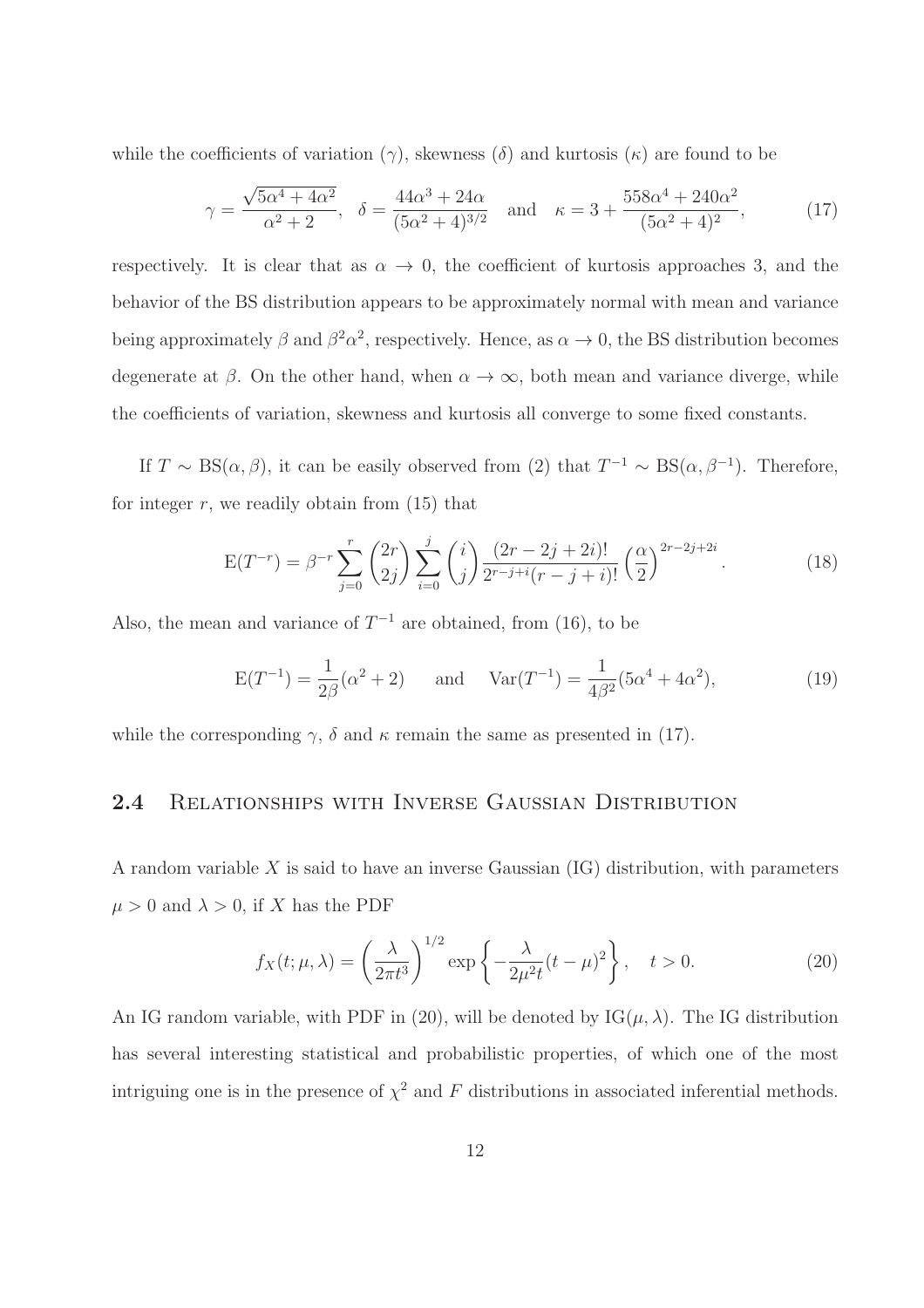while the coefficients of variation ($\gamma$), skewness ($\delta$) and kurtosis ($\kappa$) are found to be

$$\gamma = \frac{\sqrt{5\alpha^4 + 4\alpha^2}}{\alpha^2 + 2}, \quad \delta = \frac{44\alpha^3 + 24\alpha}{(5\alpha^2 + 4)^{3/2}} \quad \text{and} \quad \kappa = 3 + \frac{558\alpha^4 + 240\alpha^2}{(5\alpha^2 + 4)^2}, \tag{17}$$

respectively. It is clear that as $\alpha \to 0$, the coefficient of kurtosis approaches 3, and the behavior of the BS distribution appears to be approximately normal with mean and variance being approximately $\beta$ and $\beta^2\alpha^2$, respectively. Hence, as $\alpha \to 0$, the BS distribution becomes degenerate at $\beta$. On the other hand, when $\alpha \to \infty$, both mean and variance diverge, while the coefficients of variation, skewness and kurtosis all converge to some fixed constants.

If $T \sim \text{BS}(\alpha, \beta)$, it can be easily observed from (2) that $T^{-1} \sim \text{BS}(\alpha, \beta^{-1})$. Therefore, for integer $r$, we readily obtain from (15) that

$$\text{E}(T^{-r}) = \beta^{-r} \sum_{j=0}^{r} \binom{2r}{2j} \sum_{i=0}^{j} \binom{i}{j} \frac{(2r-2j+2i)!}{2^{r-j+i}(r-j+i)!} \left(\frac{\alpha}{2}\right)^{2r-2j+2i}. \tag{18}$$

Also, the mean and variance of $T^{-1}$ are obtained, from (16), to be

$$\text{E}(T^{-1}) = \frac{1}{2\beta}(\alpha^2 + 2) \qquad \text{and} \qquad \text{Var}(T^{-1}) = \frac{1}{4\beta^2}(5\alpha^4 + 4\alpha^2), \tag{19}$$

while the corresponding $\gamma$, $\delta$ and $\kappa$ remain the same as presented in (17).

## 2.4 Relationships with Inverse Gaussian Distribution

A random variable $X$ is said to have an inverse Gaussian (IG) distribution, with parameters $\mu > 0$ and $\lambda > 0$, if $X$ has the PDF

$$f_X(t; \mu, \lambda) = \left(\frac{\lambda}{2\pi t^3}\right)^{1/2} \exp\left\{-\frac{\lambda}{2\mu^2 t}(t - \mu)^2\right\}, \quad t > 0. \tag{20}$$

An IG random variable, with PDF in (20), will be denoted by $\text{IG}(\mu, \lambda)$. The IG distribution has several interesting statistical and probabilistic properties, of which one of the most intriguing one is in the presence of $\chi^2$ and $F$ distributions in associated inferential methods.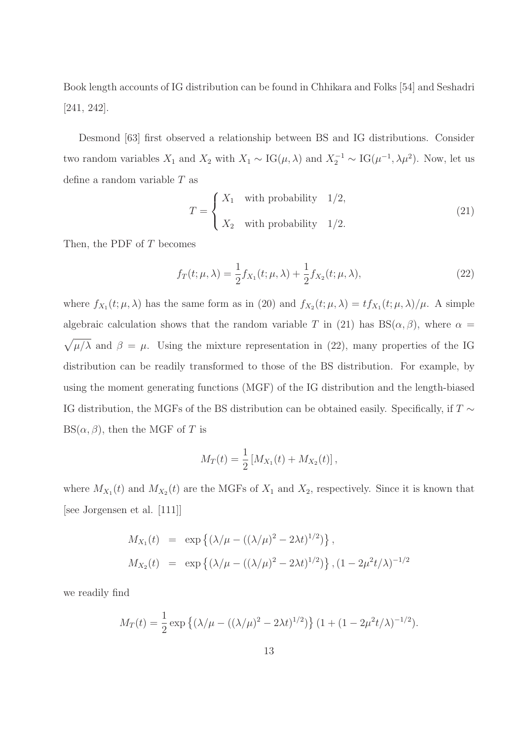Book length accounts of IG distribution can be found in Chhikara and Folks [54] and Seshadri [241, 242].

Desmond [63] first observed a relationship between BS and IG distributions. Consider two random variables $X_1$ and $X_2$ with $X_1 \sim \text{IG}(\mu, \lambda)$ and $X_2^{-1} \sim \text{IG}(\mu^{-1}, \lambda\mu^2)$. Now, let us define a random variable $T$ as

$$T = \begin{cases} X_1 & \text{with probability} \quad 1/2, \\ X_2 & \text{with probability} \quad 1/2. \end{cases} \tag{21}$$

Then, the PDF of $T$ becomes

$$f_T(t; \mu, \lambda) = \frac{1}{2} f_{X_1}(t; \mu, \lambda) + \frac{1}{2} f_{X_2}(t; \mu, \lambda), \tag{22}$$

where $f_{X_1}(t; \mu, \lambda)$ has the same form as in (20) and $f_{X_2}(t; \mu, \lambda) = t f_{X_1}(t; \mu, \lambda)/\mu$. A simple algebraic calculation shows that the random variable $T$ in (21) has $\text{BS}(\alpha, \beta)$, where $\alpha = \sqrt{\mu/\lambda}$ and $\beta = \mu$. Using the mixture representation in (22), many properties of the IG distribution can be readily transformed to those of the BS distribution. For example, by using the moment generating functions (MGF) of the IG distribution and the length-biased IG distribution, the MGFs of the BS distribution can be obtained easily. Specifically, if $T \sim \text{BS}(\alpha, \beta)$, then the MGF of $T$ is

$$M_T(t) = \frac{1}{2} \left[ M_{X_1}(t) + M_{X_2}(t) \right],$$

where $M_{X_1}(t)$ and $M_{X_2}(t)$ are the MGFs of $X_1$ and $X_2$, respectively. Since it is known that [see Jorgensen et al. [111]]

$$\begin{aligned} M_{X_1}(t) &= \exp\left\{ (\lambda/\mu - ((\lambda/\mu)^2 - 2\lambda t)^{1/2}) \right\}, \\ M_{X_2}(t) &= \exp\left\{ (\lambda/\mu - ((\lambda/\mu)^2 - 2\lambda t)^{1/2}) \right\}, (1 - 2\mu^2 t/\lambda)^{-1/2} \end{aligned}$$

we readily find

$$M_T(t) = \frac{1}{2} \exp\left\{ (\lambda/\mu - ((\lambda/\mu)^2 - 2\lambda t)^{1/2}) \right\} (1 + (1 - 2\mu^2 t/\lambda)^{-1/2}).$$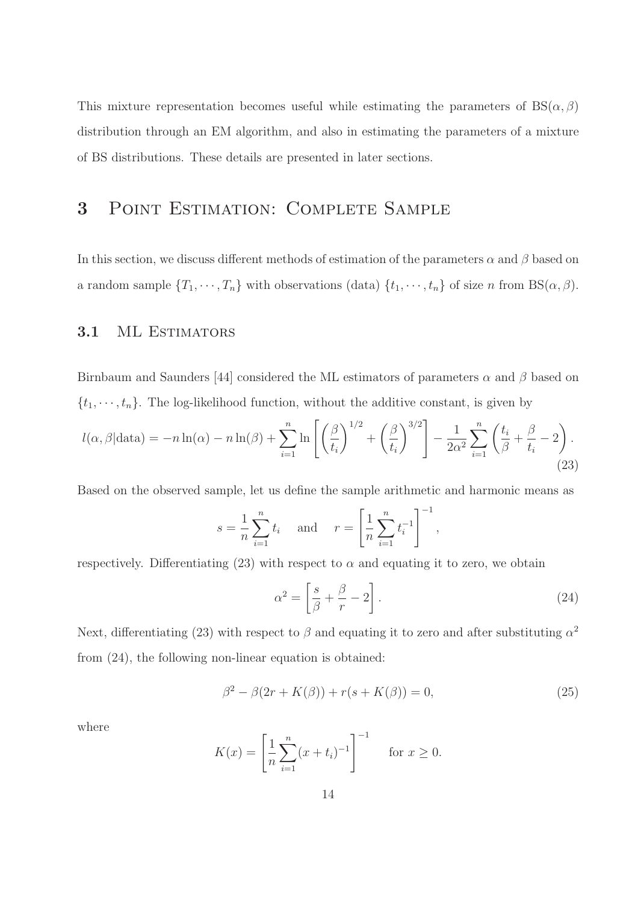This mixture representation becomes useful while estimating the parameters of $\mathrm{BS}(\alpha, \beta)$ distribution through an EM algorithm, and also in estimating the parameters of a mixture of BS distributions. These details are presented in later sections.

# 3 Point Estimation: Complete Sample

In this section, we discuss different methods of estimation of the parameters $\alpha$ and $\beta$ based on a random sample $\{T_1, \cdots, T_n\}$ with observations (data) $\{t_1, \cdots, t_n\}$ of size $n$ from $\mathrm{BS}(\alpha, \beta)$.

## 3.1 ML Estimators

Birnbaum and Saunders [44] considered the ML estimators of parameters $\alpha$ and $\beta$ based on $\{t_1, \cdots, t_n\}$. The log-likelihood function, without the additive constant, is given by

$$l(\alpha, \beta | \text{data}) = -n \ln(\alpha) - n \ln(\beta) + \sum_{i=1}^{n} \ln \left[ \left( \frac{\beta}{t_i} \right)^{1/2} + \left( \frac{\beta}{t_i} \right)^{3/2} \right] - \frac{1}{2\alpha^2} \sum_{i=1}^{n} \left( \frac{t_i}{\beta} + \frac{\beta}{t_i} - 2 \right). \tag{23}$$

Based on the observed sample, let us define the sample arithmetic and harmonic means as

$$s = \frac{1}{n} \sum_{i=1}^{n} t_i \quad \text{and} \quad r = \left[ \frac{1}{n} \sum_{i=1}^{n} t_i^{-1} \right]^{-1},$$

respectively. Differentiating (23) with respect to $\alpha$ and equating it to zero, we obtain

$$\alpha^2 = \left[ \frac{s}{\beta} + \frac{\beta}{r} - 2 \right]. \tag{24}$$

Next, differentiating (23) with respect to $\beta$ and equating it to zero and after substituting $\alpha^2$ from (24), the following non-linear equation is obtained:

$$\beta^2 - \beta(2r + K(\beta)) + r(s + K(\beta)) = 0, \tag{25}$$

where

$$K(x) = \left[ \frac{1}{n} \sum_{i=1}^{n} (x + t_i)^{-1} \right]^{-1} \quad \text{for } x \geq 0.$$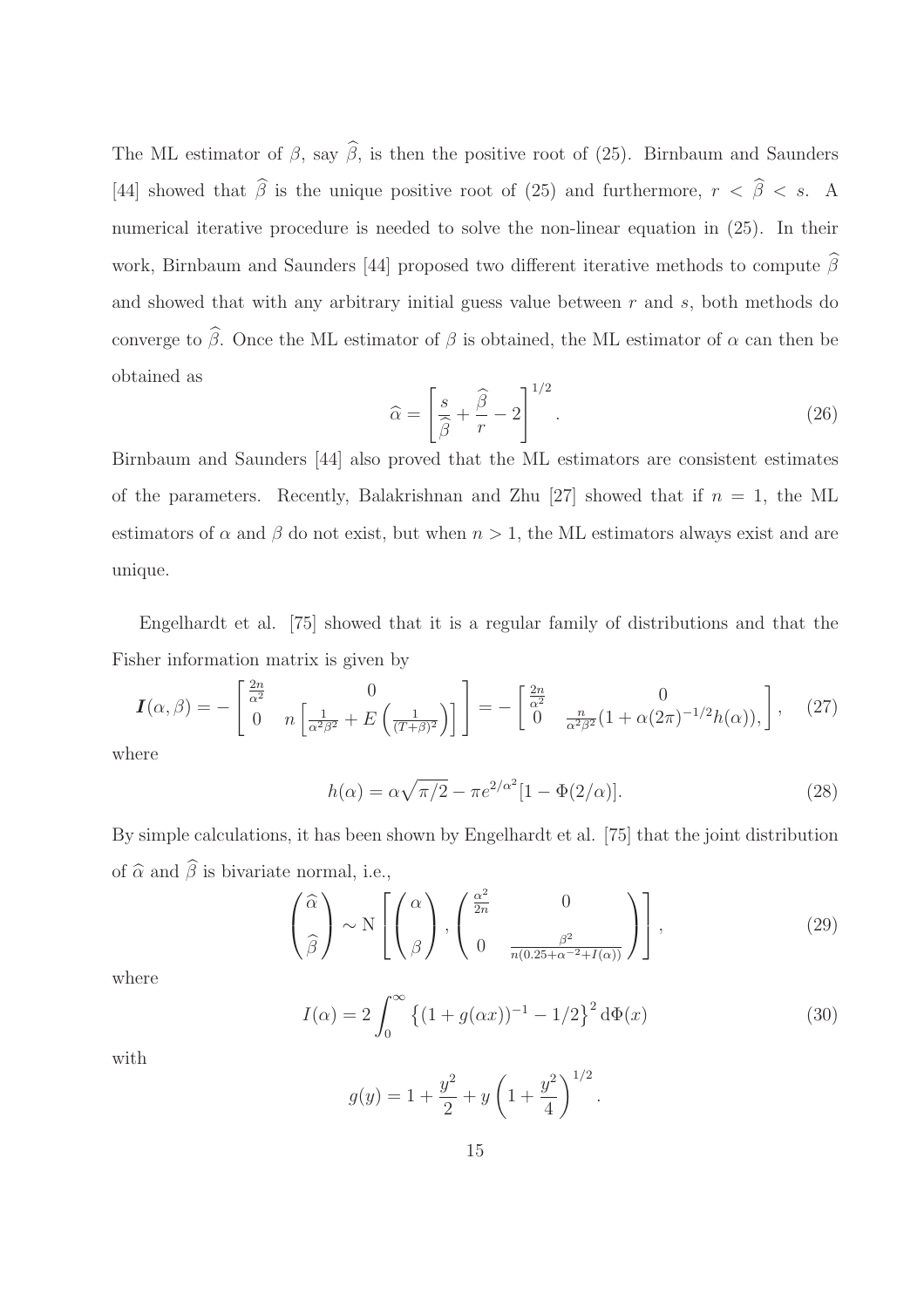The ML estimator of $\beta$, say $\widehat{\beta}$, is then the positive root of (25). Birnbaum and Saunders [44] showed that $\widehat{\beta}$ is the unique positive root of (25) and furthermore, $r < \widehat{\beta} < s$. A numerical iterative procedure is needed to solve the non-linear equation in (25). In their work, Birnbaum and Saunders [44] proposed two different iterative methods to compute $\widehat{\beta}$ and showed that with any arbitrary initial guess value between $r$ and $s$, both methods do converge to $\widehat{\beta}$. Once the ML estimator of $\beta$ is obtained, the ML estimator of $\alpha$ can then be obtained as

$$\widehat{\alpha} = \left[\frac{s}{\widehat{\beta}} + \frac{\widehat{\beta}}{r} - 2\right]^{1/2}. \tag{26}$$

Birnbaum and Saunders [44] also proved that the ML estimators are consistent estimates of the parameters. Recently, Balakrishnan and Zhu [27] showed that if $n = 1$, the ML estimators of $\alpha$ and $\beta$ do not exist, but when $n > 1$, the ML estimators always exist and are unique.

Engelhardt et al. [75] showed that it is a regular family of distributions and that the Fisher information matrix is given by

$$\boldsymbol{I}(\alpha, \beta) = -\begin{bmatrix} \frac{2n}{\alpha^2} & 0 \\ 0 & n\left[\frac{1}{\alpha^2\beta^2} + E\left(\frac{1}{(T+\beta)^2}\right)\right] \end{bmatrix} = -\begin{bmatrix} \frac{2n}{\alpha^2} & 0 \\ 0 & \frac{n}{\alpha^2\beta^2}(1 + \alpha(2\pi)^{-1/2}h(\alpha)), \end{bmatrix}, \tag{27}$$

where

$$h(\alpha) = \alpha\sqrt{\pi/2} - \pi e^{2/\alpha^2}[1 - \Phi(2/\alpha)]. \tag{28}$$

By simple calculations, it has been shown by Engelhardt et al. [75] that the joint distribution of $\widehat{\alpha}$ and $\widehat{\beta}$ is bivariate normal, i.e.,

$$\begin{pmatrix} \widehat{\alpha} \\ \widehat{\beta} \end{pmatrix} \sim \mathrm{N}\left[\begin{pmatrix} \alpha \\ \beta \end{pmatrix}, \begin{pmatrix} \frac{\alpha^2}{2n} & 0 \\ 0 & \frac{\beta^2}{n(0.25+\alpha^{-2}+I(\alpha))} \end{pmatrix}\right], \tag{29}$$

where

$$I(\alpha) = 2\int_0^\infty \left\{(1 + g(\alpha x))^{-1} - 1/2\right\}^2 \mathrm{d}\Phi(x) \tag{30}$$

with

$$g(y) = 1 + \frac{y^2}{2} + y\left(1 + \frac{y^2}{4}\right)^{1/2}.$$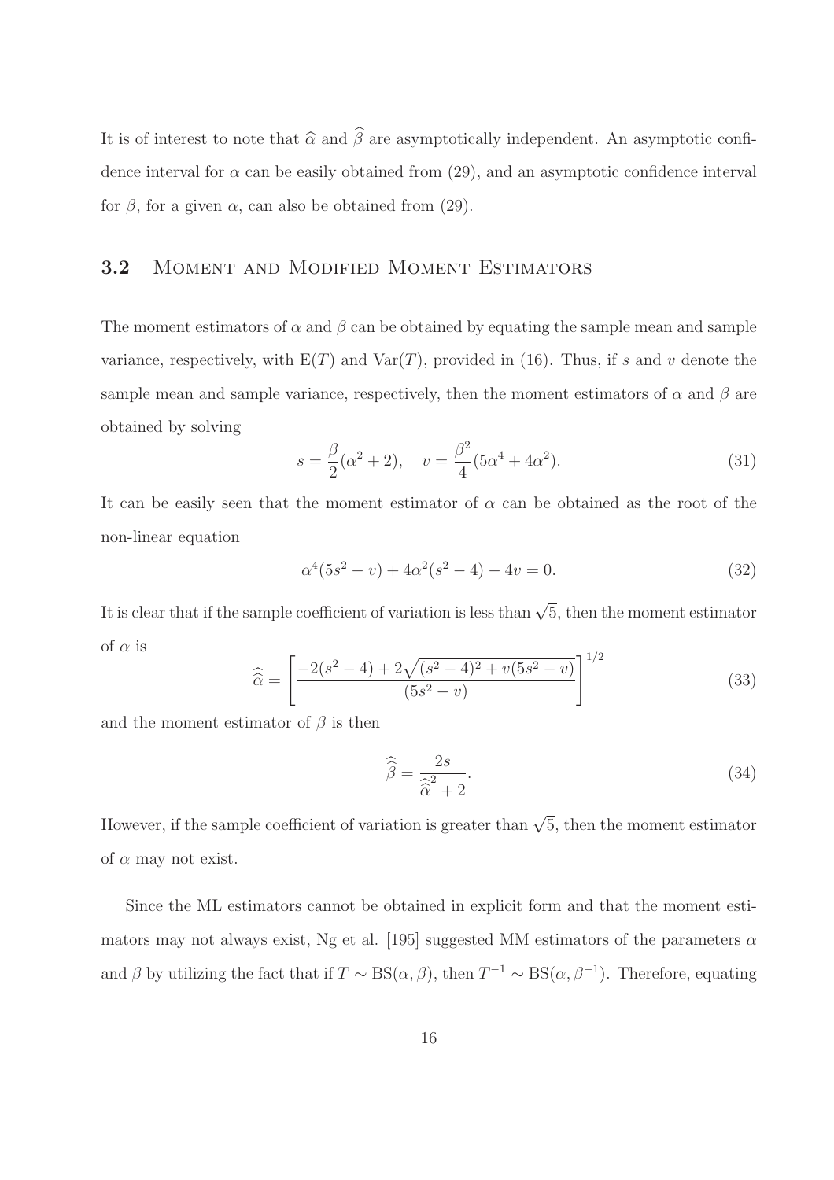It is of interest to note that $\widehat{\alpha}$ and $\widehat{\beta}$ are asymptotically independent. An asymptotic confidence interval for $\alpha$ can be easily obtained from (29), and an asymptotic confidence interval for $\beta$, for a given $\alpha$, can also be obtained from (29).

### 3.2 Moment and Modified Moment Estimators

The moment estimators of $\alpha$ and $\beta$ can be obtained by equating the sample mean and sample variance, respectively, with $\mathrm{E}(T)$ and $\mathrm{Var}(T)$, provided in (16). Thus, if $s$ and $v$ denote the sample mean and sample variance, respectively, then the moment estimators of $\alpha$ and $\beta$ are obtained by solving

$$s = \frac{\beta}{2}(\alpha^2 + 2), \quad v = \frac{\beta^2}{4}(5\alpha^4 + 4\alpha^2). \tag{31}$$

It can be easily seen that the moment estimator of $\alpha$ can be obtained as the root of the non-linear equation

$$\alpha^4(5s^2 - v) + 4\alpha^2(s^2 - 4) - 4v = 0. \tag{32}$$

It is clear that if the sample coefficient of variation is less than $\sqrt{5}$, then the moment estimator of $\alpha$ is

$$\widehat{\widehat{\alpha}} = \left[\frac{-2(s^2 - 4) + 2\sqrt{(s^2 - 4)^2 + v(5s^2 - v)}}{(5s^2 - v)}\right]^{1/2} \tag{33}$$

and the moment estimator of $\beta$ is then

$$\widehat{\widehat{\beta}} = \frac{2s}{\widehat{\widehat{\alpha}}^2 + 2}. \tag{34}$$

However, if the sample coefficient of variation is greater than $\sqrt{5}$, then the moment estimator of $\alpha$ may not exist.

Since the ML estimators cannot be obtained in explicit form and that the moment estimators may not always exist, Ng et al. [195] suggested MM estimators of the parameters $\alpha$ and $\beta$ by utilizing the fact that if $T \sim \mathrm{BS}(\alpha, \beta)$, then $T^{-1} \sim \mathrm{BS}(\alpha, \beta^{-1})$. Therefore, equating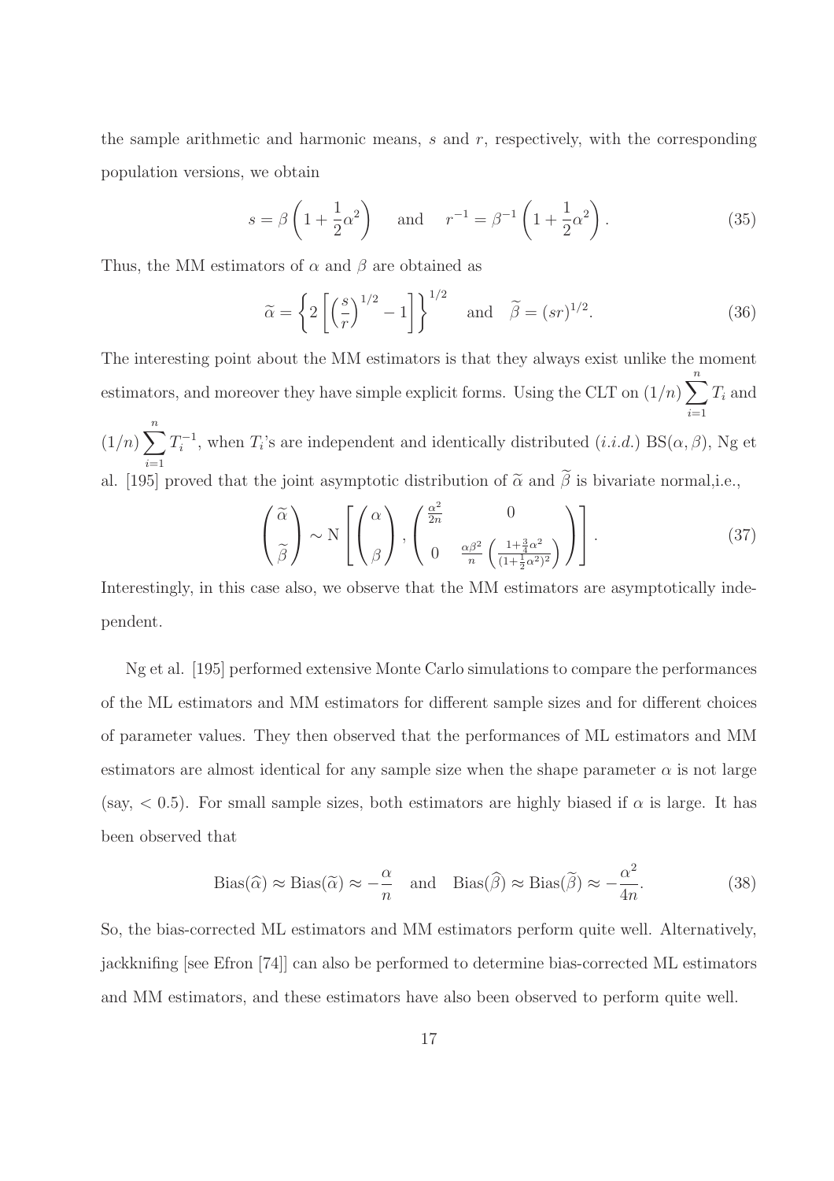the sample arithmetic and harmonic means, $s$ and $r$, respectively, with the corresponding population versions, we obtain

$$s = \beta\left(1 + \frac{1}{2}\alpha^2\right) \quad \text{and} \quad r^{-1} = \beta^{-1}\left(1 + \frac{1}{2}\alpha^2\right). \tag{35}$$

Thus, the MM estimators of $\alpha$ and $\beta$ are obtained as

$$\widetilde{\alpha} = \left\{2\left[\left(\frac{s}{r}\right)^{1/2} - 1\right]\right\}^{1/2} \quad \text{and} \quad \widetilde{\beta} = (sr)^{1/2}. \tag{36}$$

The interesting point about the MM estimators is that they always exist unlike the moment estimators, and moreover they have simple explicit forms. Using the CLT on $(1/n)\sum_{i=1}^{n} T_i$ and $(1/n)\sum_{i=1}^{n} T_i^{-1}$, when $T_i$'s are independent and identically distributed (*i.i.d.*) BS$(\alpha, \beta)$, Ng et al. [195] proved that the joint asymptotic distribution of $\widetilde{\alpha}$ and $\widetilde{\beta}$ is bivariate normal,i.e.,

$$\begin{pmatrix} \widetilde{\alpha} \\ \widetilde{\beta} \end{pmatrix} \sim \mathrm{N}\left[\begin{pmatrix} \alpha \\ \beta \end{pmatrix}, \begin{pmatrix} \frac{\alpha^2}{2n} & 0 \\ 0 & \frac{\alpha\beta^2}{n}\left(\frac{1+\frac{3}{4}\alpha^2}{(1+\frac{1}{2}\alpha^2)^2}\right) \end{pmatrix}\right]. \tag{37}$$

Interestingly, in this case also, we observe that the MM estimators are asymptotically independent.

Ng et al. [195] performed extensive Monte Carlo simulations to compare the performances of the ML estimators and MM estimators for different sample sizes and for different choices of parameter values. They then observed that the performances of ML estimators and MM estimators are almost identical for any sample size when the shape parameter $\alpha$ is not large (say, $< 0.5$). For small sample sizes, both estimators are highly biased if $\alpha$ is large. It has been observed that

$$\text{Bias}(\widehat{\alpha}) \approx \text{Bias}(\widetilde{\alpha}) \approx -\frac{\alpha}{n} \quad \text{and} \quad \text{Bias}(\widehat{\beta}) \approx \text{Bias}(\widetilde{\beta}) \approx -\frac{\alpha^2}{4n}. \tag{38}$$

So, the bias-corrected ML estimators and MM estimators perform quite well. Alternatively, jackknifing [see Efron [74]] can also be performed to determine bias-corrected ML estimators and MM estimators, and these estimators have also been observed to perform quite well.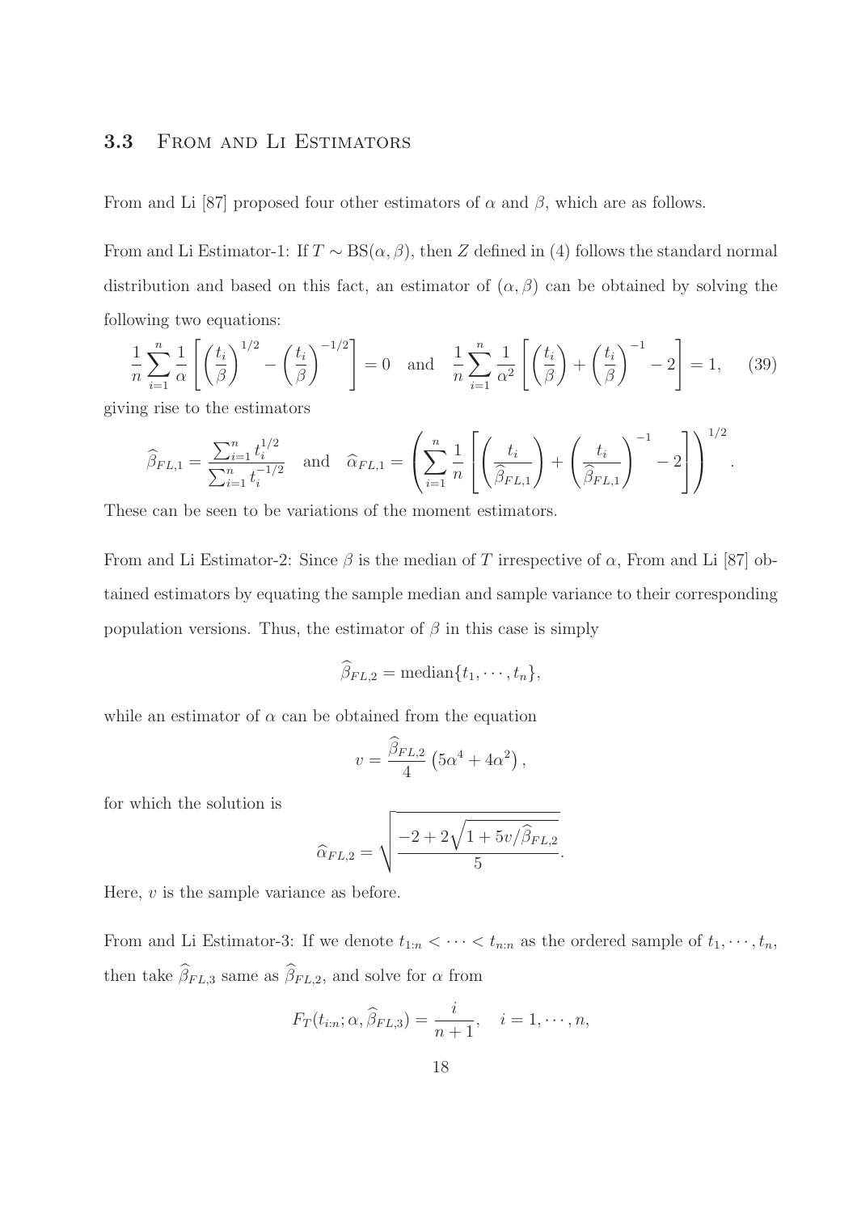### 3.3 From and Li Estimators

From and Li [87] proposed four other estimators of $\alpha$ and $\beta$, which are as follows.

From and Li Estimator-1: If $T \sim \text{BS}(\alpha, \beta)$, then $Z$ defined in (4) follows the standard normal distribution and based on this fact, an estimator of $(\alpha, \beta)$ can be obtained by solving the following two equations:

$$\frac{1}{n}\sum_{i=1}^{n}\frac{1}{\alpha}\left[\left(\frac{t_i}{\beta}\right)^{1/2} - \left(\frac{t_i}{\beta}\right)^{-1/2}\right] = 0 \quad \text{and} \quad \frac{1}{n}\sum_{i=1}^{n}\frac{1}{\alpha^2}\left[\left(\frac{t_i}{\beta}\right) + \left(\frac{t_i}{\beta}\right)^{-1} - 2\right] = 1, \qquad (39)$$

giving rise to the estimators

$$\widehat{\beta}_{FL,1} = \frac{\sum_{i=1}^{n} t_i^{1/2}}{\sum_{i=1}^{n} t_i^{-1/2}} \quad \text{and} \quad \widehat{\alpha}_{FL,1} = \left(\sum_{i=1}^{n}\frac{1}{n}\left[\left(\frac{t_i}{\widehat{\beta}_{FL,1}}\right) + \left(\frac{t_i}{\widehat{\beta}_{FL,1}}\right)^{-1} - 2\right]\right)^{1/2}.$$

These can be seen to be variations of the moment estimators.

From and Li Estimator-2: Since $\beta$ is the median of $T$ irrespective of $\alpha$, From and Li [87] obtained estimators by equating the sample median and sample variance to their corresponding population versions. Thus, the estimator of $\beta$ in this case is simply

$$\widehat{\beta}_{FL,2} = \text{median}\{t_1, \cdots, t_n\},$$

while an estimator of $\alpha$ can be obtained from the equation

$$v = \frac{\widehat{\beta}_{FL,2}}{4}\left(5\alpha^4 + 4\alpha^2\right),$$

for which the solution is

$$\widehat{\alpha}_{FL,2} = \sqrt{\frac{-2 + 2\sqrt{1 + 5v/\widehat{\beta}_{FL,2}}}{5}}.$$

Here, $v$ is the sample variance as before.

From and Li Estimator-3: If we denote $t_{1:n} < \cdots < t_{n:n}$ as the ordered sample of $t_1, \cdots, t_n$, then take $\widehat{\beta}_{FL,3}$ same as $\widehat{\beta}_{FL,2}$, and solve for $\alpha$ from

$$F_T(t_{i:n}; \alpha, \widehat{\beta}_{FL,3}) = \frac{i}{n+1}, \quad i = 1, \cdots, n,$$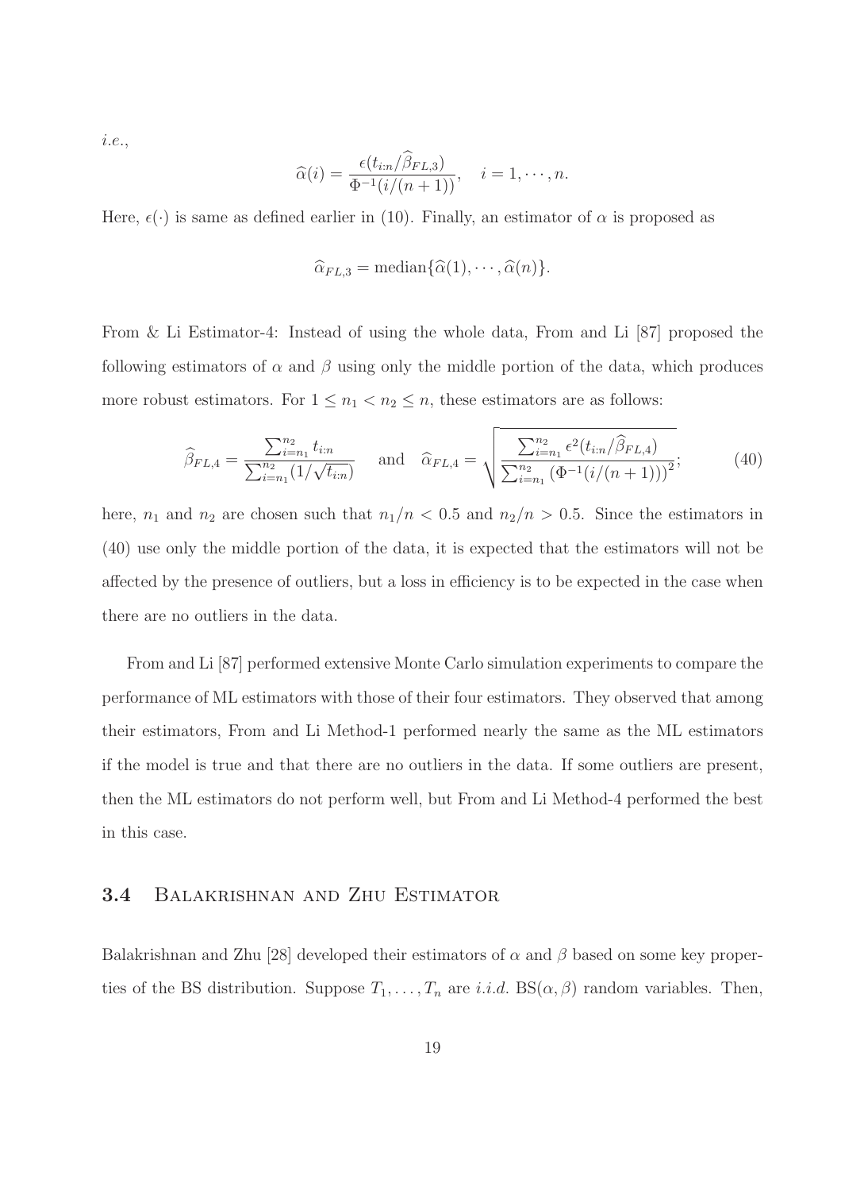*i.e.*,

$$\widehat{\alpha}(i) = \frac{\epsilon(t_{i:n}/\widehat{\beta}_{FL,3})}{\Phi^{-1}(i/(n+1))}, \quad i = 1, \cdots, n.$$

Here, $\epsilon(\cdot)$ is same as defined earlier in (10). Finally, an estimator of $\alpha$ is proposed as

$$\widehat{\alpha}_{FL,3} = \text{median}\{\widehat{\alpha}(1), \cdots, \widehat{\alpha}(n)\}.$$

From & Li Estimator-4: Instead of using the whole data, From and Li [87] proposed the following estimators of $\alpha$ and $\beta$ using only the middle portion of the data, which produces more robust estimators. For $1 \leq n_1 < n_2 \leq n$, these estimators are as follows:

$$\widehat{\beta}_{FL,4} = \frac{\sum_{i=n_1}^{n_2} t_{i:n}}{\sum_{i=n_1}^{n_2} (1/\sqrt{t_{i:n}})} \quad \text{and} \quad \widehat{\alpha}_{FL,4} = \sqrt{\frac{\sum_{i=n_1}^{n_2} \epsilon^2(t_{i:n}/\widehat{\beta}_{FL,4})}{\sum_{i=n_1}^{n_2} \left(\Phi^{-1}(i/(n+1))\right)^2}}; \tag{40}$$

here, $n_1$ and $n_2$ are chosen such that $n_1/n < 0.5$ and $n_2/n > 0.5$. Since the estimators in (40) use only the middle portion of the data, it is expected that the estimators will not be affected by the presence of outliers, but a loss in efficiency is to be expected in the case when there are no outliers in the data.

From and Li [87] performed extensive Monte Carlo simulation experiments to compare the performance of ML estimators with those of their four estimators. They observed that among their estimators, From and Li Method-1 performed nearly the same as the ML estimators if the model is true and that there are no outliers in the data. If some outliers are present, then the ML estimators do not perform well, but From and Li Method-4 performed the best in this case.

### 3.4 Balakrishnan and Zhu Estimator

Balakrishnan and Zhu [28] developed their estimators of $\alpha$ and $\beta$ based on some key properties of the BS distribution. Suppose $T_1, \ldots, T_n$ are *i.i.d.* $\text{BS}(\alpha, \beta)$ random variables. Then,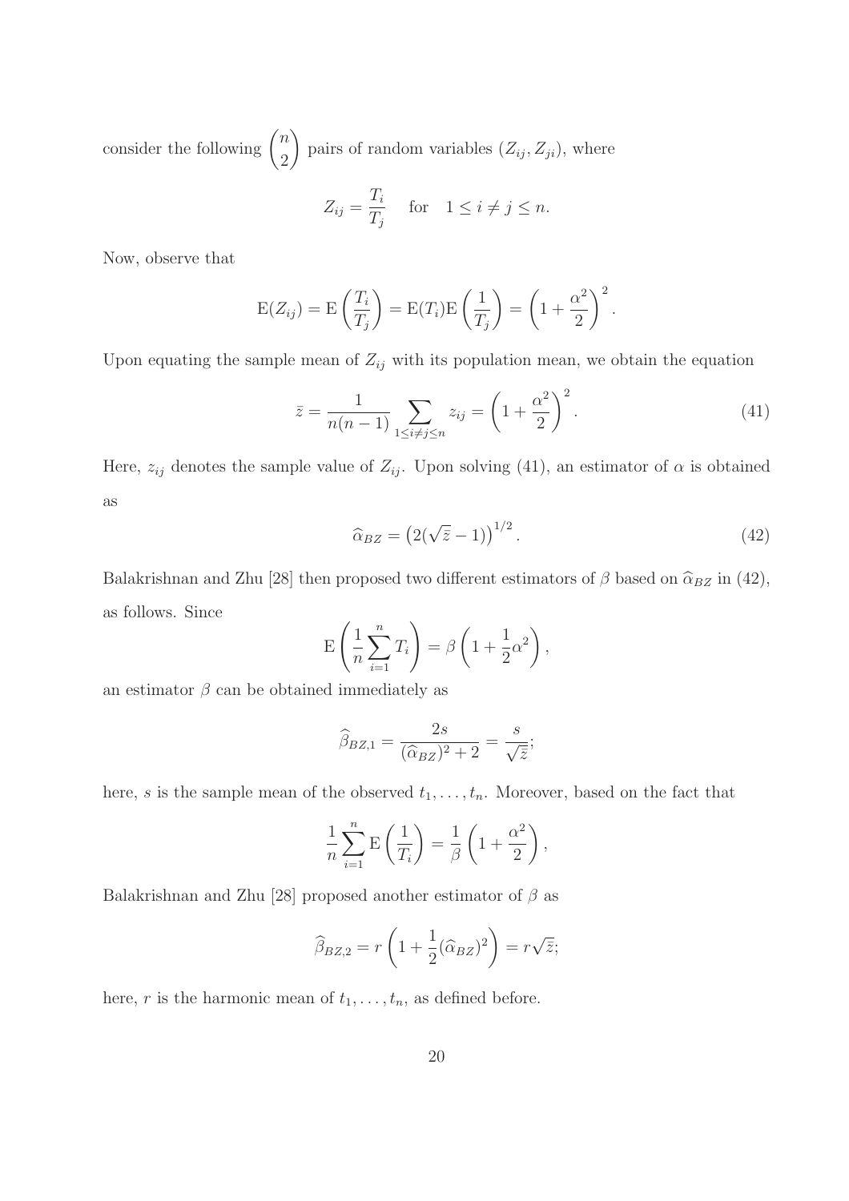consider the following $\binom{n}{2}$ pairs of random variables $(Z_{ij}, Z_{ji})$, where

$$Z_{ij} = \frac{T_i}{T_j} \quad \text{for} \quad 1 \leq i \neq j \leq n.$$

Now, observe that

$$\mathrm{E}(Z_{ij}) = \mathrm{E}\left(\frac{T_i}{T_j}\right) = \mathrm{E}(T_i)\mathrm{E}\left(\frac{1}{T_j}\right) = \left(1 + \frac{\alpha^2}{2}\right)^2.$$

Upon equating the sample mean of $Z_{ij}$ with its population mean, we obtain the equation

$$\bar{z} = \frac{1}{n(n-1)} \sum_{1 \leq i \neq j \leq n} z_{ij} = \left(1 + \frac{\alpha^2}{2}\right)^2. \tag{41}$$

Here, $z_{ij}$ denotes the sample value of $Z_{ij}$. Upon solving (41), an estimator of $\alpha$ is obtained as

$$\widehat{\alpha}_{BZ} = \left(2(\sqrt{\bar{z}} - 1)\right)^{1/2}. \tag{42}$$

Balakrishnan and Zhu [28] then proposed two different estimators of $\beta$ based on $\widehat{\alpha}_{BZ}$ in (42), as follows. Since

$$\mathrm{E}\left(\frac{1}{n}\sum_{i=1}^{n} T_i\right) = \beta\left(1 + \frac{1}{2}\alpha^2\right),$$

an estimator $\beta$ can be obtained immediately as

$$\widehat{\beta}_{BZ,1} = \frac{2s}{(\widehat{\alpha}_{BZ})^2 + 2} = \frac{s}{\sqrt{\bar{z}}};$$

here, $s$ is the sample mean of the observed $t_1, \ldots, t_n$. Moreover, based on the fact that

$$\frac{1}{n}\sum_{i=1}^{n} \mathrm{E}\left(\frac{1}{T_i}\right) = \frac{1}{\beta}\left(1 + \frac{\alpha^2}{2}\right),$$

Balakrishnan and Zhu [28] proposed another estimator of $\beta$ as

$$\widehat{\beta}_{BZ,2} = r\left(1 + \frac{1}{2}(\widehat{\alpha}_{BZ})^2\right) = r\sqrt{\bar{z}};$$

here, $r$ is the harmonic mean of $t_1, \ldots, t_n$, as defined before.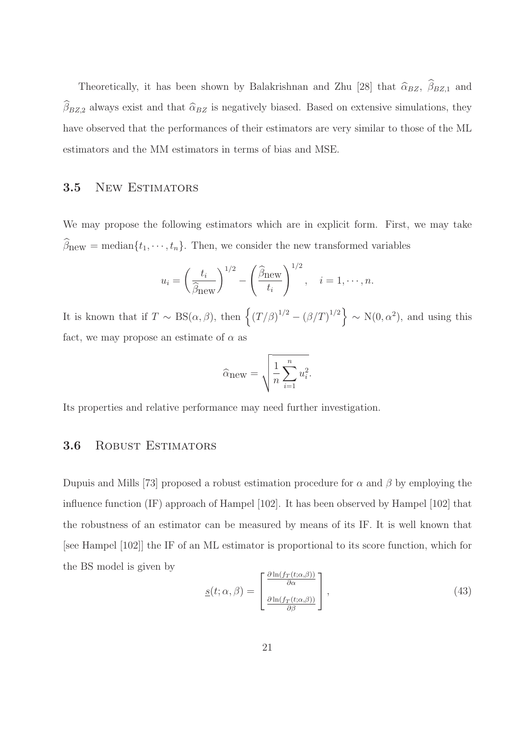Theoretically, it has been shown by Balakrishnan and Zhu [28] that $\widehat{\alpha}_{BZ}$, $\widehat{\beta}_{BZ,1}$ and $\widehat{\beta}_{BZ,2}$ always exist and that $\widehat{\alpha}_{BZ}$ is negatively biased. Based on extensive simulations, they have observed that the performances of their estimators are very similar to those of the ML estimators and the MM estimators in terms of bias and MSE.

## 3.5 New Estimators

We may propose the following estimators which are in explicit form. First, we may take $\widehat{\beta}_{\text{new}} = \text{median}\{t_1, \cdots, t_n\}$. Then, we consider the new transformed variables

$$u_i = \left(\frac{t_i}{\widehat{\beta}_{\text{new}}}\right)^{1/2} - \left(\frac{\widehat{\beta}_{\text{new}}}{t_i}\right)^{1/2}, \quad i = 1, \cdots, n.$$

It is known that if $T \sim \text{BS}(\alpha, \beta)$, then $\left\{(T/\beta)^{1/2} - (\beta/T)^{1/2}\right\} \sim \text{N}(0, \alpha^2)$, and using this fact, we may propose an estimate of $\alpha$ as

$$\widehat{\alpha}_{\text{new}} = \sqrt{\frac{1}{n}\sum_{i=1}^{n} u_i^2}.$$

Its properties and relative performance may need further investigation.

## 3.6 Robust Estimators

Dupuis and Mills [73] proposed a robust estimation procedure for $\alpha$ and $\beta$ by employing the influence function (IF) approach of Hampel [102]. It has been observed by Hampel [102] that the robustness of an estimator can be measured by means of its IF. It is well known that [see Hampel [102]] the IF of an ML estimator is proportional to its score function, which for the BS model is given by

$$\underline{s}(t; \alpha, \beta) = \begin{bmatrix} \frac{\partial \ln(f_T(t;\alpha,\beta))}{\partial \alpha} \\ \frac{\partial \ln(f_T(t;\alpha,\beta))}{\partial \beta} \end{bmatrix}, \tag{43}$$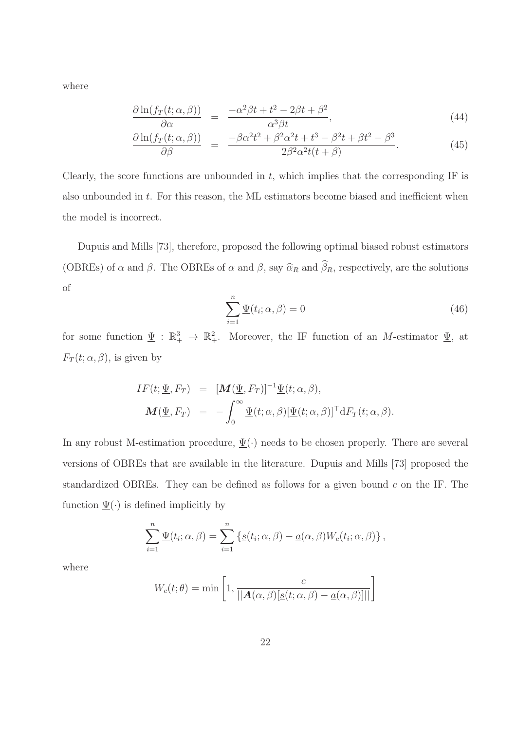where

$$
\begin{aligned}
\frac{\partial \ln(f_T(t;\alpha,\beta))}{\partial \alpha} &= \frac{-\alpha^2\beta t + t^2 - 2\beta t + \beta^2}{\alpha^3 \beta t}, \qquad (44) \\
\frac{\partial \ln(f_T(t;\alpha,\beta))}{\partial \beta} &= \frac{-\beta\alpha^2 t^2 + \beta^2\alpha^2 t + t^3 - \beta^2 t + \beta t^2 - \beta^3}{2\beta^2\alpha^2 t(t+\beta)}. \qquad (45)
\end{aligned}
$$

Clearly, the score functions are unbounded in $t$, which implies that the corresponding IF is also unbounded in $t$. For this reason, the ML estimators become biased and inefficient when the model is incorrect.

Dupuis and Mills [73], therefore, proposed the following optimal biased robust estimators (OBREs) of $\alpha$ and $\beta$. The OBREs of $\alpha$ and $\beta$, say $\widehat{\alpha}_R$ and $\widehat{\beta}_R$, respectively, are the solutions of

$$
\sum_{i=1}^{n} \underline{\Psi}(t_i;\alpha,\beta) = 0 \qquad (46)
$$

for some function $\underline{\Psi} : \mathbb{R}_+^3 \to \mathbb{R}_+^2$. Moreover, the IF function of an $M$-estimator $\underline{\Psi}$, at $F_T(t;\alpha,\beta)$, is given by

$$
\begin{aligned}
IF(t;\underline{\Psi},F_T) &= [\boldsymbol{M}(\underline{\Psi},F_T)]^{-1}\underline{\Psi}(t;\alpha,\beta), \\
\boldsymbol{M}(\underline{\Psi},F_T) &= -\int_0^\infty \underline{\Psi}(t;\alpha,\beta)[\underline{\Psi}(t;\alpha,\beta)]^\top \mathrm{d}F_T(t;\alpha,\beta).
\end{aligned}
$$

In any robust M-estimation procedure, $\underline{\Psi}(\cdot)$ needs to be chosen properly. There are several versions of OBREs that are available in the literature. Dupuis and Mills [73] proposed the standardized OBREs. They can be defined as follows for a given bound $c$ on the IF. The function $\underline{\Psi}(\cdot)$ is defined implicitly by

$$
\sum_{i=1}^{n} \underline{\Psi}(t_i;\alpha,\beta) = \sum_{i=1}^{n} \left\{ \underline{s}(t_i;\alpha,\beta) - \underline{a}(\alpha,\beta) W_c(t_i;\alpha,\beta) \right\},
$$

where

$$
W_c(t;\theta) = \min\left[1, \frac{c}{||\boldsymbol{A}(\alpha,\beta)[\underline{s}(t;\alpha,\beta) - \underline{a}(\alpha,\beta)]||}\right]
$$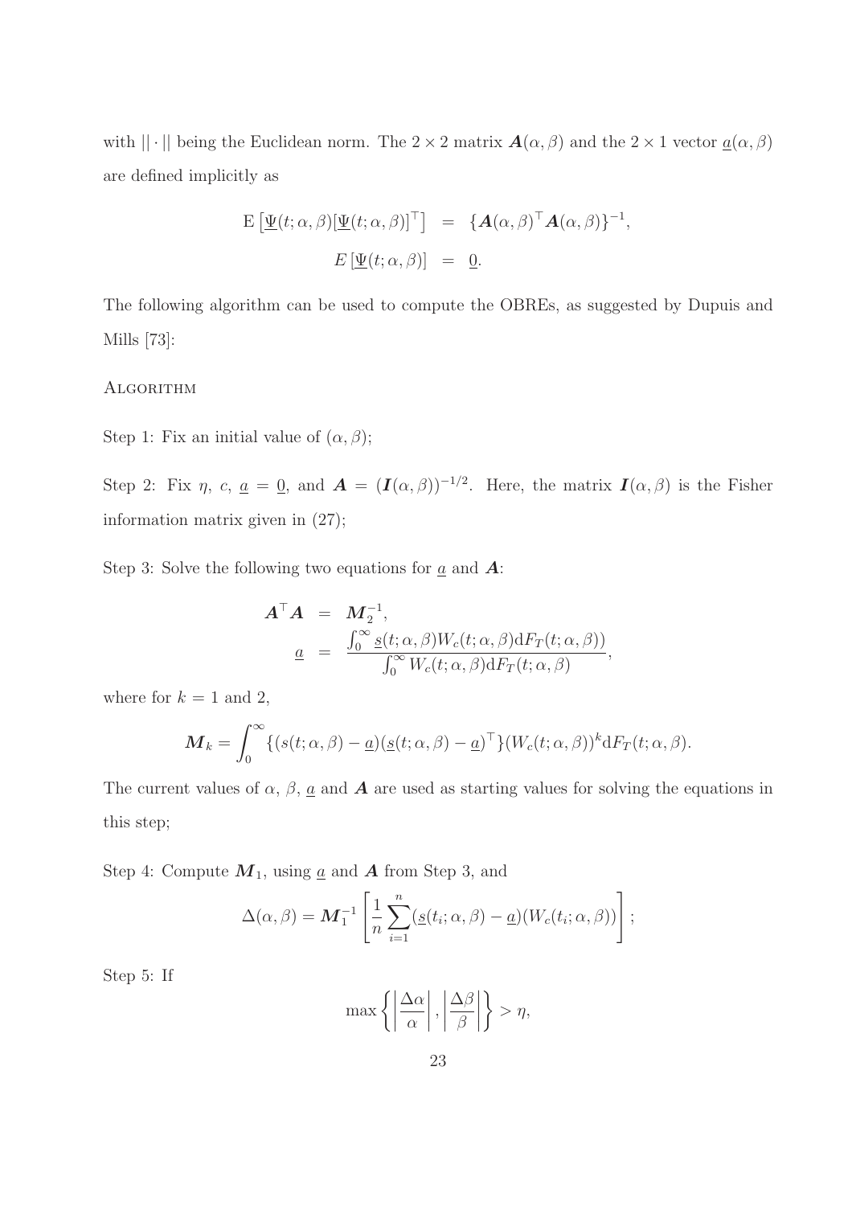with $||\cdot||$ being the Euclidean norm. The $2\times 2$ matrix $\boldsymbol{A}(\alpha,\beta)$ and the $2\times 1$ vector $\underline{a}(\alpha,\beta)$ are defined implicitly as

$$
\begin{aligned}
\mathrm{E}\left[\underline{\Psi}(t;\alpha,\beta)[\underline{\Psi}(t;\alpha,\beta)]^{\top}\right] &= \{\boldsymbol{A}(\alpha,\beta)^{\top}\boldsymbol{A}(\alpha,\beta)\}^{-1},\\
E\left[\underline{\Psi}(t;\alpha,\beta)\right] &= \underline{0}.
\end{aligned}
$$

The following algorithm can be used to compute the OBREs, as suggested by Dupuis and Mills [73]:

Algorithm

Step 1: Fix an initial value of $(\alpha,\beta)$;

Step 2: Fix $\eta$, $c$, $\underline{a}=\underline{0}$, and $\boldsymbol{A}=(\boldsymbol{I}(\alpha,\beta))^{-1/2}$. Here, the matrix $\boldsymbol{I}(\alpha,\beta)$ is the Fisher information matrix given in (27);

Step 3: Solve the following two equations for $\underline{a}$ and $\boldsymbol{A}$:

$$
\begin{aligned}
\boldsymbol{A}^{\top}\boldsymbol{A} &= \boldsymbol{M}_2^{-1},\\
\underline{a} &= \frac{\int_0^{\infty}\underline{s}(t;\alpha,\beta)W_c(t;\alpha,\beta)\mathrm{d}F_T(t;\alpha,\beta))}{\int_0^{\infty}W_c(t;\alpha,\beta)\mathrm{d}F_T(t;\alpha,\beta)},
\end{aligned}
$$

where for $k=1$ and 2,

$$
\boldsymbol{M}_k=\int_0^{\infty}\{(s(t;\alpha,\beta)-\underline{a})(\underline{s}(t;\alpha,\beta)-\underline{a})^{\top}\}(W_c(t;\alpha,\beta))^k\mathrm{d}F_T(t;\alpha,\beta).
$$

The current values of $\alpha$, $\beta$, $\underline{a}$ and $\boldsymbol{A}$ are used as starting values for solving the equations in this step;

Step 4: Compute $\boldsymbol{M}_1$, using $\underline{a}$ and $\boldsymbol{A}$ from Step 3, and

$$
\Delta(\alpha,\beta)=\boldsymbol{M}_1^{-1}\left[\frac{1}{n}\sum_{i=1}^{n}(\underline{s}(t_i;\alpha,\beta)-\underline{a})(W_c(t_i;\alpha,\beta))\right];
$$

Step 5: If

$$
\max\left\{\left|\frac{\Delta\alpha}{\alpha}\right|,\left|\frac{\Delta\beta}{\beta}\right|\right\}>\eta,
$$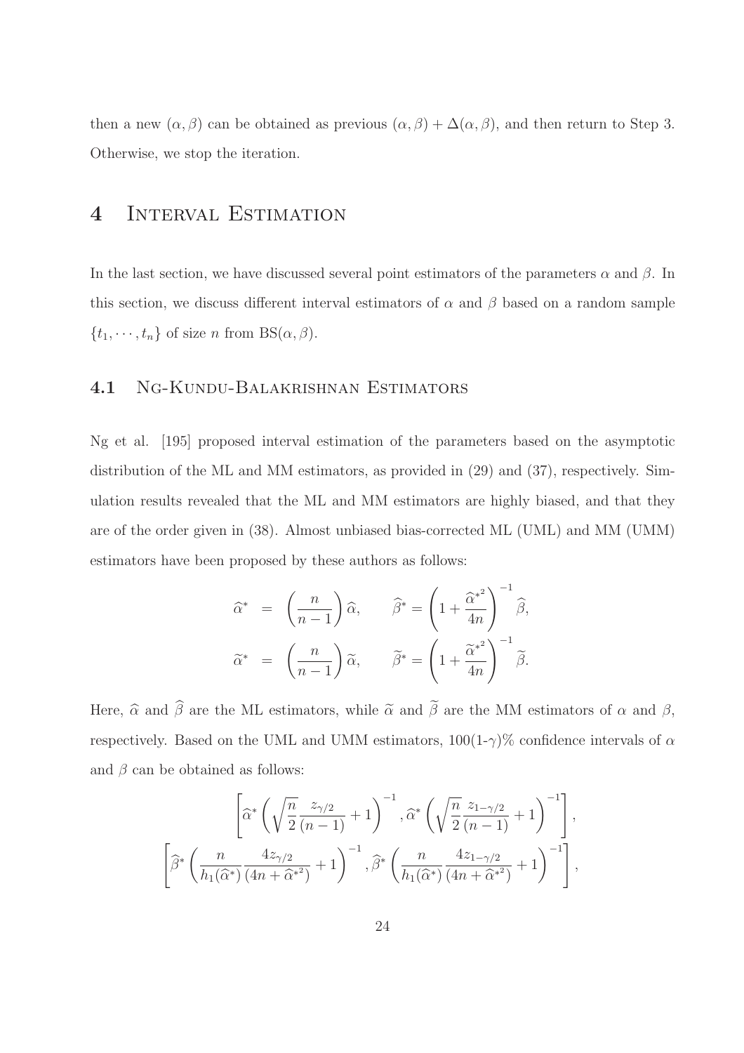then a new $(\alpha, \beta)$ can be obtained as previous $(\alpha, \beta) + \Delta(\alpha, \beta)$, and then return to Step 3. Otherwise, we stop the iteration.

# 4 Interval Estimation

In the last section, we have discussed several point estimators of the parameters $\alpha$ and $\beta$. In this section, we discuss different interval estimators of $\alpha$ and $\beta$ based on a random sample $\{t_1, \cdots, t_n\}$ of size $n$ from $\text{BS}(\alpha, \beta)$.

## 4.1 Ng-Kundu-Balakrishnan Estimators

Ng et al. [195] proposed interval estimation of the parameters based on the asymptotic distribution of the ML and MM estimators, as provided in (29) and (37), respectively. Simulation results revealed that the ML and MM estimators are highly biased, and that they are of the order given in (38). Almost unbiased bias-corrected ML (UML) and MM (UMM) estimators have been proposed by these authors as follows:

$$
\begin{aligned}
\widehat{\alpha}^* &= \left(\frac{n}{n-1}\right)\widehat{\alpha}, \qquad \widehat{\beta}^* = \left(1 + \frac{\widehat{\alpha}^{*^2}}{4n}\right)^{-1}\widehat{\beta}, \\
\widetilde{\alpha}^* &= \left(\frac{n}{n-1}\right)\widetilde{\alpha}, \qquad \widetilde{\beta}^* = \left(1 + \frac{\widetilde{\alpha}^{*^2}}{4n}\right)^{-1}\widetilde{\beta}.
\end{aligned}
$$

Here, $\widehat{\alpha}$ and $\widehat{\beta}$ are the ML estimators, while $\widetilde{\alpha}$ and $\widetilde{\beta}$ are the MM estimators of $\alpha$ and $\beta$, respectively. Based on the UML and UMM estimators, $100(1\text{-}\gamma)\%$ confidence intervals of $\alpha$ and $\beta$ can be obtained as follows:

$$
\left[\widehat{\alpha}^*\left(\sqrt{\frac{n}{2}}\frac{z_{\gamma/2}}{(n-1)} + 1\right)^{-1}, \widehat{\alpha}^*\left(\sqrt{\frac{n}{2}}\frac{z_{1-\gamma/2}}{(n-1)} + 1\right)^{-1}\right],
$$

$$
\left[\widehat{\beta}^*\left(\frac{n}{h_1(\widehat{\alpha}^*)}\frac{4z_{\gamma/2}}{(4n + \widehat{\alpha}^{*^2})} + 1\right)^{-1}, \widehat{\beta}^*\left(\frac{n}{h_1(\widehat{\alpha}^*)}\frac{4z_{1-\gamma/2}}{(4n + \widehat{\alpha}^{*^2})} + 1\right)^{-1}\right],
$$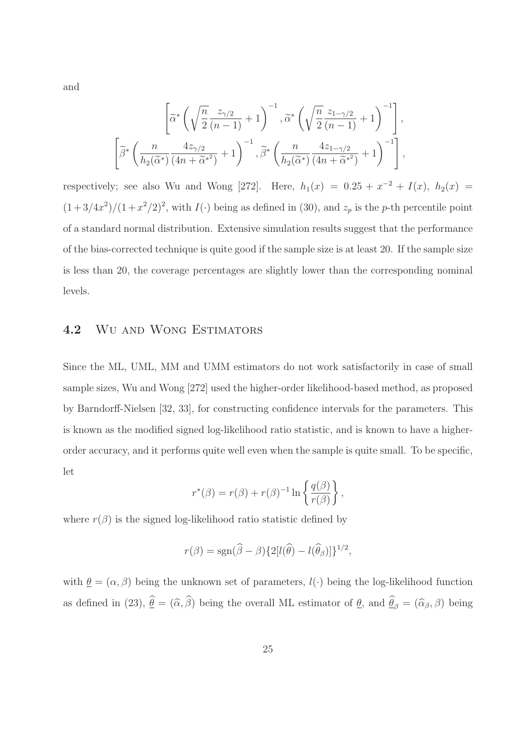and

$$
\left[\widetilde{\alpha}^* \left(\sqrt{\frac{n}{2}}\frac{z_{\gamma/2}}{(n-1)}+1\right)^{-1}, \widetilde{\alpha}^* \left(\sqrt{\frac{n}{2}}\frac{z_{1-\gamma/2}}{(n-1)}+1\right)^{-1}\right],
$$

$$
\left[\widetilde{\beta}^* \left(\frac{n}{h_2(\widetilde{\alpha}^*)}\frac{4z_{\gamma/2}}{(4n+\widetilde{\alpha}^{*2})}+1\right)^{-1}, \widetilde{\beta}^* \left(\frac{n}{h_2(\widetilde{\alpha}^*)}\frac{4z_{1-\gamma/2}}{(4n+\widetilde{\alpha}^{*2})}+1\right)^{-1}\right],
$$

respectively; see also Wu and Wong [272]. Here, $h_1(x) = 0.25 + x^{-2} + I(x)$, $h_2(x) = (1+3/4x^2)/(1+x^2/2)^2$, with $I(\cdot)$ being as defined in (30), and $z_p$ is the $p$-th percentile point of a standard normal distribution. Extensive simulation results suggest that the performance of the bias-corrected technique is quite good if the sample size is at least 20. If the sample size is less than 20, the coverage percentages are slightly lower than the corresponding nominal levels.

## 4.2 Wu and Wong Estimators

Since the ML, UML, MM and UMM estimators do not work satisfactorily in case of small sample sizes, Wu and Wong [272] used the higher-order likelihood-based method, as proposed by Barndorff-Nielsen [32, 33], for constructing confidence intervals for the parameters. This is known as the modified signed log-likelihood ratio statistic, and is known to have a higher-order accuracy, and it performs quite well even when the sample is quite small. To be specific, let

$$
r^*(\beta) = r(\beta) + r(\beta)^{-1} \ln\left\{\frac{q(\beta)}{r(\beta)}\right\},
$$

where $r(\beta)$ is the signed log-likelihood ratio statistic defined by

$$
r(\beta) = \text{sgn}(\widehat{\beta} - \beta)\{2[l(\widehat{\theta}) - l(\widehat{\theta}_\beta)]\}^{1/2},
$$

with $\underline{\theta} = (\alpha, \beta)$ being the unknown set of parameters, $l(\cdot)$ being the log-likelihood function as defined in (23), $\widehat{\underline{\theta}} = (\widehat{\alpha}, \widehat{\beta})$ being the overall ML estimator of $\underline{\theta}$, and $\widehat{\underline{\theta}}_\beta = (\widehat{\alpha}_\beta, \beta)$ being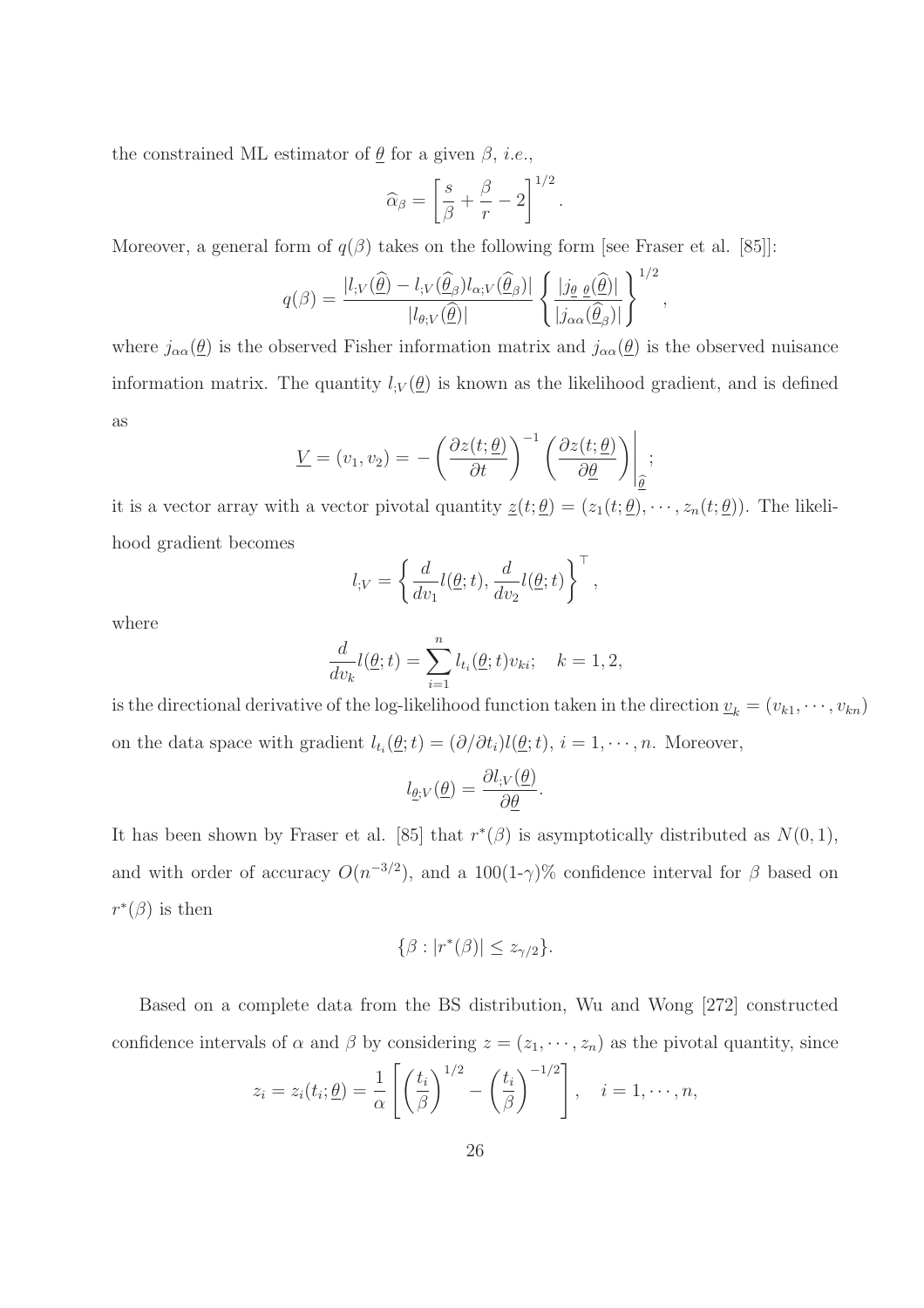the constrained ML estimator of $\underline{\theta}$ for a given $\beta$, *i.e.*,

$$\widehat{\alpha}_\beta = \left[\frac{s}{\beta} + \frac{\beta}{r} - 2\right]^{1/2}.$$

Moreover, a general form of $q(\beta)$ takes on the following form [see Fraser et al. [85]]:

$$q(\beta) = \frac{|l_{;V}(\widehat{\underline{\theta}}) - l_{;V}(\widehat{\underline{\theta}}_\beta) l_{\alpha;V}(\widehat{\underline{\theta}}_\beta)|}{|l_{\theta;V}(\widehat{\underline{\theta}})|} \left\{\frac{|j_{\underline{\theta}\ \underline{\theta}}(\widehat{\underline{\theta}})|}{|j_{\alpha\alpha}(\widehat{\underline{\theta}}_\beta)|}\right\}^{1/2},$$

where $j_{\alpha\alpha}(\underline{\theta})$ is the observed Fisher information matrix and $j_{\alpha\alpha}(\underline{\theta})$ is the observed nuisance information matrix. The quantity $l_{;V}(\underline{\theta})$ is known as the likelihood gradient, and is defined as

$$\underline{V} = (v_1, v_2) = -\left(\frac{\partial z(t;\underline{\theta})}{\partial t}\right)^{-1} \left(\frac{\partial z(t;\underline{\theta})}{\partial \underline{\theta}}\right)\Bigg|_{\widehat{\underline{\theta}}};$$

it is a vector array with a vector pivotal quantity $\underline{z}(t;\underline{\theta}) = (z_1(t;\underline{\theta}), \cdots, z_n(t;\underline{\theta}))$. The likelihood gradient becomes

$$l_{;V} = \left\{\frac{d}{dv_1} l(\underline{\theta};t), \frac{d}{dv_2} l(\underline{\theta};t)\right\}^\top,$$

where

$$\frac{d}{dv_k} l(\underline{\theta};t) = \sum_{i=1}^{n} l_{t_i}(\underline{\theta};t) v_{ki}; \quad k = 1, 2,$$

is the directional derivative of the log-likelihood function taken in the direction $\underline{v}_k = (v_{k1}, \cdots, v_{kn})$ on the data space with gradient $l_{t_i}(\underline{\theta};t) = (\partial/\partial t_i) l(\underline{\theta};t)$, $i = 1, \cdots, n$. Moreover,

$$l_{\underline{\theta};V}(\underline{\theta}) = \frac{\partial l_{;V}(\underline{\theta})}{\partial \underline{\theta}}.$$

It has been shown by Fraser et al. [85] that $r^*(\beta)$ is asymptotically distributed as $N(0,1)$, and with order of accuracy $O(n^{-3/2})$, and a $100(1\text{-}\gamma)\%$ confidence interval for $\beta$ based on $r^*(\beta)$ is then

$$\{\beta : |r^*(\beta)| \leq z_{\gamma/2}\}.$$

Based on a complete data from the BS distribution, Wu and Wong [272] constructed confidence intervals of $\alpha$ and $\beta$ by considering $z = (z_1, \cdots, z_n)$ as the pivotal quantity, since

$$z_i = z_i(t_i;\underline{\theta}) = \frac{1}{\alpha}\left[\left(\frac{t_i}{\beta}\right)^{1/2} - \left(\frac{t_i}{\beta}\right)^{-1/2}\right], \quad i = 1, \cdots, n,$$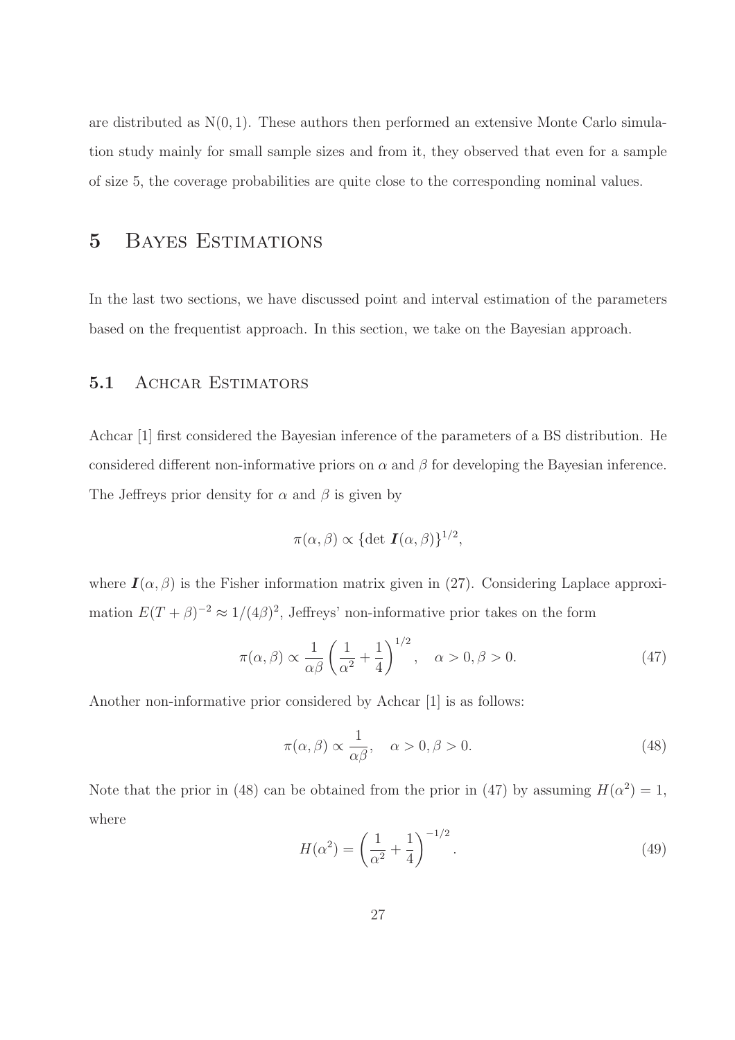are distributed as $\mathrm{N}(0,1)$. These authors then performed an extensive Monte Carlo simulation study mainly for small sample sizes and from it, they observed that even for a sample of size 5, the coverage probabilities are quite close to the corresponding nominal values.

# 5 Bayes Estimations

In the last two sections, we have discussed point and interval estimation of the parameters based on the frequentist approach. In this section, we take on the Bayesian approach.

## 5.1 Achcar Estimators

Achcar [1] first considered the Bayesian inference of the parameters of a BS distribution. He considered different non-informative priors on $\alpha$ and $\beta$ for developing the Bayesian inference. The Jeffreys prior density for $\alpha$ and $\beta$ is given by

$$\pi(\alpha, \beta) \propto \{\det \boldsymbol{I}(\alpha, \beta)\}^{1/2},$$

where $\boldsymbol{I}(\alpha, \beta)$ is the Fisher information matrix given in (27). Considering Laplace approximation $E(T+\beta)^{-2} \approx 1/(4\beta)^2$, Jeffreys' non-informative prior takes on the form

$$\pi(\alpha, \beta) \propto \frac{1}{\alpha\beta}\left(\frac{1}{\alpha^2} + \frac{1}{4}\right)^{1/2}, \quad \alpha > 0, \beta > 0. \tag{47}$$

Another non-informative prior considered by Achcar [1] is as follows:

$$\pi(\alpha, \beta) \propto \frac{1}{\alpha\beta}, \quad \alpha > 0, \beta > 0. \tag{48}$$

Note that the prior in (48) can be obtained from the prior in (47) by assuming $H(\alpha^2) = 1$, where

$$H(\alpha^2) = \left(\frac{1}{\alpha^2} + \frac{1}{4}\right)^{-1/2}. \tag{49}$$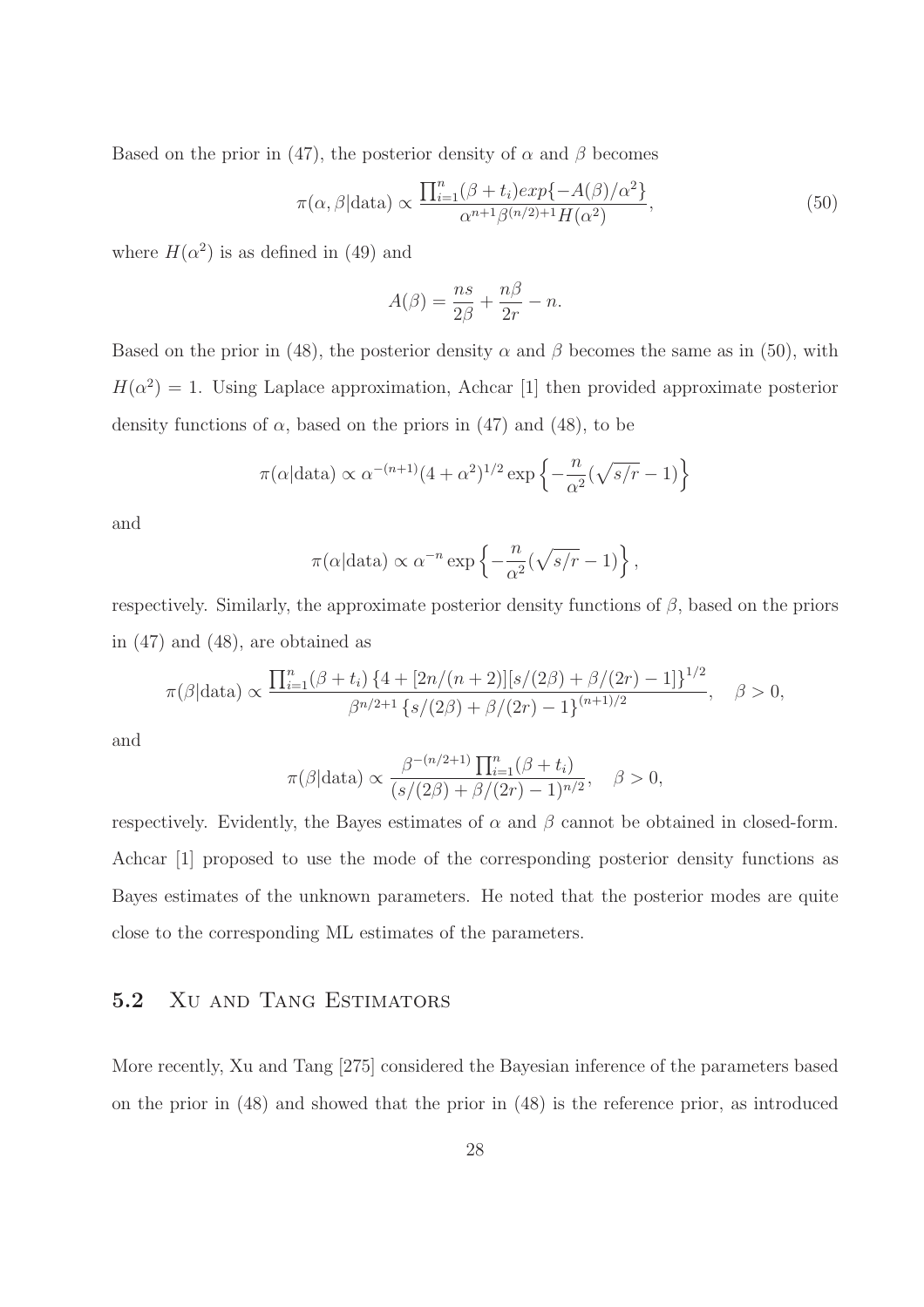Based on the prior in (47), the posterior density of $\alpha$ and $\beta$ becomes

$$\pi(\alpha, \beta|\text{data}) \propto \frac{\prod_{i=1}^{n}(\beta + t_i) exp\{-A(\beta)/\alpha^2\}}{\alpha^{n+1}\beta^{(n/2)+1}H(\alpha^2)}, \tag{50}$$

where $H(\alpha^2)$ is as defined in (49) and

$$A(\beta) = \frac{ns}{2\beta} + \frac{n\beta}{2r} - n.$$

Based on the prior in (48), the posterior density $\alpha$ and $\beta$ becomes the same as in (50), with $H(\alpha^2) = 1$. Using Laplace approximation, Achcar [1] then provided approximate posterior density functions of $\alpha$, based on the priors in (47) and (48), to be

$$\pi(\alpha|\text{data}) \propto \alpha^{-(n+1)}(4 + \alpha^2)^{1/2} \exp\left\{-\frac{n}{\alpha^2}(\sqrt{s/r} - 1)\right\}$$

and

$$\pi(\alpha|\text{data}) \propto \alpha^{-n} \exp\left\{-\frac{n}{\alpha^2}(\sqrt{s/r} - 1)\right\},$$

respectively. Similarly, the approximate posterior density functions of $\beta$, based on the priors in (47) and (48), are obtained as

$$\pi(\beta|\text{data}) \propto \frac{\prod_{i=1}^{n}(\beta + t_i)\left\{4 + [2n/(n+2)][s/(2\beta) + \beta/(2r) - 1]\right\}^{1/2}}{\beta^{n/2+1}\left\{s/(2\beta) + \beta/(2r) - 1\right\}^{(n+1)/2}}, \quad \beta > 0,$$

and

$$\pi(\beta|\text{data}) \propto \frac{\beta^{-(n/2+1)}\prod_{i=1}^{n}(\beta + t_i)}{(s/(2\beta) + \beta/(2r) - 1)^{n/2}}, \quad \beta > 0,$$

respectively. Evidently, the Bayes estimates of $\alpha$ and $\beta$ cannot be obtained in closed-form. Achcar [1] proposed to use the mode of the corresponding posterior density functions as Bayes estimates of the unknown parameters. He noted that the posterior modes are quite close to the corresponding ML estimates of the parameters.

## 5.2 Xu and Tang Estimators

More recently, Xu and Tang [275] considered the Bayesian inference of the parameters based on the prior in (48) and showed that the prior in (48) is the reference prior, as introduced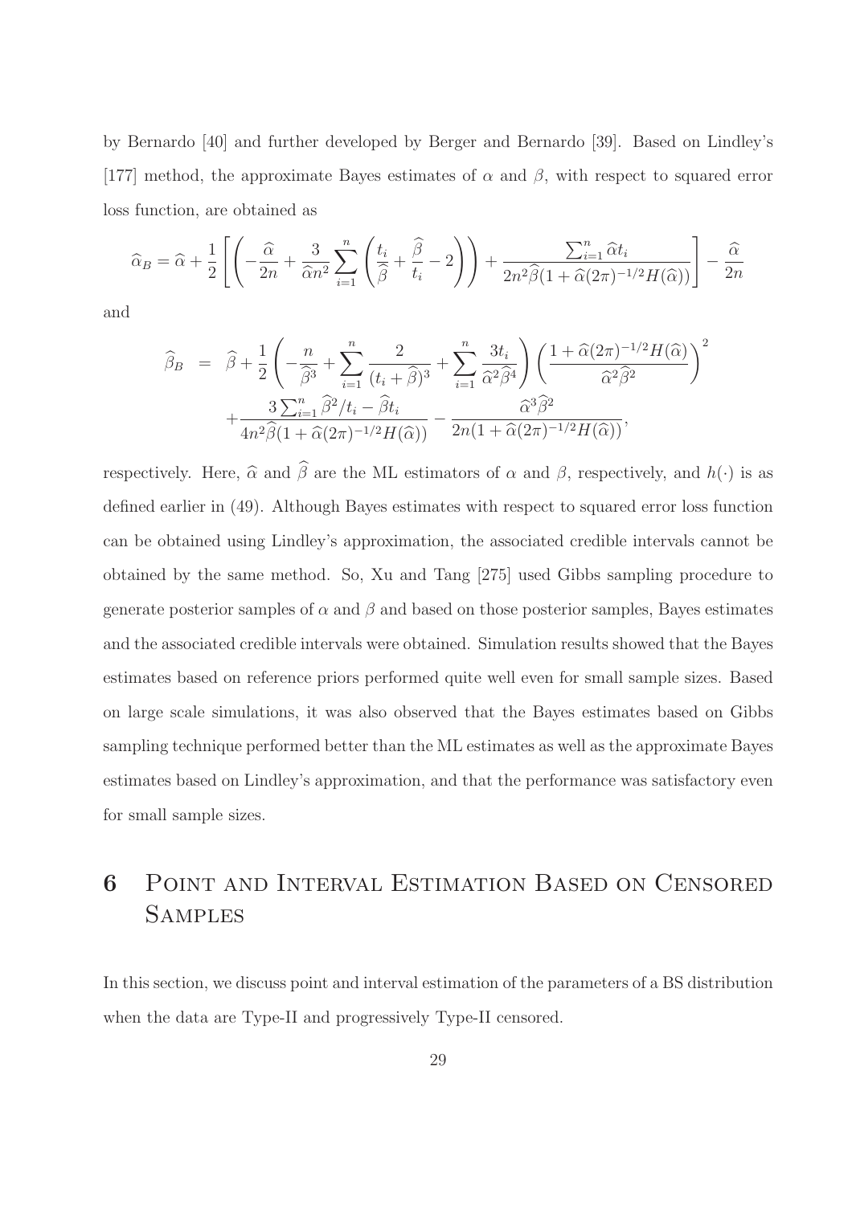by Bernardo [40] and further developed by Berger and Bernardo [39]. Based on Lindley's [177] method, the approximate Bayes estimates of $\alpha$ and $\beta$, with respect to squared error loss function, are obtained as

$$\widehat{\alpha}_B = \widehat{\alpha} + \frac{1}{2}\left[\left(-\frac{\widehat{\alpha}}{2n} + \frac{3}{\widehat{\alpha}n^2}\sum_{i=1}^{n}\left(\frac{t_i}{\widehat{\beta}} + \frac{\widehat{\beta}}{t_i} - 2\right)\right) + \frac{\sum_{i=1}^{n}\widehat{\alpha}t_i}{2n^2\widehat{\beta}(1+\widehat{\alpha}(2\pi)^{-1/2}H(\widehat{\alpha}))}\right] - \frac{\widehat{\alpha}}{2n}$$

and

$$\begin{aligned}
\widehat{\beta}_B &= \widehat{\beta} + \frac{1}{2}\left(-\frac{n}{\widehat{\beta}^3} + \sum_{i=1}^{n}\frac{2}{(t_i+\widehat{\beta})^3} + \sum_{i=1}^{n}\frac{3t_i}{\widehat{\alpha}^2\widehat{\beta}^4}\right)\left(\frac{1+\widehat{\alpha}(2\pi)^{-1/2}H(\widehat{\alpha})}{\widehat{\alpha}^2\widehat{\beta}^2}\right)^2 \\
&\quad + \frac{3\sum_{i=1}^{n}\widehat{\beta}^2/t_i - \widehat{\beta}t_i}{4n^2\widehat{\beta}(1+\widehat{\alpha}(2\pi)^{-1/2}H(\widehat{\alpha}))} - \frac{\widehat{\alpha}^3\widehat{\beta}^2}{2n(1+\widehat{\alpha}(2\pi)^{-1/2}H(\widehat{\alpha}))},
\end{aligned}$$

respectively. Here, $\widehat{\alpha}$ and $\widehat{\beta}$ are the ML estimators of $\alpha$ and $\beta$, respectively, and $h(\cdot)$ is as defined earlier in (49). Although Bayes estimates with respect to squared error loss function can be obtained using Lindley's approximation, the associated credible intervals cannot be obtained by the same method. So, Xu and Tang [275] used Gibbs sampling procedure to generate posterior samples of $\alpha$ and $\beta$ and based on those posterior samples, Bayes estimates and the associated credible intervals were obtained. Simulation results showed that the Bayes estimates based on reference priors performed quite well even for small sample sizes. Based on large scale simulations, it was also observed that the Bayes estimates based on Gibbs sampling technique performed better than the ML estimates as well as the approximate Bayes estimates based on Lindley's approximation, and that the performance was satisfactory even for small sample sizes.

# 6 Point and Interval Estimation Based on Censored Samples

In this section, we discuss point and interval estimation of the parameters of a BS distribution when the data are Type-II and progressively Type-II censored.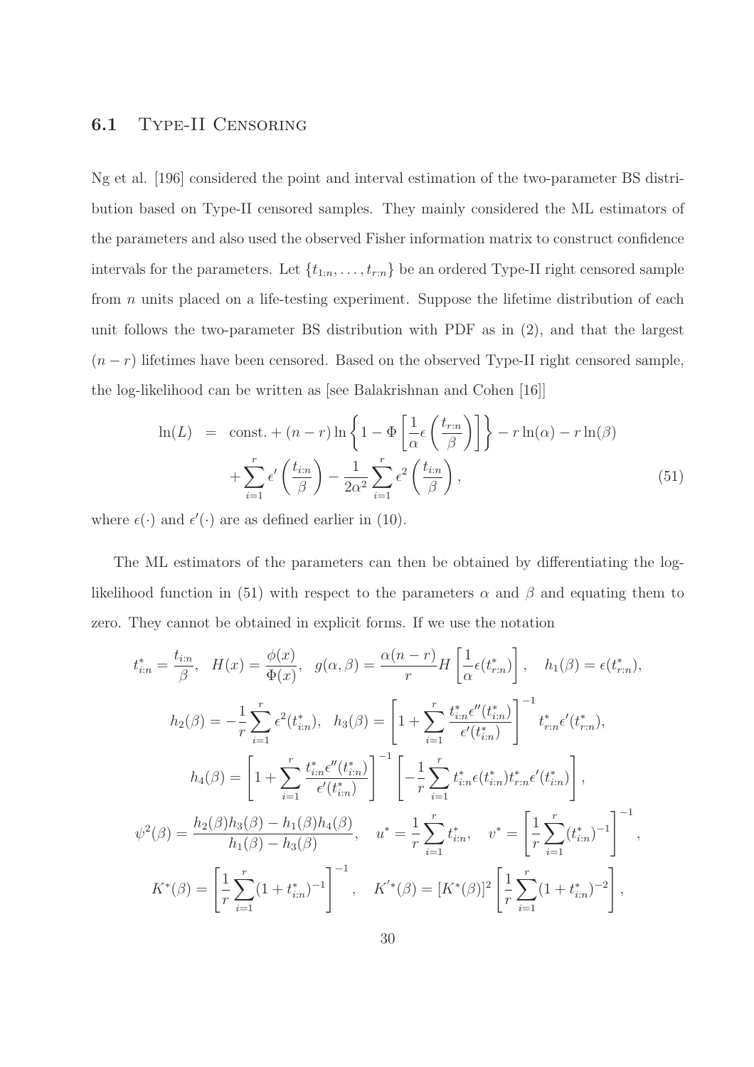### 6.1 Type-II Censoring

Ng et al. [196] considered the point and interval estimation of the two-parameter BS distribution based on Type-II censored samples. They mainly considered the ML estimators of the parameters and also used the observed Fisher information matrix to construct confidence intervals for the parameters. Let $\{t_{1:n}, \ldots, t_{r:n}\}$ be an ordered Type-II right censored sample from $n$ units placed on a life-testing experiment. Suppose the lifetime distribution of each unit follows the two-parameter BS distribution with PDF as in (2), and that the largest $(n-r)$ lifetimes have been censored. Based on the observed Type-II right censored sample, the log-likelihood can be written as [see Balakrishnan and Cohen [16]]

$$\begin{aligned} \ln(L) &= \text{const.} + (n-r)\ln\left\{1 - \Phi\left[\frac{1}{\alpha}\epsilon\left(\frac{t_{r:n}}{\beta}\right)\right]\right\} - r\ln(\alpha) - r\ln(\beta) \\ &\quad + \sum_{i=1}^{r} \epsilon'\left(\frac{t_{i:n}}{\beta}\right) - \frac{1}{2\alpha^2}\sum_{i=1}^{r}\epsilon^2\left(\frac{t_{i:n}}{\beta}\right), \end{aligned} \tag{51}$$

where $\epsilon(\cdot)$ and $\epsilon'(\cdot)$ are as defined earlier in (10).

The ML estimators of the parameters can then be obtained by differentiating the log-likelihood function in (51) with respect to the parameters $\alpha$ and $\beta$ and equating them to zero. They cannot be obtained in explicit forms. If we use the notation

$$t^*_{i:n} = \frac{t_{i:n}}{\beta}, \quad H(x) = \frac{\phi(x)}{\Phi(x)}, \quad g(\alpha, \beta) = \frac{\alpha(n-r)}{r} H\left[\frac{1}{\alpha}\epsilon(t^*_{r:n})\right], \quad h_1(\beta) = \epsilon(t^*_{r:n}),$$

$$h_2(\beta) = -\frac{1}{r}\sum_{i=1}^{r}\epsilon^2(t^*_{i:n}), \quad h_3(\beta) = \left[1 + \sum_{i=1}^{r}\frac{t^*_{i:n}\epsilon''(t^*_{i:n})}{\epsilon'(t^*_{i:n})}\right]^{-1} t^*_{r:n}\epsilon'(t^*_{r:n}),$$

$$h_4(\beta) = \left[1 + \sum_{i=1}^{r}\frac{t^*_{i:n}\epsilon''(t^*_{i:n})}{\epsilon'(t^*_{i:n})}\right]^{-1}\left[-\frac{1}{r}\sum_{i=1}^{r} t^*_{i:n}\epsilon(t^*_{i:n})t^*_{r:n}\epsilon'(t^*_{i:n})\right],$$

$$\psi^2(\beta) = \frac{h_2(\beta)h_3(\beta) - h_1(\beta)h_4(\beta)}{h_1(\beta) - h_3(\beta)}, \quad u^* = \frac{1}{r}\sum_{i=1}^{r} t^*_{i:n}, \quad v^* = \left[\frac{1}{r}\sum_{i=1}^{r}(t^*_{i:n})^{-1}\right]^{-1},$$

$$K^*(\beta) = \left[\frac{1}{r}\sum_{i=1}^{r}(1 + t^*_{i:n})^{-1}\right]^{-1}, \quad K'^*(\beta) = [K^*(\beta)]^2\left[\frac{1}{r}\sum_{i=1}^{r}(1 + t^*_{i:n})^{-2}\right],$$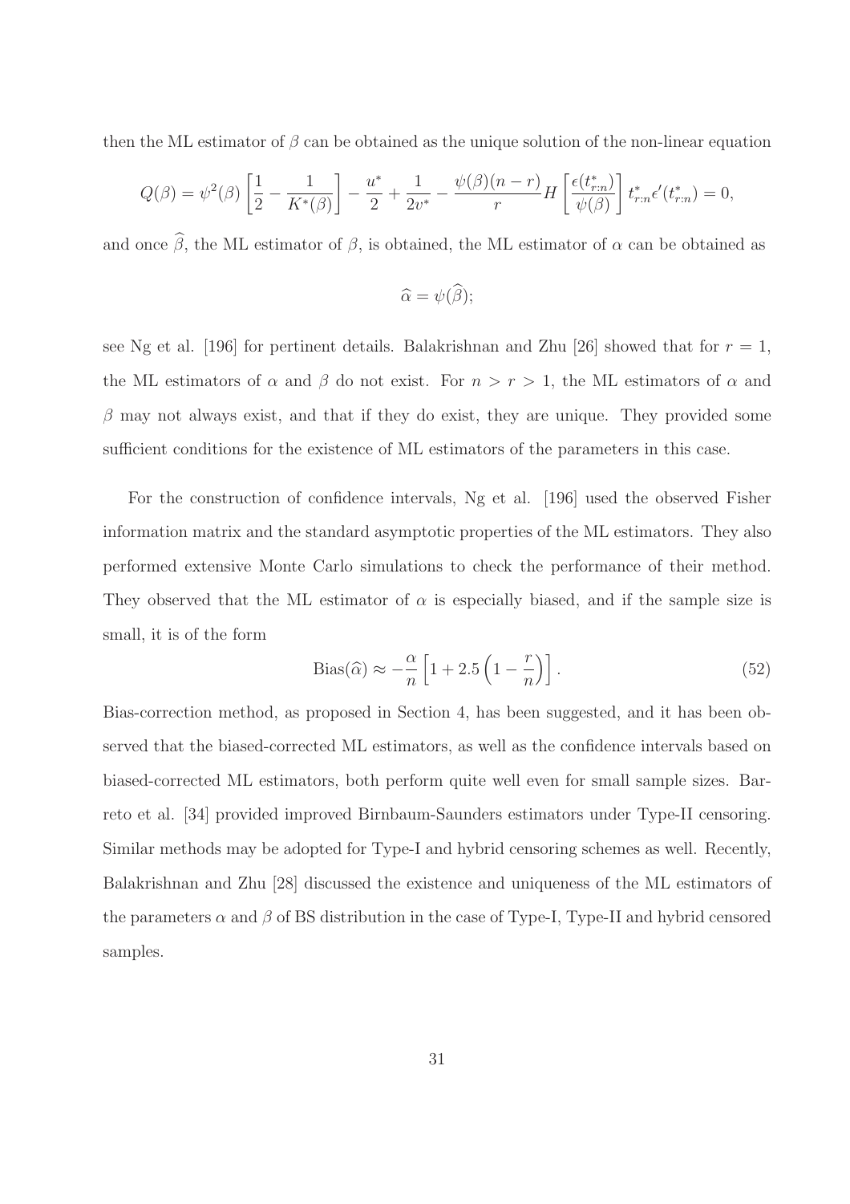then the ML estimator of $\beta$ can be obtained as the unique solution of the non-linear equation

$$Q(\beta) = \psi^2(\beta)\left[\frac{1}{2} - \frac{1}{K^*(\beta)}\right] - \frac{u^*}{2} + \frac{1}{2v^*} - \frac{\psi(\beta)(n-r)}{r} H\left[\frac{\epsilon(t^*_{r:n})}{\psi(\beta)}\right] t^*_{r:n}\epsilon'(t^*_{r:n}) = 0,$$

and once $\widehat{\beta}$, the ML estimator of $\beta$, is obtained, the ML estimator of $\alpha$ can be obtained as

$$\widehat{\alpha} = \psi(\widehat{\beta});$$

see Ng et al. [196] for pertinent details. Balakrishnan and Zhu [26] showed that for $r = 1$, the ML estimators of $\alpha$ and $\beta$ do not exist. For $n > r > 1$, the ML estimators of $\alpha$ and $\beta$ may not always exist, and that if they do exist, they are unique. They provided some sufficient conditions for the existence of ML estimators of the parameters in this case.

For the construction of confidence intervals, Ng et al. [196] used the observed Fisher information matrix and the standard asymptotic properties of the ML estimators. They also performed extensive Monte Carlo simulations to check the performance of their method. They observed that the ML estimator of $\alpha$ is especially biased, and if the sample size is small, it is of the form

$$\text{Bias}(\widehat{\alpha}) \approx -\frac{\alpha}{n}\left[1 + 2.5\left(1 - \frac{r}{n}\right)\right]. \tag{52}$$

Bias-correction method, as proposed in Section 4, has been suggested, and it has been observed that the biased-corrected ML estimators, as well as the confidence intervals based on biased-corrected ML estimators, both perform quite well even for small sample sizes. Barreto et al. [34] provided improved Birnbaum-Saunders estimators under Type-II censoring. Similar methods may be adopted for Type-I and hybrid censoring schemes as well. Recently, Balakrishnan and Zhu [28] discussed the existence and uniqueness of the ML estimators of the parameters $\alpha$ and $\beta$ of BS distribution in the case of Type-I, Type-II and hybrid censored samples.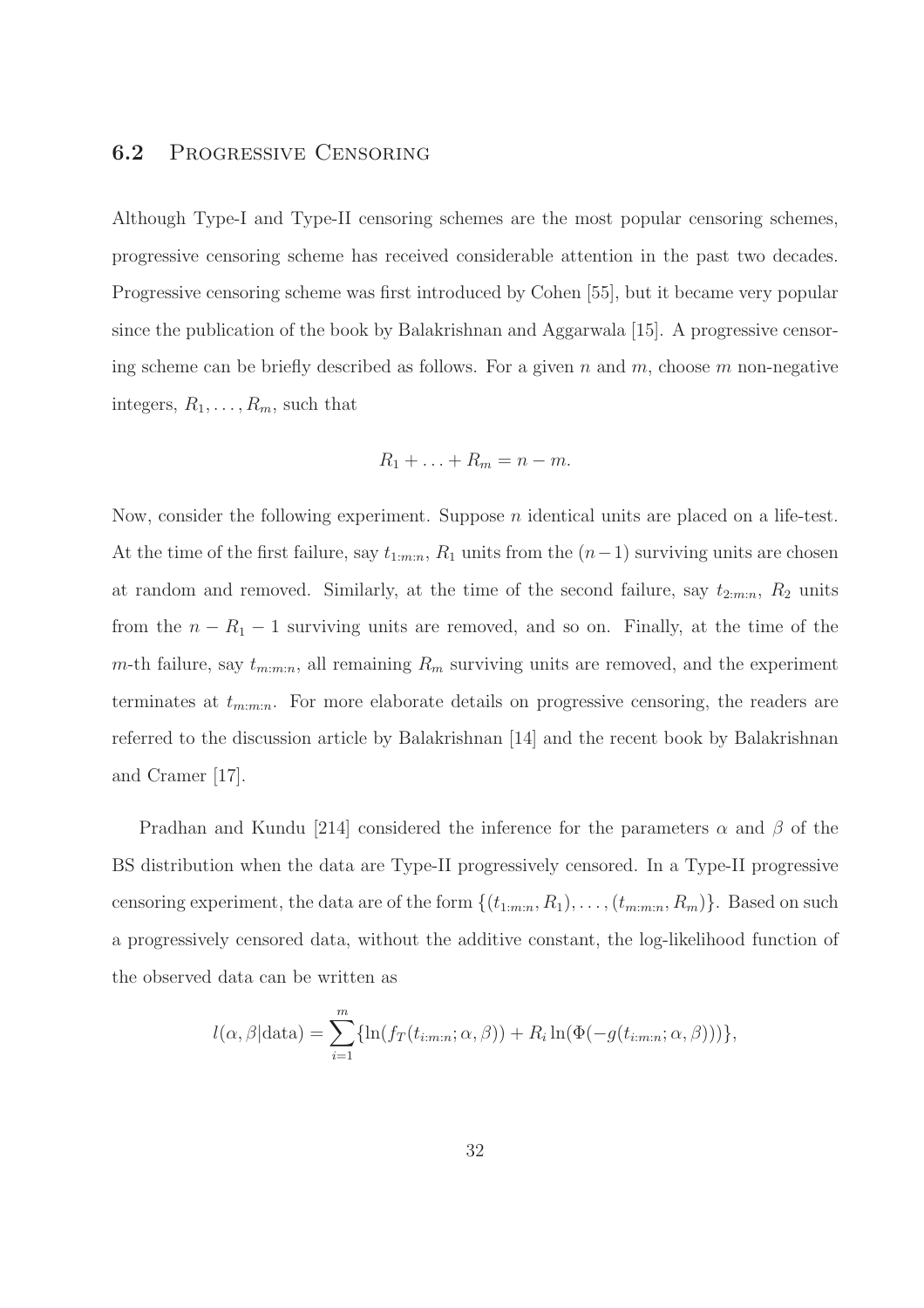## 6.2 Progressive Censoring

Although Type-I and Type-II censoring schemes are the most popular censoring schemes, progressive censoring scheme has received considerable attention in the past two decades. Progressive censoring scheme was first introduced by Cohen [55], but it became very popular since the publication of the book by Balakrishnan and Aggarwala [15]. A progressive censoring scheme can be briefly described as follows. For a given $n$ and $m$, choose $m$ non-negative integers, $R_1, \ldots, R_m$, such that

$$R_1 + \ldots + R_m = n - m.$$

Now, consider the following experiment. Suppose $n$ identical units are placed on a life-test. At the time of the first failure, say $t_{1:m:n}$, $R_1$ units from the $(n-1)$ surviving units are chosen at random and removed. Similarly, at the time of the second failure, say $t_{2:m:n}$, $R_2$ units from the $n - R_1 - 1$ surviving units are removed, and so on. Finally, at the time of the $m$-th failure, say $t_{m:m:n}$, all remaining $R_m$ surviving units are removed, and the experiment terminates at $t_{m:m:n}$. For more elaborate details on progressive censoring, the readers are referred to the discussion article by Balakrishnan [14] and the recent book by Balakrishnan and Cramer [17].

Pradhan and Kundu [214] considered the inference for the parameters $\alpha$ and $\beta$ of the BS distribution when the data are Type-II progressively censored. In a Type-II progressive censoring experiment, the data are of the form $\{(t_{1:m:n}, R_1), \ldots, (t_{m:m:n}, R_m)\}$. Based on such a progressively censored data, without the additive constant, the log-likelihood function of the observed data can be written as

$$l(\alpha, \beta|\text{data}) = \sum_{i=1}^{m} \{\ln(f_T(t_{i:m:n}; \alpha, \beta)) + R_i \ln(\Phi(-g(t_{i:m:n}; \alpha, \beta)))\},$$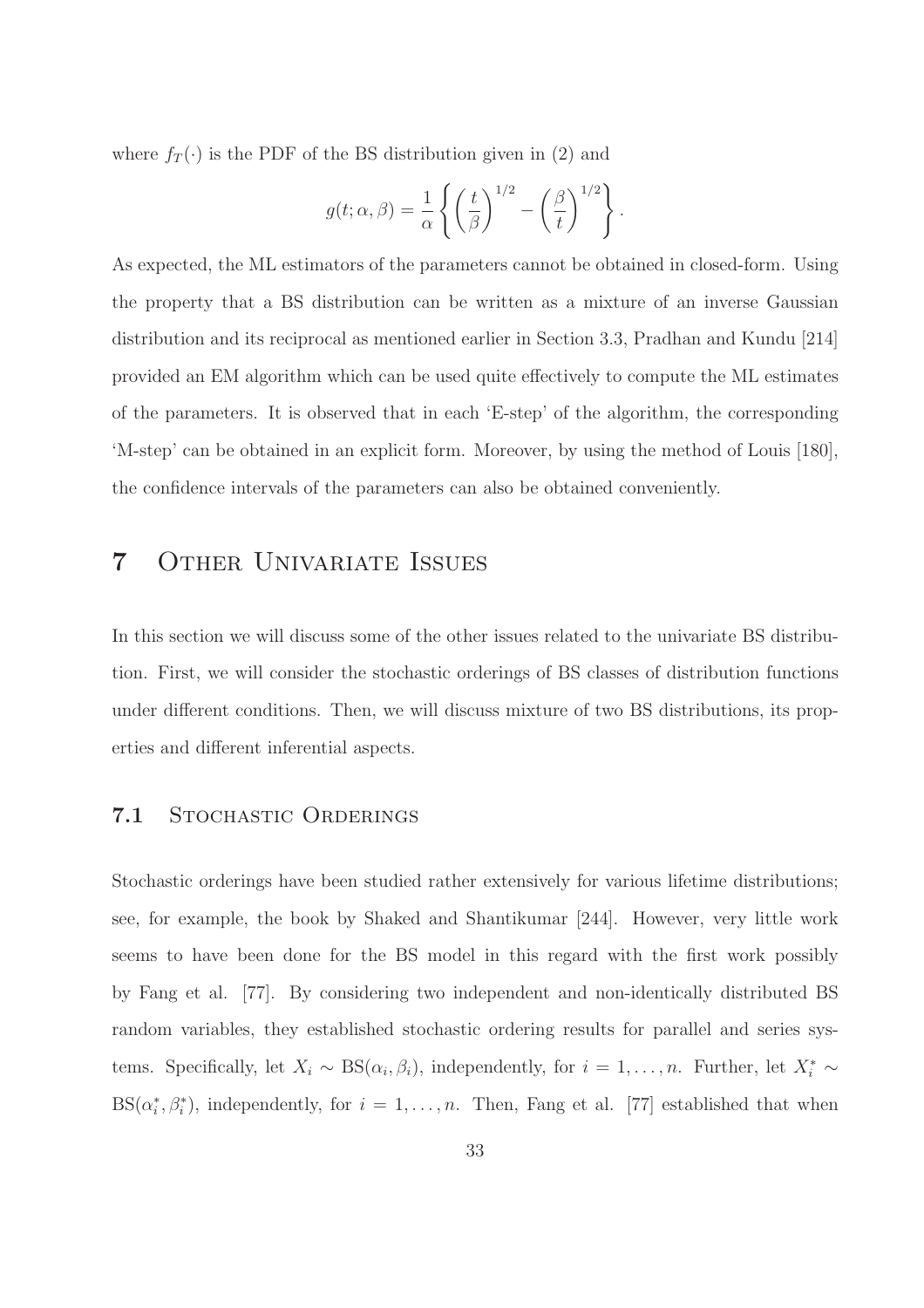where $f_T(\cdot)$ is the PDF of the BS distribution given in (2) and

$$g(t; \alpha, \beta) = \frac{1}{\alpha} \left\{ \left( \frac{t}{\beta} \right)^{1/2} - \left( \frac{\beta}{t} \right)^{1/2} \right\}.$$

As expected, the ML estimators of the parameters cannot be obtained in closed-form. Using the property that a BS distribution can be written as a mixture of an inverse Gaussian distribution and its reciprocal as mentioned earlier in Section 3.3, Pradhan and Kundu [214] provided an EM algorithm which can be used quite effectively to compute the ML estimates of the parameters. It is observed that in each 'E-step' of the algorithm, the corresponding 'M-step' can be obtained in an explicit form. Moreover, by using the method of Louis [180], the confidence intervals of the parameters can also be obtained conveniently.

# 7 Other Univariate Issues

In this section we will discuss some of the other issues related to the univariate BS distribution. First, we will consider the stochastic orderings of BS classes of distribution functions under different conditions. Then, we will discuss mixture of two BS distributions, its properties and different inferential aspects.

## 7.1 Stochastic Orderings

Stochastic orderings have been studied rather extensively for various lifetime distributions; see, for example, the book by Shaked and Shantikumar [244]. However, very little work seems to have been done for the BS model in this regard with the first work possibly by Fang et al. [77]. By considering two independent and non-identically distributed BS random variables, they established stochastic ordering results for parallel and series systems. Specifically, let $X_i \sim \text{BS}(\alpha_i, \beta_i)$, independently, for $i = 1, \ldots, n$. Further, let $X_i^* \sim \text{BS}(\alpha_i^*, \beta_i^*)$, independently, for $i = 1, \ldots, n$. Then, Fang et al. [77] established that when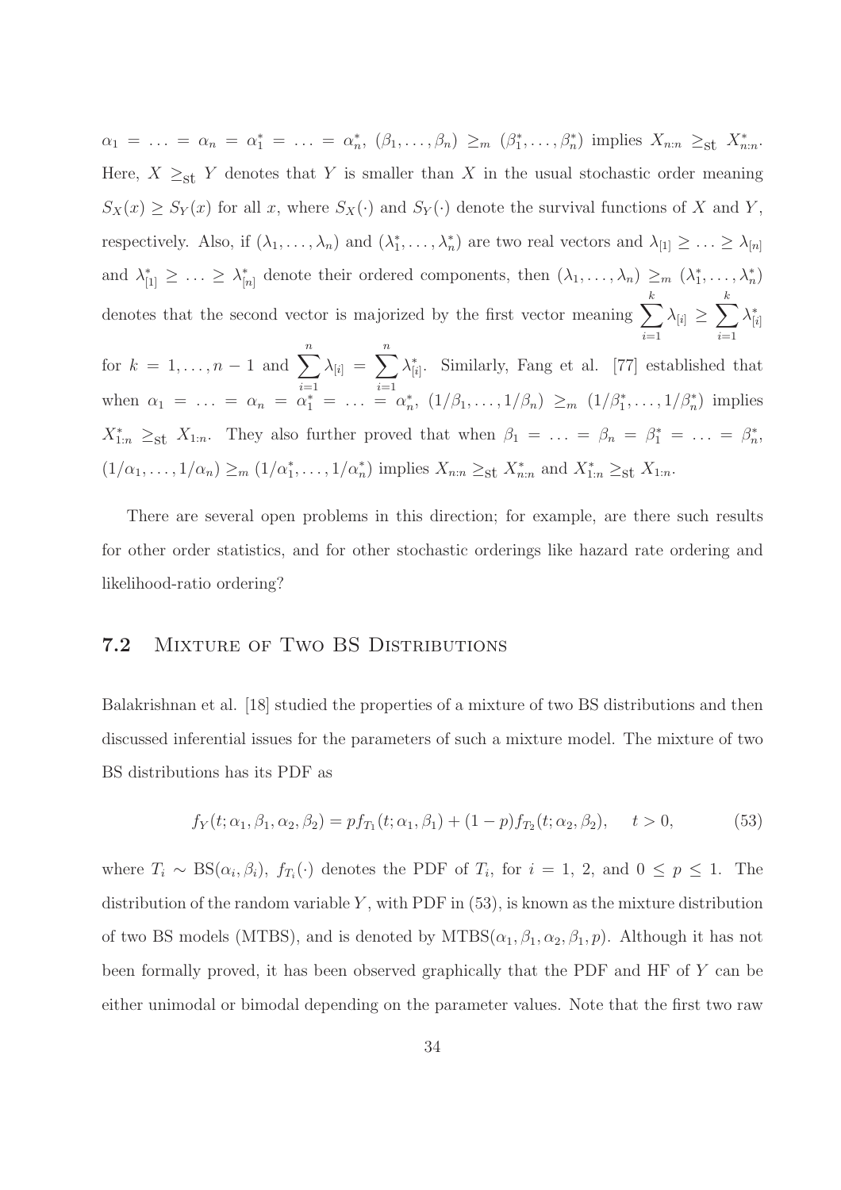$\alpha_1 = \ldots = \alpha_n = \alpha_1^* = \ldots = \alpha_n^*$, $(\beta_1, \ldots, \beta_n) \geq_m (\beta_1^*, \ldots, \beta_n^*)$ implies $X_{n:n} \geq_{\text{st}} X_{n:n}^*$. Here, $X \geq_{\text{st}} Y$ denotes that $Y$ is smaller than $X$ in the usual stochastic order meaning $S_X(x) \geq S_Y(x)$ for all $x$, where $S_X(\cdot)$ and $S_Y(\cdot)$ denote the survival functions of $X$ and $Y$, respectively. Also, if $(\lambda_1, \ldots, \lambda_n)$ and $(\lambda_1^*, \ldots, \lambda_n^*)$ are two real vectors and $\lambda_{[1]} \geq \ldots \geq \lambda_{[n]}$ and $\lambda_{[1]}^* \geq \ldots \geq \lambda_{[n]}^*$ denote their ordered components, then $(\lambda_1, \ldots, \lambda_n) \geq_m (\lambda_1^*, \ldots, \lambda_n^*)$ denotes that the second vector is majorized by the first vector meaning $\sum_{i=1}^{k} \lambda_{[i]} \geq \sum_{i=1}^{k} \lambda_{[i]}^*$ for $k = 1, \ldots, n-1$ and $\sum_{i=1}^{n} \lambda_{[i]} = \sum_{i=1}^{n} \lambda_{[i]}^*$. Similarly, Fang et al. [77] established that when $\alpha_1 = \ldots = \alpha_n = \alpha_1^* = \ldots = \alpha_n^*$, $(1/\beta_1, \ldots, 1/\beta_n) \geq_m (1/\beta_1^*, \ldots, 1/\beta_n^*)$ implies $X_{1:n}^* \geq_{\text{st}} X_{1:n}$. They also further proved that when $\beta_1 = \ldots = \beta_n = \beta_1^* = \ldots = \beta_n^*$, $(1/\alpha_1, \ldots, 1/\alpha_n) \geq_m (1/\alpha_1^*, \ldots, 1/\alpha_n^*)$ implies $X_{n:n} \geq_{\text{st}} X_{n:n}^*$ and $X_{1:n}^* \geq_{\text{st}} X_{1:n}$.

There are several open problems in this direction; for example, are there such results for other order statistics, and for other stochastic orderings like hazard rate ordering and likelihood-ratio ordering?

## 7.2 Mixture of Two BS Distributions

Balakrishnan et al. [18] studied the properties of a mixture of two BS distributions and then discussed inferential issues for the parameters of such a mixture model. The mixture of two BS distributions has its PDF as

$$f_Y(t; \alpha_1, \beta_1, \alpha_2, \beta_2) = p f_{T_1}(t; \alpha_1, \beta_1) + (1-p) f_{T_2}(t; \alpha_2, \beta_2), \quad t > 0, \tag{53}$$

where $T_i \sim \text{BS}(\alpha_i, \beta_i)$, $f_{T_i}(\cdot)$ denotes the PDF of $T_i$, for $i = 1, 2$, and $0 \leq p \leq 1$. The distribution of the random variable $Y$, with PDF in (53), is known as the mixture distribution of two BS models (MTBS), and is denoted by $\text{MTBS}(\alpha_1, \beta_1, \alpha_2, \beta_1, p)$. Although it has not been formally proved, it has been observed graphically that the PDF and HF of $Y$ can be either unimodal or bimodal depending on the parameter values. Note that the first two raw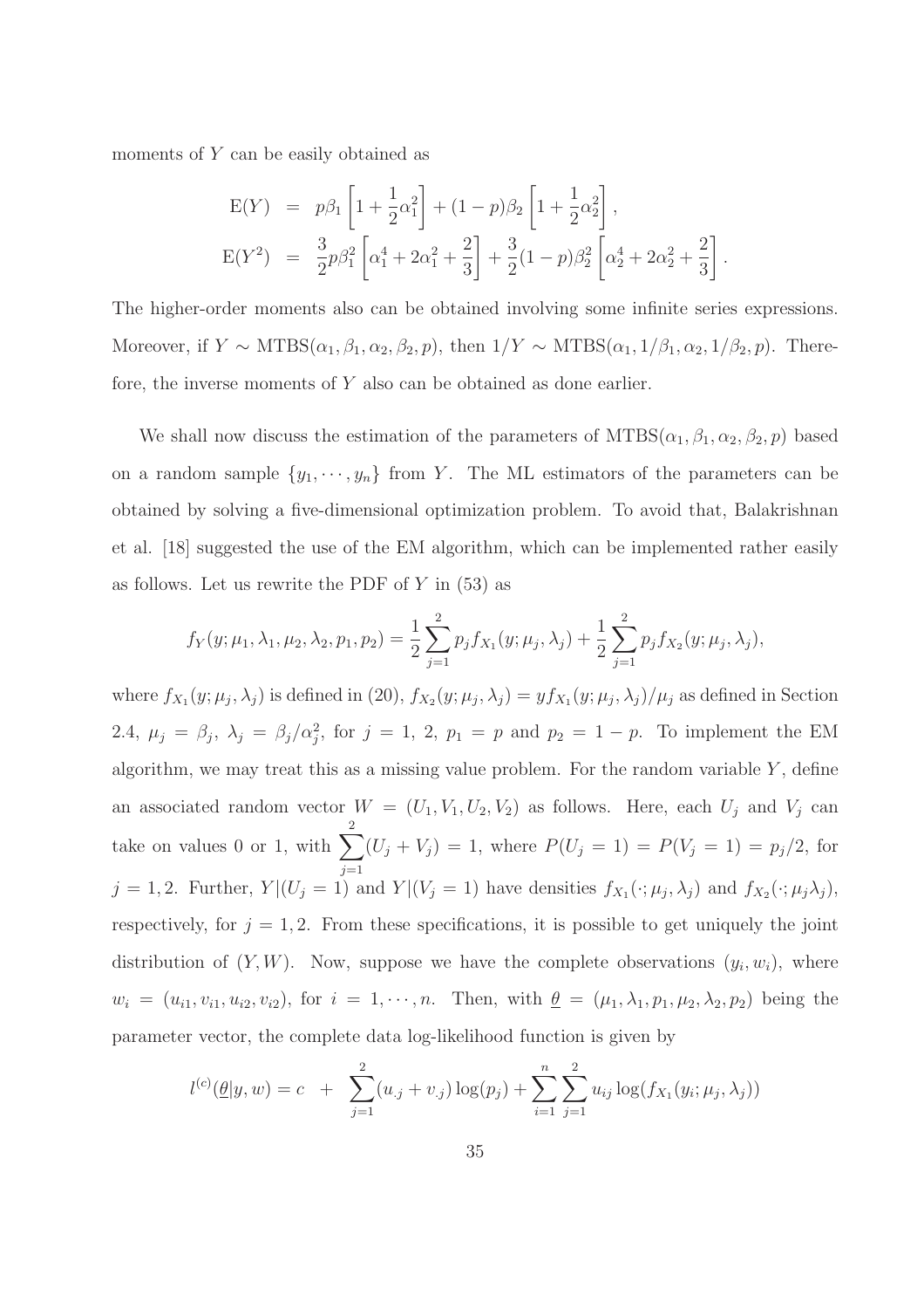moments of $Y$ can be easily obtained as

$$
\begin{aligned}
\mathrm{E}(Y) &= p\beta_1 \left[1 + \frac{1}{2}\alpha_1^2\right] + (1-p)\beta_2 \left[1 + \frac{1}{2}\alpha_2^2\right], \\
\mathrm{E}(Y^2) &= \frac{3}{2}p\beta_1^2 \left[\alpha_1^4 + 2\alpha_1^2 + \frac{2}{3}\right] + \frac{3}{2}(1-p)\beta_2^2 \left[\alpha_2^4 + 2\alpha_2^2 + \frac{2}{3}\right].
\end{aligned}
$$

The higher-order moments also can be obtained involving some infinite series expressions. Moreover, if $Y \sim \mathrm{MTBS}(\alpha_1, \beta_1, \alpha_2, \beta_2, p)$, then $1/Y \sim \mathrm{MTBS}(\alpha_1, 1/\beta_1, \alpha_2, 1/\beta_2, p)$. Therefore, the inverse moments of $Y$ also can be obtained as done earlier.

We shall now discuss the estimation of the parameters of $\mathrm{MTBS}(\alpha_1, \beta_1, \alpha_2, \beta_2, p)$ based on a random sample $\{y_1, \cdots, y_n\}$ from $Y$. The ML estimators of the parameters can be obtained by solving a five-dimensional optimization problem. To avoid that, Balakrishnan et al. [18] suggested the use of the EM algorithm, which can be implemented rather easily as follows. Let us rewrite the PDF of $Y$ in (53) as

$$
f_Y(y; \mu_1, \lambda_1, \mu_2, \lambda_2, p_1, p_2) = \frac{1}{2}\sum_{j=1}^{2} p_j f_{X_1}(y; \mu_j, \lambda_j) + \frac{1}{2}\sum_{j=1}^{2} p_j f_{X_2}(y; \mu_j, \lambda_j),
$$

where $f_{X_1}(y; \mu_j, \lambda_j)$ is defined in (20), $f_{X_2}(y; \mu_j, \lambda_j) = y f_{X_1}(y; \mu_j, \lambda_j)/\mu_j$ as defined in Section 2.4, $\mu_j = \beta_j$, $\lambda_j = \beta_j/\alpha_j^2$, for $j = 1,\, 2$, $p_1 = p$ and $p_2 = 1 - p$. To implement the EM algorithm, we may treat this as a missing value problem. For the random variable $Y$, define an associated random vector $W = (U_1, V_1, U_2, V_2)$ as follows. Here, each $U_j$ and $V_j$ can take on values 0 or 1, with $\sum_{j=1}^{2}(U_j + V_j) = 1$, where $P(U_j = 1) = P(V_j = 1) = p_j/2$, for $j = 1, 2$. Further, $Y|(U_j = 1)$ and $Y|(V_j = 1)$ have densities $f_{X_1}(\cdot; \mu_j, \lambda_j)$ and $f_{X_2}(\cdot; \mu_j \lambda_j)$, respectively, for $j = 1, 2$. From these specifications, it is possible to get uniquely the joint distribution of $(Y, W)$. Now, suppose we have the complete observations $(y_i, w_i)$, where $w_i = (u_{i1}, v_{i1}, u_{i2}, v_{i2})$, for $i = 1, \cdots, n$. Then, with $\underline{\theta} = (\mu_1, \lambda_1, p_1, \mu_2, \lambda_2, p_2)$ being the parameter vector, the complete data log-likelihood function is given by

$$
l^{(c)}(\underline{\theta}|y, w) = c \;\; + \;\; \sum_{j=1}^{2}(u_{\cdot j} + v_{\cdot j})\log(p_j) + \sum_{i=1}^{n}\sum_{j=1}^{2} u_{ij}\log(f_{X_1}(y_i; \mu_j, \lambda_j))
$$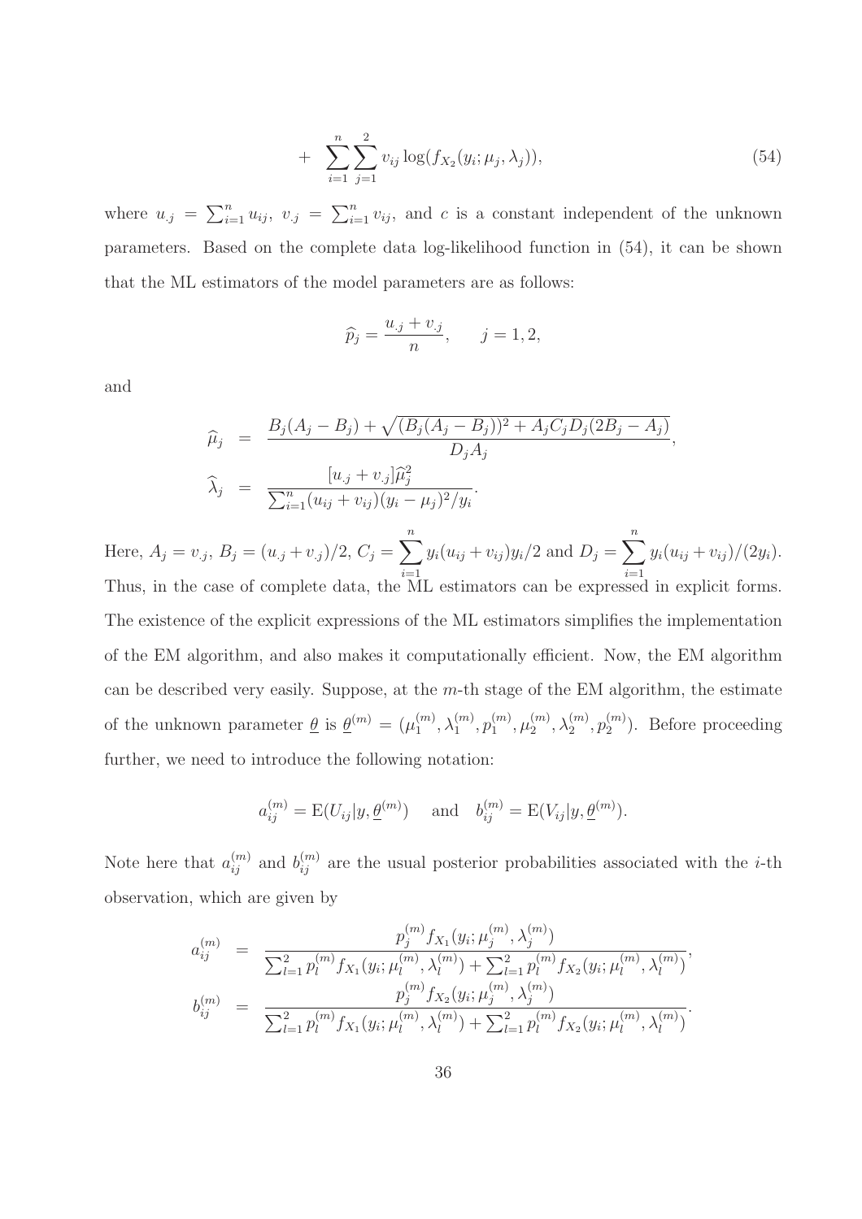$$+ \sum_{i=1}^{n}\sum_{j=1}^{2} v_{ij}\log(f_{X_2}(y_i;\mu_j,\lambda_j)), \tag{54}$$

where $u_{\cdot j} = \sum_{i=1}^{n} u_{ij}$, $v_{\cdot j} = \sum_{i=1}^{n} v_{ij}$, and $c$ is a constant independent of the unknown parameters. Based on the complete data log-likelihood function in (54), it can be shown that the ML estimators of the model parameters are as follows:

$$\widehat{p}_j = \frac{u_{\cdot j} + v_{\cdot j}}{n}, \qquad j = 1, 2,$$

and

$$\begin{aligned}
\widehat{\mu}_j &= \frac{B_j(A_j - B_j) + \sqrt{(B_j(A_j - B_j))^2 + A_j C_j D_j (2B_j - A_j)}}{D_j A_j}, \\
\widehat{\lambda}_j &= \frac{[u_{\cdot j} + v_{\cdot j}]\widehat{\mu}_j^2}{\sum_{i=1}^{n}(u_{ij} + v_{ij})(y_i - \mu_j)^2/y_i}.
\end{aligned}$$

Here, $A_j = v_{\cdot j}$, $B_j = (u_{\cdot j} + v_{\cdot j})/2$, $C_j = \displaystyle\sum_{i=1}^{n} y_i(u_{ij} + v_{ij})y_i/2$ and $D_j = \displaystyle\sum_{i=1}^{n} y_i(u_{ij} + v_{ij})/(2y_i)$. Thus, in the case of complete data, the ML estimators can be expressed in explicit forms. The existence of the explicit expressions of the ML estimators simplifies the implementation of the EM algorithm, and also makes it computationally efficient. Now, the EM algorithm can be described very easily. Suppose, at the $m$-th stage of the EM algorithm, the estimate of the unknown parameter $\underline{\theta}$ is $\underline{\theta}^{(m)} = (\mu_1^{(m)}, \lambda_1^{(m)}, p_1^{(m)}, \mu_2^{(m)}, \lambda_2^{(m)}, p_2^{(m)})$. Before proceeding further, we need to introduce the following notation:

$$a_{ij}^{(m)} = \mathrm{E}(U_{ij}|y, \underline{\theta}^{(m)}) \quad \text{and} \quad b_{ij}^{(m)} = \mathrm{E}(V_{ij}|y, \underline{\theta}^{(m)}).$$

Note here that $a_{ij}^{(m)}$ and $b_{ij}^{(m)}$ are the usual posterior probabilities associated with the $i$-th observation, which are given by

$$\begin{aligned}
a_{ij}^{(m)} &= \frac{p_j^{(m)} f_{X_1}(y_i; \mu_j^{(m)}, \lambda_j^{(m)})}{\sum_{l=1}^{2} p_l^{(m)} f_{X_1}(y_i; \mu_l^{(m)}, \lambda_l^{(m)}) + \sum_{l=1}^{2} p_l^{(m)} f_{X_2}(y_i; \mu_l^{(m)}, \lambda_l^{(m)})}, \\
b_{ij}^{(m)} &= \frac{p_j^{(m)} f_{X_2}(y_i; \mu_j^{(m)}, \lambda_j^{(m)})}{\sum_{l=1}^{2} p_l^{(m)} f_{X_1}(y_i; \mu_l^{(m)}, \lambda_l^{(m)}) + \sum_{l=1}^{2} p_l^{(m)} f_{X_2}(y_i; \mu_l^{(m)}, \lambda_l^{(m)})}.
\end{aligned}$$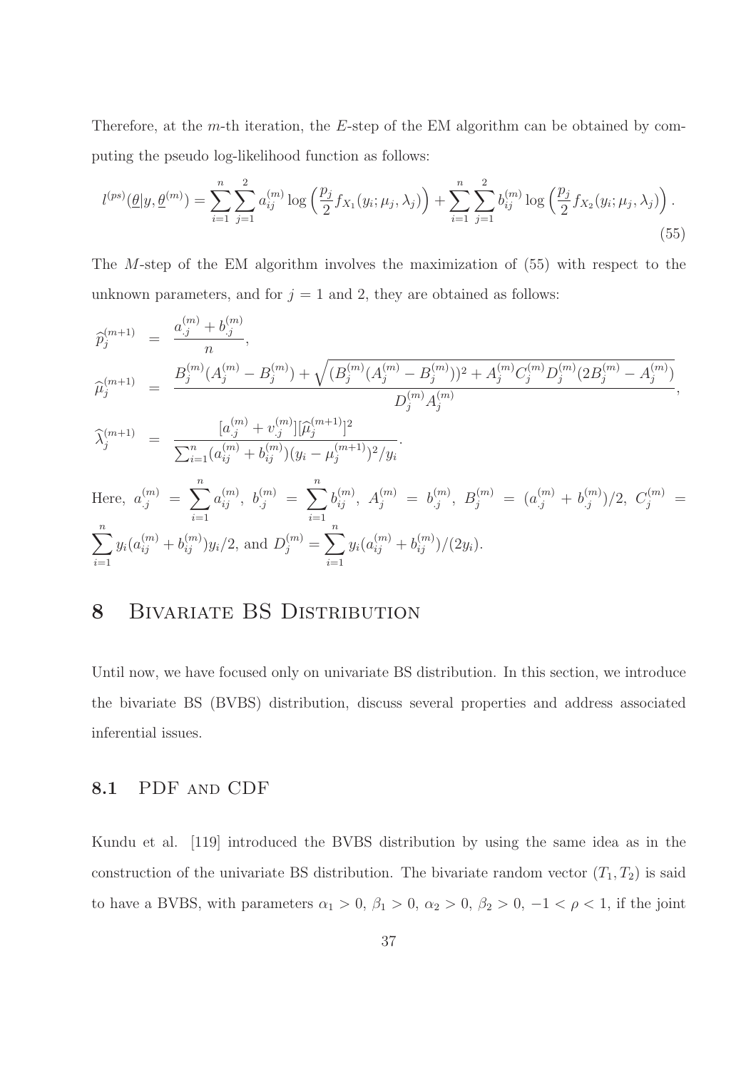Therefore, at the $m$-th iteration, the $E$-step of the EM algorithm can be obtained by computing the pseudo log-likelihood function as follows:

$$l^{(ps)}(\underline{\theta}|y, \underline{\theta}^{(m)}) = \sum_{i=1}^{n}\sum_{j=1}^{2} a_{ij}^{(m)} \log\left(\frac{p_j}{2} f_{X_1}(y_i; \mu_j, \lambda_j)\right) + \sum_{i=1}^{n}\sum_{j=1}^{2} b_{ij}^{(m)} \log\left(\frac{p_j}{2} f_{X_2}(y_i; \mu_j, \lambda_j)\right). \tag{55}$$

The $M$-step of the EM algorithm involves the maximization of (55) with respect to the unknown parameters, and for $j = 1$ and 2, they are obtained as follows:

$$\widehat{p}_j^{(m+1)} = \frac{a_{.j}^{(m)} + b_{.j}^{(m)}}{n},$$

$$\widehat{\mu}_j^{(m+1)} = \frac{B_j^{(m)}(A_j^{(m)} - B_j^{(m)}) + \sqrt{(B_j^{(m)}(A_j^{(m)} - B_j^{(m)}))^2 + A_j^{(m)} C_j^{(m)} D_j^{(m)} (2B_j^{(m)} - A_j^{(m)})}}{D_j^{(m)} A_j^{(m)}},$$

$$\widehat{\lambda}_j^{(m+1)} = \frac{[a_{.j}^{(m)} + v_{.j}^{(m)}][\widehat{\mu}_j^{(m+1)}]^2}{\sum_{i=1}^{n}(a_{ij}^{(m)} + b_{ij}^{(m)})(y_i - \mu_j^{(m+1)})^2/y_i}.$$

Here, $a_{.j}^{(m)} = \sum_{i=1}^{n} a_{ij}^{(m)}$, $b_{.j}^{(m)} = \sum_{i=1}^{n} b_{ij}^{(m)}$, $A_j^{(m)} = b_{.j}^{(m)}$, $B_j^{(m)} = (a_{.j}^{(m)} + b_{.j}^{(m)})/2$, $C_j^{(m)} = \sum_{i=1}^{n} y_i(a_{ij}^{(m)} + b_{ij}^{(m)})y_i/2$, and $D_j^{(m)} = \sum_{i=1}^{n} y_i(a_{ij}^{(m)} + b_{ij}^{(m)})/(2y_i)$.

# 8 Bivariate BS Distribution

Until now, we have focused only on univariate BS distribution. In this section, we introduce the bivariate BS (BVBS) distribution, discuss several properties and address associated inferential issues.

## 8.1 PDF and CDF

Kundu et al. [119] introduced the BVBS distribution by using the same idea as in the construction of the univariate BS distribution. The bivariate random vector $(T_1, T_2)$ is said to have a BVBS, with parameters $\alpha_1 > 0$, $\beta_1 > 0$, $\alpha_2 > 0$, $\beta_2 > 0$, $-1 < \rho < 1$, if the joint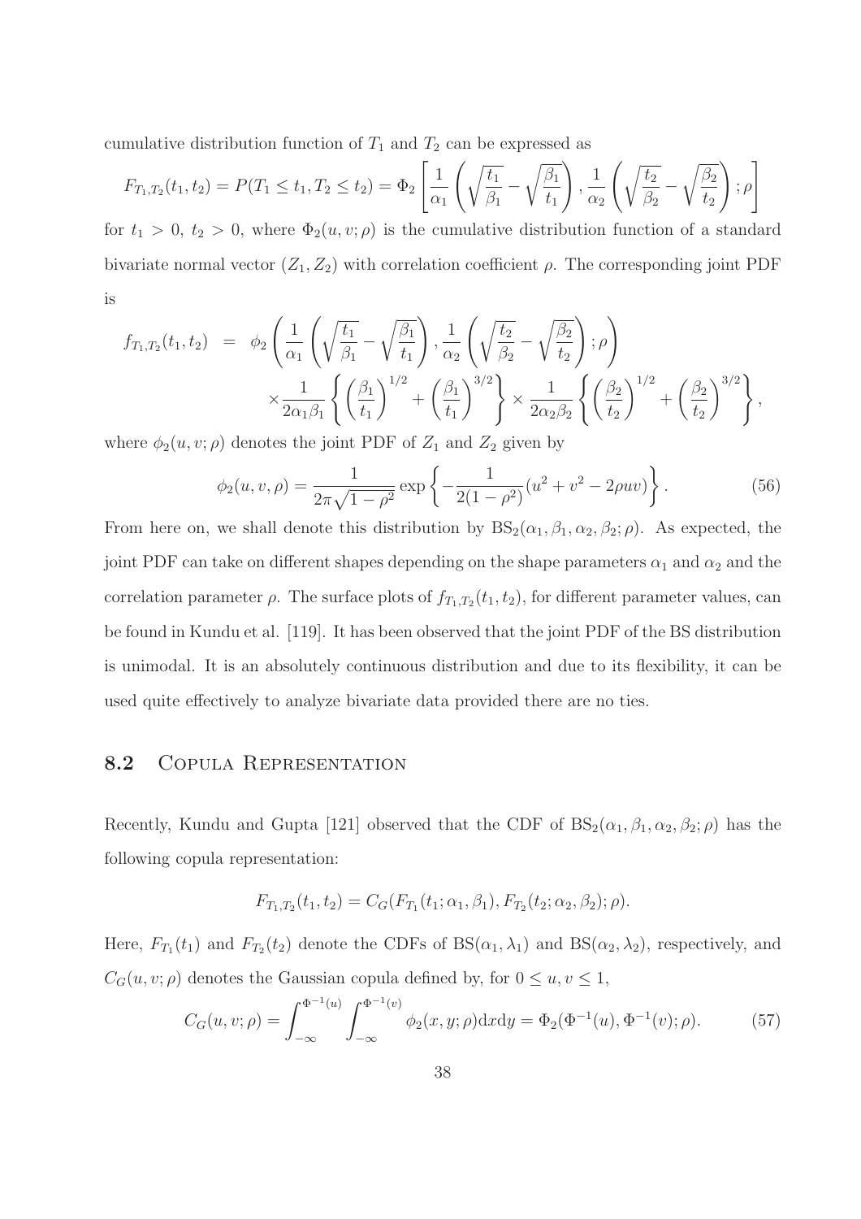cumulative distribution function of $T_1$ and $T_2$ can be expressed as

$$F_{T_1,T_2}(t_1,t_2) = P(T_1 \le t_1, T_2 \le t_2) = \Phi_2\left[\frac{1}{\alpha_1}\left(\sqrt{\frac{t_1}{\beta_1}} - \sqrt{\frac{\beta_1}{t_1}}\right), \frac{1}{\alpha_2}\left(\sqrt{\frac{t_2}{\beta_2}} - \sqrt{\frac{\beta_2}{t_2}}\right); \rho\right]$$

for $t_1 > 0$, $t_2 > 0$, where $\Phi_2(u, v; \rho)$ is the cumulative distribution function of a standard bivariate normal vector $(Z_1, Z_2)$ with correlation coefficient $\rho$. The corresponding joint PDF is

$$\begin{aligned} f_{T_1,T_2}(t_1,t_2) &= \phi_2\left(\frac{1}{\alpha_1}\left(\sqrt{\frac{t_1}{\beta_1}} - \sqrt{\frac{\beta_1}{t_1}}\right), \frac{1}{\alpha_2}\left(\sqrt{\frac{t_2}{\beta_2}} - \sqrt{\frac{\beta_2}{t_2}}\right); \rho\right) \\ &\quad \times \frac{1}{2\alpha_1\beta_1}\left\{\left(\frac{\beta_1}{t_1}\right)^{1/2} + \left(\frac{\beta_1}{t_1}\right)^{3/2}\right\} \times \frac{1}{2\alpha_2\beta_2}\left\{\left(\frac{\beta_2}{t_2}\right)^{1/2} + \left(\frac{\beta_2}{t_2}\right)^{3/2}\right\}, \end{aligned}$$

where $\phi_2(u, v; \rho)$ denotes the joint PDF of $Z_1$ and $Z_2$ given by

$$\phi_2(u, v, \rho) = \frac{1}{2\pi\sqrt{1-\rho^2}} \exp\left\{-\frac{1}{2(1-\rho^2)}(u^2 + v^2 - 2\rho uv)\right\}. \tag{56}$$

From here on, we shall denote this distribution by $\text{BS}_2(\alpha_1, \beta_1, \alpha_2, \beta_2; \rho)$. As expected, the joint PDF can take on different shapes depending on the shape parameters $\alpha_1$ and $\alpha_2$ and the correlation parameter $\rho$. The surface plots of $f_{T_1,T_2}(t_1, t_2)$, for different parameter values, can be found in Kundu et al. [119]. It has been observed that the joint PDF of the BS distribution is unimodal. It is an absolutely continuous distribution and due to its flexibility, it can be used quite effectively to analyze bivariate data provided there are no ties.

## 8.2 Copula Representation

Recently, Kundu and Gupta [121] observed that the CDF of $\text{BS}_2(\alpha_1, \beta_1, \alpha_2, \beta_2; \rho)$ has the following copula representation:

$$F_{T_1,T_2}(t_1,t_2) = C_G(F_{T_1}(t_1; \alpha_1, \beta_1), F_{T_2}(t_2; \alpha_2, \beta_2); \rho).$$

Here, $F_{T_1}(t_1)$ and $F_{T_2}(t_2)$ denote the CDFs of $\text{BS}(\alpha_1, \lambda_1)$ and $\text{BS}(\alpha_2, \lambda_2)$, respectively, and $C_G(u, v; \rho)$ denotes the Gaussian copula defined by, for $0 \le u, v \le 1$,

$$C_G(u, v; \rho) = \int_{-\infty}^{\Phi^{-1}(u)} \int_{-\infty}^{\Phi^{-1}(v)} \phi_2(x, y; \rho) \mathrm{d}x\mathrm{d}y = \Phi_2(\Phi^{-1}(u), \Phi^{-1}(v); \rho). \tag{57}$$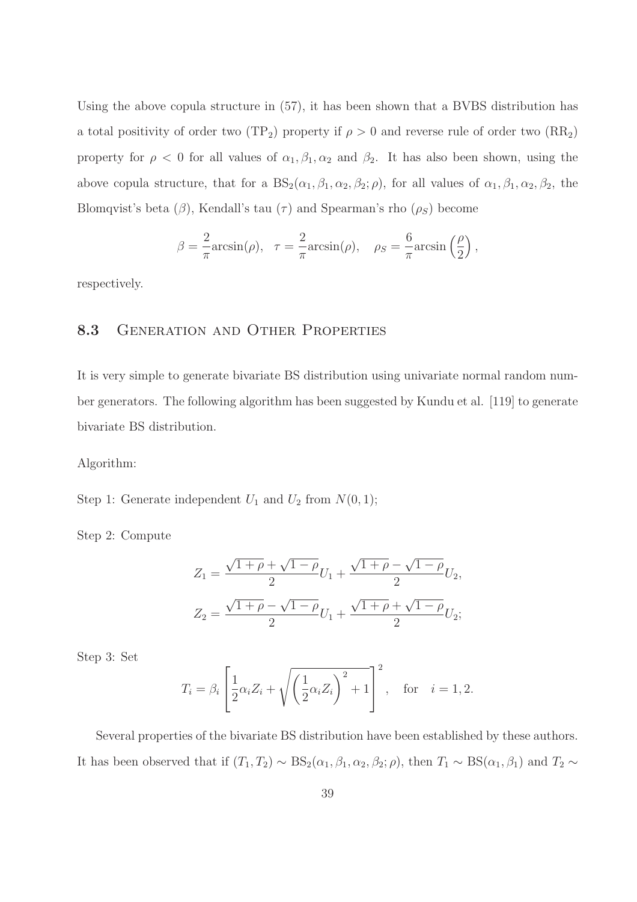Using the above copula structure in (57), it has been shown that a BVBS distribution has a total positivity of order two ($\text{TP}_2$) property if $\rho > 0$ and reverse rule of order two ($\text{RR}_2$) property for $\rho < 0$ for all values of $\alpha_1, \beta_1, \alpha_2$ and $\beta_2$. It has also been shown, using the above copula structure, that for a $\text{BS}_2(\alpha_1, \beta_1, \alpha_2, \beta_2; \rho)$, for all values of $\alpha_1, \beta_1, \alpha_2, \beta_2$, the Blomqvist's beta ($\beta$), Kendall's tau ($\tau$) and Spearman's rho ($\rho_S$) become

$$\beta = \frac{2}{\pi}\text{arcsin}(\rho), \quad \tau = \frac{2}{\pi}\text{arcsin}(\rho), \quad \rho_S = \frac{6}{\pi}\text{arcsin}\left(\frac{\rho}{2}\right),$$

respectively.

## 8.3 Generation and Other Properties

It is very simple to generate bivariate BS distribution using univariate normal random number generators. The following algorithm has been suggested by Kundu et al. [119] to generate bivariate BS distribution.

Algorithm:

Step 1: Generate independent $U_1$ and $U_2$ from $N(0, 1)$;

Step 2: Compute

$$Z_1 = \frac{\sqrt{1+\rho} + \sqrt{1-\rho}}{2} U_1 + \frac{\sqrt{1+\rho} - \sqrt{1-\rho}}{2} U_2,$$

$$Z_2 = \frac{\sqrt{1+\rho} - \sqrt{1-\rho}}{2} U_1 + \frac{\sqrt{1+\rho} + \sqrt{1-\rho}}{2} U_2;$$

Step 3: Set

$$T_i = \beta_i \left[ \frac{1}{2}\alpha_i Z_i + \sqrt{\left(\frac{1}{2}\alpha_i Z_i\right)^2 + 1} \right]^2, \quad \text{for} \quad i = 1, 2.$$

Several properties of the bivariate BS distribution have been established by these authors. It has been observed that if $(T_1, T_2) \sim \text{BS}_2(\alpha_1, \beta_1, \alpha_2, \beta_2; \rho)$, then $T_1 \sim \text{BS}(\alpha_1, \beta_1)$ and $T_2 \sim$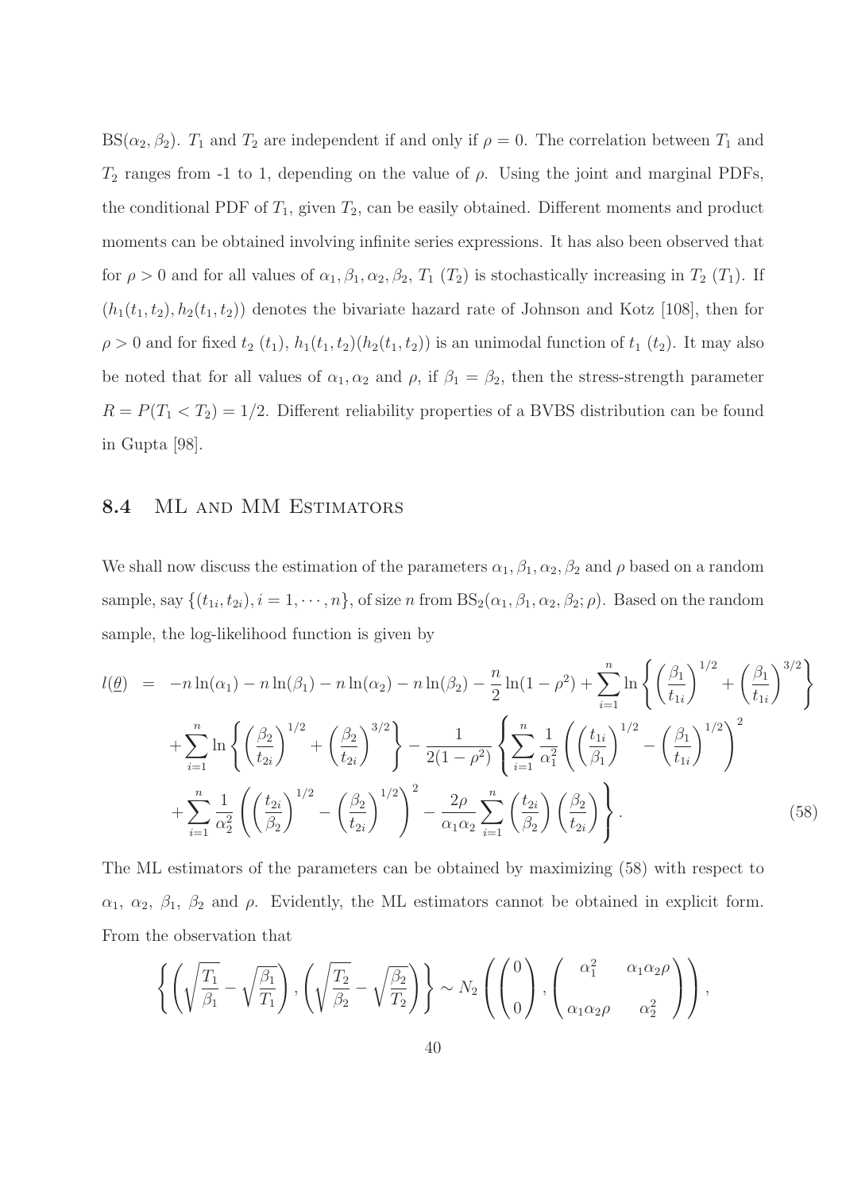$\text{BS}(\alpha_2, \beta_2)$. $T_1$ and $T_2$ are independent if and only if $\rho = 0$. The correlation between $T_1$ and $T_2$ ranges from -1 to 1, depending on the value of $\rho$. Using the joint and marginal PDFs, the conditional PDF of $T_1$, given $T_2$, can be easily obtained. Different moments and product moments can be obtained involving infinite series expressions. It has also been observed that for $\rho > 0$ and for all values of $\alpha_1, \beta_1, \alpha_2, \beta_2$, $T_1$ ($T_2$) is stochastically increasing in $T_2$ ($T_1$). If $(h_1(t_1, t_2), h_2(t_1, t_2))$ denotes the bivariate hazard rate of Johnson and Kotz [108], then for $\rho > 0$ and for fixed $t_2$ ($t_1$), $h_1(t_1, t_2)(h_2(t_1, t_2))$ is an unimodal function of $t_1$ ($t_2$). It may also be noted that for all values of $\alpha_1, \alpha_2$ and $\rho$, if $\beta_1 = \beta_2$, then the stress-strength parameter $R = P(T_1 < T_2) = 1/2$. Different reliability properties of a BVBS distribution can be found in Gupta [98].

## 8.4 ML and MM Estimators

We shall now discuss the estimation of the parameters $\alpha_1, \beta_1, \alpha_2, \beta_2$ and $\rho$ based on a random sample, say $\{(t_{1i}, t_{2i}), i = 1, \cdots, n\}$, of size $n$ from $\text{BS}_2(\alpha_1, \beta_1, \alpha_2, \beta_2; \rho)$. Based on the random sample, the log-likelihood function is given by

$$
\begin{aligned}
l(\underline{\theta}) &= -n\ln(\alpha_1) - n\ln(\beta_1) - n\ln(\alpha_2) - n\ln(\beta_2) - \frac{n}{2}\ln(1-\rho^2) + \sum_{i=1}^{n}\ln\left\{\left(\frac{\beta_1}{t_{1i}}\right)^{1/2} + \left(\frac{\beta_1}{t_{1i}}\right)^{3/2}\right\} \\
&\quad + \sum_{i=1}^{n}\ln\left\{\left(\frac{\beta_2}{t_{2i}}\right)^{1/2} + \left(\frac{\beta_2}{t_{2i}}\right)^{3/2}\right\} - \frac{1}{2(1-\rho^2)}\left\{\sum_{i=1}^{n}\frac{1}{\alpha_1^2}\left(\left(\frac{t_{1i}}{\beta_1}\right)^{1/2} - \left(\frac{\beta_1}{t_{1i}}\right)^{1/2}\right)^2\right. \\
&\quad \left. + \sum_{i=1}^{n}\frac{1}{\alpha_2^2}\left(\left(\frac{t_{2i}}{\beta_2}\right)^{1/2} - \left(\frac{\beta_2}{t_{2i}}\right)^{1/2}\right)^2 - \frac{2\rho}{\alpha_1\alpha_2}\sum_{i=1}^{n}\left(\frac{t_{2i}}{\beta_2}\right)\left(\frac{\beta_2}{t_{2i}}\right)\right\}. \qquad (58)
\end{aligned}
$$

The ML estimators of the parameters can be obtained by maximizing (58) with respect to $\alpha_1$, $\alpha_2$, $\beta_1$, $\beta_2$ and $\rho$. Evidently, the ML estimators cannot be obtained in explicit form. From the observation that

$$
\left\{\left(\sqrt{\frac{T_1}{\beta_1}} - \sqrt{\frac{\beta_1}{T_1}}\right), \left(\sqrt{\frac{T_2}{\beta_2}} - \sqrt{\frac{\beta_2}{T_2}}\right)\right\} \sim N_2\left(\begin{pmatrix} 0 \\ 0 \end{pmatrix}, \begin{pmatrix} \alpha_1^2 & \alpha_1\alpha_2\rho \\ \alpha_1\alpha_2\rho & \alpha_2^2 \end{pmatrix}\right),
$$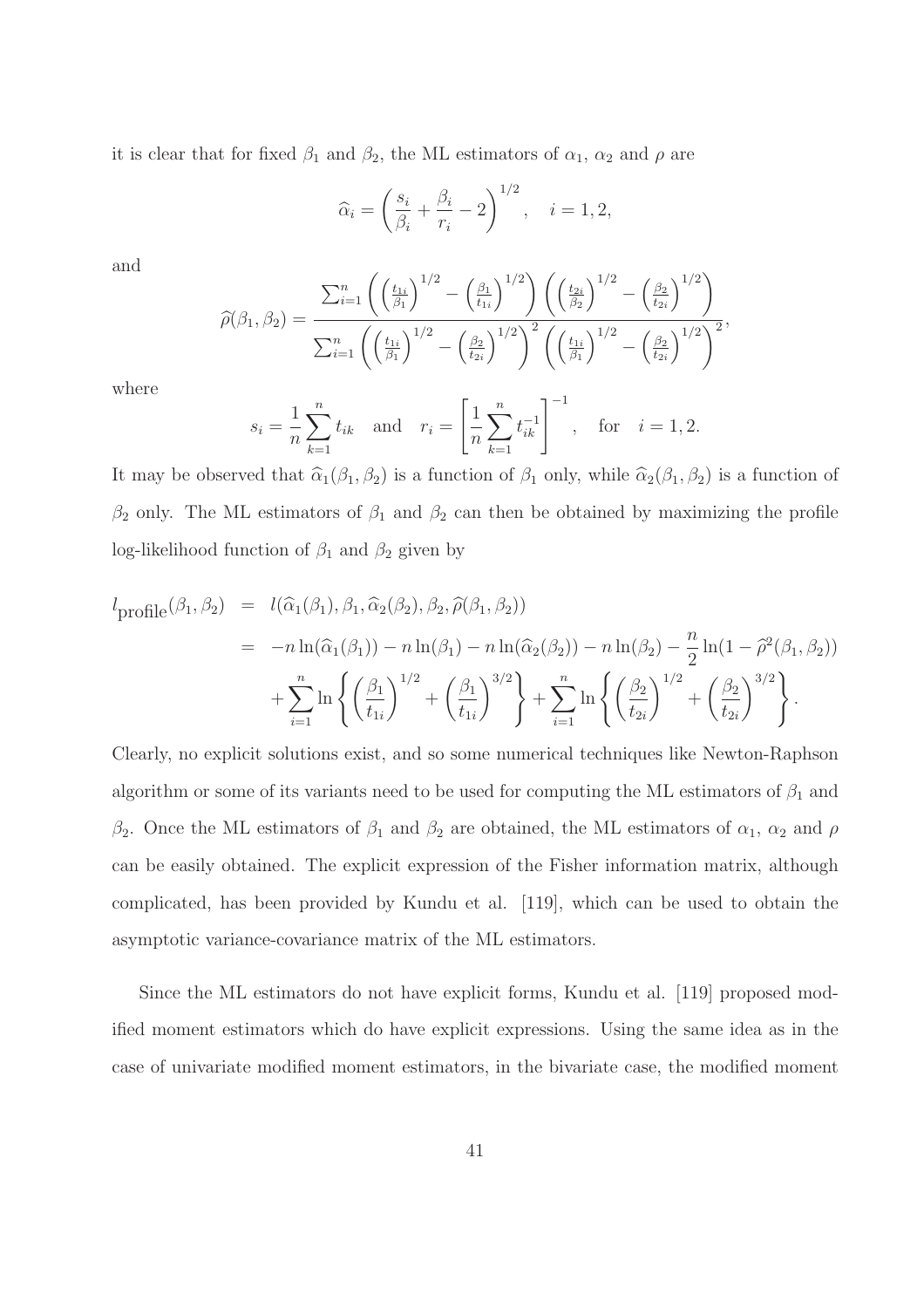it is clear that for fixed $\beta_1$ and $\beta_2$, the ML estimators of $\alpha_1$, $\alpha_2$ and $\rho$ are

$$\widehat{\alpha}_i = \left( \frac{s_i}{\beta_i} + \frac{\beta_i}{r_i} - 2 \right)^{1/2}, \quad i = 1, 2,$$

and

$$\widehat{\rho}(\beta_1, \beta_2) = \frac{\sum_{i=1}^n \left( \left(\frac{t_{1i}}{\beta_1}\right)^{1/2} - \left(\frac{\beta_1}{t_{1i}}\right)^{1/2} \right) \left( \left(\frac{t_{2i}}{\beta_2}\right)^{1/2} - \left(\frac{\beta_2}{t_{2i}}\right)^{1/2} \right)}{\sum_{i=1}^n \left( \left(\frac{t_{1i}}{\beta_1}\right)^{1/2} - \left(\frac{\beta_2}{t_{2i}}\right)^{1/2} \right)^2 \left( \left(\frac{t_{1i}}{\beta_1}\right)^{1/2} - \left(\frac{\beta_2}{t_{2i}}\right)^{1/2} \right)^2},$$

where

$$s_i = \frac{1}{n} \sum_{k=1}^n t_{ik} \quad \text{and} \quad r_i = \left[ \frac{1}{n} \sum_{k=1}^n t_{ik}^{-1} \right]^{-1}, \quad \text{for} \quad i = 1, 2.$$

It may be observed that $\widehat{\alpha}_1(\beta_1, \beta_2)$ is a function of $\beta_1$ only, while $\widehat{\alpha}_2(\beta_1, \beta_2)$ is a function of $\beta_2$ only. The ML estimators of $\beta_1$ and $\beta_2$ can then be obtained by maximizing the profile log-likelihood function of $\beta_1$ and $\beta_2$ given by

$$\begin{aligned}
l_{\text{profile}}(\beta_1, \beta_2) &= l(\widehat{\alpha}_1(\beta_1), \beta_1, \widehat{\alpha}_2(\beta_2), \beta_2, \widehat{\rho}(\beta_1, \beta_2)) \\
&= -n \ln(\widehat{\alpha}_1(\beta_1)) - n \ln(\beta_1) - n \ln(\widehat{\alpha}_2(\beta_2)) - n \ln(\beta_2) - \frac{n}{2} \ln(1 - \widehat{\rho}^2(\beta_1, \beta_2)) \\
&\quad + \sum_{i=1}^n \ln \left\{ \left(\frac{\beta_1}{t_{1i}}\right)^{1/2} + \left(\frac{\beta_1}{t_{1i}}\right)^{3/2} \right\} + \sum_{i=1}^n \ln \left\{ \left(\frac{\beta_2}{t_{2i}}\right)^{1/2} + \left(\frac{\beta_2}{t_{2i}}\right)^{3/2} \right\}.
\end{aligned}$$

Clearly, no explicit solutions exist, and so some numerical techniques like Newton-Raphson algorithm or some of its variants need to be used for computing the ML estimators of $\beta_1$ and $\beta_2$. Once the ML estimators of $\beta_1$ and $\beta_2$ are obtained, the ML estimators of $\alpha_1$, $\alpha_2$ and $\rho$ can be easily obtained. The explicit expression of the Fisher information matrix, although complicated, has been provided by Kundu et al. [119], which can be used to obtain the asymptotic variance-covariance matrix of the ML estimators.

Since the ML estimators do not have explicit forms, Kundu et al. [119] proposed modified moment estimators which do have explicit expressions. Using the same idea as in the case of univariate modified moment estimators, in the bivariate case, the modified moment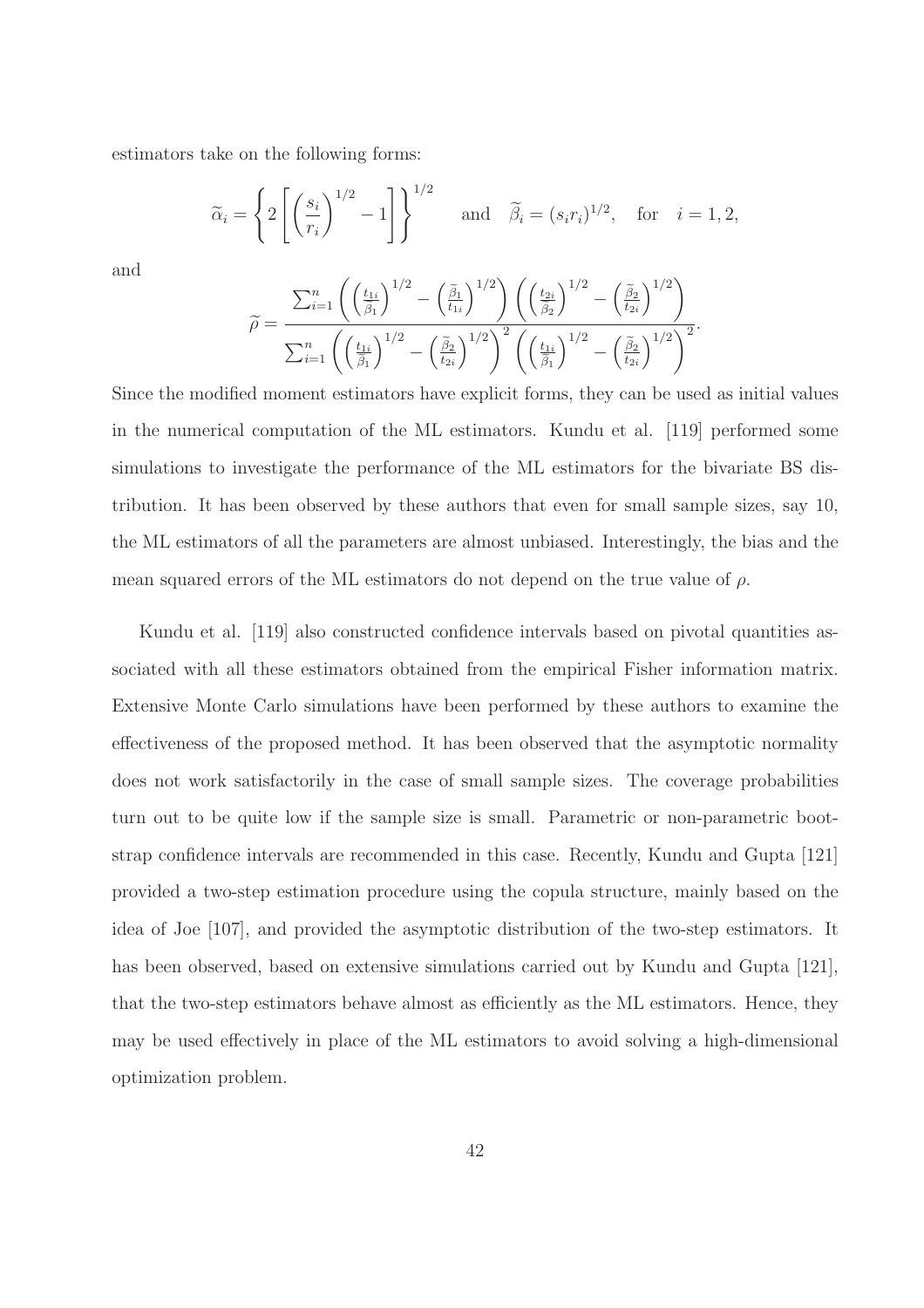estimators take on the following forms:

$$\widetilde{\alpha}_i = \left\{ 2\left[ \left( \frac{s_i}{r_i} \right)^{1/2} - 1 \right] \right\}^{1/2} \quad \text{and} \quad \widetilde{\beta}_i = (s_i r_i)^{1/2}, \quad \text{for} \quad i = 1, 2,$$

and

$$\widetilde{\rho} = \frac{\sum_{i=1}^{n} \left( \left( \frac{t_{1i}}{\widetilde{\beta}_1} \right)^{1/2} - \left( \frac{\widetilde{\beta}_1}{t_{1i}} \right)^{1/2} \right) \left( \left( \frac{t_{2i}}{\widetilde{\beta}_2} \right)^{1/2} - \left( \frac{\widetilde{\beta}_2}{t_{2i}} \right)^{1/2} \right)}{\sum_{i=1}^{n} \left( \left( \frac{t_{1i}}{\widetilde{\beta}_1} \right)^{1/2} - \left( \frac{\widetilde{\beta}_2}{t_{2i}} \right)^{1/2} \right)^2 \left( \left( \frac{t_{1i}}{\widetilde{\beta}_1} \right)^{1/2} - \left( \frac{\widetilde{\beta}_2}{t_{2i}} \right)^{1/2} \right)^2}.$$

Since the modified moment estimators have explicit forms, they can be used as initial values in the numerical computation of the ML estimators. Kundu et al. [119] performed some simulations to investigate the performance of the ML estimators for the bivariate BS distribution. It has been observed by these authors that even for small sample sizes, say 10, the ML estimators of all the parameters are almost unbiased. Interestingly, the bias and the mean squared errors of the ML estimators do not depend on the true value of $\rho$.

Kundu et al. [119] also constructed confidence intervals based on pivotal quantities associated with all these estimators obtained from the empirical Fisher information matrix. Extensive Monte Carlo simulations have been performed by these authors to examine the effectiveness of the proposed method. It has been observed that the asymptotic normality does not work satisfactorily in the case of small sample sizes. The coverage probabilities turn out to be quite low if the sample size is small. Parametric or non-parametric bootstrap confidence intervals are recommended in this case. Recently, Kundu and Gupta [121] provided a two-step estimation procedure using the copula structure, mainly based on the idea of Joe [107], and provided the asymptotic distribution of the two-step estimators. It has been observed, based on extensive simulations carried out by Kundu and Gupta [121], that the two-step estimators behave almost as efficiently as the ML estimators. Hence, they may be used effectively in place of the ML estimators to avoid solving a high-dimensional optimization problem.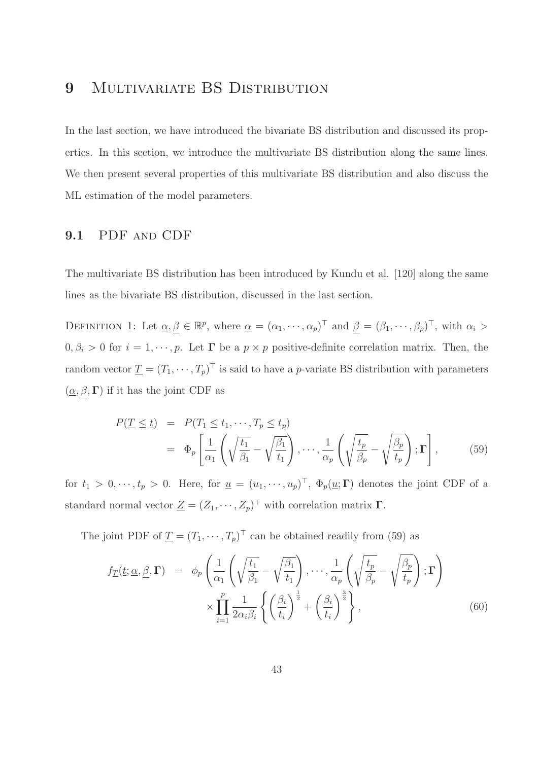# 9 Multivariate BS Distribution

In the last section, we have introduced the bivariate BS distribution and discussed its properties. In this section, we introduce the multivariate BS distribution along the same lines. We then present several properties of this multivariate BS distribution and also discuss the ML estimation of the model parameters.

## 9.1 PDF and CDF

The multivariate BS distribution has been introduced by Kundu et al. [120] along the same lines as the bivariate BS distribution, discussed in the last section.

Definition 1: Let $\underline{\alpha}, \underline{\beta} \in \mathbb{R}^p$, where $\underline{\alpha} = (\alpha_1, \cdots, \alpha_p)^\top$ and $\underline{\beta} = (\beta_1, \cdots, \beta_p)^\top$, with $\alpha_i > 0, \beta_i > 0$ for $i = 1, \cdots, p$. Let $\mathbf{\Gamma}$ be a $p \times p$ positive-definite correlation matrix. Then, the random vector $\underline{T} = (T_1, \cdots, T_p)^\top$ is said to have a $p$-variate BS distribution with parameters $(\underline{\alpha}, \underline{\beta}, \mathbf{\Gamma})$ if it has the joint CDF as

$$
\begin{aligned}
P(\underline{T} \leq \underline{t}) &= P(T_1 \leq t_1, \cdots, T_p \leq t_p) \\
&= \Phi_p \left[ \frac{1}{\alpha_1} \left( \sqrt{\frac{t_1}{\beta_1}} - \sqrt{\frac{\beta_1}{t_1}} \right), \cdots, \frac{1}{\alpha_p} \left( \sqrt{\frac{t_p}{\beta_p}} - \sqrt{\frac{\beta_p}{t_p}} \right); \mathbf{\Gamma} \right], \qquad (59)
\end{aligned}
$$

for $t_1 > 0, \cdots, t_p > 0$. Here, for $\underline{u} = (u_1, \cdots, u_p)^\top$, $\Phi_p(\underline{u}; \mathbf{\Gamma})$ denotes the joint CDF of a standard normal vector $\underline{Z} = (Z_1, \cdots, Z_p)^\top$ with correlation matrix $\mathbf{\Gamma}$.

The joint PDF of $\underline{T} = (T_1, \cdots, T_p)^\top$ can be obtained readily from (59) as

$$
\begin{aligned}
f_{\underline{T}}(\underline{t}; \underline{\alpha}, \underline{\beta}, \mathbf{\Gamma}) &= \phi_p \left( \frac{1}{\alpha_1} \left( \sqrt{\frac{t_1}{\beta_1}} - \sqrt{\frac{\beta_1}{t_1}} \right), \cdots, \frac{1}{\alpha_p} \left( \sqrt{\frac{t_p}{\beta_p}} - \sqrt{\frac{\beta_p}{t_p}} \right); \mathbf{\Gamma} \right) \\
&\quad \times \prod_{i=1}^{p} \frac{1}{2\alpha_i \beta_i} \left\{ \left( \frac{\beta_i}{t_i} \right)^{\frac{1}{2}} + \left( \frac{\beta_i}{t_i} \right)^{\frac{3}{2}} \right\}, \qquad (60)
\end{aligned}
$$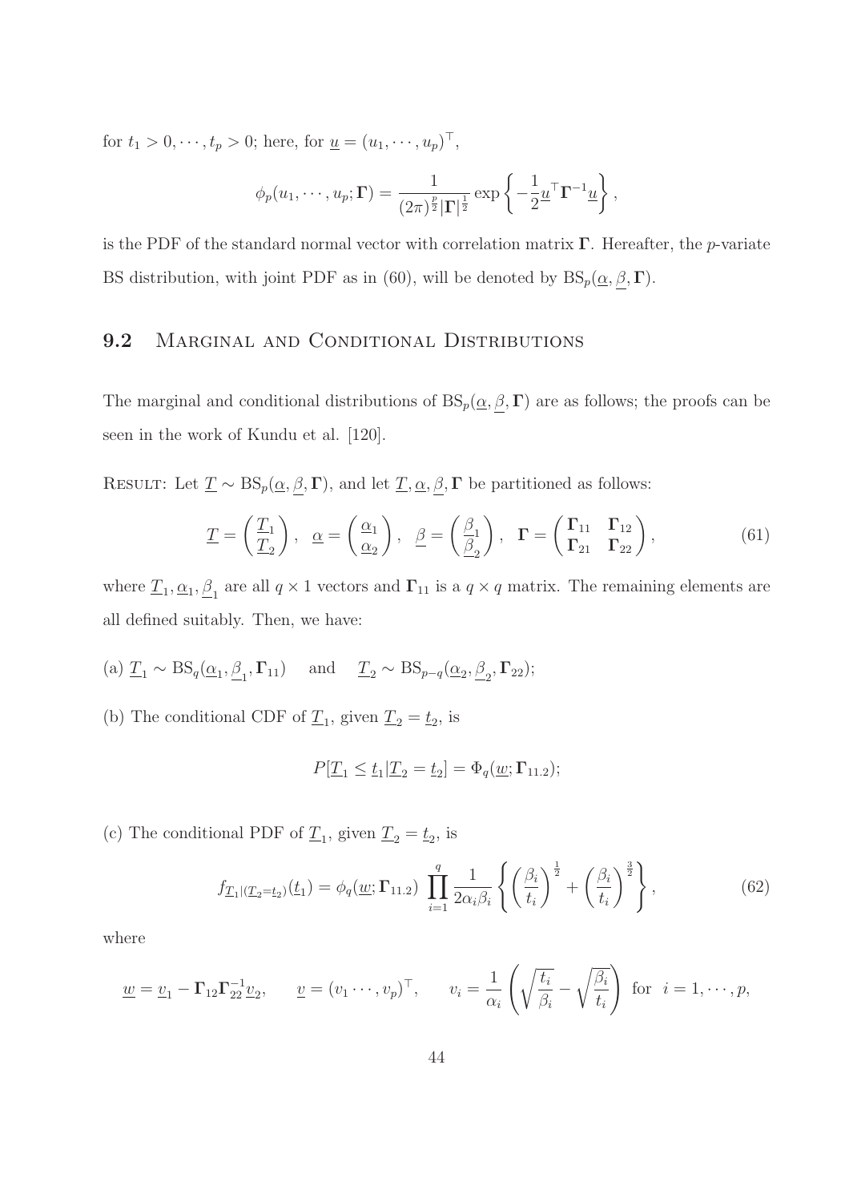for $t_1 > 0, \cdots, t_p > 0$; here, for $\underline{u} = (u_1, \cdots, u_p)^\top$,

$$\phi_p(u_1, \cdots, u_p; \mathbf{\Gamma}) = \frac{1}{(2\pi)^{\frac{p}{2}} |\mathbf{\Gamma}|^{\frac{1}{2}}} \exp\left\{ -\frac{1}{2} \underline{u}^\top \mathbf{\Gamma}^{-1} \underline{u} \right\},$$

is the PDF of the standard normal vector with correlation matrix $\mathbf{\Gamma}$. Hereafter, the $p$-variate BS distribution, with joint PDF as in (60), will be denoted by $\mathrm{BS}_p(\underline{\alpha}, \underline{\beta}, \mathbf{\Gamma})$.

## 9.2 Marginal and Conditional Distributions

The marginal and conditional distributions of $\mathrm{BS}_p(\underline{\alpha}, \underline{\beta}, \mathbf{\Gamma})$ are as follows; the proofs can be seen in the work of Kundu et al. [120].

Result: Let $\underline{T} \sim \mathrm{BS}_p(\underline{\alpha}, \underline{\beta}, \mathbf{\Gamma})$, and let $\underline{T}, \underline{\alpha}, \underline{\beta}, \mathbf{\Gamma}$ be partitioned as follows:

$$\underline{T} = \begin{pmatrix} \underline{T}_1 \\ \underline{T}_2 \end{pmatrix}, \quad \underline{\alpha} = \begin{pmatrix} \underline{\alpha}_1 \\ \underline{\alpha}_2 \end{pmatrix}, \quad \underline{\beta} = \begin{pmatrix} \underline{\beta}_1 \\ \underline{\beta}_2 \end{pmatrix}, \quad \mathbf{\Gamma} = \begin{pmatrix} \mathbf{\Gamma}_{11} & \mathbf{\Gamma}_{12} \\ \mathbf{\Gamma}_{21} & \mathbf{\Gamma}_{22} \end{pmatrix}, \tag{61}$$

where $\underline{T}_1, \underline{\alpha}_1, \underline{\beta}_1$ are all $q \times 1$ vectors and $\mathbf{\Gamma}_{11}$ is a $q \times q$ matrix. The remaining elements are all defined suitably. Then, we have:

(a) $\underline{T}_1 \sim \mathrm{BS}_q(\underline{\alpha}_1, \underline{\beta}_1, \mathbf{\Gamma}_{11})$ and $\underline{T}_2 \sim \mathrm{BS}_{p-q}(\underline{\alpha}_2, \underline{\beta}_2, \mathbf{\Gamma}_{22})$;

(b) The conditional CDF of $\underline{T}_1$, given $\underline{T}_2 = \underline{t}_2$, is

$$P[\underline{T}_1 \leq \underline{t}_1 | \underline{T}_2 = \underline{t}_2] = \Phi_q(\underline{w}; \mathbf{\Gamma}_{11.2});$$

(c) The conditional PDF of $\underline{T}_1$, given $\underline{T}_2 = \underline{t}_2$, is

$$f_{\underline{T}_1|(\underline{T}_2 = \underline{t}_2)}(\underline{t}_1) = \phi_q(\underline{w}; \mathbf{\Gamma}_{11.2}) \prod_{i=1}^{q} \frac{1}{2\alpha_i \beta_i} \left\{ \left(\frac{\beta_i}{t_i}\right)^{\frac{1}{2}} + \left(\frac{\beta_i}{t_i}\right)^{\frac{3}{2}} \right\}, \tag{62}$$

where

$$\underline{w} = \underline{v}_1 - \mathbf{\Gamma}_{12} \mathbf{\Gamma}_{22}^{-1} \underline{v}_2, \qquad \underline{v} = (v_1 \cdots, v_p)^\top, \qquad v_i = \frac{1}{\alpha_i} \left( \sqrt{\frac{t_i}{\beta_i}} - \sqrt{\frac{\beta_i}{t_i}} \right) \text{ for } \; i = 1, \cdots, p,$$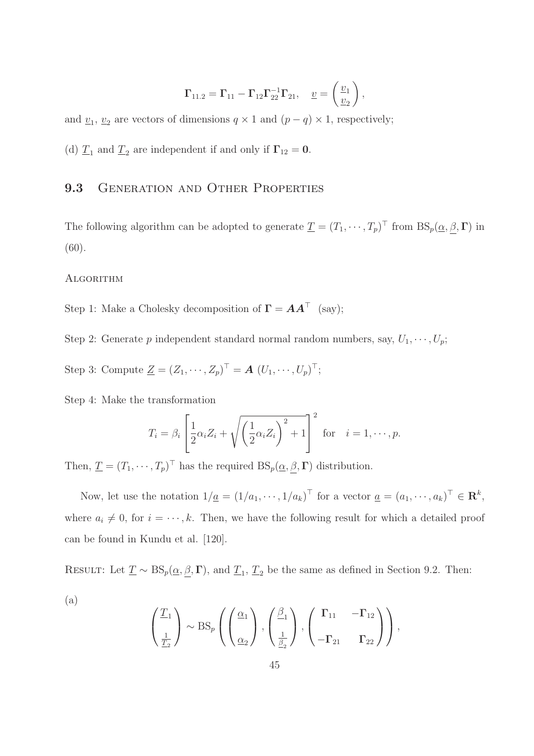$$\mathbf{\Gamma}_{11.2} = \mathbf{\Gamma}_{11} - \mathbf{\Gamma}_{12}\mathbf{\Gamma}_{22}^{-1}\mathbf{\Gamma}_{21}, \quad \underline{v} = \begin{pmatrix} \underline{v}_1 \\ \underline{v}_2 \end{pmatrix},$$

and $\underline{v}_1$, $\underline{v}_2$ are vectors of dimensions $q \times 1$ and $(p-q) \times 1$, respectively;

(d) $\underline{T}_1$ and $\underline{T}_2$ are independent if and only if $\mathbf{\Gamma}_{12} = \mathbf{0}$.

## 9.3 Generation and Other Properties

The following algorithm can be adopted to generate $\underline{T} = (T_1, \cdots, T_p)^\top$ from $\mathrm{BS}_p(\underline{\alpha}, \underline{\beta}, \mathbf{\Gamma})$ in (60).

ALGORITHM

Step 1: Make a Cholesky decomposition of $\mathbf{\Gamma} = \boldsymbol{A}\boldsymbol{A}^\top$ (say);

Step 2: Generate $p$ independent standard normal random numbers, say, $U_1, \cdots, U_p$;

Step 3: Compute $\underline{Z} = (Z_1, \cdots, Z_p)^\top = \boldsymbol{A}\ (U_1, \cdots, U_p)^\top$;

Step 4: Make the transformation

$$T_i = \beta_i \left[ \frac{1}{2}\alpha_i Z_i + \sqrt{\left(\frac{1}{2}\alpha_i Z_i\right)^2 + 1} \right]^2 \quad \text{for} \quad i = 1, \cdots, p.$$

Then, $\underline{T} = (T_1, \cdots, T_p)^\top$ has the required $\mathrm{BS}_p(\underline{\alpha}, \underline{\beta}, \mathbf{\Gamma})$ distribution.

Now, let use the notation $1/\underline{a} = (1/a_1, \cdots, 1/a_k)^\top$ for a vector $\underline{a} = (a_1, \cdots, a_k)^\top \in \mathbf{R}^k$, where $a_i \neq 0$, for $i = \cdots, k$. Then, we have the following result for which a detailed proof can be found in Kundu et al. [120].

RESULT: Let $\underline{T} \sim \mathrm{BS}_p(\underline{\alpha}, \underline{\beta}, \mathbf{\Gamma})$, and $\underline{T}_1$, $\underline{T}_2$ be the same as defined in Section 9.2. Then:

(a)

$$\begin{pmatrix} \underline{T}_1 \\ \frac{1}{\underline{T}_2} \end{pmatrix} \sim \mathrm{BS}_p \left( \begin{pmatrix} \underline{\alpha}_1 \\ \underline{\alpha}_2 \end{pmatrix}, \begin{pmatrix} \underline{\beta}_1 \\ \frac{1}{\underline{\beta}_2} \end{pmatrix}, \begin{pmatrix} \mathbf{\Gamma}_{11} & -\mathbf{\Gamma}_{12} \\ -\mathbf{\Gamma}_{21} & \mathbf{\Gamma}_{22} \end{pmatrix} \right),$$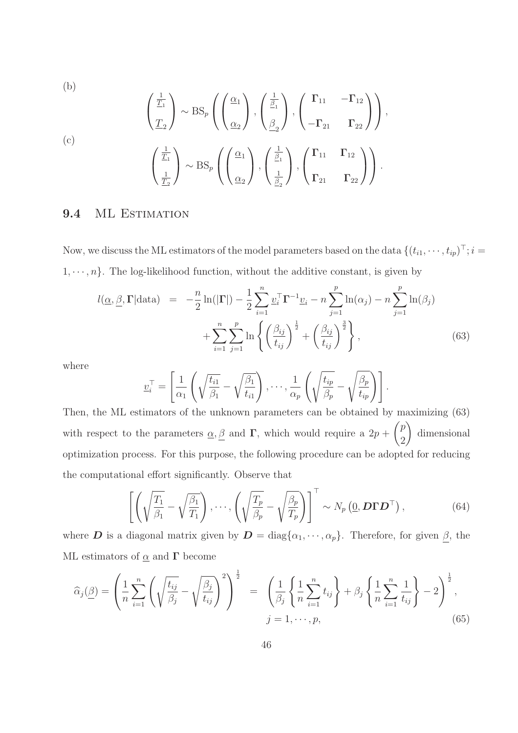(b)

$$\begin{pmatrix} \frac{1}{\underline{T}_1} \\ \\ \underline{T}_2 \end{pmatrix} \sim \mathrm{BS}_p \left( \begin{pmatrix} \underline{\alpha}_1 \\ \\ \underline{\alpha}_2 \end{pmatrix}, \begin{pmatrix} \frac{1}{\underline{\beta}_1} \\ \\ \underline{\beta}_2 \end{pmatrix}, \begin{pmatrix} \mathbf{\Gamma}_{11} & -\mathbf{\Gamma}_{12} \\ \\ -\mathbf{\Gamma}_{21} & \mathbf{\Gamma}_{22} \end{pmatrix} \right),$$

(c)

$$\begin{pmatrix} \frac{1}{\underline{T}_1} \\ \\ \frac{1}{\underline{T}_2} \end{pmatrix} \sim \mathrm{BS}_p \left( \begin{pmatrix} \underline{\alpha}_1 \\ \\ \underline{\alpha}_2 \end{pmatrix}, \begin{pmatrix} \frac{1}{\underline{\beta}_1} \\ \\ \frac{1}{\underline{\beta}_2} \end{pmatrix}, \begin{pmatrix} \mathbf{\Gamma}_{11} & \mathbf{\Gamma}_{12} \\ \\ \mathbf{\Gamma}_{21} & \mathbf{\Gamma}_{22} \end{pmatrix} \right).$$

## 9.4 ML Estimation

Now, we discuss the ML estimators of the model parameters based on the data $\{(t_{i1}, \cdots, t_{ip})^\top; i = 1, \cdots, n\}$. The log-likelihood function, without the additive constant, is given by

$$\begin{aligned} l(\underline{\alpha}, \underline{\beta}, \mathbf{\Gamma}|\text{data}) &= -\frac{n}{2}\ln(|\mathbf{\Gamma}|) - \frac{1}{2}\sum_{i=1}^{n} \underline{v}_i^\top \mathbf{\Gamma}^{-1} \underline{v}_i - n\sum_{j=1}^{p} \ln(\alpha_j) - n\sum_{j=1}^{p}\ln(\beta_j) \\ &\quad + \sum_{i=1}^{n}\sum_{j=1}^{p} \ln\left\{ \left(\frac{\beta_{ij}}{t_{ij}}\right)^{\frac{1}{2}} + \left(\frac{\beta_{ij}}{t_{ij}}\right)^{\frac{3}{2}} \right\}, \end{aligned} \tag{63}$$

where

$$\underline{v}_i^\top = \left[ \frac{1}{\alpha_1}\left(\sqrt{\frac{t_{i1}}{\beta_1}} - \sqrt{\frac{\beta_1}{t_{i1}}}\right), \cdots, \frac{1}{\alpha_p}\left(\sqrt{\frac{t_{ip}}{\beta_p}} - \sqrt{\frac{\beta_p}{t_{ip}}}\right) \right].$$

Then, the ML estimators of the unknown parameters can be obtained by maximizing (63) with respect to the parameters $\underline{\alpha}, \underline{\beta}$ and $\mathbf{\Gamma}$, which would require a $2p + \binom{p}{2}$ dimensional optimization process. For this purpose, the following procedure can be adopted for reducing the computational effort significantly. Observe that

$$\left[ \left(\sqrt{\frac{T_1}{\beta_1}} - \sqrt{\frac{\beta_1}{T_1}}\right), \cdots, \left(\sqrt{\frac{T_p}{\beta_p}} - \sqrt{\frac{\beta_p}{T_p}}\right) \right]^\top \sim N_p\left(\underline{0}, \boldsymbol{D}\mathbf{\Gamma}\boldsymbol{D}^\top\right), \tag{64}$$

where $\boldsymbol{D}$ is a diagonal matrix given by $\boldsymbol{D} = \mathrm{diag}\{\alpha_1, \cdots, \alpha_p\}$. Therefore, for given $\underline{\beta}$, the ML estimators of $\underline{\alpha}$ and $\mathbf{\Gamma}$ become

$$\widehat{\alpha}_j(\underline{\beta}) = \left( \frac{1}{n}\sum_{i=1}^{n}\left(\sqrt{\frac{t_{ij}}{\beta_j}} - \sqrt{\frac{\beta_j}{t_{ij}}}\right)^2 \right)^{\frac{1}{2}} = \left( \frac{1}{\beta_j}\left\{\frac{1}{n}\sum_{i=1}^{n} t_{ij}\right\} + \beta_j\left\{\frac{1}{n}\sum_{i=1}^{n}\frac{1}{t_{ij}}\right\} - 2 \right)^{\frac{1}{2}},$$
$$j = 1, \cdots, p, \tag{65}$$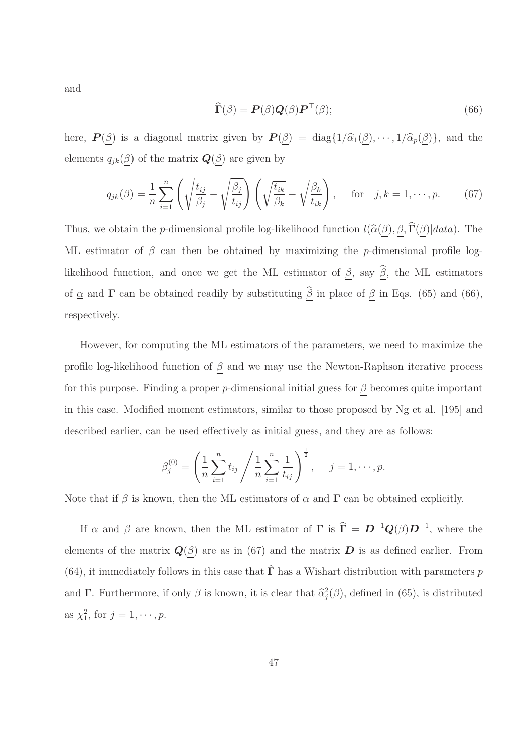and

$$\widehat{\mathbf{\Gamma}}(\underline{\beta}) = \boldsymbol{P}(\underline{\beta})\boldsymbol{Q}(\underline{\beta})\boldsymbol{P}^{\top}(\underline{\beta}); \tag{66}$$

here, $\boldsymbol{P}(\underline{\beta})$ is a diagonal matrix given by $\boldsymbol{P}(\underline{\beta}) = \text{diag}\{1/\widehat{\alpha}_1(\underline{\beta}), \cdots, 1/\widehat{\alpha}_p(\underline{\beta})\}$, and the elements $q_{jk}(\underline{\beta})$ of the matrix $\boldsymbol{Q}(\underline{\beta})$ are given by

$$q_{jk}(\underline{\beta}) = \frac{1}{n}\sum_{i=1}^{n}\left(\sqrt{\frac{t_{ij}}{\beta_j}} - \sqrt{\frac{\beta_j}{t_{ij}}}\right)\left(\sqrt{\frac{t_{ik}}{\beta_k}} - \sqrt{\frac{\beta_k}{t_{ik}}}\right), \quad \text{for} \quad j,k = 1,\cdots,p. \tag{67}$$

Thus, we obtain the $p$-dimensional profile log-likelihood function $l(\widehat{\underline{\alpha}}(\underline{\beta}), \underline{\beta}, \widehat{\mathbf{\Gamma}}(\underline{\beta})|data)$. The ML estimator of $\underline{\beta}$ can then be obtained by maximizing the $p$-dimensional profile log-likelihood function, and once we get the ML estimator of $\underline{\beta}$, say $\widehat{\underline{\beta}}$, the ML estimators of $\underline{\alpha}$ and $\mathbf{\Gamma}$ can be obtained readily by substituting $\widehat{\underline{\beta}}$ in place of $\underline{\beta}$ in Eqs. (65) and (66), respectively.

However, for computing the ML estimators of the parameters, we need to maximize the profile log-likelihood function of $\underline{\beta}$ and we may use the Newton-Raphson iterative process for this purpose. Finding a proper $p$-dimensional initial guess for $\underline{\beta}$ becomes quite important in this case. Modified moment estimators, similar to those proposed by Ng et al. [195] and described earlier, can be used effectively as initial guess, and they are as follows:

$$\beta_j^{(0)} = \left(\frac{1}{n}\sum_{i=1}^{n} t_{ij} \Bigg/ \frac{1}{n}\sum_{i=1}^{n}\frac{1}{t_{ij}}\right)^{\frac{1}{2}}, \quad j = 1,\cdots,p.$$

Note that if $\underline{\beta}$ is known, then the ML estimators of $\underline{\alpha}$ and $\mathbf{\Gamma}$ can be obtained explicitly.

If $\underline{\alpha}$ and $\underline{\beta}$ are known, then the ML estimator of $\mathbf{\Gamma}$ is $\widehat{\mathbf{\Gamma}} = \boldsymbol{D}^{-1}\boldsymbol{Q}(\underline{\beta})\boldsymbol{D}^{-1}$, where the elements of the matrix $\boldsymbol{Q}(\underline{\beta})$ are as in (67) and the matrix $\boldsymbol{D}$ is as defined earlier. From (64), it immediately follows in this case that $\hat{\mathbf{\Gamma}}$ has a Wishart distribution with parameters $p$ and $\mathbf{\Gamma}$. Furthermore, if only $\underline{\beta}$ is known, it is clear that $\widehat{\alpha}_j^2(\underline{\beta})$, defined in (65), is distributed as $\chi_1^2$, for $j = 1,\cdots,p$.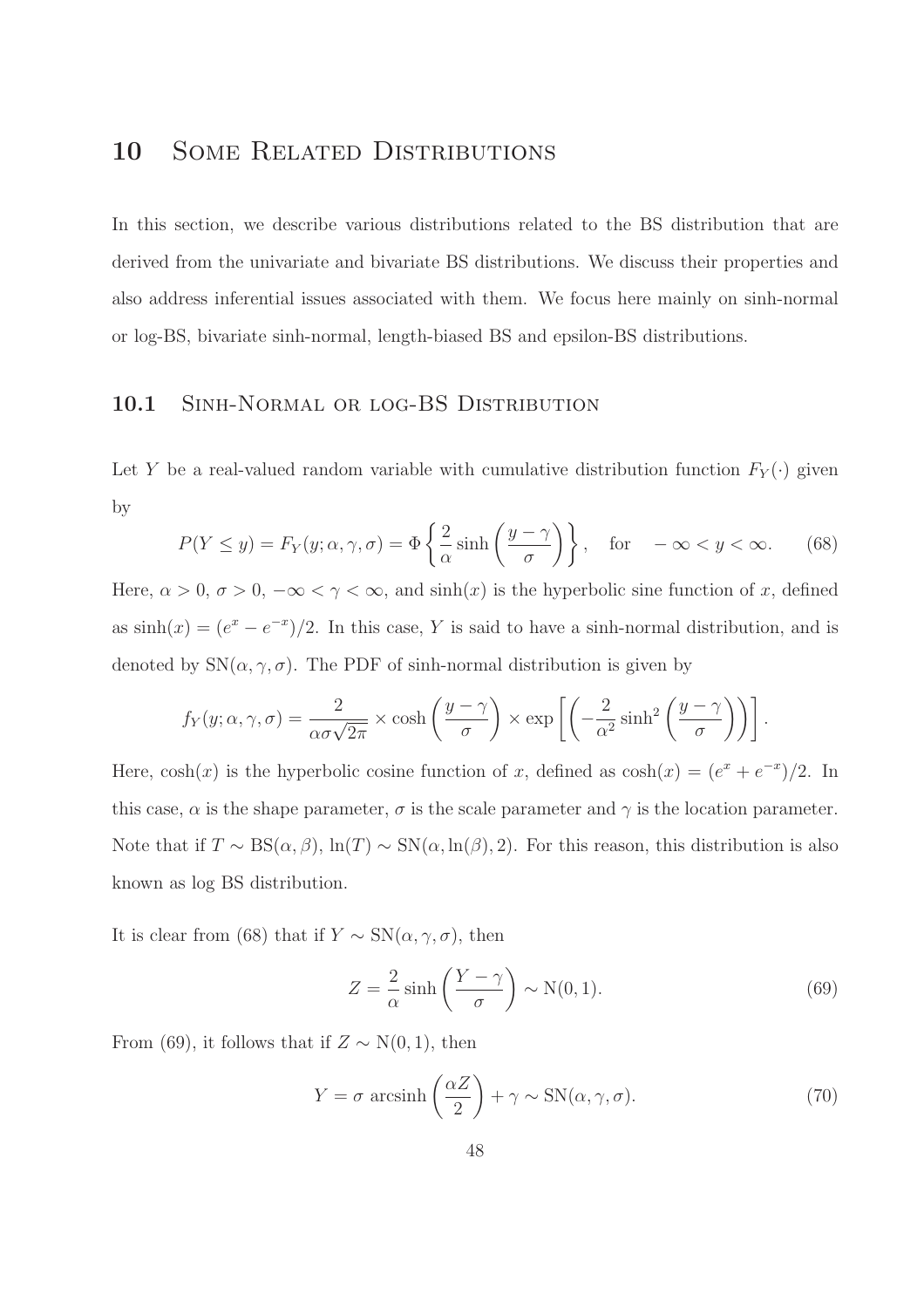# 10 Some Related Distributions

In this section, we describe various distributions related to the BS distribution that are derived from the univariate and bivariate BS distributions. We discuss their properties and also address inferential issues associated with them. We focus here mainly on sinh-normal or log-BS, bivariate sinh-normal, length-biased BS and epsilon-BS distributions.

## 10.1 Sinh-Normal or log-BS Distribution

Let $Y$ be a real-valued random variable with cumulative distribution function $F_Y(\cdot)$ given by

$$P(Y \leq y) = F_Y(y; \alpha, \gamma, \sigma) = \Phi\left\{\frac{2}{\alpha}\sinh\left(\frac{y-\gamma}{\sigma}\right)\right\}, \quad \text{for} \quad -\infty < y < \infty. \tag{68}$$

Here, $\alpha > 0$, $\sigma > 0$, $-\infty < \gamma < \infty$, and $\sinh(x)$ is the hyperbolic sine function of $x$, defined as $\sinh(x) = (e^x - e^{-x})/2$. In this case, $Y$ is said to have a sinh-normal distribution, and is denoted by $\text{SN}(\alpha, \gamma, \sigma)$. The PDF of sinh-normal distribution is given by

$$f_Y(y; \alpha, \gamma, \sigma) = \frac{2}{\alpha\sigma\sqrt{2\pi}} \times \cosh\left(\frac{y-\gamma}{\sigma}\right) \times \exp\left[\left(-\frac{2}{\alpha^2}\sinh^2\left(\frac{y-\gamma}{\sigma}\right)\right)\right].$$

Here, $\cosh(x)$ is the hyperbolic cosine function of $x$, defined as $\cosh(x) = (e^x + e^{-x})/2$. In this case, $\alpha$ is the shape parameter, $\sigma$ is the scale parameter and $\gamma$ is the location parameter. Note that if $T \sim \text{BS}(\alpha, \beta)$, $\ln(T) \sim \text{SN}(\alpha, \ln(\beta), 2)$. For this reason, this distribution is also known as log BS distribution.

It is clear from (68) that if $Y \sim \text{SN}(\alpha, \gamma, \sigma)$, then

$$Z = \frac{2}{\alpha}\sinh\left(\frac{Y-\gamma}{\sigma}\right) \sim \text{N}(0, 1). \tag{69}$$

From (69), it follows that if $Z \sim \text{N}(0, 1)$, then

$$Y = \sigma \text{ arcsinh}\left(\frac{\alpha Z}{2}\right) + \gamma \sim \text{SN}(\alpha, \gamma, \sigma). \tag{70}$$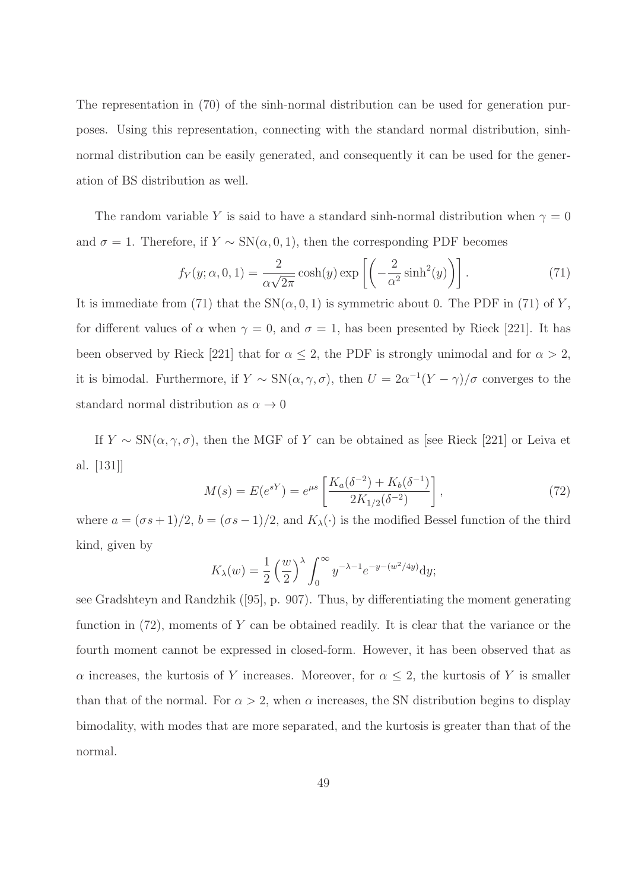The representation in (70) of the sinh-normal distribution can be used for generation purposes. Using this representation, connecting with the standard normal distribution, sinh-normal distribution can be easily generated, and consequently it can be used for the generation of BS distribution as well.

The random variable $Y$ is said to have a standard sinh-normal distribution when $\gamma = 0$ and $\sigma = 1$. Therefore, if $Y \sim \text{SN}(\alpha, 0, 1)$, then the corresponding PDF becomes

$$f_Y(y; \alpha, 0, 1) = \frac{2}{\alpha\sqrt{2\pi}} \cosh(y) \exp\left[\left(-\frac{2}{\alpha^2}\sinh^2(y)\right)\right]. \tag{71}$$

It is immediate from (71) that the $\text{SN}(\alpha, 0, 1)$ is symmetric about 0. The PDF in (71) of $Y$, for different values of $\alpha$ when $\gamma = 0$, and $\sigma = 1$, has been presented by Rieck [221]. It has been observed by Rieck [221] that for $\alpha \leq 2$, the PDF is strongly unimodal and for $\alpha > 2$, it is bimodal. Furthermore, if $Y \sim \text{SN}(\alpha, \gamma, \sigma)$, then $U = 2\alpha^{-1}(Y - \gamma)/\sigma$ converges to the standard normal distribution as $\alpha \to 0$

If $Y \sim \text{SN}(\alpha, \gamma, \sigma)$, then the MGF of $Y$ can be obtained as [see Rieck [221] or Leiva et al. [131]]

$$M(s) = E(e^{sY}) = e^{\mu s}\left[\frac{K_a(\delta^{-2}) + K_b(\delta^{-1})}{2K_{1/2}(\delta^{-2})}\right], \tag{72}$$

where $a = (\sigma s + 1)/2$, $b = (\sigma s - 1)/2$, and $K_\lambda(\cdot)$ is the modified Bessel function of the third kind, given by

$$K_\lambda(w) = \frac{1}{2}\left(\frac{w}{2}\right)^\lambda \int_0^\infty y^{-\lambda-1} e^{-y-(w^2/4y)} \mathrm{d}y;$$

see Gradshteyn and Randzhik ([95], p. 907). Thus, by differentiating the moment generating function in (72), moments of $Y$ can be obtained readily. It is clear that the variance or the fourth moment cannot be expressed in closed-form. However, it has been observed that as $\alpha$ increases, the kurtosis of $Y$ increases. Moreover, for $\alpha \leq 2$, the kurtosis of $Y$ is smaller than that of the normal. For $\alpha > 2$, when $\alpha$ increases, the SN distribution begins to display bimodality, with modes that are more separated, and the kurtosis is greater than that of the normal.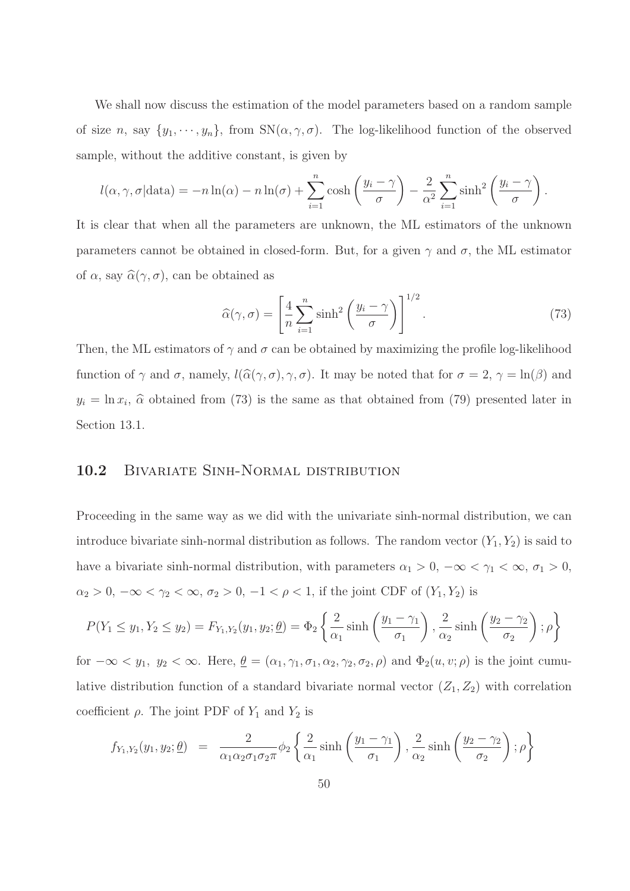We shall now discuss the estimation of the model parameters based on a random sample of size $n$, say $\{y_1, \cdots, y_n\}$, from $\text{SN}(\alpha, \gamma, \sigma)$. The log-likelihood function of the observed sample, without the additive constant, is given by

$$l(\alpha, \gamma, \sigma|\text{data}) = -n\ln(\alpha) - n\ln(\sigma) + \sum_{i=1}^{n} \cosh\left(\frac{y_i - \gamma}{\sigma}\right) - \frac{2}{\alpha^2} \sum_{i=1}^{n} \sinh^2\left(\frac{y_i - \gamma}{\sigma}\right).$$

It is clear that when all the parameters are unknown, the ML estimators of the unknown parameters cannot be obtained in closed-form. But, for a given $\gamma$ and $\sigma$, the ML estimator of $\alpha$, say $\widehat{\alpha}(\gamma, \sigma)$, can be obtained as

$$\widehat{\alpha}(\gamma, \sigma) = \left[\frac{4}{n} \sum_{i=1}^{n} \sinh^2\left(\frac{y_i - \gamma}{\sigma}\right)\right]^{1/2}. \tag{73}$$

Then, the ML estimators of $\gamma$ and $\sigma$ can be obtained by maximizing the profile log-likelihood function of $\gamma$ and $\sigma$, namely, $l(\widehat{\alpha}(\gamma, \sigma), \gamma, \sigma)$. It may be noted that for $\sigma = 2$, $\gamma = \ln(\beta)$ and $y_i = \ln x_i$, $\widehat{\alpha}$ obtained from (73) is the same as that obtained from (79) presented later in Section 13.1.

## 10.2 Bivariate Sinh-Normal distribution

Proceeding in the same way as we did with the univariate sinh-normal distribution, we can introduce bivariate sinh-normal distribution as follows. The random vector $(Y_1, Y_2)$ is said to have a bivariate sinh-normal distribution, with parameters $\alpha_1 > 0$, $-\infty < \gamma_1 < \infty$, $\sigma_1 > 0$, $\alpha_2 > 0$, $-\infty < \gamma_2 < \infty$, $\sigma_2 > 0$, $-1 < \rho < 1$, if the joint CDF of $(Y_1, Y_2)$ is

$$P(Y_1 \leq y_1, Y_2 \leq y_2) = F_{Y_1,Y_2}(y_1, y_2; \underline{\theta}) = \Phi_2\left\{\frac{2}{\alpha_1}\sinh\left(\frac{y_1 - \gamma_1}{\sigma_1}\right), \frac{2}{\alpha_2}\sinh\left(\frac{y_2 - \gamma_2}{\sigma_2}\right); \rho\right\}$$

for $-\infty < y_1,\ y_2 < \infty$. Here, $\underline{\theta} = (\alpha_1, \gamma_1, \sigma_1, \alpha_2, \gamma_2, \sigma_2, \rho)$ and $\Phi_2(u, v; \rho)$ is the joint cumulative distribution function of a standard bivariate normal vector $(Z_1, Z_2)$ with correlation coefficient $\rho$. The joint PDF of $Y_1$ and $Y_2$ is

$$f_{Y_1,Y_2}(y_1, y_2; \underline{\theta}) \;\; = \;\; \frac{2}{\alpha_1 \alpha_2 \sigma_1 \sigma_2 \pi} \phi_2\left\{\frac{2}{\alpha_1}\sinh\left(\frac{y_1 - \gamma_1}{\sigma_1}\right), \frac{2}{\alpha_2}\sinh\left(\frac{y_2 - \gamma_2}{\sigma_2}\right); \rho\right\}$$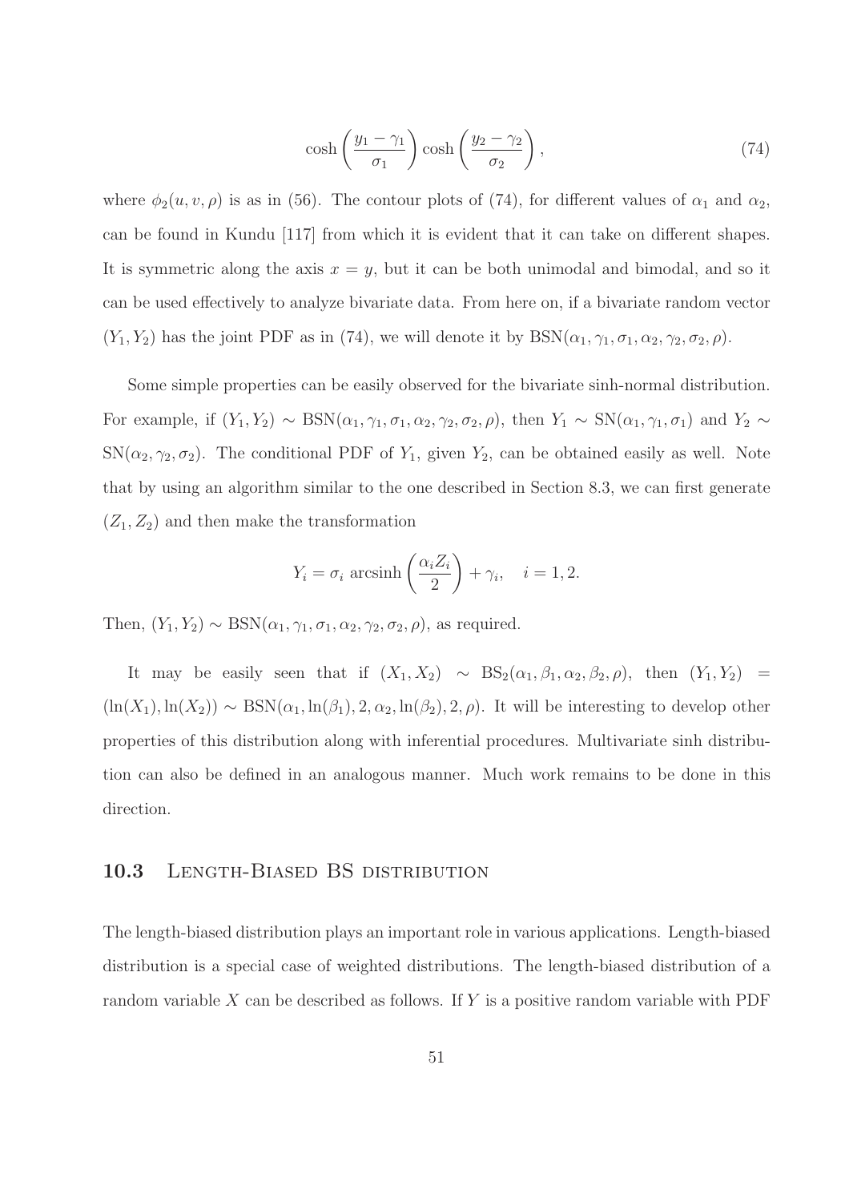$$\cosh\left(\frac{y_1 - \gamma_1}{\sigma_1}\right)\cosh\left(\frac{y_2 - \gamma_2}{\sigma_2}\right), \tag{74}$$

where $\phi_2(u, v, \rho)$ is as in (56). The contour plots of (74), for different values of $\alpha_1$ and $\alpha_2$, can be found in Kundu [117] from which it is evident that it can take on different shapes. It is symmetric along the axis $x = y$, but it can be both unimodal and bimodal, and so it can be used effectively to analyze bivariate data. From here on, if a bivariate random vector $(Y_1, Y_2)$ has the joint PDF as in (74), we will denote it by $\text{BSN}(\alpha_1, \gamma_1, \sigma_1, \alpha_2, \gamma_2, \sigma_2, \rho)$.

Some simple properties can be easily observed for the bivariate sinh-normal distribution. For example, if $(Y_1, Y_2) \sim \text{BSN}(\alpha_1, \gamma_1, \sigma_1, \alpha_2, \gamma_2, \sigma_2, \rho)$, then $Y_1 \sim \text{SN}(\alpha_1, \gamma_1, \sigma_1)$ and $Y_2 \sim \text{SN}(\alpha_2, \gamma_2, \sigma_2)$. The conditional PDF of $Y_1$, given $Y_2$, can be obtained easily as well. Note that by using an algorithm similar to the one described in Section 8.3, we can first generate $(Z_1, Z_2)$ and then make the transformation

$$Y_i = \sigma_i \ \text{arcsinh}\left(\frac{\alpha_i Z_i}{2}\right) + \gamma_i, \quad i = 1, 2.$$

Then, $(Y_1, Y_2) \sim \text{BSN}(\alpha_1, \gamma_1, \sigma_1, \alpha_2, \gamma_2, \sigma_2, \rho)$, as required.

It may be easily seen that if $(X_1, X_2) \sim \text{BS}_2(\alpha_1, \beta_1, \alpha_2, \beta_2, \rho)$, then $(Y_1, Y_2) = (\ln(X_1), \ln(X_2)) \sim \text{BSN}(\alpha_1, \ln(\beta_1), 2, \alpha_2, \ln(\beta_2), 2, \rho)$. It will be interesting to develop other properties of this distribution along with inferential procedures. Multivariate sinh distribution can also be defined in an analogous manner. Much work remains to be done in this direction.

## 10.3 Length-Biased BS distribution

The length-biased distribution plays an important role in various applications. Length-biased distribution is a special case of weighted distributions. The length-biased distribution of a random variable $X$ can be described as follows. If $Y$ is a positive random variable with PDF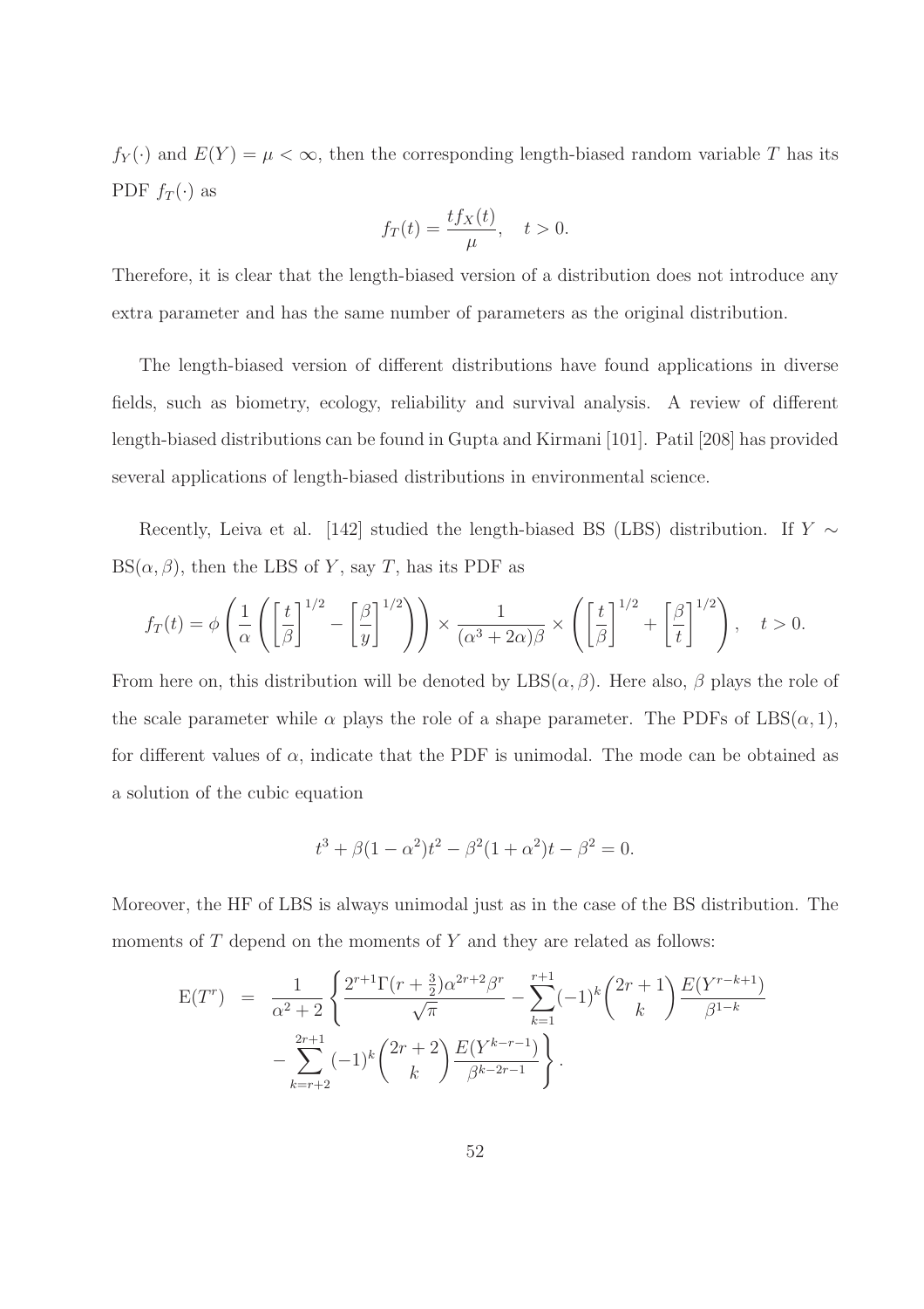$f_Y(\cdot)$ and $E(Y) = \mu < \infty$, then the corresponding length-biased random variable $T$ has its PDF $f_T(\cdot)$ as

$$f_T(t) = \frac{t f_X(t)}{\mu}, \quad t > 0.$$

Therefore, it is clear that the length-biased version of a distribution does not introduce any extra parameter and has the same number of parameters as the original distribution.

The length-biased version of different distributions have found applications in diverse fields, such as biometry, ecology, reliability and survival analysis. A review of different length-biased distributions can be found in Gupta and Kirmani [101]. Patil [208] has provided several applications of length-biased distributions in environmental science.

Recently, Leiva et al. [142] studied the length-biased BS (LBS) distribution. If $Y \sim \text{BS}(\alpha, \beta)$, then the LBS of $Y$, say $T$, has its PDF as

$$f_T(t) = \phi\left(\frac{1}{\alpha}\left(\left[\frac{t}{\beta}\right]^{1/2} - \left[\frac{\beta}{y}\right]^{1/2}\right)\right) \times \frac{1}{(\alpha^3 + 2\alpha)\beta} \times \left(\left[\frac{t}{\beta}\right]^{1/2} + \left[\frac{\beta}{t}\right]^{1/2}\right), \quad t > 0.$$

From here on, this distribution will be denoted by $\text{LBS}(\alpha, \beta)$. Here also, $\beta$ plays the role of the scale parameter while $\alpha$ plays the role of a shape parameter. The PDFs of $\text{LBS}(\alpha, 1)$, for different values of $\alpha$, indicate that the PDF is unimodal. The mode can be obtained as a solution of the cubic equation

$$t^3 + \beta(1 - \alpha^2)t^2 - \beta^2(1 + \alpha^2)t - \beta^2 = 0.$$

Moreover, the HF of LBS is always unimodal just as in the case of the BS distribution. The moments of $T$ depend on the moments of $Y$ and they are related as follows:

$$\begin{aligned}
\text{E}(T^r) &= \frac{1}{\alpha^2 + 2}\left\{\frac{2^{r+1}\Gamma(r + \frac{3}{2})\alpha^{2r+2}\beta^r}{\sqrt{\pi}} - \sum_{k=1}^{r+1}(-1)^k \binom{2r+1}{k}\frac{E(Y^{r-k+1})}{\beta^{1-k}}\right. \\
&\quad \left. - \sum_{k=r+2}^{2r+1}(-1)^k \binom{2r+2}{k}\frac{E(Y^{k-r-1})}{\beta^{k-2r-1}}\right\}.
\end{aligned}$$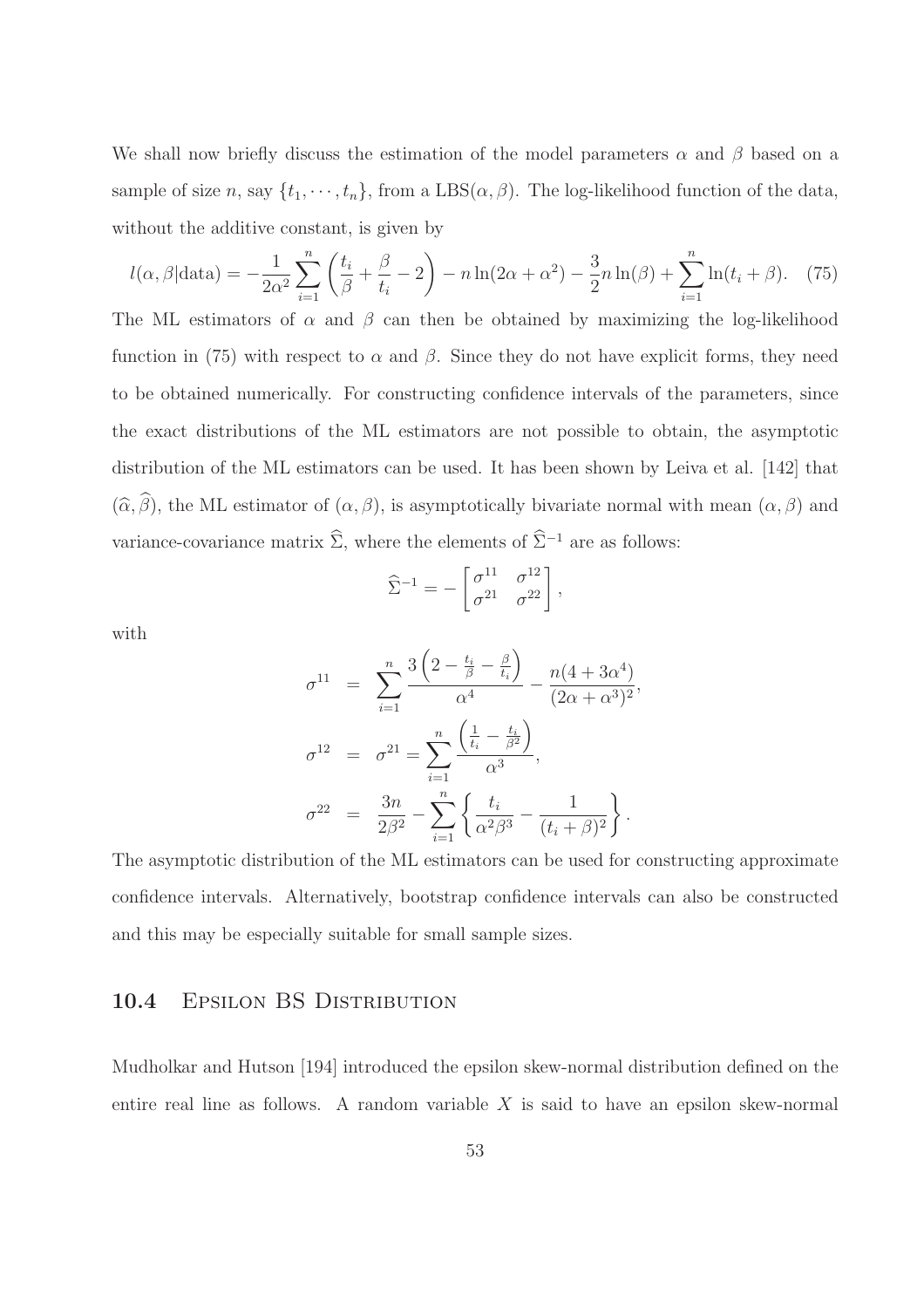We shall now briefly discuss the estimation of the model parameters $\alpha$ and $\beta$ based on a sample of size $n$, say $\{t_1, \cdots, t_n\}$, from a LBS$(\alpha, \beta)$. The log-likelihood function of the data, without the additive constant, is given by

$$l(\alpha, \beta|\text{data}) = -\frac{1}{2\alpha^2}\sum_{i=1}^{n}\left(\frac{t_i}{\beta} + \frac{\beta}{t_i} - 2\right) - n\ln(2\alpha + \alpha^2) - \frac{3}{2}n\ln(\beta) + \sum_{i=1}^{n}\ln(t_i + \beta). \quad (75)$$

The ML estimators of $\alpha$ and $\beta$ can then be obtained by maximizing the log-likelihood function in (75) with respect to $\alpha$ and $\beta$. Since they do not have explicit forms, they need to be obtained numerically. For constructing confidence intervals of the parameters, since the exact distributions of the ML estimators are not possible to obtain, the asymptotic distribution of the ML estimators can be used. It has been shown by Leiva et al. [142] that $(\widehat{\alpha}, \widehat{\beta})$, the ML estimator of $(\alpha, \beta)$, is asymptotically bivariate normal with mean $(\alpha, \beta)$ and variance-covariance matrix $\widehat{\Sigma}$, where the elements of $\widehat{\Sigma}^{-1}$ are as follows:

$$\widehat{\Sigma}^{-1} = -\begin{bmatrix} \sigma^{11} & \sigma^{12} \\ \sigma^{21} & \sigma^{22} \end{bmatrix},$$

with

$$\begin{aligned}
\sigma^{11} &= \sum_{i=1}^{n}\frac{3\left(2 - \frac{t_i}{\beta} - \frac{\beta}{t_i}\right)}{\alpha^4} - \frac{n(4 + 3\alpha^4)}{(2\alpha + \alpha^3)^2}, \\
\sigma^{12} &= \sigma^{21} = \sum_{i=1}^{n}\frac{\left(\frac{1}{t_i} - \frac{t_i}{\beta^2}\right)}{\alpha^3}, \\
\sigma^{22} &= \frac{3n}{2\beta^2} - \sum_{i=1}^{n}\left\{\frac{t_i}{\alpha^2\beta^3} - \frac{1}{(t_i + \beta)^2}\right\}.
\end{aligned}$$

The asymptotic distribution of the ML estimators can be used for constructing approximate confidence intervals. Alternatively, bootstrap confidence intervals can also be constructed and this may be especially suitable for small sample sizes.

## 10.4 Epsilon BS Distribution

Mudholkar and Hutson [194] introduced the epsilon skew-normal distribution defined on the entire real line as follows. A random variable $X$ is said to have an epsilon skew-normal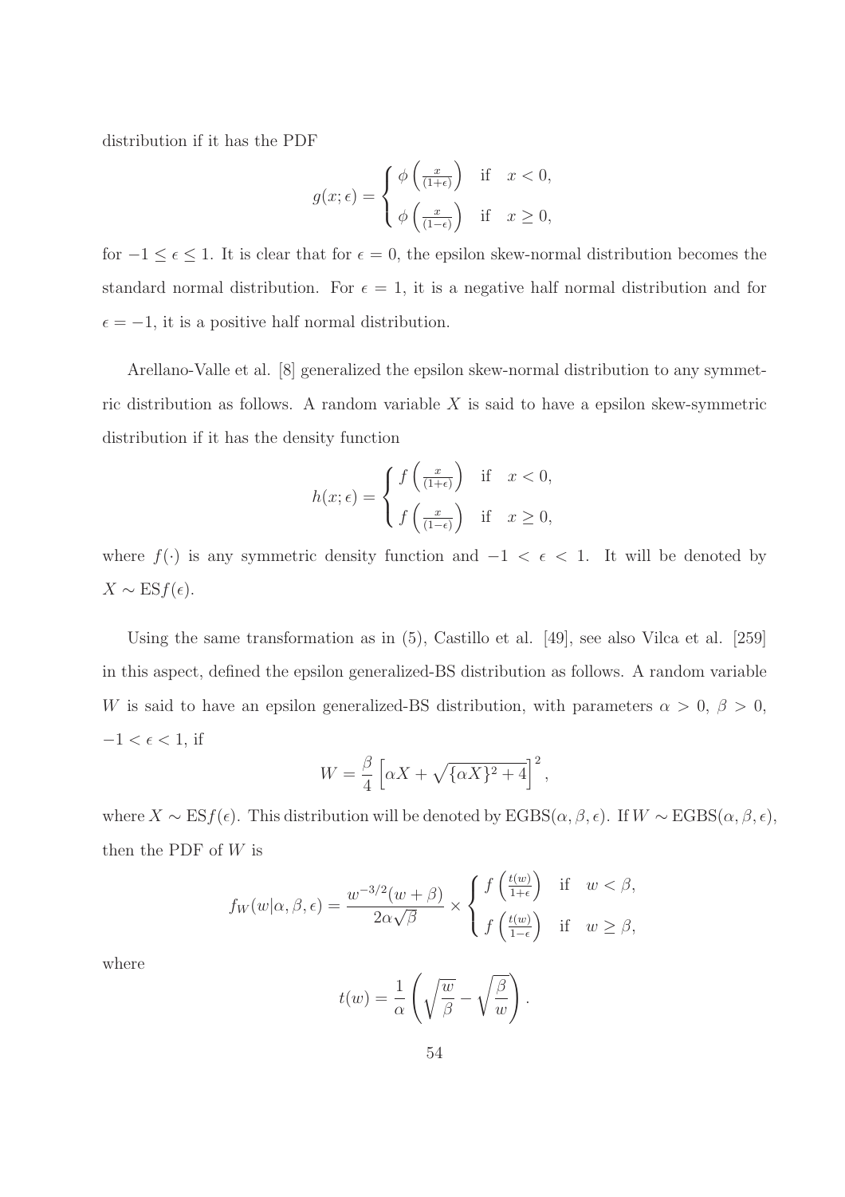distribution if it has the PDF

$$g(x;\epsilon) = \begin{cases} \phi\left(\frac{x}{(1+\epsilon)}\right) & \text{if} \quad x < 0, \\ \phi\left(\frac{x}{(1-\epsilon)}\right) & \text{if} \quad x \geq 0, \end{cases}$$

for $-1 \leq \epsilon \leq 1$. It is clear that for $\epsilon = 0$, the epsilon skew-normal distribution becomes the standard normal distribution. For $\epsilon = 1$, it is a negative half normal distribution and for $\epsilon = -1$, it is a positive half normal distribution.

Arellano-Valle et al. [8] generalized the epsilon skew-normal distribution to any symmetric distribution as follows. A random variable $X$ is said to have a epsilon skew-symmetric distribution if it has the density function

$$h(x;\epsilon) = \begin{cases} f\left(\frac{x}{(1+\epsilon)}\right) & \text{if} \quad x < 0, \\ f\left(\frac{x}{(1-\epsilon)}\right) & \text{if} \quad x \geq 0, \end{cases}$$

where $f(\cdot)$ is any symmetric density function and $-1 < \epsilon < 1$. It will be denoted by $X \sim \mathrm{ES}f(\epsilon)$.

Using the same transformation as in (5), Castillo et al. [49], see also Vilca et al. [259] in this aspect, defined the epsilon generalized-BS distribution as follows. A random variable $W$ is said to have an epsilon generalized-BS distribution, with parameters $\alpha > 0$, $\beta > 0$, $-1 < \epsilon < 1$, if

$$W = \frac{\beta}{4}\left[\alpha X + \sqrt{\{\alpha X\}^2 + 4}\right]^2,$$

where $X \sim \mathrm{ES}f(\epsilon)$. This distribution will be denoted by $\mathrm{EGBS}(\alpha, \beta, \epsilon)$. If $W \sim \mathrm{EGBS}(\alpha, \beta, \epsilon)$, then the PDF of $W$ is

$$f_W(w|\alpha,\beta,\epsilon) = \frac{w^{-3/2}(w+\beta)}{2\alpha\sqrt{\beta}} \times \begin{cases} f\left(\frac{t(w)}{1+\epsilon}\right) & \text{if} \quad w < \beta, \\ f\left(\frac{t(w)}{1-\epsilon}\right) & \text{if} \quad w \geq \beta, \end{cases}$$

where

$$t(w) = \frac{1}{\alpha}\left(\sqrt{\frac{w}{\beta}} - \sqrt{\frac{\beta}{w}}\right).$$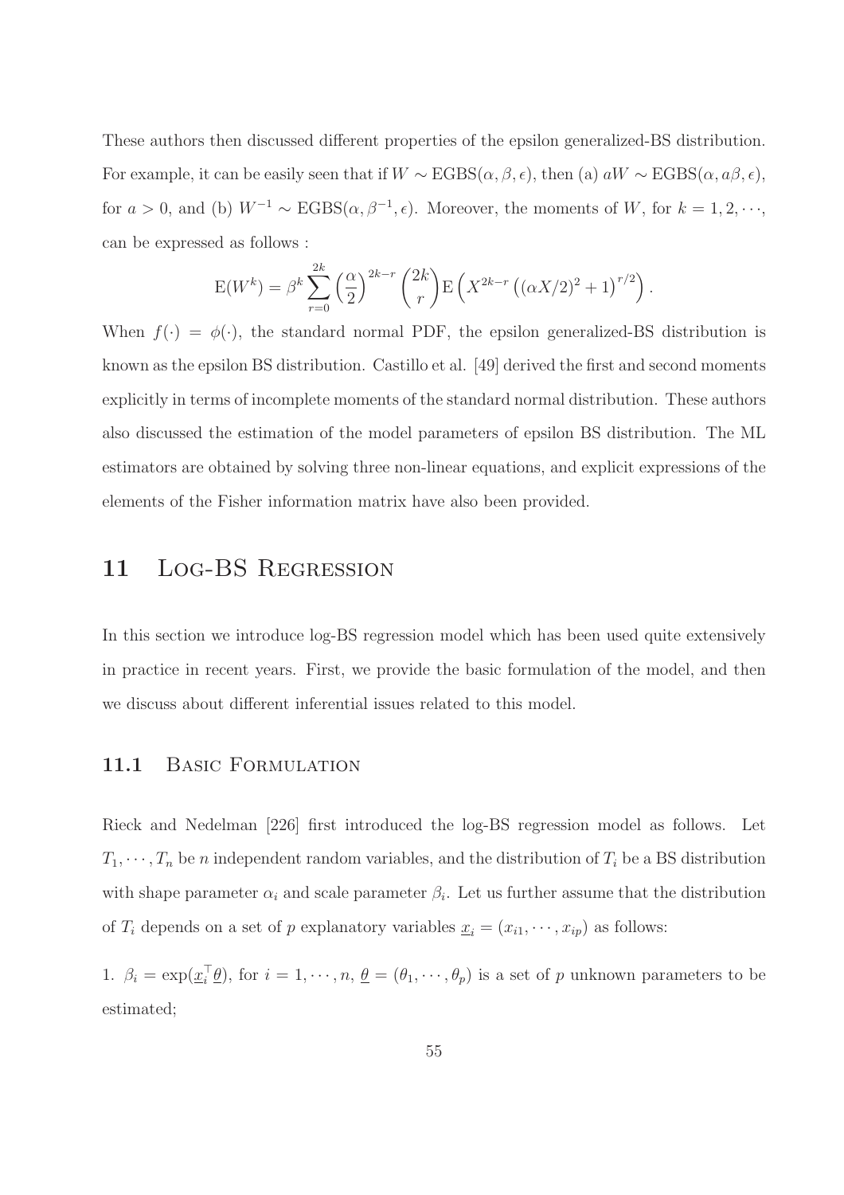These authors then discussed different properties of the epsilon generalized-BS distribution. For example, it can be easily seen that if $W \sim \text{EGBS}(\alpha, \beta, \epsilon)$, then (a) $aW \sim \text{EGBS}(\alpha, a\beta, \epsilon)$, for $a > 0$, and (b) $W^{-1} \sim \text{EGBS}(\alpha, \beta^{-1}, \epsilon)$. Moreover, the moments of $W$, for $k = 1, 2, \cdots$, can be expressed as follows :

$$\text{E}(W^k) = \beta^k \sum_{r=0}^{2k} \left(\frac{\alpha}{2}\right)^{2k-r} \binom{2k}{r} \text{E}\left(X^{2k-r}\left((\alpha X/2)^2 + 1\right)^{r/2}\right).$$

When $f(\cdot) = \phi(\cdot)$, the standard normal PDF, the epsilon generalized-BS distribution is known as the epsilon BS distribution. Castillo et al. [49] derived the first and second moments explicitly in terms of incomplete moments of the standard normal distribution. These authors also discussed the estimation of the model parameters of epsilon BS distribution. The ML estimators are obtained by solving three non-linear equations, and explicit expressions of the elements of the Fisher information matrix have also been provided.

# 11 Log-BS Regression

In this section we introduce log-BS regression model which has been used quite extensively in practice in recent years. First, we provide the basic formulation of the model, and then we discuss about different inferential issues related to this model.

## 11.1 Basic Formulation

Rieck and Nedelman [226] first introduced the log-BS regression model as follows. Let $T_1, \cdots, T_n$ be $n$ independent random variables, and the distribution of $T_i$ be a BS distribution with shape parameter $\alpha_i$ and scale parameter $\beta_i$. Let us further assume that the distribution of $T_i$ depends on a set of $p$ explanatory variables $\underline{x}_i = (x_{i1}, \cdots, x_{ip})$ as follows:

1. $\beta_i = \exp(\underline{x}_i^\top \underline{\theta})$, for $i = 1, \cdots, n$, $\underline{\theta} = (\theta_1, \cdots, \theta_p)$ is a set of $p$ unknown parameters to be estimated;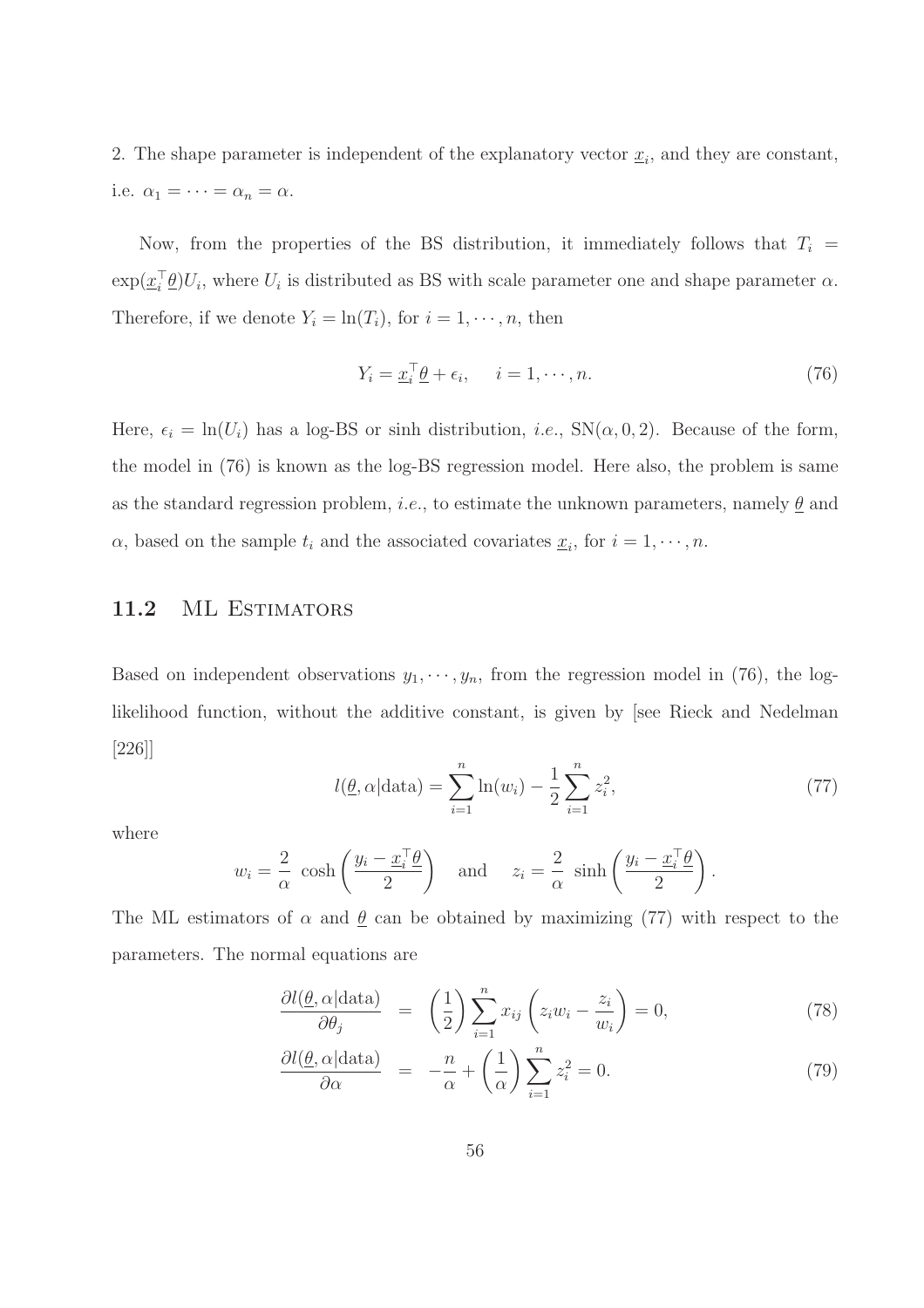2. The shape parameter is independent of the explanatory vector $\underline{x}_i$, and they are constant, i.e. $\alpha_1 = \cdots = \alpha_n = \alpha$.

Now, from the properties of the BS distribution, it immediately follows that $T_i = \exp(\underline{x}_i^\top \underline{\theta}) U_i$, where $U_i$ is distributed as BS with scale parameter one and shape parameter $\alpha$. Therefore, if we denote $Y_i = \ln(T_i)$, for $i = 1, \cdots, n$, then

$$Y_i = \underline{x}_i^\top \underline{\theta} + \epsilon_i, \qquad i = 1, \cdots, n. \tag{76}$$

Here, $\epsilon_i = \ln(U_i)$ has a log-BS or sinh distribution, *i.e.*, $\text{SN}(\alpha, 0, 2)$. Because of the form, the model in (76) is known as the log-BS regression model. Here also, the problem is same as the standard regression problem, *i.e.*, to estimate the unknown parameters, namely $\underline{\theta}$ and $\alpha$, based on the sample $t_i$ and the associated covariates $\underline{x}_i$, for $i = 1, \cdots, n$.

## 11.2 ML Estimators

Based on independent observations $y_1, \cdots, y_n$, from the regression model in (76), the log-likelihood function, without the additive constant, is given by [see Rieck and Nedelman [226]]

$$l(\underline{\theta}, \alpha | \text{data}) = \sum_{i=1}^{n} \ln(w_i) - \frac{1}{2} \sum_{i=1}^{n} z_i^2, \tag{77}$$

where

$$w_i = \frac{2}{\alpha} \cosh\left(\frac{y_i - \underline{x}_i^\top \underline{\theta}}{2}\right) \quad \text{and} \quad z_i = \frac{2}{\alpha} \sinh\left(\frac{y_i - \underline{x}_i^\top \underline{\theta}}{2}\right).$$

The ML estimators of $\alpha$ and $\underline{\theta}$ can be obtained by maximizing (77) with respect to the parameters. The normal equations are

$$\frac{\partial l(\underline{\theta}, \alpha | \text{data})}{\partial \theta_j} = \left(\frac{1}{2}\right) \sum_{i=1}^{n} x_{ij} \left(z_i w_i - \frac{z_i}{w_i}\right) = 0, \tag{78}$$

$$\frac{\partial l(\underline{\theta}, \alpha | \text{data})}{\partial \alpha} = -\frac{n}{\alpha} + \left(\frac{1}{\alpha}\right) \sum_{i=1}^{n} z_i^2 = 0. \tag{79}$$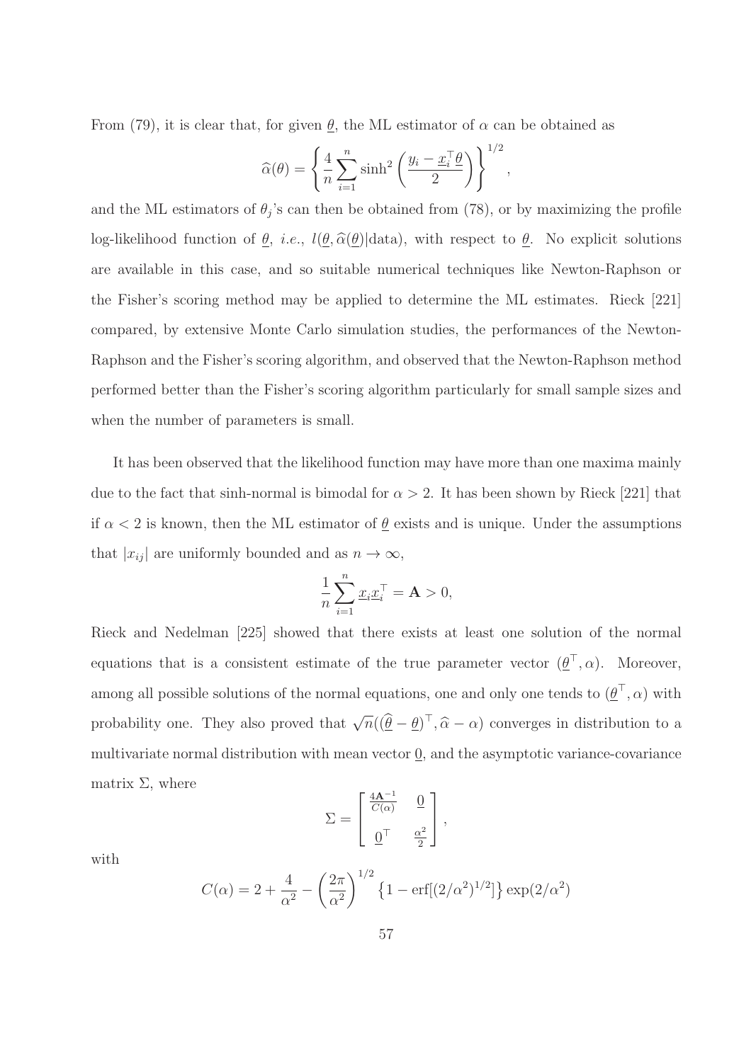From (79), it is clear that, for given $\underline{\theta}$, the ML estimator of $\alpha$ can be obtained as

$$\widehat{\alpha}(\theta) = \left\{ \frac{4}{n} \sum_{i=1}^{n} \sinh^2 \left( \frac{y_i - \underline{x}_i^\top \underline{\theta}}{2} \right) \right\}^{1/2},$$

and the ML estimators of $\theta_j$'s can then be obtained from (78), or by maximizing the profile log-likelihood function of $\underline{\theta}$, *i.e.*, $l(\underline{\theta}, \widehat{\alpha}(\underline{\theta})|\text{data})$, with respect to $\underline{\theta}$. No explicit solutions are available in this case, and so suitable numerical techniques like Newton-Raphson or the Fisher's scoring method may be applied to determine the ML estimates. Rieck [221] compared, by extensive Monte Carlo simulation studies, the performances of the Newton-Raphson and the Fisher's scoring algorithm, and observed that the Newton-Raphson method performed better than the Fisher's scoring algorithm particularly for small sample sizes and when the number of parameters is small.

It has been observed that the likelihood function may have more than one maxima mainly due to the fact that sinh-normal is bimodal for $\alpha > 2$. It has been shown by Rieck [221] that if $\alpha < 2$ is known, then the ML estimator of $\underline{\theta}$ exists and is unique. Under the assumptions that $|x_{ij}|$ are uniformly bounded and as $n \to \infty$,

$$\frac{1}{n} \sum_{i=1}^{n} \underline{x}_i \underline{x}_i^\top = \mathbf{A} > 0,$$

Rieck and Nedelman [225] showed that there exists at least one solution of the normal equations that is a consistent estimate of the true parameter vector $(\underline{\theta}^\top, \alpha)$. Moreover, among all possible solutions of the normal equations, one and only one tends to $(\underline{\theta}^\top, \alpha)$ with probability one. They also proved that $\sqrt{n}((\widehat{\underline{\theta}} - \underline{\theta})^\top, \widehat{\alpha} - \alpha)$ converges in distribution to a multivariate normal distribution with mean vector $\underline{0}$, and the asymptotic variance-covariance matrix $\Sigma$, where

$$\Sigma = \begin{bmatrix} \frac{4\mathbf{A}^{-1}}{C(\alpha)} & \underline{0} \\ \underline{0}^\top & \frac{\alpha^2}{2} \end{bmatrix},$$

with

$$C(\alpha) = 2 + \frac{4}{\alpha^2} - \left( \frac{2\pi}{\alpha^2} \right)^{1/2} \left\{ 1 - \text{erf}[(2/\alpha^2)^{1/2}] \right\} \exp(2/\alpha^2)$$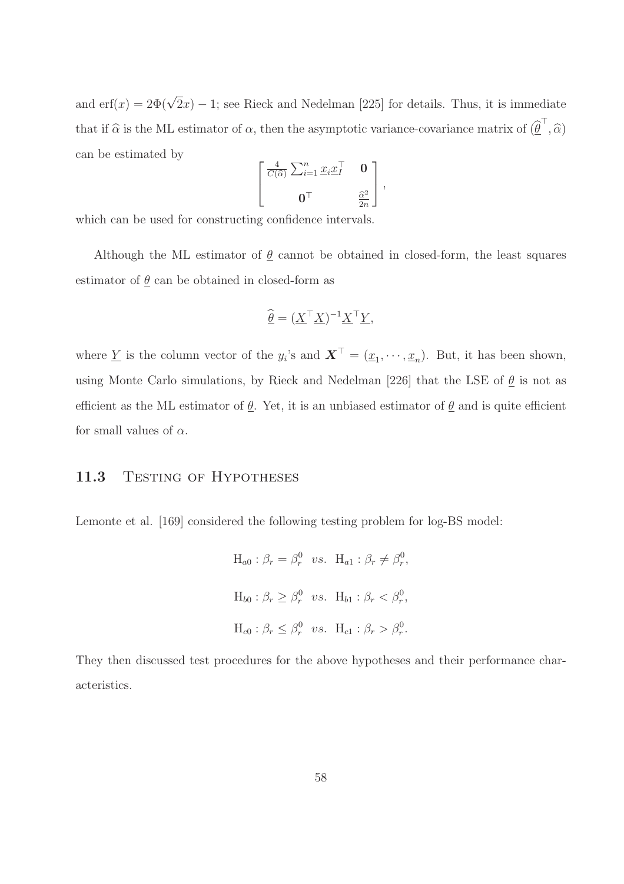and $\text{erf}(x) = 2\Phi(\sqrt{2}x) - 1$; see Rieck and Nedelman [225] for details. Thus, it is immediate that if $\widehat{\alpha}$ is the ML estimator of $\alpha$, then the asymptotic variance-covariance matrix of $(\widehat{\underline{\theta}}^\top, \widehat{\alpha})$ can be estimated by

$$\begin{bmatrix} \frac{4}{C(\widehat{\alpha})} \sum_{i=1}^{n} \underline{x}_i \underline{x}_I^\top & \mathbf{0} \\ \mathbf{0}^\top & \frac{\widehat{\alpha}^2}{2n} \end{bmatrix},$$

which can be used for constructing confidence intervals.

Although the ML estimator of $\underline{\theta}$ cannot be obtained in closed-form, the least squares estimator of $\underline{\theta}$ can be obtained in closed-form as

$$\widehat{\underline{\theta}} = (\underline{X}^\top \underline{X})^{-1} \underline{X}^\top \underline{Y},$$

where $\underline{Y}$ is the column vector of the $y_i$'s and $\boldsymbol{X}^\top = (\underline{x}_1, \cdots, \underline{x}_n)$. But, it has been shown, using Monte Carlo simulations, by Rieck and Nedelman [226] that the LSE of $\underline{\theta}$ is not as efficient as the ML estimator of $\underline{\theta}$. Yet, it is an unbiased estimator of $\underline{\theta}$ and is quite efficient for small values of $\alpha$.

## 11.3 Testing of Hypotheses

Lemonte et al. [169] considered the following testing problem for log-BS model:

$$\text{H}_{a0} : \beta_r = \beta_r^0 \quad vs. \quad \text{H}_{a1} : \beta_r \neq \beta_r^0,$$

$$\text{H}_{b0} : \beta_r \geq \beta_r^0 \quad vs. \quad \text{H}_{b1} : \beta_r < \beta_r^0,$$

$$\text{H}_{c0} : \beta_r \leq \beta_r^0 \quad vs. \quad \text{H}_{c1} : \beta_r > \beta_r^0.$$

They then discussed test procedures for the above hypotheses and their performance characteristics.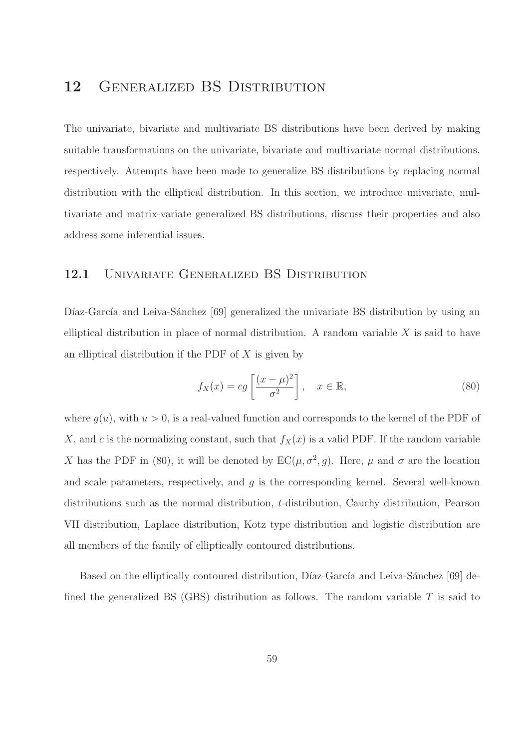# 12 Generalized BS Distribution

The univariate, bivariate and multivariate BS distributions have been derived by making suitable transformations on the univariate, bivariate and multivariate normal distributions, respectively. Attempts have been made to generalize BS distributions by replacing normal distribution with the elliptical distribution. In this section, we introduce univariate, multivariate and matrix-variate generalized BS distributions, discuss their properties and also address some inferential issues.

## 12.1 Univariate Generalized BS Distribution

Díaz-García and Leiva-Sánchez [69] generalized the univariate BS distribution by using an elliptical distribution in place of normal distribution. A random variable $X$ is said to have an elliptical distribution if the PDF of $X$ is given by

$$f_X(x) = cg\left[\frac{(x-\mu)^2}{\sigma^2}\right], \quad x \in \mathbb{R}, \tag{80}$$

where $g(u)$, with $u > 0$, is a real-valued function and corresponds to the kernel of the PDF of $X$, and $c$ is the normalizing constant, such that $f_X(x)$ is a valid PDF. If the random variable $X$ has the PDF in (80), it will be denoted by $\text{EC}(\mu, \sigma^2, g)$. Here, $\mu$ and $\sigma$ are the location and scale parameters, respectively, and $g$ is the corresponding kernel. Several well-known distributions such as the normal distribution, $t$-distribution, Cauchy distribution, Pearson VII distribution, Laplace distribution, Kotz type distribution and logistic distribution are all members of the family of elliptically contoured distributions.

Based on the elliptically contoured distribution, Díaz-García and Leiva-Sánchez [69] defined the generalized BS (GBS) distribution as follows. The random variable $T$ is said to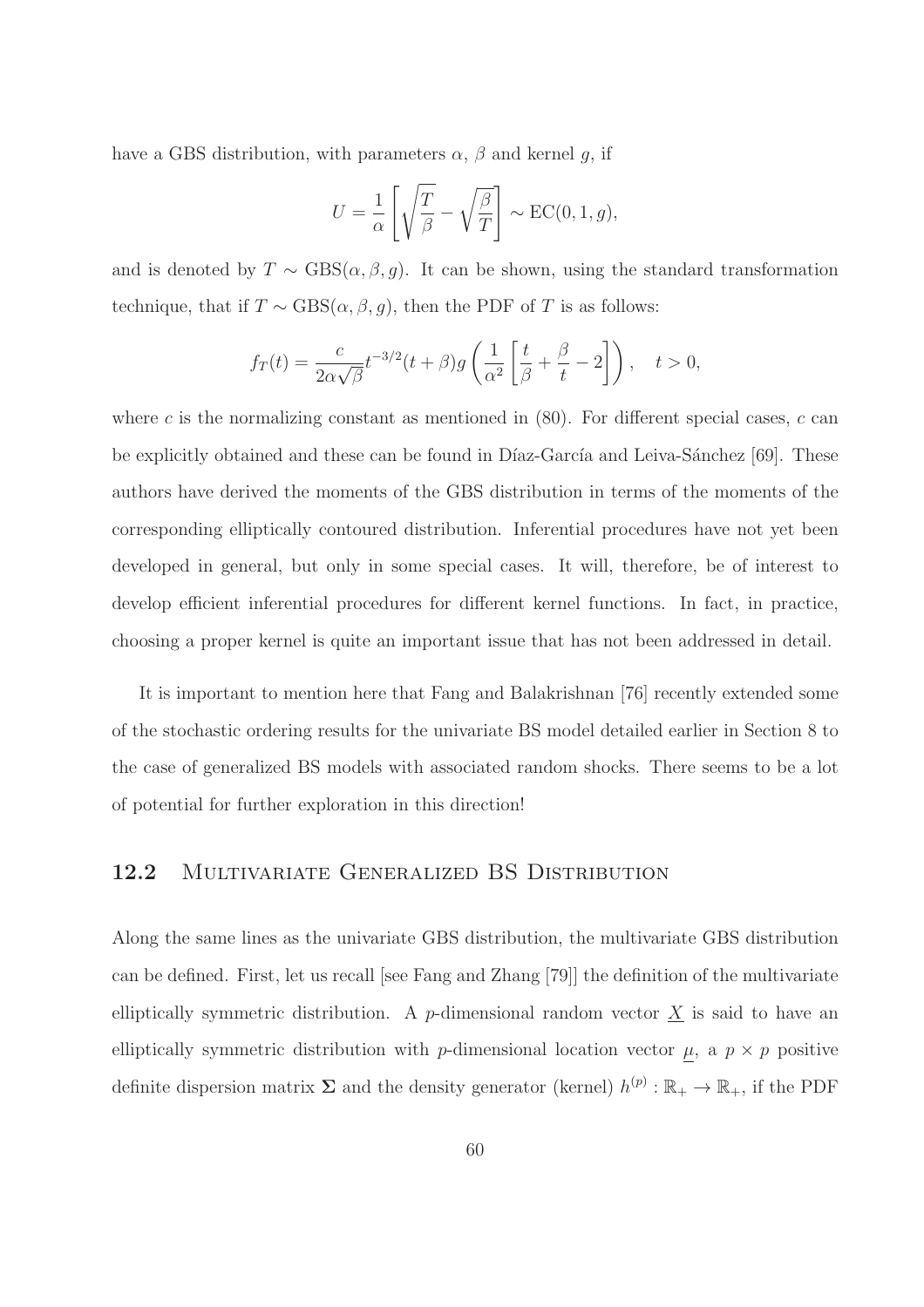have a GBS distribution, with parameters $\alpha$, $\beta$ and kernel $g$, if

$$U = \frac{1}{\alpha}\left[\sqrt{\frac{T}{\beta}} - \sqrt{\frac{\beta}{T}}\right] \sim \text{EC}(0, 1, g),$$

and is denoted by $T \sim \text{GBS}(\alpha, \beta, g)$. It can be shown, using the standard transformation technique, that if $T \sim \text{GBS}(\alpha, \beta, g)$, then the PDF of $T$ is as follows:

$$f_T(t) = \frac{c}{2\alpha\sqrt{\beta}} t^{-3/2}(t+\beta) g\left(\frac{1}{\alpha^2}\left[\frac{t}{\beta} + \frac{\beta}{t} - 2\right]\right), \quad t > 0,$$

where $c$ is the normalizing constant as mentioned in (80). For different special cases, $c$ can be explicitly obtained and these can be found in Díaz-García and Leiva-Sánchez [69]. These authors have derived the moments of the GBS distribution in terms of the moments of the corresponding elliptically contoured distribution. Inferential procedures have not yet been developed in general, but only in some special cases. It will, therefore, be of interest to develop efficient inferential procedures for different kernel functions. In fact, in practice, choosing a proper kernel is quite an important issue that has not been addressed in detail.

It is important to mention here that Fang and Balakrishnan [76] recently extended some of the stochastic ordering results for the univariate BS model detailed earlier in Section 8 to the case of generalized BS models with associated random shocks. There seems to be a lot of potential for further exploration in this direction!

## 12.2 Multivariate Generalized BS Distribution

Along the same lines as the univariate GBS distribution, the multivariate GBS distribution can be defined. First, let us recall [see Fang and Zhang [79]] the definition of the multivariate elliptically symmetric distribution. A $p$-dimensional random vector $\underline{X}$ is said to have an elliptically symmetric distribution with $p$-dimensional location vector $\underline{\mu}$, a $p \times p$ positive definite dispersion matrix $\mathbf{\Sigma}$ and the density generator (kernel) $h^{(p)}: \mathbb{R}_+ \rightarrow \mathbb{R}_+$, if the PDF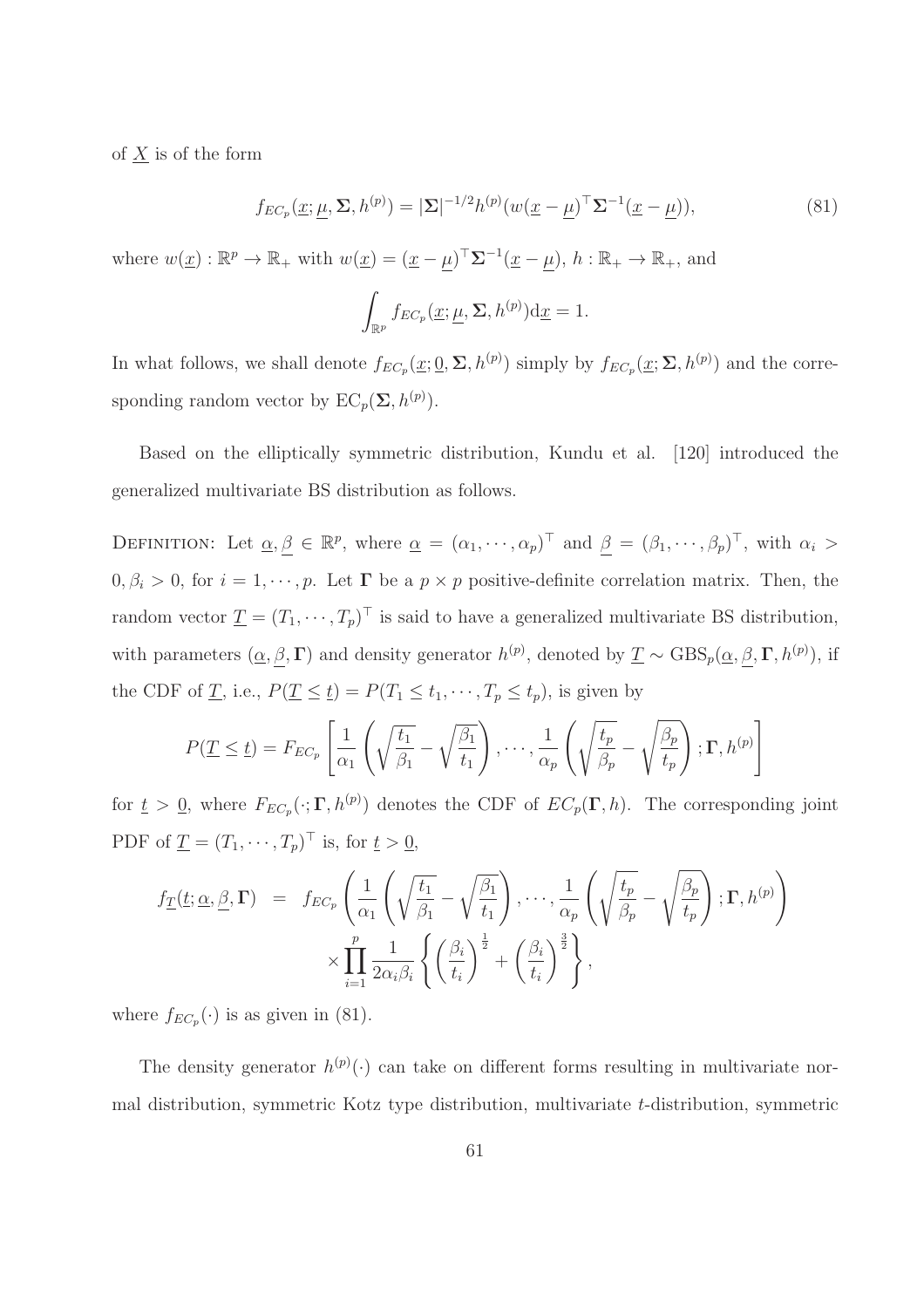of $\underline{X}$ is of the form

$$f_{EC_p}(\underline{x}; \underline{\mu}, \mathbf{\Sigma}, h^{(p)}) = |\mathbf{\Sigma}|^{-1/2} h^{(p)}(w(\underline{x} - \underline{\mu})^\top \mathbf{\Sigma}^{-1}(\underline{x} - \underline{\mu})), \tag{81}$$

where $w(\underline{x}) : \mathbb{R}^p \to \mathbb{R}_+$ with $w(\underline{x}) = (\underline{x} - \underline{\mu})^\top \mathbf{\Sigma}^{-1}(\underline{x} - \underline{\mu})$, $h : \mathbb{R}_+ \to \mathbb{R}_+$, and

$$\int_{\mathbb{R}^p} f_{EC_p}(\underline{x}; \underline{\mu}, \mathbf{\Sigma}, h^{(p)}) \mathrm{d}\underline{x} = 1.$$

In what follows, we shall denote $f_{EC_p}(\underline{x}; \underline{0}, \mathbf{\Sigma}, h^{(p)})$ simply by $f_{EC_p}(\underline{x}; \mathbf{\Sigma}, h^{(p)})$ and the corresponding random vector by $\mathrm{EC}_p(\mathbf{\Sigma}, h^{(p)})$.

Based on the elliptically symmetric distribution, Kundu et al. [120] introduced the generalized multivariate BS distribution as follows.

DEFINITION: Let $\underline{\alpha}, \underline{\beta} \in \mathbb{R}^p$, where $\underline{\alpha} = (\alpha_1, \cdots, \alpha_p)^\top$ and $\underline{\beta} = (\beta_1, \cdots, \beta_p)^\top$, with $\alpha_i > 0, \beta_i > 0$, for $i = 1, \cdots, p$. Let $\mathbf{\Gamma}$ be a $p \times p$ positive-definite correlation matrix. Then, the random vector $\underline{T} = (T_1, \cdots, T_p)^\top$ is said to have a generalized multivariate BS distribution, with parameters $(\underline{\alpha}, \underline{\beta}, \mathbf{\Gamma})$ and density generator $h^{(p)}$, denoted by $\underline{T} \sim \mathrm{GBS}_p(\underline{\alpha}, \underline{\beta}, \mathbf{\Gamma}, h^{(p)})$, if the CDF of $\underline{T}$, i.e., $P(\underline{T} \leq \underline{t}) = P(T_1 \leq t_1, \cdots, T_p \leq t_p)$, is given by

$$P(\underline{T} \leq \underline{t}) = F_{EC_p}\left[\frac{1}{\alpha_1}\left(\sqrt{\frac{t_1}{\beta_1}} - \sqrt{\frac{\beta_1}{t_1}}\right), \cdots, \frac{1}{\alpha_p}\left(\sqrt{\frac{t_p}{\beta_p}} - \sqrt{\frac{\beta_p}{t_p}}\right); \mathbf{\Gamma}, h^{(p)}\right]$$

for $\underline{t} > \underline{0}$, where $F_{EC_p}(\cdot; \mathbf{\Gamma}, h^{(p)})$ denotes the CDF of $EC_p(\mathbf{\Gamma}, h)$. The corresponding joint PDF of $\underline{T} = (T_1, \cdots, T_p)^\top$ is, for $\underline{t} > \underline{0}$,

$$\begin{aligned} f_{\underline{T}}(\underline{t}; \underline{\alpha}, \underline{\beta}, \mathbf{\Gamma}) &= f_{EC_p}\left(\frac{1}{\alpha_1}\left(\sqrt{\frac{t_1}{\beta_1}} - \sqrt{\frac{\beta_1}{t_1}}\right), \cdots, \frac{1}{\alpha_p}\left(\sqrt{\frac{t_p}{\beta_p}} - \sqrt{\frac{\beta_p}{t_p}}\right); \mathbf{\Gamma}, h^{(p)}\right) \\ &\quad \times \prod_{i=1}^{p} \frac{1}{2\alpha_i \beta_i}\left\{\left(\frac{\beta_i}{t_i}\right)^{\frac{1}{2}} + \left(\frac{\beta_i}{t_i}\right)^{\frac{3}{2}}\right\}, \end{aligned}$$

where $f_{EC_p}(\cdot)$ is as given in (81).

The density generator $h^{(p)}(\cdot)$ can take on different forms resulting in multivariate normal distribution, symmetric Kotz type distribution, multivariate $t$-distribution, symmetric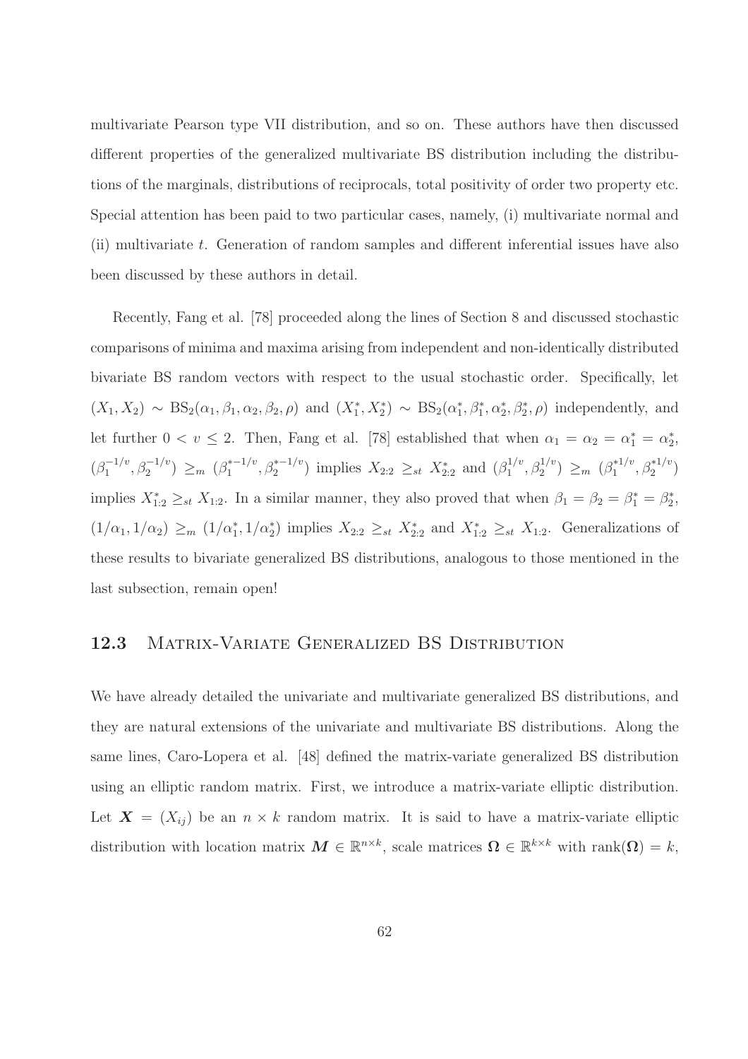multivariate Pearson type VII distribution, and so on. These authors have then discussed different properties of the generalized multivariate BS distribution including the distributions of the marginals, distributions of reciprocals, total positivity of order two property etc. Special attention has been paid to two particular cases, namely, (i) multivariate normal and (ii) multivariate $t$. Generation of random samples and different inferential issues have also been discussed by these authors in detail.

Recently, Fang et al. [78] proceeded along the lines of Section 8 and discussed stochastic comparisons of minima and maxima arising from independent and non-identically distributed bivariate BS random vectors with respect to the usual stochastic order. Specifically, let $(X_1, X_2) \sim \mathrm{BS}_2(\alpha_1, \beta_1, \alpha_2, \beta_2, \rho)$ and $(X_1^*, X_2^*) \sim \mathrm{BS}_2(\alpha_1^*, \beta_1^*, \alpha_2^*, \beta_2^*, \rho)$ independently, and let further $0 < v \leq 2$. Then, Fang et al. [78] established that when $\alpha_1 = \alpha_2 = \alpha_1^* = \alpha_2^*$, $(\beta_1^{-1/v}, \beta_2^{-1/v}) \geq_m (\beta_1^{*-1/v}, \beta_2^{*-1/v})$ implies $X_{2:2} \geq_{st} X_{2:2}^*$ and $(\beta_1^{1/v}, \beta_2^{1/v}) \geq_m (\beta_1^{*1/v}, \beta_2^{*1/v})$ implies $X_{1:2}^* \geq_{st} X_{1:2}$. In a similar manner, they also proved that when $\beta_1 = \beta_2 = \beta_1^* = \beta_2^*$, $(1/\alpha_1, 1/\alpha_2) \geq_m (1/\alpha_1^*, 1/\alpha_2^*)$ implies $X_{2:2} \geq_{st} X_{2:2}^*$ and $X_{1:2}^* \geq_{st} X_{1:2}$. Generalizations of these results to bivariate generalized BS distributions, analogous to those mentioned in the last subsection, remain open!

## 12.3 Matrix-Variate Generalized BS Distribution

We have already detailed the univariate and multivariate generalized BS distributions, and they are natural extensions of the univariate and multivariate BS distributions. Along the same lines, Caro-Lopera et al. [48] defined the matrix-variate generalized BS distribution using an elliptic random matrix. First, we introduce a matrix-variate elliptic distribution. Let $\boldsymbol{X} = (X_{ij})$ be an $n \times k$ random matrix. It is said to have a matrix-variate elliptic distribution with location matrix $\boldsymbol{M} \in \mathbb{R}^{n \times k}$, scale matrices $\boldsymbol{\Omega} \in \mathbb{R}^{k \times k}$ with $\mathrm{rank}(\boldsymbol{\Omega}) = k$,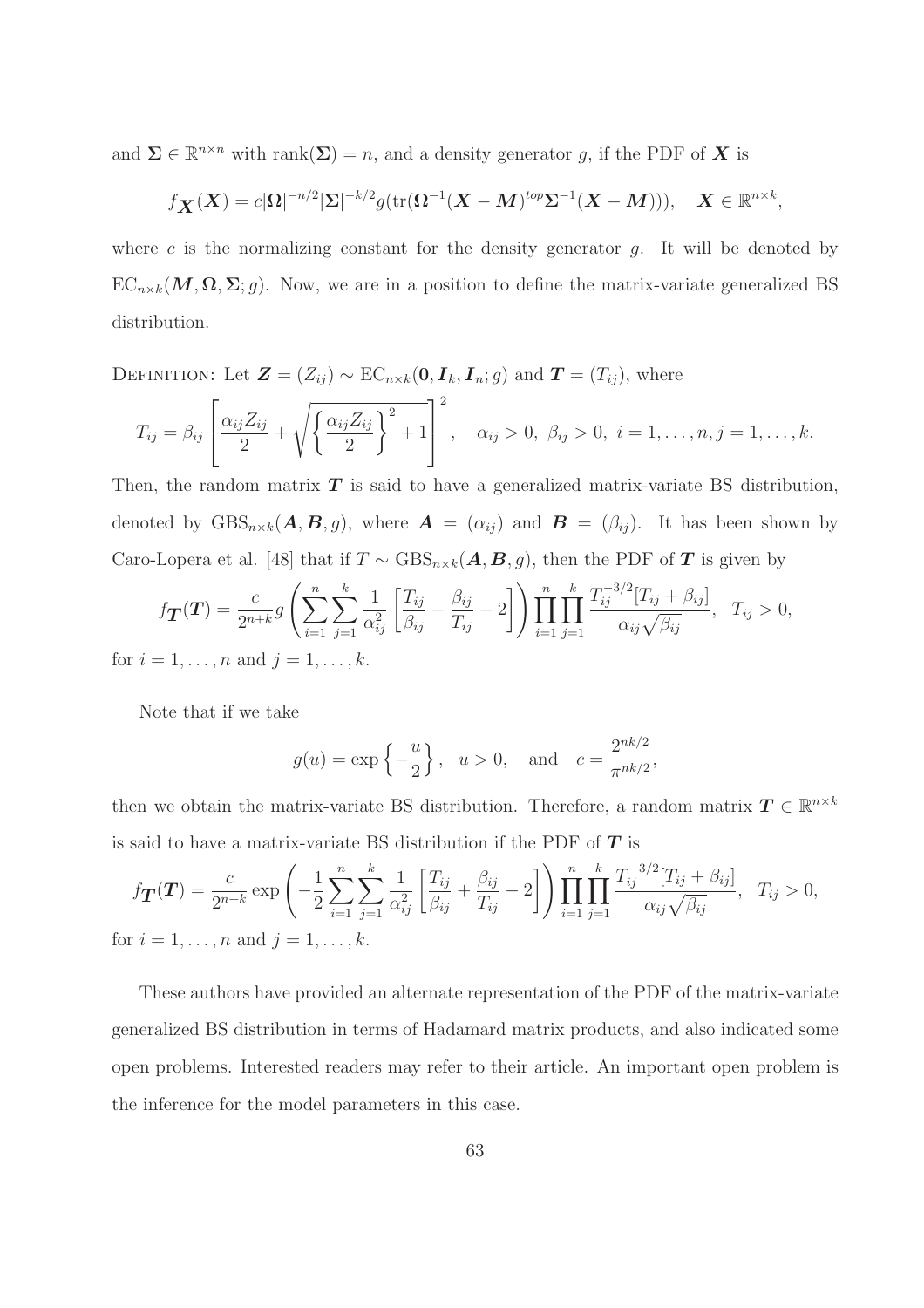and $\boldsymbol{\Sigma} \in \mathbb{R}^{n\times n}$ with $\text{rank}(\boldsymbol{\Sigma}) = n$, and a density generator $g$, if the PDF of $\boldsymbol{X}$ is

$$f_{\boldsymbol{X}}(\boldsymbol{X}) = c|\boldsymbol{\Omega}|^{-n/2}|\boldsymbol{\Sigma}|^{-k/2}g(\text{tr}(\boldsymbol{\Omega}^{-1}(\boldsymbol{X}-\boldsymbol{M})^{top}\boldsymbol{\Sigma}^{-1}(\boldsymbol{X}-\boldsymbol{M}))), \quad \boldsymbol{X} \in \mathbb{R}^{n\times k},$$

where $c$ is the normalizing constant for the density generator $g$. It will be denoted by $\text{EC}_{n\times k}(\boldsymbol{M}, \boldsymbol{\Omega}, \boldsymbol{\Sigma}; g)$. Now, we are in a position to define the matrix-variate generalized BS distribution.

Definition: Let $\boldsymbol{Z} = (Z_{ij}) \sim \text{EC}_{n\times k}(\boldsymbol{0}, \boldsymbol{I}_k, \boldsymbol{I}_n; g)$ and $\boldsymbol{T} = (T_{ij})$, where

$$T_{ij} = \beta_{ij}\left[\frac{\alpha_{ij}Z_{ij}}{2} + \sqrt{\left\{\frac{\alpha_{ij}Z_{ij}}{2}\right\}^2 + 1}\right]^2, \quad \alpha_{ij} > 0,\ \beta_{ij} > 0,\ i = 1,\ldots,n, j = 1,\ldots,k.$$

Then, the random matrix $\boldsymbol{T}$ is said to have a generalized matrix-variate BS distribution, denoted by $\text{GBS}_{n\times k}(\boldsymbol{A}, \boldsymbol{B}, g)$, where $\boldsymbol{A} = (\alpha_{ij})$ and $\boldsymbol{B} = (\beta_{ij})$. It has been shown by Caro-Lopera et al. [48] that if $T \sim \text{GBS}_{n\times k}(\boldsymbol{A}, \boldsymbol{B}, g)$, then the PDF of $\boldsymbol{T}$ is given by

$$f_{\boldsymbol{T}}(\boldsymbol{T}) = \frac{c}{2^{n+k}}g\left(\sum_{i=1}^{n}\sum_{j=1}^{k}\frac{1}{\alpha_{ij}^2}\left[\frac{T_{ij}}{\beta_{ij}} + \frac{\beta_{ij}}{T_{ij}} - 2\right]\right)\prod_{i=1}^{n}\prod_{j=1}^{k}\frac{T_{ij}^{-3/2}[T_{ij}+\beta_{ij}]}{\alpha_{ij}\sqrt{\beta_{ij}}}, \quad T_{ij} > 0,$$

for $i = 1,\ldots,n$ and $j = 1,\ldots,k$.

Note that if we take

$$g(u) = \exp\left\{-\frac{u}{2}\right\}, \quad u > 0, \quad \text{and} \quad c = \frac{2^{nk/2}}{\pi^{nk/2}},$$

then we obtain the matrix-variate BS distribution. Therefore, a random matrix $\boldsymbol{T} \in \mathbb{R}^{n\times k}$ is said to have a matrix-variate BS distribution if the PDF of $\boldsymbol{T}$ is

$$f_{\boldsymbol{T}}(\boldsymbol{T}) = \frac{c}{2^{n+k}}\exp\left(-\frac{1}{2}\sum_{i=1}^{n}\sum_{j=1}^{k}\frac{1}{\alpha_{ij}^2}\left[\frac{T_{ij}}{\beta_{ij}} + \frac{\beta_{ij}}{T_{ij}} - 2\right]\right)\prod_{i=1}^{n}\prod_{j=1}^{k}\frac{T_{ij}^{-3/2}[T_{ij}+\beta_{ij}]}{\alpha_{ij}\sqrt{\beta_{ij}}}, \quad T_{ij} > 0,$$

for $i = 1,\ldots,n$ and $j = 1,\ldots,k$.

These authors have provided an alternate representation of the PDF of the matrix-variate generalized BS distribution in terms of Hadamard matrix products, and also indicated some open problems. Interested readers may refer to their article. An important open problem is the inference for the model parameters in this case.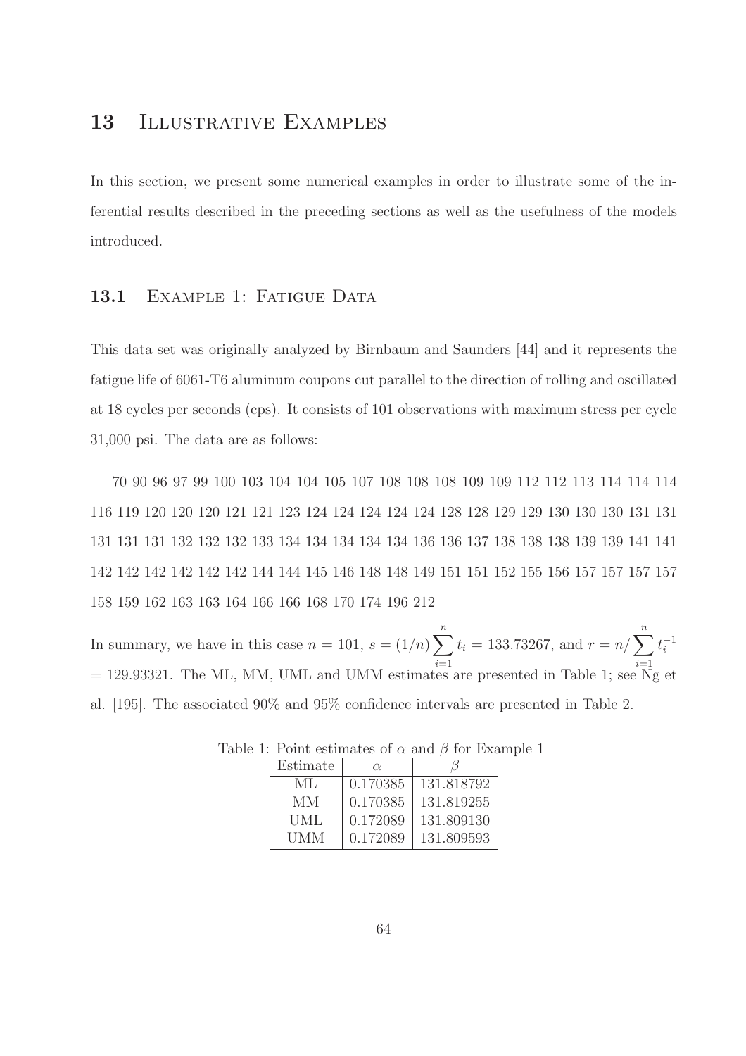# 13 Illustrative Examples

In this section, we present some numerical examples in order to illustrate some of the inferential results described in the preceding sections as well as the usefulness of the models introduced.

## 13.1 Example 1: Fatigue Data

This data set was originally analyzed by Birnbaum and Saunders [44] and it represents the fatigue life of 6061-T6 aluminum coupons cut parallel to the direction of rolling and oscillated at 18 cycles per seconds (cps). It consists of 101 observations with maximum stress per cycle 31,000 psi. The data are as follows:

70 90 96 97 99 100 103 104 104 105 107 108 108 108 109 109 112 112 113 114 114 114 116 119 120 120 120 121 121 123 124 124 124 124 124 128 128 129 129 130 130 130 131 131 131 131 131 132 132 132 133 134 134 134 134 134 136 136 137 138 138 138 139 139 141 141 142 142 142 142 142 142 144 144 145 146 148 148 149 151 151 152 155 156 157 157 157 157 158 159 162 163 163 164 166 166 168 170 174 196 212

In summary, we have in this case $n = 101$, $s = (1/n)\sum_{i=1}^{n} t_i = 133.73267$, and $r = n/\sum_{i=1}^{n} t_i^{-1}$ $= 129.93321$. The ML, MM, UML and UMM estimates are presented in Table 1; see Ng et al. [195]. The associated 90% and 95% confidence intervals are presented in Table 2.

Table 1: Point estimates of $\alpha$ and $\beta$ for Example 1

| Estimate | $\alpha$ | $\beta$ |
|---|---|---|
| ML | 0.170385 | 131.818792 |
| MM | 0.170385 | 131.819255 |
| UML | 0.172089 | 131.809130 |
| UMM | 0.172089 | 131.809593 |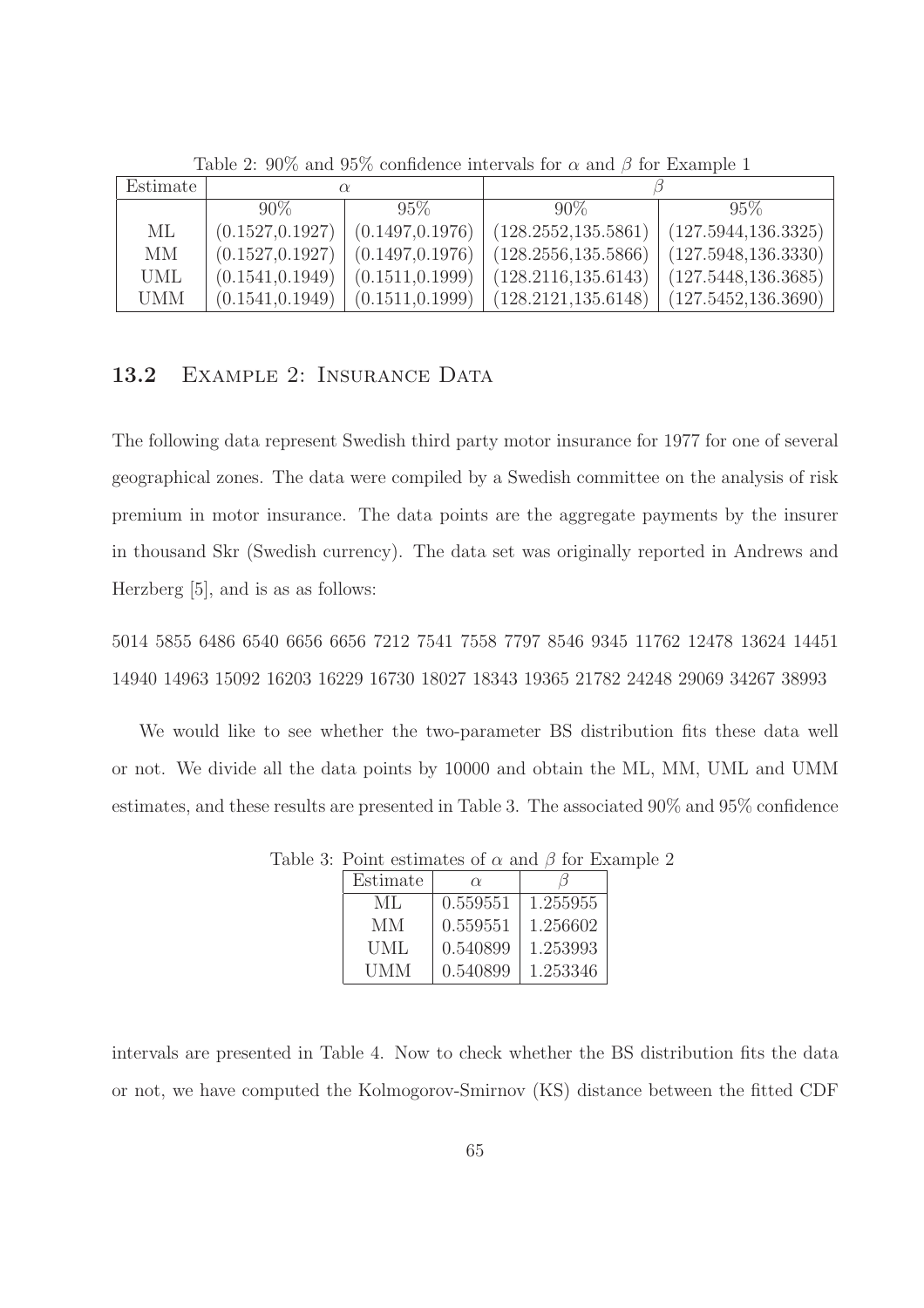Table 2: 90% and 95% confidence intervals for $\alpha$ and $\beta$ for Example 1

| Estimate | $\alpha$ | | $\beta$ | |
|---|---|---|---|---|
| | 90% | 95% | 90% | 95% |
| ML | (0.1527,0.1927) | (0.1497,0.1976) | (128.2552,135.5861) | (127.5944,136.3325) |
| MM | (0.1527,0.1927) | (0.1497,0.1976) | (128.2556,135.5866) | (127.5948,136.3330) |
| UML | (0.1541,0.1949) | (0.1511,0.1999) | (128.2116,135.6143) | (127.5448,136.3685) |
| UMM | (0.1541,0.1949) | (0.1511,0.1999) | (128.2121,135.6148) | (127.5452,136.3690) |

## 13.2 Example 2: Insurance Data

The following data represent Swedish third party motor insurance for 1977 for one of several geographical zones. The data were compiled by a Swedish committee on the analysis of risk premium in motor insurance. The data points are the aggregate payments by the insurer in thousand Skr (Swedish currency). The data set was originally reported in Andrews and Herzberg [5], and is as as follows:

5014 5855 6486 6540 6656 6656 7212 7541 7558 7797 8546 9345 11762 12478 13624 14451 14940 14963 15092 16203 16229 16730 18027 18343 19365 21782 24248 29069 34267 38993

We would like to see whether the two-parameter BS distribution fits these data well or not. We divide all the data points by 10000 and obtain the ML, MM, UML and UMM estimates, and these results are presented in Table 3. The associated 90% and 95% confidence intervals are presented in Table 4. Now to check whether the BS distribution fits the data or not, we have computed the Kolmogorov-Smirnov (KS) distance between the fitted CDF

Table 3: Point estimates of $\alpha$ and $\beta$ for Example 2

| Estimate | $\alpha$ | $\beta$ |
|---|---|---|
| ML | 0.559551 | 1.255955 |
| MM | 0.559551 | 1.256602 |
| UML | 0.540899 | 1.253993 |
| UMM | 0.540899 | 1.253346 |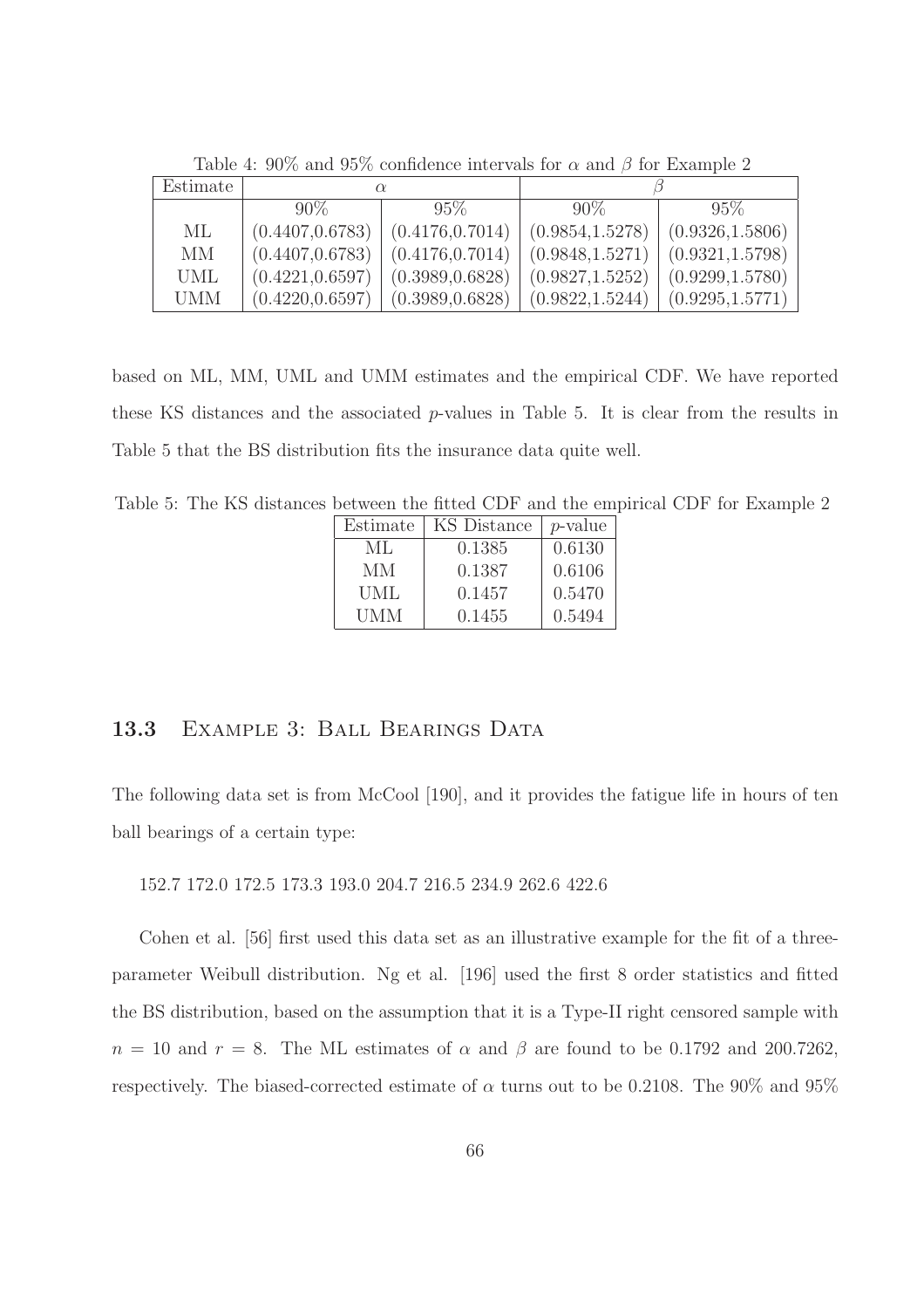Table 4: 90% and 95% confidence intervals for $\alpha$ and $\beta$ for Example 2

| Estimate | $\alpha$ | | $\beta$ | |
|---|---|---|---|---|
| | 90% | 95% | 90% | 95% |
| ML | (0.4407,0.6783) | (0.4176,0.7014) | (0.9854,1.5278) | (0.9326,1.5806) |
| MM | (0.4407,0.6783) | (0.4176,0.7014) | (0.9848,1.5271) | (0.9321,1.5798) |
| UML | (0.4221,0.6597) | (0.3989,0.6828) | (0.9827,1.5252) | (0.9299,1.5780) |
| UMM | (0.4220,0.6597) | (0.3989,0.6828) | (0.9822,1.5244) | (0.9295,1.5771) |

based on ML, MM, UML and UMM estimates and the empirical CDF. We have reported these KS distances and the associated $p$-values in Table 5. It is clear from the results in Table 5 that the BS distribution fits the insurance data quite well.

Table 5: The KS distances between the fitted CDF and the empirical CDF for Example 2

| Estimate | KS Distance | $p$-value |
|---|---|---|
| ML | 0.1385 | 0.6130 |
| MM | 0.1387 | 0.6106 |
| UML | 0.1457 | 0.5470 |
| UMM | 0.1455 | 0.5494 |

### 13.3 Example 3: Ball Bearings Data

The following data set is from McCool [190], and it provides the fatigue life in hours of ten ball bearings of a certain type:

152.7 172.0 172.5 173.3 193.0 204.7 216.5 234.9 262.6 422.6

Cohen et al. [56] first used this data set as an illustrative example for the fit of a three-parameter Weibull distribution. Ng et al. [196] used the first 8 order statistics and fitted the BS distribution, based on the assumption that it is a Type-II right censored sample with $n = 10$ and $r = 8$. The ML estimates of $\alpha$ and $\beta$ are found to be 0.1792 and 200.7262, respectively. The biased-corrected estimate of $\alpha$ turns out to be 0.2108. The 90% and 95%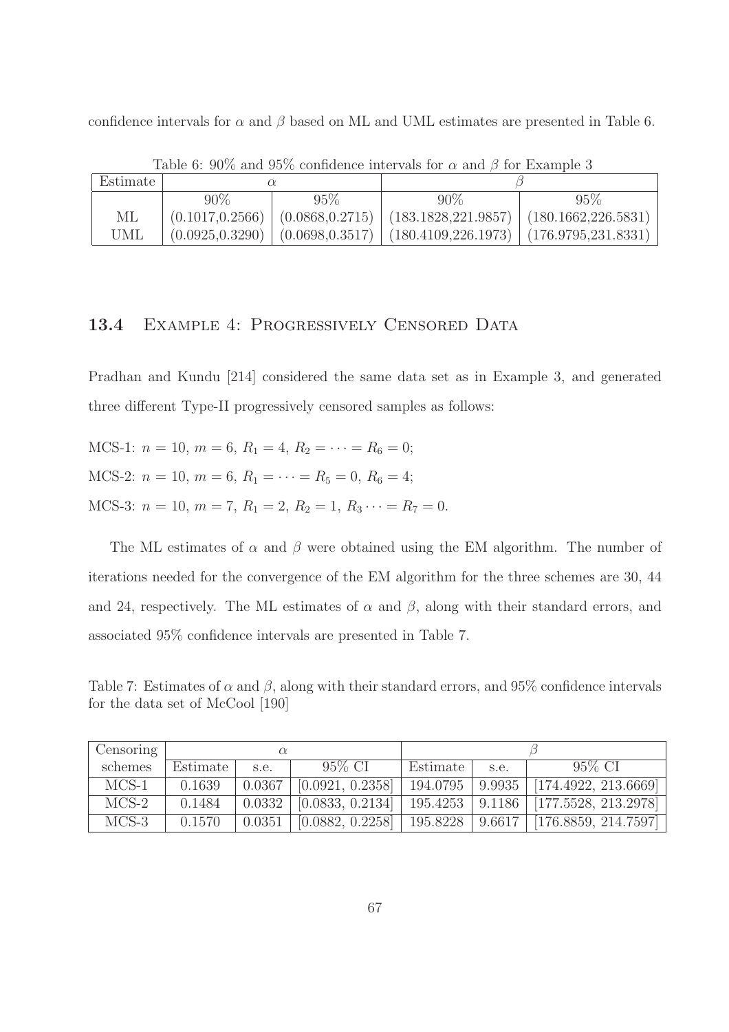confidence intervals for $\alpha$ and $\beta$ based on ML and UML estimates are presented in Table 6.

Table 6: 90% and 95% confidence intervals for $\alpha$ and $\beta$ for Example 3

| Estimate | $\alpha$ | | $\beta$ | |
|---|---|---|---|---|
| | 90% | 95% | 90% | 95% |
| ML | (0.1017,0.2566) | (0.0868,0.2715) | (183.1828,221.9857) | (180.1662,226.5831) |
| UML | (0.0925,0.3290) | (0.0698,0.3517) | (180.4109,226.1973) | (176.9795,231.8331) |

## 13.4 Example 4: Progressively Censored Data

Pradhan and Kundu [214] considered the same data set as in Example 3, and generated three different Type-II progressively censored samples as follows:

MCS-1: $n = 10$, $m = 6$, $R_1 = 4$, $R_2 = \cdots = R_6 = 0$;

MCS-2: $n = 10$, $m = 6$, $R_1 = \cdots = R_5 = 0$, $R_6 = 4$;

MCS-3: $n = 10$, $m = 7$, $R_1 = 2$, $R_2 = 1$, $R_3 \cdots = R_7 = 0$.

The ML estimates of $\alpha$ and $\beta$ were obtained using the EM algorithm. The number of iterations needed for the convergence of the EM algorithm for the three schemes are 30, 44 and 24, respectively. The ML estimates of $\alpha$ and $\beta$, along with their standard errors, and associated 95% confidence intervals are presented in Table 7.

Table 7: Estimates of $\alpha$ and $\beta$, along with their standard errors, and 95% confidence intervals for the data set of McCool [190]

| Censoring | $\alpha$ | | | $\beta$ | | |
|---|---|---|---|---|---|---|
| schemes | Estimate | s.e. | 95% CI | Estimate | s.e. | 95% CI |
| MCS-1 | 0.1639 | 0.0367 | [0.0921, 0.2358] | 194.0795 | 9.9935 | [174.4922, 213.6669] |
| MCS-2 | 0.1484 | 0.0332 | [0.0833, 0.2134] | 195.4253 | 9.1186 | [177.5528, 213.2978] |
| MCS-3 | 0.1570 | 0.0351 | [0.0882, 0.2258] | 195.8228 | 9.6617 | [176.8859, 214.7597] |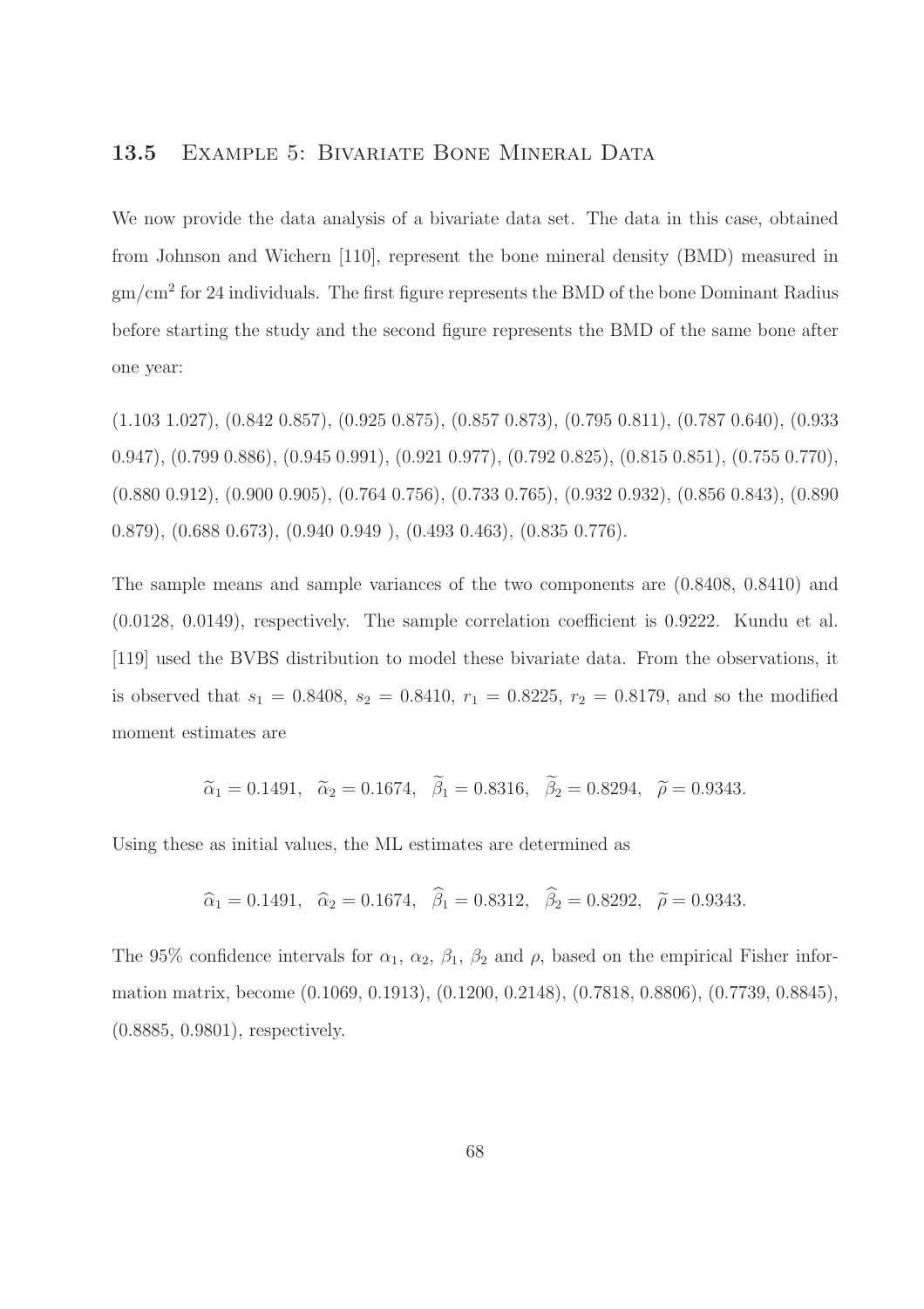## 13.5 Example 5: Bivariate Bone Mineral Data

We now provide the data analysis of a bivariate data set. The data in this case, obtained from Johnson and Wichern [110], represent the bone mineral density (BMD) measured in gm/cm$^2$ for 24 individuals. The first figure represents the BMD of the bone Dominant Radius before starting the study and the second figure represents the BMD of the same bone after one year:

(1.103 1.027), (0.842 0.857), (0.925 0.875), (0.857 0.873), (0.795 0.811), (0.787 0.640), (0.933 0.947), (0.799 0.886), (0.945 0.991), (0.921 0.977), (0.792 0.825), (0.815 0.851), (0.755 0.770), (0.880 0.912), (0.900 0.905), (0.764 0.756), (0.733 0.765), (0.932 0.932), (0.856 0.843), (0.890 0.879), (0.688 0.673), (0.940 0.949 ), (0.493 0.463), (0.835 0.776).

The sample means and sample variances of the two components are (0.8408, 0.8410) and (0.0128, 0.0149), respectively. The sample correlation coefficient is 0.9222. Kundu et al. [119] used the BVBS distribution to model these bivariate data. From the observations, it is observed that $s_1 = 0.8408$, $s_2 = 0.8410$, $r_1 = 0.8225$, $r_2 = 0.8179$, and so the modified moment estimates are

$$\widetilde{\alpha}_1 = 0.1491, \quad \widetilde{\alpha}_2 = 0.1674, \quad \widetilde{\beta}_1 = 0.8316, \quad \widetilde{\beta}_2 = 0.8294, \quad \widetilde{\rho} = 0.9343.$$

Using these as initial values, the ML estimates are determined as

$$\widehat{\alpha}_1 = 0.1491, \quad \widehat{\alpha}_2 = 0.1674, \quad \widehat{\beta}_1 = 0.8312, \quad \widehat{\beta}_2 = 0.8292, \quad \widetilde{\rho} = 0.9343.$$

The 95% confidence intervals for $\alpha_1$, $\alpha_2$, $\beta_1$, $\beta_2$ and $\rho$, based on the empirical Fisher information matrix, become (0.1069, 0.1913), (0.1200, 0.2148), (0.7818, 0.8806), (0.7739, 0.8845), (0.8885, 0.9801), respectively.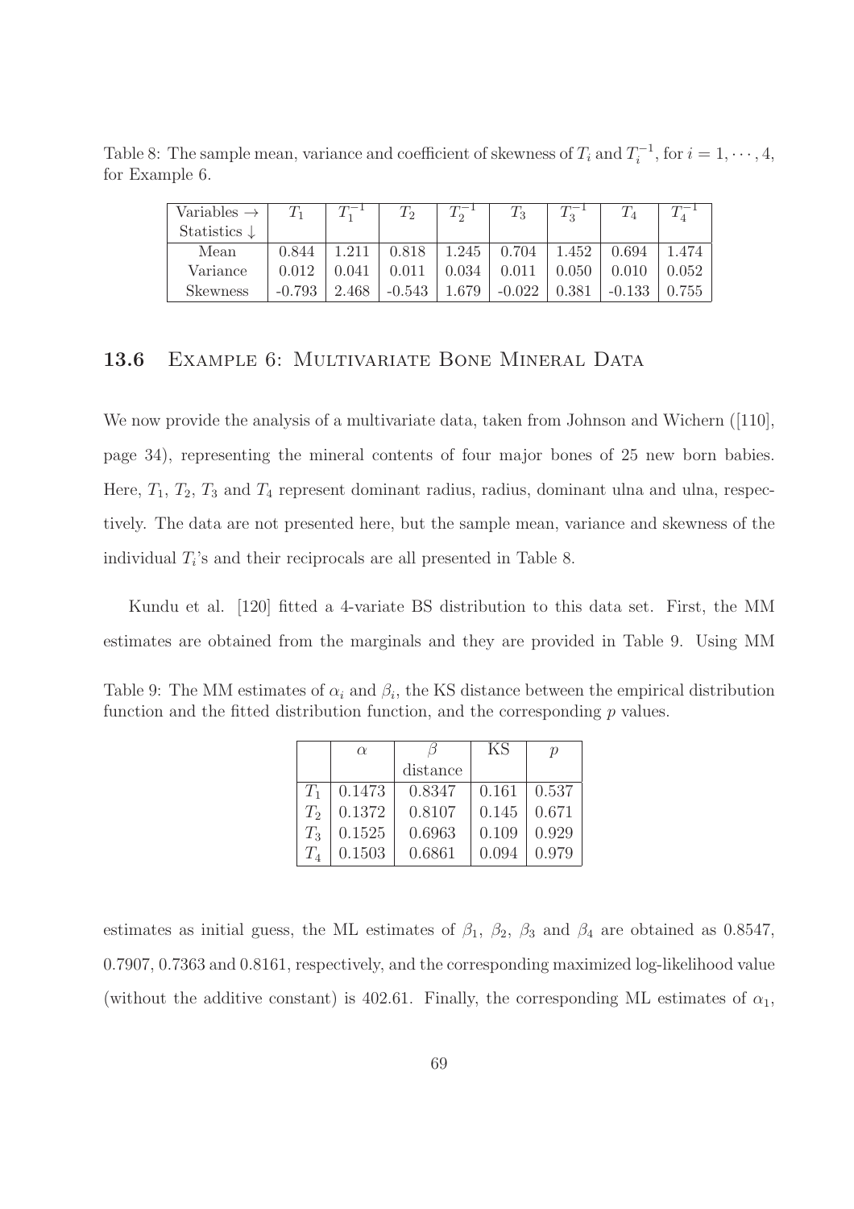Table 8: The sample mean, variance and coefficient of skewness of $T_i$ and $T_i^{-1}$, for $i = 1, \cdots, 4$, for Example 6.

| Variables $\rightarrow$ Statistics $\downarrow$ | $T_1$ | $T_1^{-1}$ | $T_2$ | $T_2^{-1}$ | $T_3$ | $T_3^{-1}$ | $T_4$ | $T_4^{-1}$ |
|---|---|---|---|---|---|---|---|---|
| Mean | 0.844 | 1.211 | 0.818 | 1.245 | 0.704 | 1.452 | 0.694 | 1.474 |
| Variance | 0.012 | 0.041 | 0.011 | 0.034 | 0.011 | 0.050 | 0.010 | 0.052 |
| Skewness | -0.793 | 2.468 | -0.543 | 1.679 | -0.022 | 0.381 | -0.133 | 0.755 |

## 13.6 Example 6: Multivariate Bone Mineral Data

We now provide the analysis of a multivariate data, taken from Johnson and Wichern ([110], page 34), representing the mineral contents of four major bones of 25 new born babies. Here, $T_1$, $T_2$, $T_3$ and $T_4$ represent dominant radius, radius, dominant ulna and ulna, respectively. The data are not presented here, but the sample mean, variance and skewness of the individual $T_i$'s and their reciprocals are all presented in Table 8.

Kundu et al. [120] fitted a 4-variate BS distribution to this data set. First, the MM estimates are obtained from the marginals and they are provided in Table 9. Using MM estimates as initial guess, the ML estimates of $\beta_1$, $\beta_2$, $\beta_3$ and $\beta_4$ are obtained as 0.8547, 0.7907, 0.7363 and 0.8161, respectively, and the corresponding maximized log-likelihood value (without the additive constant) is 402.61. Finally, the corresponding ML estimates of $\alpha_1$,

Table 9: The MM estimates of $\alpha_i$ and $\beta_i$, the KS distance between the empirical distribution function and the fitted distribution function, and the corresponding $p$ values.

| | $\alpha$ | $\beta$ distance | KS | $p$ |
|---|---|---|---|---|
| $T_1$ | 0.1473 | 0.8347 | 0.161 | 0.537 |
| $T_2$ | 0.1372 | 0.8107 | 0.145 | 0.671 |
| $T_3$ | 0.1525 | 0.6963 | 0.109 | 0.929 |
| $T_4$ | 0.1503 | 0.6861 | 0.094 | 0.979 |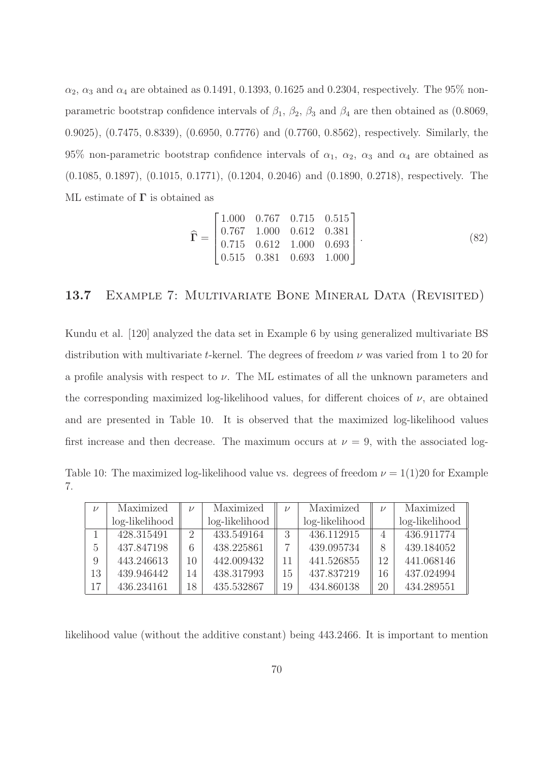$\alpha_2$, $\alpha_3$ and $\alpha_4$ are obtained as 0.1491, 0.1393, 0.1625 and 0.2304, respectively. The 95% non-parametric bootstrap confidence intervals of $\beta_1$, $\beta_2$, $\beta_3$ and $\beta_4$ are then obtained as (0.8069, 0.9025), (0.7475, 0.8339), (0.6950, 0.7776) and (0.7760, 0.8562), respectively. Similarly, the 95% non-parametric bootstrap confidence intervals of $\alpha_1$, $\alpha_2$, $\alpha_3$ and $\alpha_4$ are obtained as (0.1085, 0.1897), (0.1015, 0.1771), (0.1204, 0.2046) and (0.1890, 0.2718), respectively. The ML estimate of $\mathbf{\Gamma}$ is obtained as

$$\widehat{\mathbf{\Gamma}} = \begin{bmatrix} 1.000 & 0.767 & 0.715 & 0.515 \\ 0.767 & 1.000 & 0.612 & 0.381 \\ 0.715 & 0.612 & 1.000 & 0.693 \\ 0.515 & 0.381 & 0.693 & 1.000 \end{bmatrix}. \tag{82}$$

## 13.7 Example 7: Multivariate Bone Mineral Data (Revisited)

Kundu et al. [120] analyzed the data set in Example 6 by using generalized multivariate BS distribution with multivariate $t$-kernel. The degrees of freedom $\nu$ was varied from 1 to 20 for a profile analysis with respect to $\nu$. The ML estimates of all the unknown parameters and the corresponding maximized log-likelihood values, for different choices of $\nu$, are obtained and are presented in Table 10. It is observed that the maximized log-likelihood values first increase and then decrease. The maximum occurs at $\nu = 9$, with the associated log-likelihood value (without the additive constant) being 443.2466. It is important to mention

Table 10: The maximized log-likelihood value vs. degrees of freedom $\nu = 1(1)20$ for Example 7.

| $\nu$ | Maximized log-likelihood | $\nu$ | Maximized log-likelihood | $\nu$ | Maximized log-likelihood | $\nu$ | Maximized log-likelihood |
|---|---|---|---|---|---|---|---|
| 1 | 428.315491 | 2 | 433.549164 | 3 | 436.112915 | 4 | 436.911774 |
| 5 | 437.847198 | 6 | 438.225861 | 7 | 439.095734 | 8 | 439.184052 |
| 9 | 443.246613 | 10 | 442.009432 | 11 | 441.526855 | 12 | 441.068146 |
| 13 | 439.946442 | 14 | 438.317993 | 15 | 437.837219 | 16 | 437.024994 |
| 17 | 436.234161 | 18 | 435.532867 | 19 | 434.860138 | 20 | 434.289551 |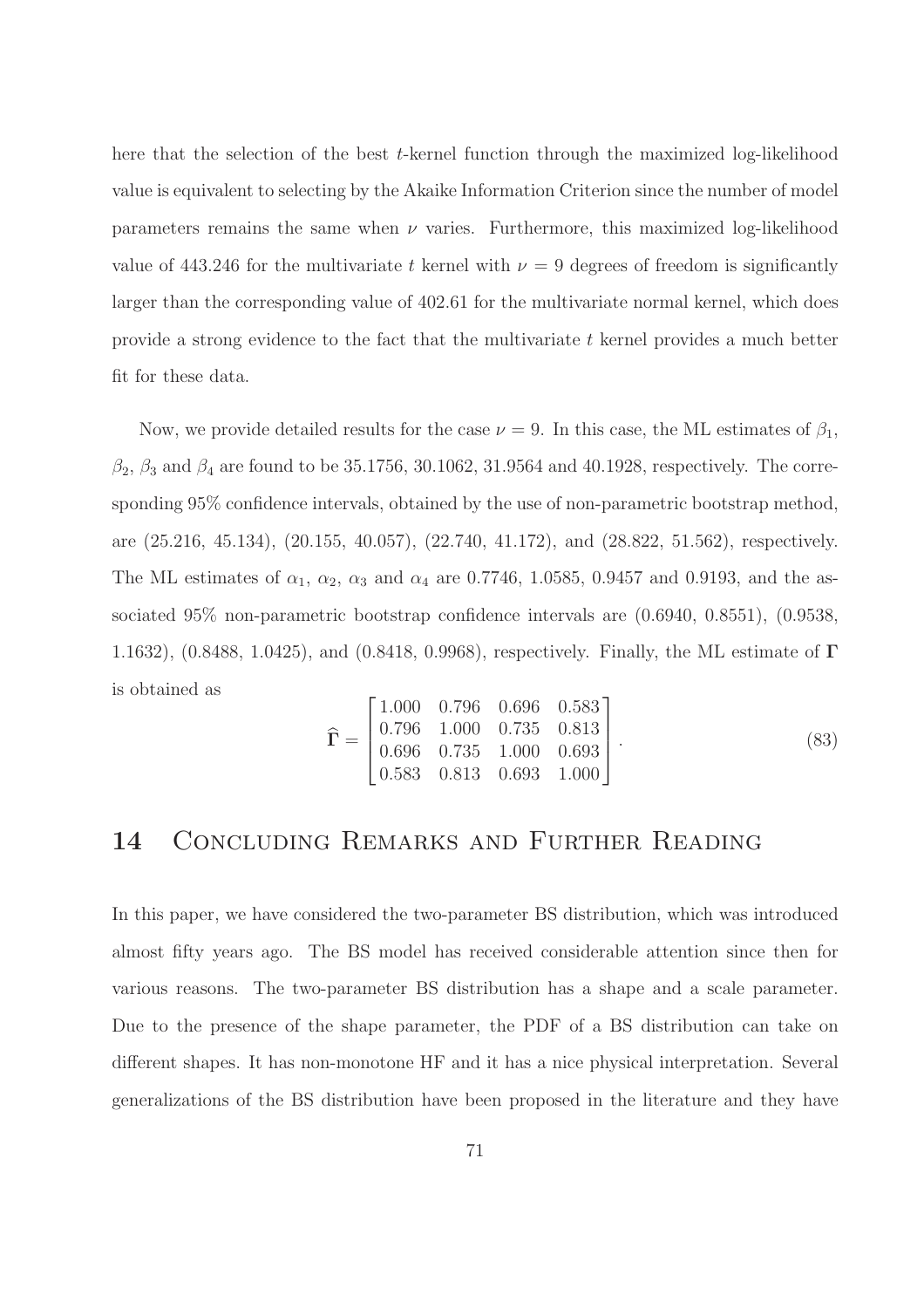here that the selection of the best $t$-kernel function through the maximized log-likelihood value is equivalent to selecting by the Akaike Information Criterion since the number of model parameters remains the same when $\nu$ varies. Furthermore, this maximized log-likelihood value of 443.246 for the multivariate $t$ kernel with $\nu = 9$ degrees of freedom is significantly larger than the corresponding value of 402.61 for the multivariate normal kernel, which does provide a strong evidence to the fact that the multivariate $t$ kernel provides a much better fit for these data.

Now, we provide detailed results for the case $\nu = 9$. In this case, the ML estimates of $\beta_1$, $\beta_2$, $\beta_3$ and $\beta_4$ are found to be 35.1756, 30.1062, 31.9564 and 40.1928, respectively. The corresponding 95% confidence intervals, obtained by the use of non-parametric bootstrap method, are (25.216, 45.134), (20.155, 40.057), (22.740, 41.172), and (28.822, 51.562), respectively. The ML estimates of $\alpha_1$, $\alpha_2$, $\alpha_3$ and $\alpha_4$ are 0.7746, 1.0585, 0.9457 and 0.9193, and the associated 95% non-parametric bootstrap confidence intervals are (0.6940, 0.8551), (0.9538, 1.1632), (0.8488, 1.0425), and (0.8418, 0.9968), respectively. Finally, the ML estimate of $\mathbf{\Gamma}$ is obtained as

$$\widehat{\mathbf{\Gamma}} = \begin{bmatrix} 1.000 & 0.796 & 0.696 & 0.583 \\ 0.796 & 1.000 & 0.735 & 0.813 \\ 0.696 & 0.735 & 1.000 & 0.693 \\ 0.583 & 0.813 & 0.693 & 1.000 \end{bmatrix}. \tag{83}$$

# 14 Concluding Remarks and Further Reading

In this paper, we have considered the two-parameter BS distribution, which was introduced almost fifty years ago. The BS model has received considerable attention since then for various reasons. The two-parameter BS distribution has a shape and a scale parameter. Due to the presence of the shape parameter, the PDF of a BS distribution can take on different shapes. It has non-monotone HF and it has a nice physical interpretation. Several generalizations of the BS distribution have been proposed in the literature and they have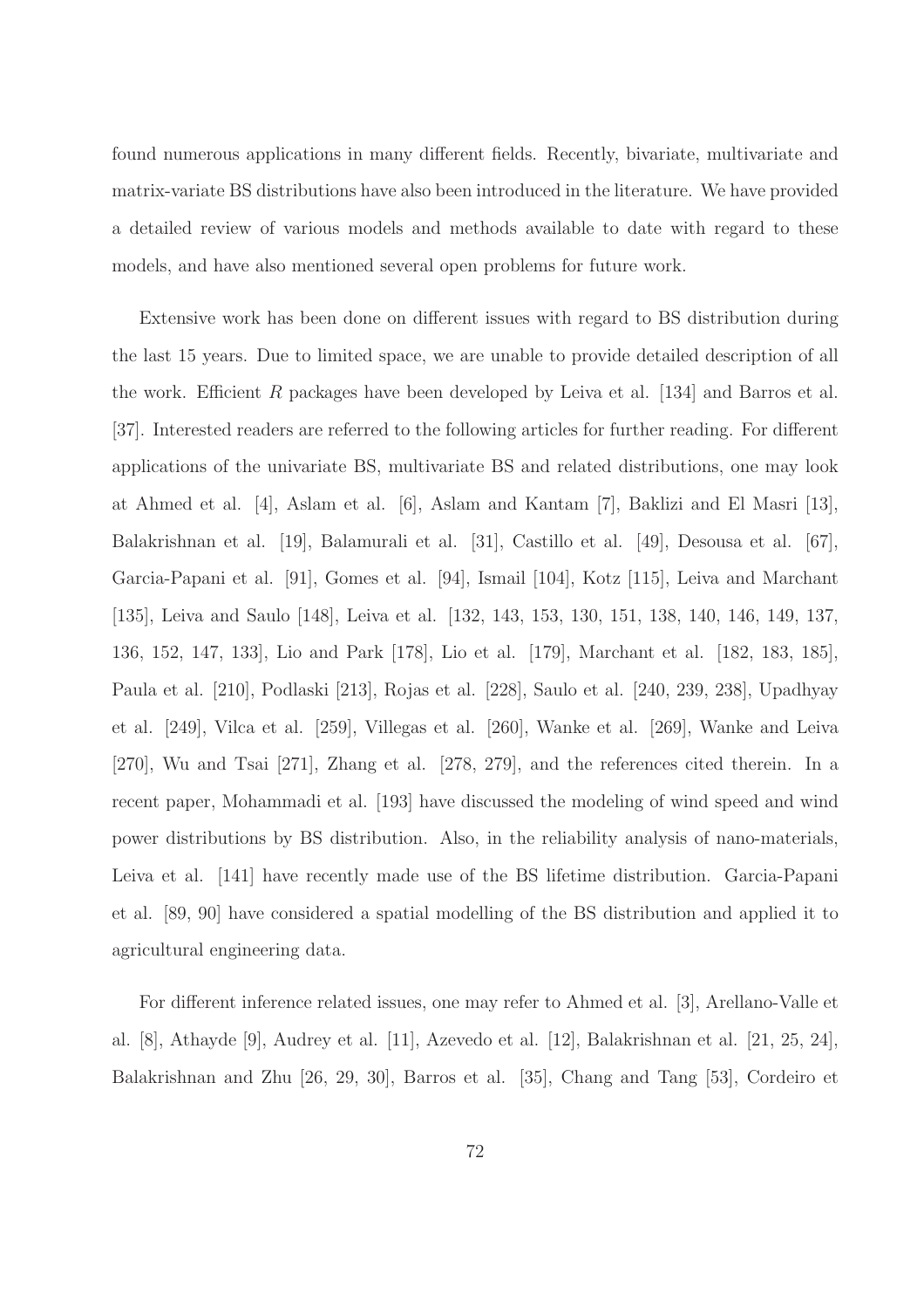found numerous applications in many different fields. Recently, bivariate, multivariate and matrix-variate BS distributions have also been introduced in the literature. We have provided a detailed review of various models and methods available to date with regard to these models, and have also mentioned several open problems for future work.

Extensive work has been done on different issues with regard to BS distribution during the last 15 years. Due to limited space, we are unable to provide detailed description of all the work. Efficient *R* packages have been developed by Leiva et al. [134] and Barros et al. [37]. Interested readers are referred to the following articles for further reading. For different applications of the univariate BS, multivariate BS and related distributions, one may look at Ahmed et al. [4], Aslam et al. [6], Aslam and Kantam [7], Baklizi and El Masri [13], Balakrishnan et al. [19], Balamurali et al. [31], Castillo et al. [49], Desousa et al. [67], Garcia-Papani et al. [91], Gomes et al. [94], Ismail [104], Kotz [115], Leiva and Marchant [135], Leiva and Saulo [148], Leiva et al. [132, 143, 153, 130, 151, 138, 140, 146, 149, 137, 136, 152, 147, 133], Lio and Park [178], Lio et al. [179], Marchant et al. [182, 183, 185], Paula et al. [210], Podlaski [213], Rojas et al. [228], Saulo et al. [240, 239, 238], Upadhyay et al. [249], Vilca et al. [259], Villegas et al. [260], Wanke et al. [269], Wanke and Leiva [270], Wu and Tsai [271], Zhang et al. [278, 279], and the references cited therein. In a recent paper, Mohammadi et al. [193] have discussed the modeling of wind speed and wind power distributions by BS distribution. Also, in the reliability analysis of nano-materials, Leiva et al. [141] have recently made use of the BS lifetime distribution. Garcia-Papani et al. [89, 90] have considered a spatial modelling of the BS distribution and applied it to agricultural engineering data.

For different inference related issues, one may refer to Ahmed et al. [3], Arellano-Valle et al. [8], Athayde [9], Audrey et al. [11], Azevedo et al. [12], Balakrishnan et al. [21, 25, 24], Balakrishnan and Zhu [26, 29, 30], Barros et al. [35], Chang and Tang [53], Cordeiro et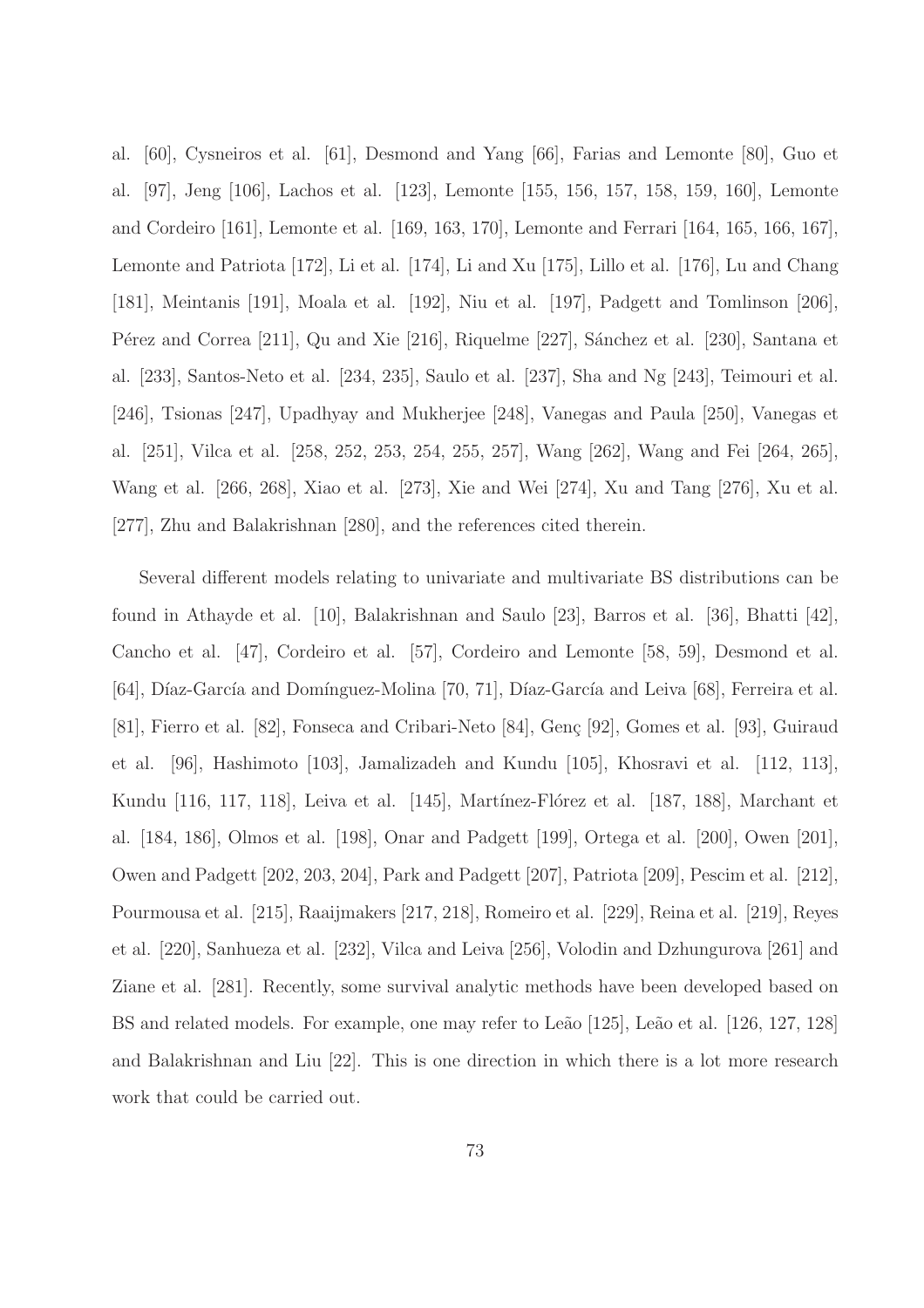al. [60], Cysneiros et al. [61], Desmond and Yang [66], Farias and Lemonte [80], Guo et al. [97], Jeng [106], Lachos et al. [123], Lemonte [155, 156, 157, 158, 159, 160], Lemonte and Cordeiro [161], Lemonte et al. [169, 163, 170], Lemonte and Ferrari [164, 165, 166, 167], Lemonte and Patriota [172], Li et al. [174], Li and Xu [175], Lillo et al. [176], Lu and Chang [181], Meintanis [191], Moala et al. [192], Niu et al. [197], Padgett and Tomlinson [206], Pérez and Correa [211], Qu and Xie [216], Riquelme [227], Sánchez et al. [230], Santana et al. [233], Santos-Neto et al. [234, 235], Saulo et al. [237], Sha and Ng [243], Teimouri et al. [246], Tsionas [247], Upadhyay and Mukherjee [248], Vanegas and Paula [250], Vanegas et al. [251], Vilca et al. [258, 252, 253, 254, 255, 257], Wang [262], Wang and Fei [264, 265], Wang et al. [266, 268], Xiao et al. [273], Xie and Wei [274], Xu and Tang [276], Xu et al. [277], Zhu and Balakrishnan [280], and the references cited therein.

Several different models relating to univariate and multivariate BS distributions can be found in Athayde et al. [10], Balakrishnan and Saulo [23], Barros et al. [36], Bhatti [42], Cancho et al. [47], Cordeiro et al. [57], Cordeiro and Lemonte [58, 59], Desmond et al. [64], Díaz-García and Domínguez-Molina [70, 71], Díaz-García and Leiva [68], Ferreira et al. [81], Fierro et al. [82], Fonseca and Cribari-Neto [84], Genç [92], Gomes et al. [93], Guiraud et al. [96], Hashimoto [103], Jamalizadeh and Kundu [105], Khosravi et al. [112, 113], Kundu [116, 117, 118], Leiva et al. [145], Martínez-Flórez et al. [187, 188], Marchant et al. [184, 186], Olmos et al. [198], Onar and Padgett [199], Ortega et al. [200], Owen [201], Owen and Padgett [202, 203, 204], Park and Padgett [207], Patriota [209], Pescim et al. [212], Pourmousa et al. [215], Raaijmakers [217, 218], Romeiro et al. [229], Reina et al. [219], Reyes et al. [220], Sanhueza et al. [232], Vilca and Leiva [256], Volodin and Dzhungurova [261] and Ziane et al. [281]. Recently, some survival analytic methods have been developed based on BS and related models. For example, one may refer to Leão [125], Leão et al. [126, 127, 128] and Balakrishnan and Liu [22]. This is one direction in which there is a lot more research work that could be carried out.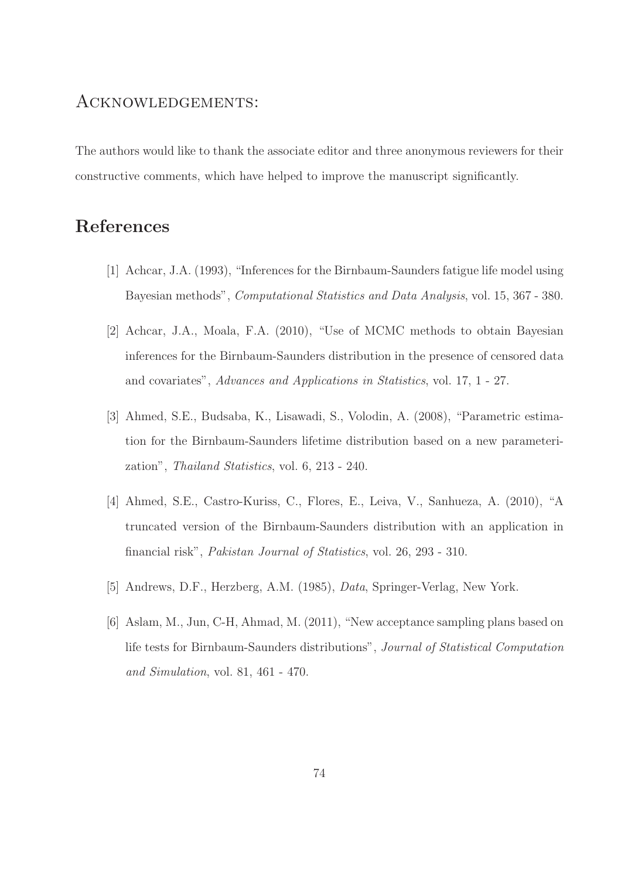## Acknowledgements:

The authors would like to thank the associate editor and three anonymous reviewers for their constructive comments, which have helped to improve the manuscript significantly.

## References

[1] Achcar, J.A. (1993), "Inferences for the Birnbaum-Saunders fatigue life model using Bayesian methods", *Computational Statistics and Data Analysis*, vol. 15, 367 - 380.

[2] Achcar, J.A., Moala, F.A. (2010), "Use of MCMC methods to obtain Bayesian inferences for the Birnbaum-Saunders distribution in the presence of censored data and covariates", *Advances and Applications in Statistics*, vol. 17, 1 - 27.

[3] Ahmed, S.E., Budsaba, K., Lisawadi, S., Volodin, A. (2008), "Parametric estimation for the Birnbaum-Saunders lifetime distribution based on a new parameterization", *Thailand Statistics*, vol. 6, 213 - 240.

[4] Ahmed, S.E., Castro-Kuriss, C., Flores, E., Leiva, V., Sanhueza, A. (2010), "A truncated version of the Birnbaum-Saunders distribution with an application in financial risk", *Pakistan Journal of Statistics*, vol. 26, 293 - 310.

[5] Andrews, D.F., Herzberg, A.M. (1985), *Data*, Springer-Verlag, New York.

[6] Aslam, M., Jun, C-H, Ahmad, M. (2011), "New acceptance sampling plans based on life tests for Birnbaum-Saunders distributions", *Journal of Statistical Computation and Simulation*, vol. 81, 461 - 470.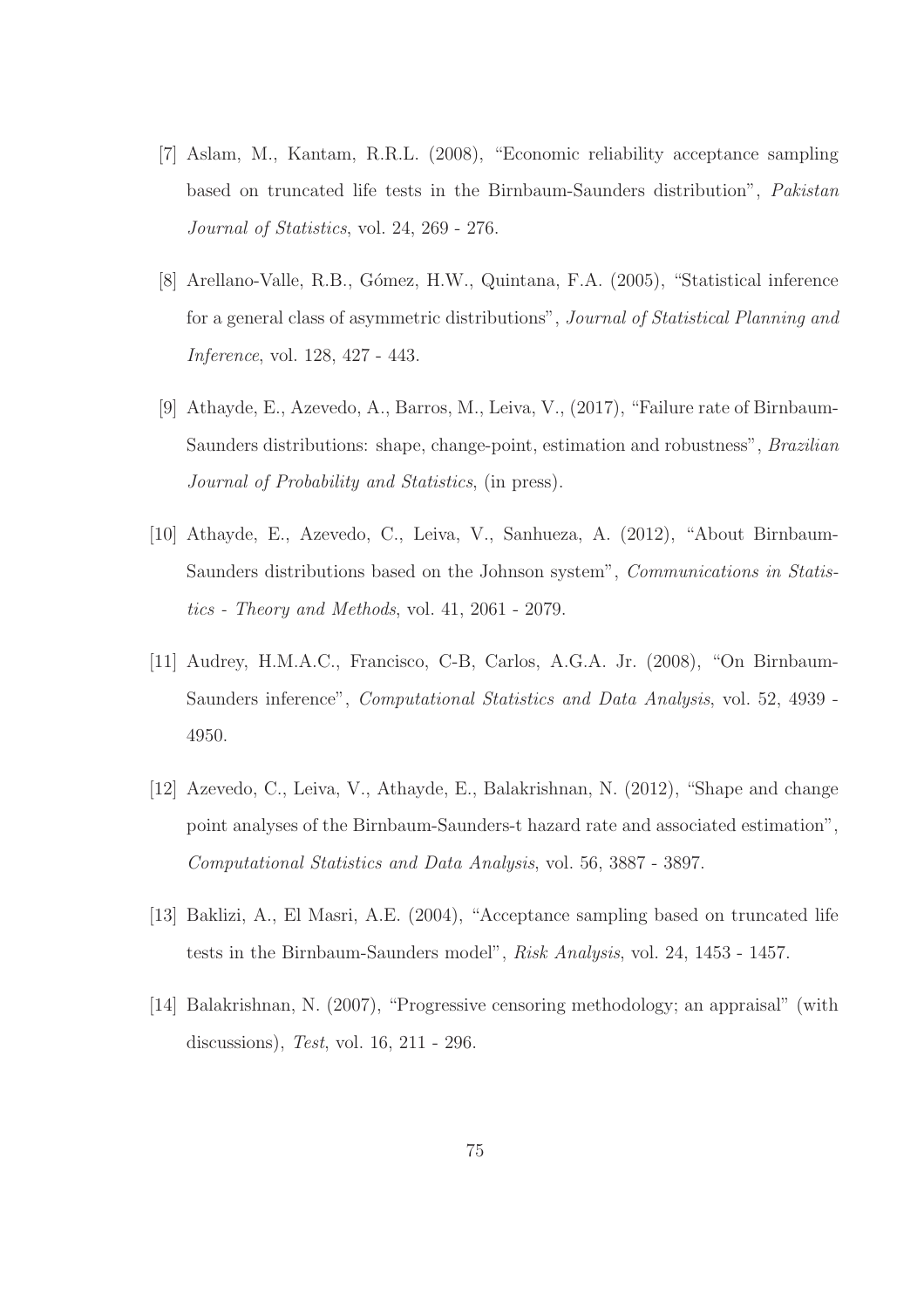[7] Aslam, M., Kantam, R.R.L. (2008), "Economic reliability acceptance sampling based on truncated life tests in the Birnbaum-Saunders distribution", *Pakistan Journal of Statistics*, vol. 24, 269 - 276.

[8] Arellano-Valle, R.B., Gómez, H.W., Quintana, F.A. (2005), "Statistical inference for a general class of asymmetric distributions", *Journal of Statistical Planning and Inference*, vol. 128, 427 - 443.

[9] Athayde, E., Azevedo, A., Barros, M., Leiva, V., (2017), "Failure rate of Birnbaum-Saunders distributions: shape, change-point, estimation and robustness", *Brazilian Journal of Probability and Statistics*, (in press).

[10] Athayde, E., Azevedo, C., Leiva, V., Sanhueza, A. (2012), "About Birnbaum-Saunders distributions based on the Johnson system", *Communications in Statistics - Theory and Methods*, vol. 41, 2061 - 2079.

[11] Audrey, H.M.A.C., Francisco, C-B, Carlos, A.G.A. Jr. (2008), "On Birnbaum-Saunders inference", *Computational Statistics and Data Analysis*, vol. 52, 4939 - 4950.

[12] Azevedo, C., Leiva, V., Athayde, E., Balakrishnan, N. (2012), "Shape and change point analyses of the Birnbaum-Saunders-t hazard rate and associated estimation", *Computational Statistics and Data Analysis*, vol. 56, 3887 - 3897.

[13] Baklizi, A., El Masri, A.E. (2004), "Acceptance sampling based on truncated life tests in the Birnbaum-Saunders model", *Risk Analysis*, vol. 24, 1453 - 1457.

[14] Balakrishnan, N. (2007), "Progressive censoring methodology; an appraisal" (with discussions), *Test*, vol. 16, 211 - 296.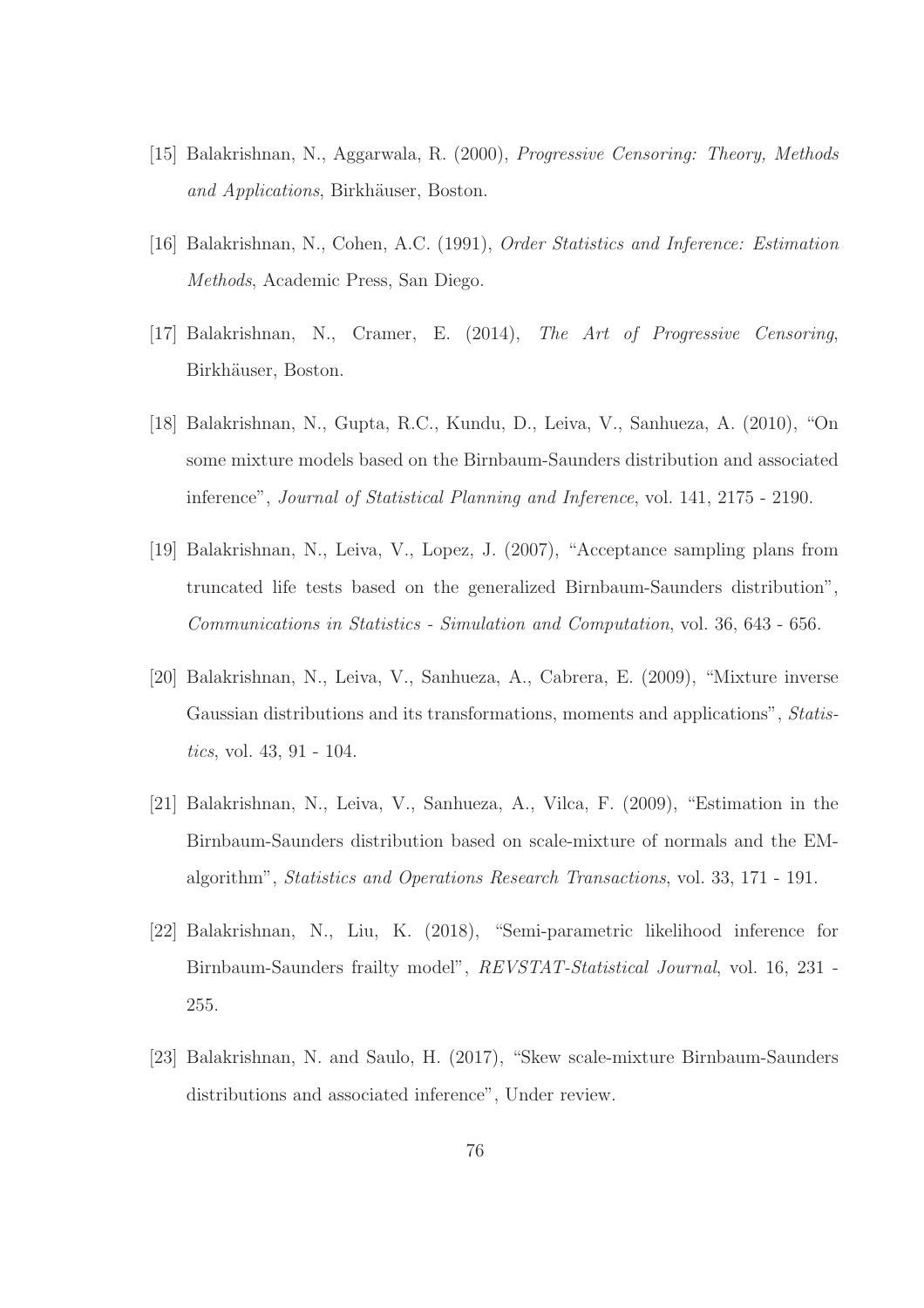[15] Balakrishnan, N., Aggarwala, R. (2000), *Progressive Censoring: Theory, Methods and Applications*, Birkhäuser, Boston.

[16] Balakrishnan, N., Cohen, A.C. (1991), *Order Statistics and Inference: Estimation Methods*, Academic Press, San Diego.

[17] Balakrishnan, N., Cramer, E. (2014), *The Art of Progressive Censoring*, Birkhäuser, Boston.

[18] Balakrishnan, N., Gupta, R.C., Kundu, D., Leiva, V., Sanhueza, A. (2010), "On some mixture models based on the Birnbaum-Saunders distribution and associated inference", *Journal of Statistical Planning and Inference*, vol. 141, 2175 - 2190.

[19] Balakrishnan, N., Leiva, V., Lopez, J. (2007), "Acceptance sampling plans from truncated life tests based on the generalized Birnbaum-Saunders distribution", *Communications in Statistics - Simulation and Computation*, vol. 36, 643 - 656.

[20] Balakrishnan, N., Leiva, V., Sanhueza, A., Cabrera, E. (2009), "Mixture inverse Gaussian distributions and its transformations, moments and applications", *Statistics*, vol. 43, 91 - 104.

[21] Balakrishnan, N., Leiva, V., Sanhueza, A., Vilca, F. (2009), "Estimation in the Birnbaum-Saunders distribution based on scale-mixture of normals and the EM-algorithm", *Statistics and Operations Research Transactions*, vol. 33, 171 - 191.

[22] Balakrishnan, N., Liu, K. (2018), "Semi-parametric likelihood inference for Birnbaum-Saunders frailty model", *REVSTAT-Statistical Journal*, vol. 16, 231 - 255.

[23] Balakrishnan, N. and Saulo, H. (2017), "Skew scale-mixture Birnbaum-Saunders distributions and associated inference", Under review.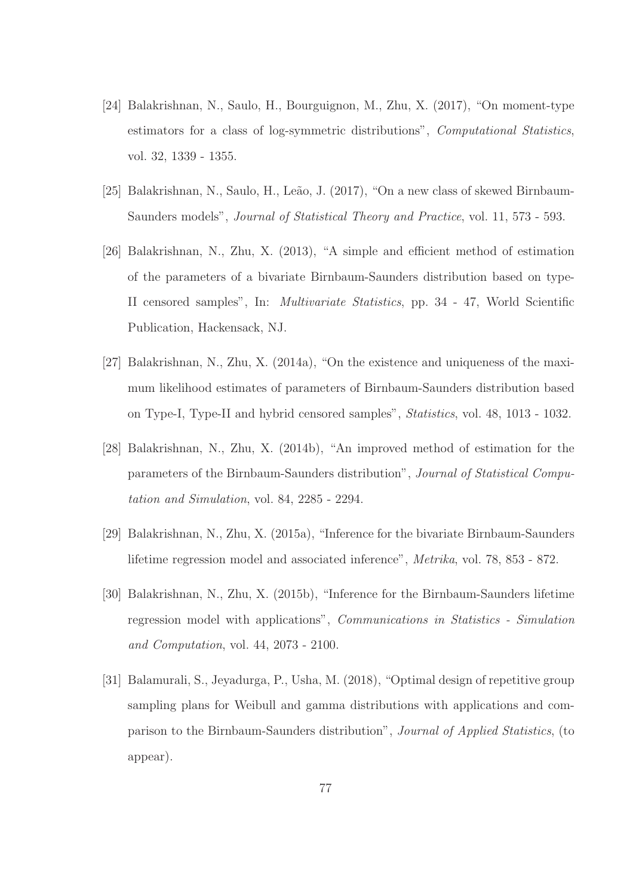[24] Balakrishnan, N., Saulo, H., Bourguignon, M., Zhu, X. (2017), "On moment-type estimators for a class of log-symmetric distributions", *Computational Statistics*, vol. 32, 1339 - 1355.

[25] Balakrishnan, N., Saulo, H., Leão, J. (2017), "On a new class of skewed Birnbaum-Saunders models", *Journal of Statistical Theory and Practice*, vol. 11, 573 - 593.

[26] Balakrishnan, N., Zhu, X. (2013), "A simple and efficient method of estimation of the parameters of a bivariate Birnbaum-Saunders distribution based on type-II censored samples", In: *Multivariate Statistics*, pp. 34 - 47, World Scientific Publication, Hackensack, NJ.

[27] Balakrishnan, N., Zhu, X. (2014a), "On the existence and uniqueness of the maximum likelihood estimates of parameters of Birnbaum-Saunders distribution based on Type-I, Type-II and hybrid censored samples", *Statistics*, vol. 48, 1013 - 1032.

[28] Balakrishnan, N., Zhu, X. (2014b), "An improved method of estimation for the parameters of the Birnbaum-Saunders distribution", *Journal of Statistical Computation and Simulation*, vol. 84, 2285 - 2294.

[29] Balakrishnan, N., Zhu, X. (2015a), "Inference for the bivariate Birnbaum-Saunders lifetime regression model and associated inference", *Metrika*, vol. 78, 853 - 872.

[30] Balakrishnan, N., Zhu, X. (2015b), "Inference for the Birnbaum-Saunders lifetime regression model with applications", *Communications in Statistics - Simulation and Computation*, vol. 44, 2073 - 2100.

[31] Balamurali, S., Jeyadurga, P., Usha, M. (2018), "Optimal design of repetitive group sampling plans for Weibull and gamma distributions with applications and comparison to the Birnbaum-Saunders distribution", *Journal of Applied Statistics*, (to appear).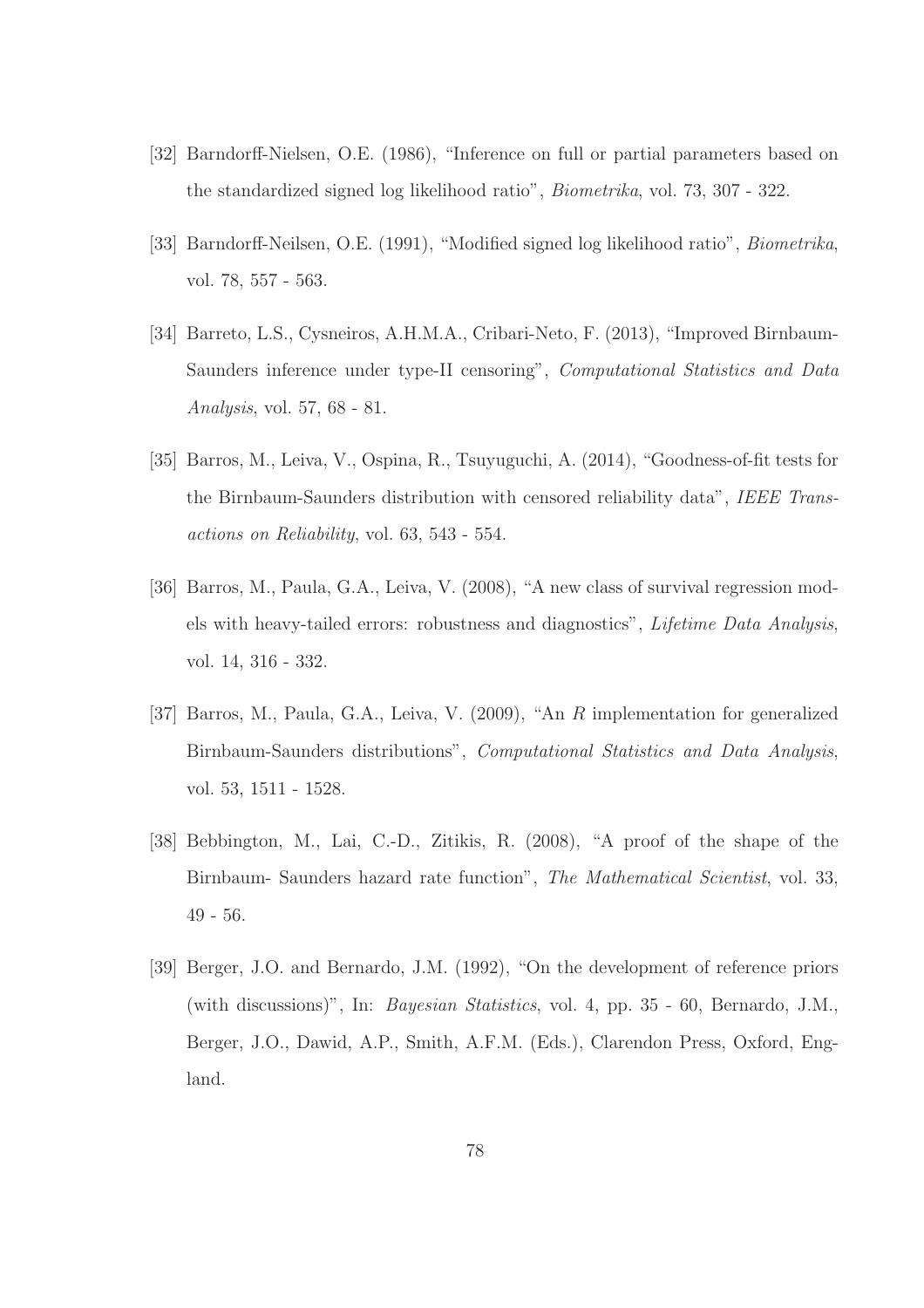[32] Barndorff-Nielsen, O.E. (1986), "Inference on full or partial parameters based on the standardized signed log likelihood ratio", *Biometrika*, vol. 73, 307 - 322.

[33] Barndorff-Neilsen, O.E. (1991), "Modified signed log likelihood ratio", *Biometrika*, vol. 78, 557 - 563.

[34] Barreto, L.S., Cysneiros, A.H.M.A., Cribari-Neto, F. (2013), "Improved Birnbaum-Saunders inference under type-II censoring", *Computational Statistics and Data Analysis*, vol. 57, 68 - 81.

[35] Barros, M., Leiva, V., Ospina, R., Tsuyuguchi, A. (2014), "Goodness-of-fit tests for the Birnbaum-Saunders distribution with censored reliability data", *IEEE Transactions on Reliability*, vol. 63, 543 - 554.

[36] Barros, M., Paula, G.A., Leiva, V. (2008), "A new class of survival regression models with heavy-tailed errors: robustness and diagnostics", *Lifetime Data Analysis*, vol. 14, 316 - 332.

[37] Barros, M., Paula, G.A., Leiva, V. (2009), "An *R* implementation for generalized Birnbaum-Saunders distributions", *Computational Statistics and Data Analysis*, vol. 53, 1511 - 1528.

[38] Bebbington, M., Lai, C.-D., Zitikis, R. (2008), "A proof of the shape of the Birnbaum- Saunders hazard rate function", *The Mathematical Scientist*, vol. 33, 49 - 56.

[39] Berger, J.O. and Bernardo, J.M. (1992), "On the development of reference priors (with discussions)", In: *Bayesian Statistics*, vol. 4, pp. 35 - 60, Bernardo, J.M., Berger, J.O., Dawid, A.P., Smith, A.F.M. (Eds.), Clarendon Press, Oxford, England.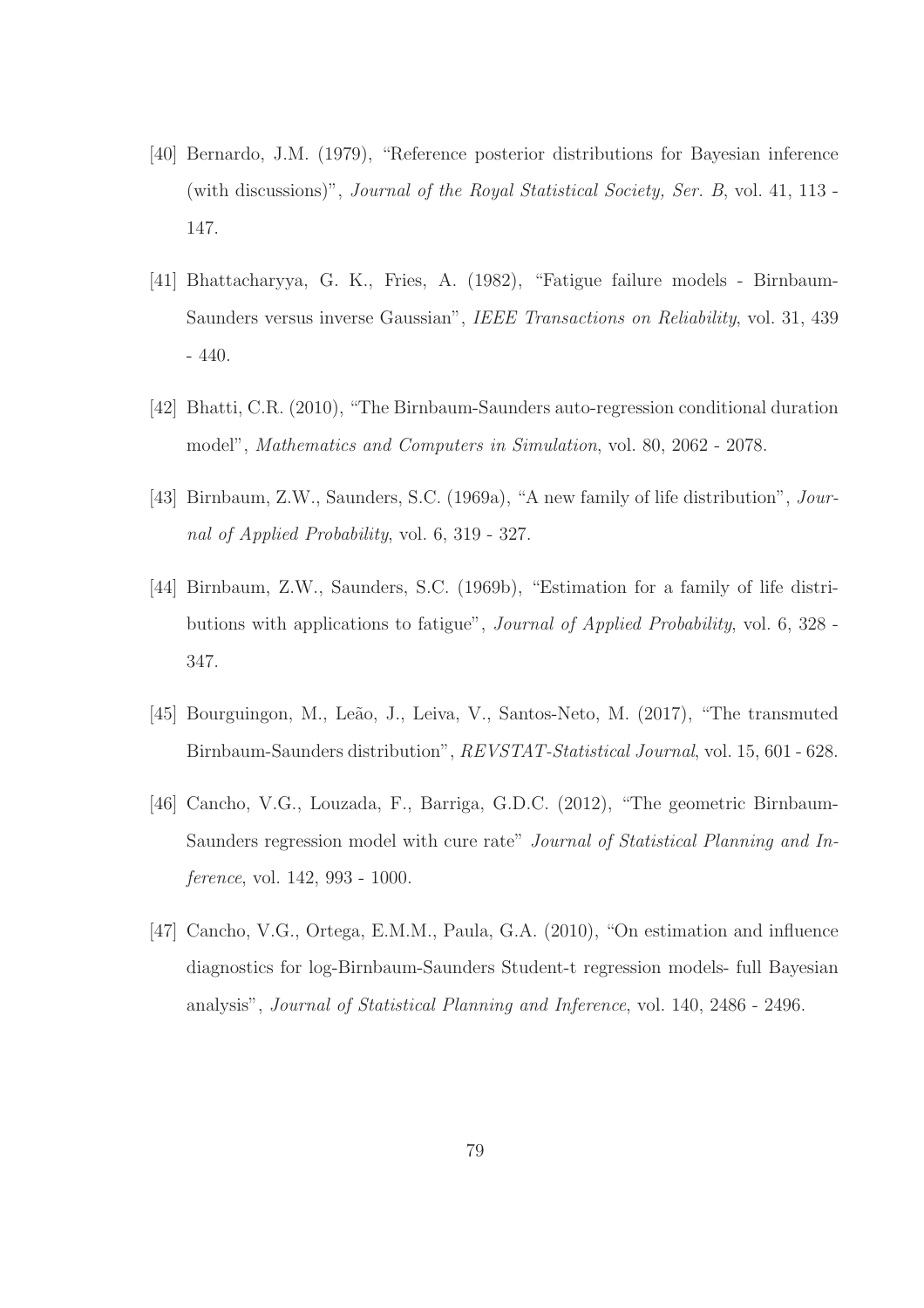[40] Bernardo, J.M. (1979), "Reference posterior distributions for Bayesian inference (with discussions)", *Journal of the Royal Statistical Society, Ser. B*, vol. 41, 113 - 147.

[41] Bhattacharyya, G. K., Fries, A. (1982), "Fatigue failure models - Birnbaum-Saunders versus inverse Gaussian", *IEEE Transactions on Reliability*, vol. 31, 439 - 440.

[42] Bhatti, C.R. (2010), "The Birnbaum-Saunders auto-regression conditional duration model", *Mathematics and Computers in Simulation*, vol. 80, 2062 - 2078.

[43] Birnbaum, Z.W., Saunders, S.C. (1969a), "A new family of life distribution", *Journal of Applied Probability*, vol. 6, 319 - 327.

[44] Birnbaum, Z.W., Saunders, S.C. (1969b), "Estimation for a family of life distributions with applications to fatigue", *Journal of Applied Probability*, vol. 6, 328 - 347.

[45] Bourguingon, M., Leão, J., Leiva, V., Santos-Neto, M. (2017), "The transmuted Birnbaum-Saunders distribution", *REVSTAT-Statistical Journal*, vol. 15, 601 - 628.

[46] Cancho, V.G., Louzada, F., Barriga, G.D.C. (2012), "The geometric Birnbaum-Saunders regression model with cure rate" *Journal of Statistical Planning and Inference*, vol. 142, 993 - 1000.

[47] Cancho, V.G., Ortega, E.M.M., Paula, G.A. (2010), "On estimation and influence diagnostics for log-Birnbaum-Saunders Student-t regression models- full Bayesian analysis", *Journal of Statistical Planning and Inference*, vol. 140, 2486 - 2496.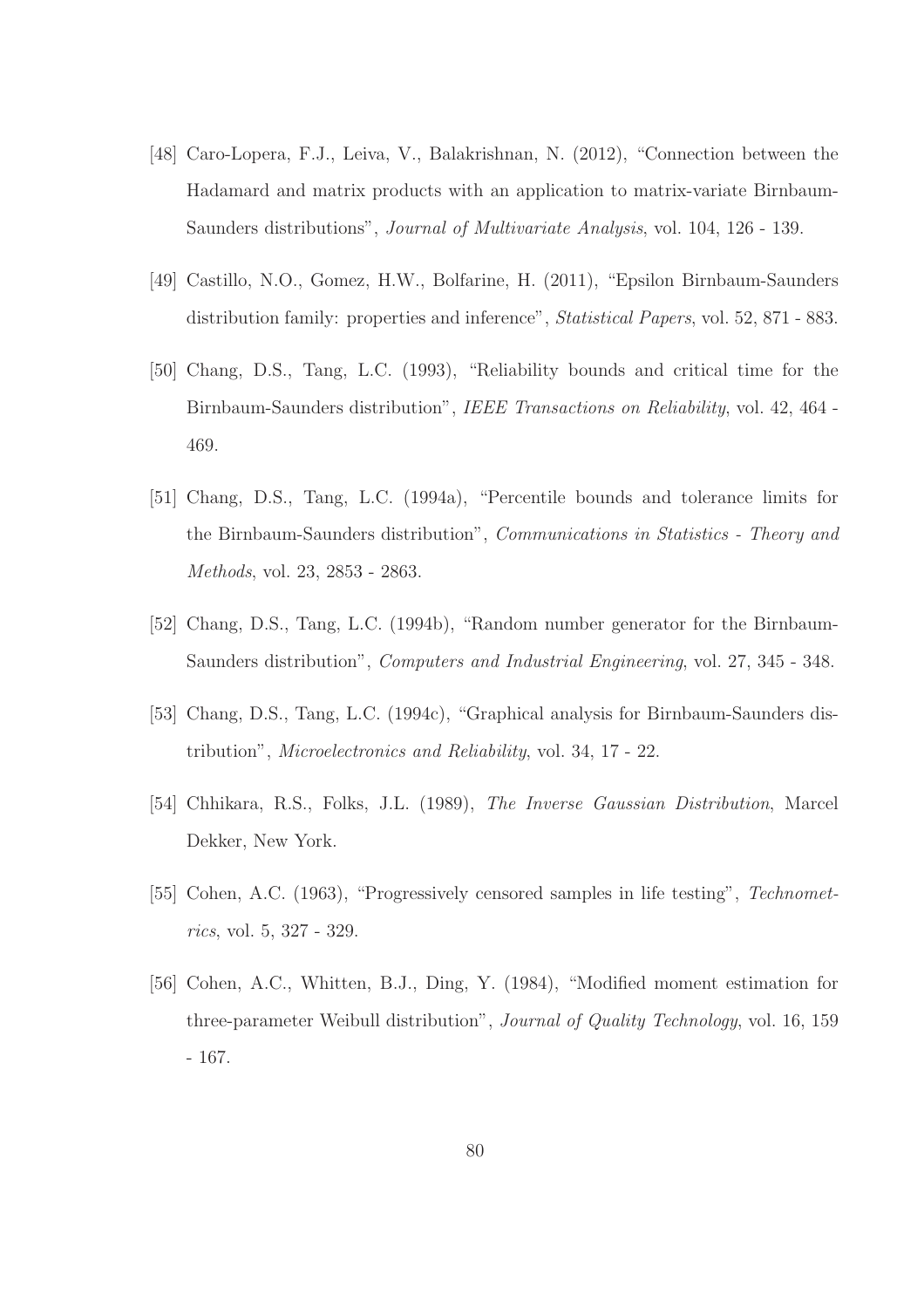[48] Caro-Lopera, F.J., Leiva, V., Balakrishnan, N. (2012), "Connection between the Hadamard and matrix products with an application to matrix-variate Birnbaum-Saunders distributions", *Journal of Multivariate Analysis*, vol. 104, 126 - 139.

[49] Castillo, N.O., Gomez, H.W., Bolfarine, H. (2011), "Epsilon Birnbaum-Saunders distribution family: properties and inference", *Statistical Papers*, vol. 52, 871 - 883.

[50] Chang, D.S., Tang, L.C. (1993), "Reliability bounds and critical time for the Birnbaum-Saunders distribution", *IEEE Transactions on Reliability*, vol. 42, 464 - 469.

[51] Chang, D.S., Tang, L.C. (1994a), "Percentile bounds and tolerance limits for the Birnbaum-Saunders distribution", *Communications in Statistics - Theory and Methods*, vol. 23, 2853 - 2863.

[52] Chang, D.S., Tang, L.C. (1994b), "Random number generator for the Birnbaum-Saunders distribution", *Computers and Industrial Engineering*, vol. 27, 345 - 348.

[53] Chang, D.S., Tang, L.C. (1994c), "Graphical analysis for Birnbaum-Saunders distribution", *Microelectronics and Reliability*, vol. 34, 17 - 22.

[54] Chhikara, R.S., Folks, J.L. (1989), *The Inverse Gaussian Distribution*, Marcel Dekker, New York.

[55] Cohen, A.C. (1963), "Progressively censored samples in life testing", *Technometrics*, vol. 5, 327 - 329.

[56] Cohen, A.C., Whitten, B.J., Ding, Y. (1984), "Modified moment estimation for three-parameter Weibull distribution", *Journal of Quality Technology*, vol. 16, 159 - 167.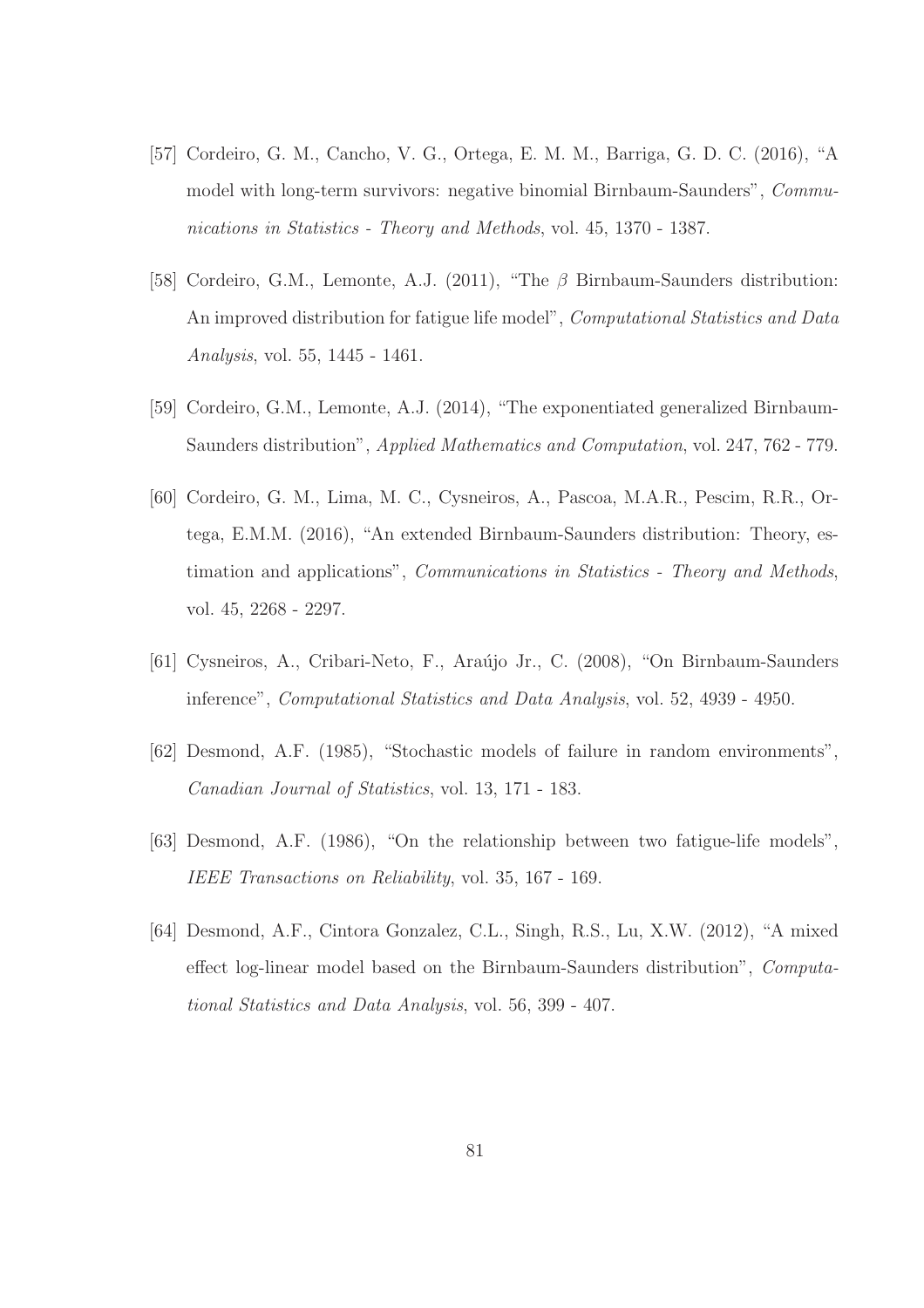[57] Cordeiro, G. M., Cancho, V. G., Ortega, E. M. M., Barriga, G. D. C. (2016), "A model with long-term survivors: negative binomial Birnbaum-Saunders", *Communications in Statistics - Theory and Methods*, vol. 45, 1370 - 1387.

[58] Cordeiro, G.M., Lemonte, A.J. (2011), "The $\beta$ Birnbaum-Saunders distribution: An improved distribution for fatigue life model", *Computational Statistics and Data Analysis*, vol. 55, 1445 - 1461.

[59] Cordeiro, G.M., Lemonte, A.J. (2014), "The exponentiated generalized Birnbaum-Saunders distribution", *Applied Mathematics and Computation*, vol. 247, 762 - 779.

[60] Cordeiro, G. M., Lima, M. C., Cysneiros, A., Pascoa, M.A.R., Pescim, R.R., Ortega, E.M.M. (2016), "An extended Birnbaum-Saunders distribution: Theory, estimation and applications", *Communications in Statistics - Theory and Methods*, vol. 45, 2268 - 2297.

[61] Cysneiros, A., Cribari-Neto, F., Araújo Jr., C. (2008), "On Birnbaum-Saunders inference", *Computational Statistics and Data Analysis*, vol. 52, 4939 - 4950.

[62] Desmond, A.F. (1985), "Stochastic models of failure in random environments", *Canadian Journal of Statistics*, vol. 13, 171 - 183.

[63] Desmond, A.F. (1986), "On the relationship between two fatigue-life models", *IEEE Transactions on Reliability*, vol. 35, 167 - 169.

[64] Desmond, A.F., Cintora Gonzalez, C.L., Singh, R.S., Lu, X.W. (2012), "A mixed effect log-linear model based on the Birnbaum-Saunders distribution", *Computational Statistics and Data Analysis*, vol. 56, 399 - 407.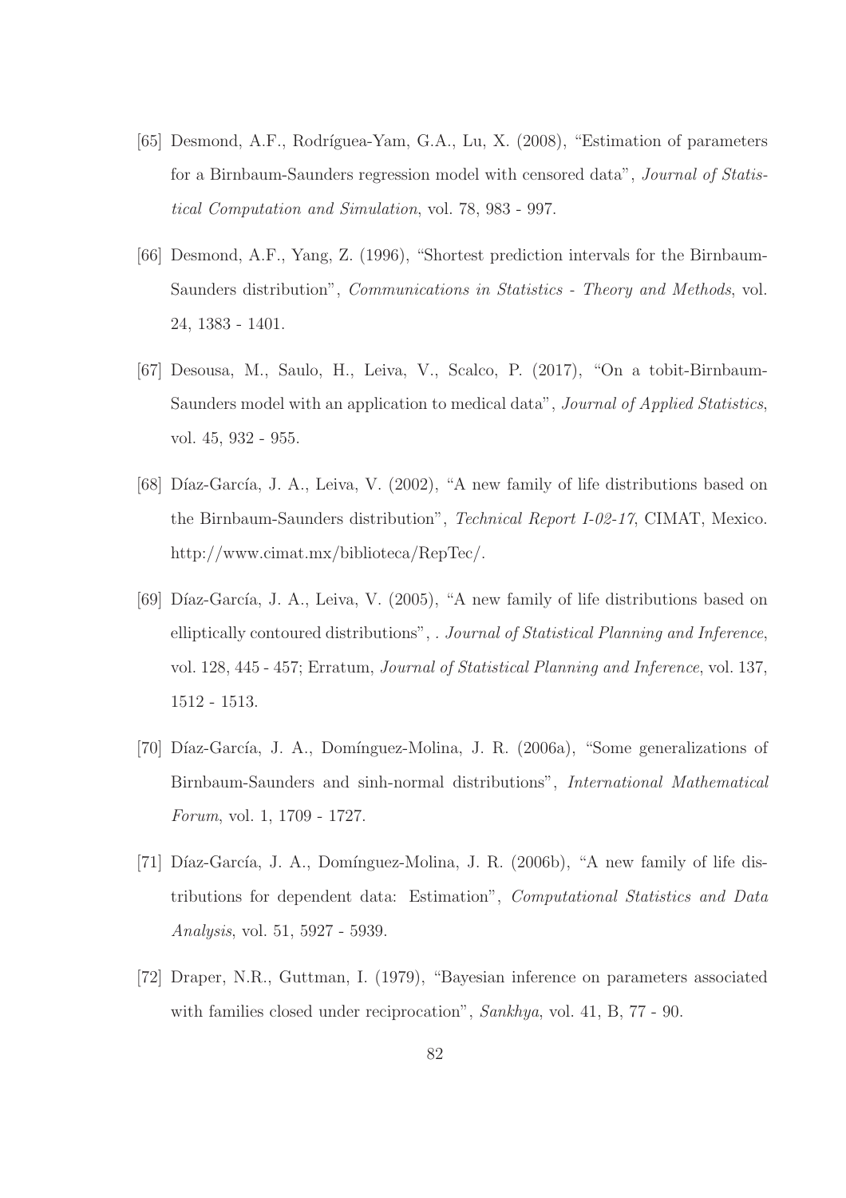[65] Desmond, A.F., Rodríguea-Yam, G.A., Lu, X. (2008), "Estimation of parameters for a Birnbaum-Saunders regression model with censored data", *Journal of Statistical Computation and Simulation*, vol. 78, 983 - 997.

[66] Desmond, A.F., Yang, Z. (1996), "Shortest prediction intervals for the Birnbaum-Saunders distribution", *Communications in Statistics - Theory and Methods*, vol. 24, 1383 - 1401.

[67] Desousa, M., Saulo, H., Leiva, V., Scalco, P. (2017), "On a tobit-Birnbaum-Saunders model with an application to medical data", *Journal of Applied Statistics*, vol. 45, 932 - 955.

[68] Díaz-García, J. A., Leiva, V. (2002), "A new family of life distributions based on the Birnbaum-Saunders distribution", *Technical Report I-02-17*, CIMAT, Mexico. http://www.cimat.mx/biblioteca/RepTec/.

[69] Díaz-García, J. A., Leiva, V. (2005), "A new family of life distributions based on elliptically contoured distributions", . *Journal of Statistical Planning and Inference*, vol. 128, 445 - 457; Erratum, *Journal of Statistical Planning and Inference*, vol. 137, 1512 - 1513.

[70] Díaz-García, J. A., Domínguez-Molina, J. R. (2006a), "Some generalizations of Birnbaum-Saunders and sinh-normal distributions", *International Mathematical Forum*, vol. 1, 1709 - 1727.

[71] Díaz-García, J. A., Domínguez-Molina, J. R. (2006b), "A new family of life distributions for dependent data: Estimation", *Computational Statistics and Data Analysis*, vol. 51, 5927 - 5939.

[72] Draper, N.R., Guttman, I. (1979), "Bayesian inference on parameters associated with families closed under reciprocation", *Sankhya*, vol. 41, B, 77 - 90.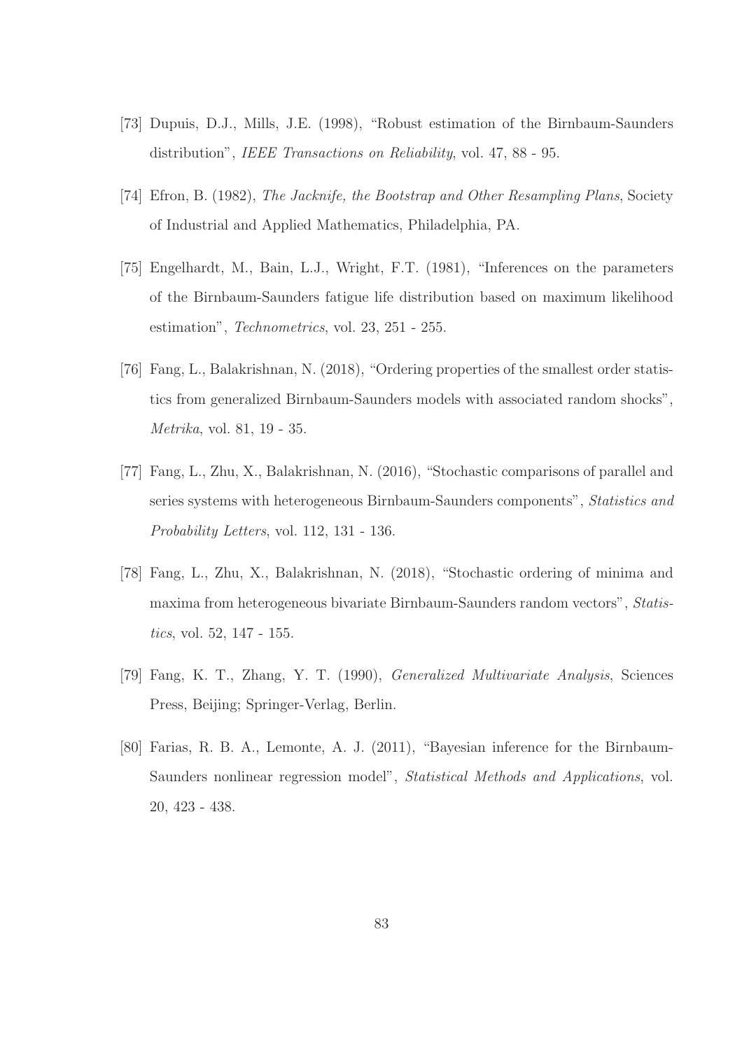[73] Dupuis, D.J., Mills, J.E. (1998), "Robust estimation of the Birnbaum-Saunders distribution", *IEEE Transactions on Reliability*, vol. 47, 88 - 95.

[74] Efron, B. (1982), *The Jacknife, the Bootstrap and Other Resampling Plans*, Society of Industrial and Applied Mathematics, Philadelphia, PA.

[75] Engelhardt, M., Bain, L.J., Wright, F.T. (1981), "Inferences on the parameters of the Birnbaum-Saunders fatigue life distribution based on maximum likelihood estimation", *Technometrics*, vol. 23, 251 - 255.

[76] Fang, L., Balakrishnan, N. (2018), "Ordering properties of the smallest order statistics from generalized Birnbaum-Saunders models with associated random shocks", *Metrika*, vol. 81, 19 - 35.

[77] Fang, L., Zhu, X., Balakrishnan, N. (2016), "Stochastic comparisons of parallel and series systems with heterogeneous Birnbaum-Saunders components", *Statistics and Probability Letters*, vol. 112, 131 - 136.

[78] Fang, L., Zhu, X., Balakrishnan, N. (2018), "Stochastic ordering of minima and maxima from heterogeneous bivariate Birnbaum-Saunders random vectors", *Statistics*, vol. 52, 147 - 155.

[79] Fang, K. T., Zhang, Y. T. (1990), *Generalized Multivariate Analysis*, Sciences Press, Beijing; Springer-Verlag, Berlin.

[80] Farias, R. B. A., Lemonte, A. J. (2011), "Bayesian inference for the Birnbaum-Saunders nonlinear regression model", *Statistical Methods and Applications*, vol. 20, 423 - 438.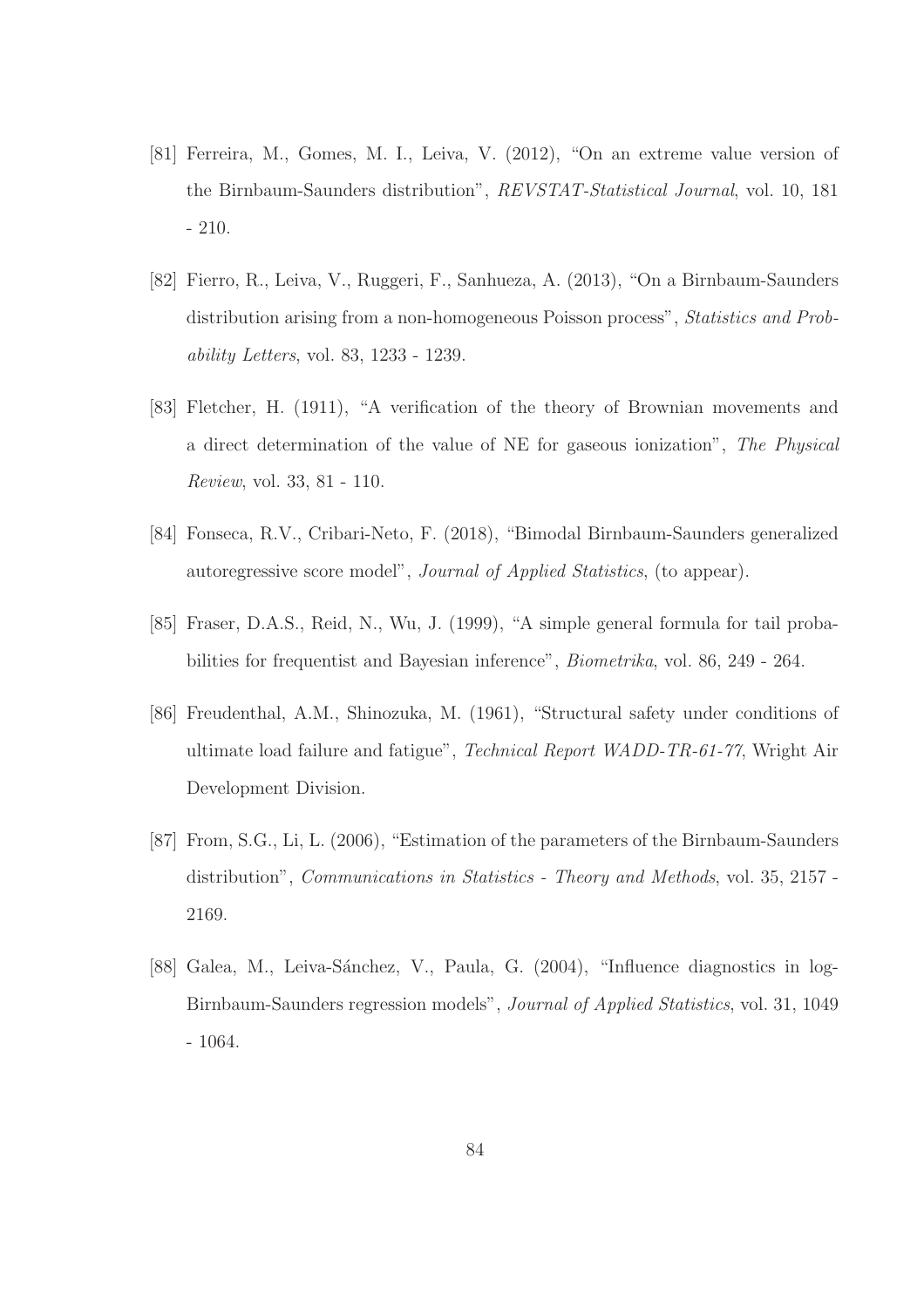[81] Ferreira, M., Gomes, M. I., Leiva, V. (2012), "On an extreme value version of the Birnbaum-Saunders distribution", *REVSTAT-Statistical Journal*, vol. 10, 181 - 210.

[82] Fierro, R., Leiva, V., Ruggeri, F., Sanhueza, A. (2013), "On a Birnbaum-Saunders distribution arising from a non-homogeneous Poisson process", *Statistics and Probability Letters*, vol. 83, 1233 - 1239.

[83] Fletcher, H. (1911), "A verification of the theory of Brownian movements and a direct determination of the value of NE for gaseous ionization", *The Physical Review*, vol. 33, 81 - 110.

[84] Fonseca, R.V., Cribari-Neto, F. (2018), "Bimodal Birnbaum-Saunders generalized autoregressive score model", *Journal of Applied Statistics*, (to appear).

[85] Fraser, D.A.S., Reid, N., Wu, J. (1999), "A simple general formula for tail probabilities for frequentist and Bayesian inference", *Biometrika*, vol. 86, 249 - 264.

[86] Freudenthal, A.M., Shinozuka, M. (1961), "Structural safety under conditions of ultimate load failure and fatigue", *Technical Report WADD-TR-61-77*, Wright Air Development Division.

[87] From, S.G., Li, L. (2006), "Estimation of the parameters of the Birnbaum-Saunders distribution", *Communications in Statistics - Theory and Methods*, vol. 35, 2157 - 2169.

[88] Galea, M., Leiva-Sánchez, V., Paula, G. (2004), "Influence diagnostics in log-Birnbaum-Saunders regression models", *Journal of Applied Statistics*, vol. 31, 1049 - 1064.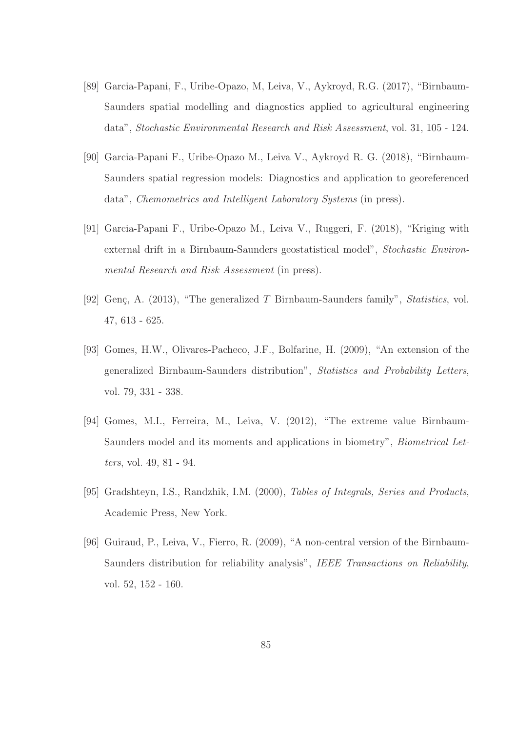[89] Garcia-Papani, F., Uribe-Opazo, M, Leiva, V., Aykroyd, R.G. (2017), "Birnbaum-Saunders spatial modelling and diagnostics applied to agricultural engineering data", *Stochastic Environmental Research and Risk Assessment*, vol. 31, 105 - 124.

[90] Garcia-Papani F., Uribe-Opazo M., Leiva V., Aykroyd R. G. (2018), "Birnbaum-Saunders spatial regression models: Diagnostics and application to georeferenced data", *Chemometrics and Intelligent Laboratory Systems* (in press).

[91] Garcia-Papani F., Uribe-Opazo M., Leiva V., Ruggeri, F. (2018), "Kriging with external drift in a Birnbaum-Saunders geostatistical model", *Stochastic Environmental Research and Risk Assessment* (in press).

[92] Genç, A. (2013), "The generalized $T$ Birnbaum-Saunders family", *Statistics*, vol. 47, 613 - 625.

[93] Gomes, H.W., Olivares-Pacheco, J.F., Bolfarine, H. (2009), "An extension of the generalized Birnbaum-Saunders distribution", *Statistics and Probability Letters*, vol. 79, 331 - 338.

[94] Gomes, M.I., Ferreira, M., Leiva, V. (2012), "The extreme value Birnbaum-Saunders model and its moments and applications in biometry", *Biometrical Letters*, vol. 49, 81 - 94.

[95] Gradshteyn, I.S., Randzhik, I.M. (2000), *Tables of Integrals, Series and Products*, Academic Press, New York.

[96] Guiraud, P., Leiva, V., Fierro, R. (2009), "A non-central version of the Birnbaum-Saunders distribution for reliability analysis", *IEEE Transactions on Reliability*, vol. 52, 152 - 160.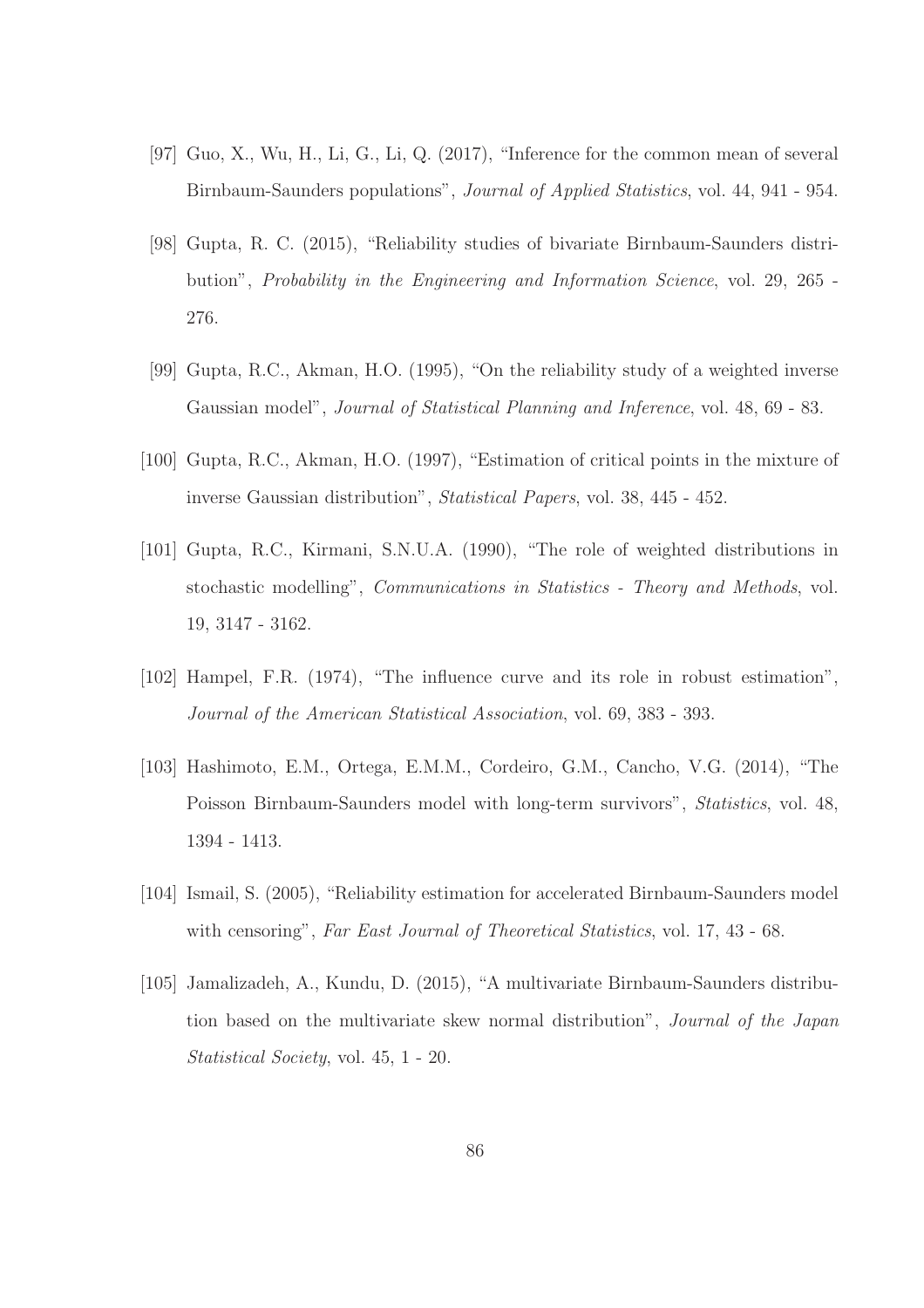[97] Guo, X., Wu, H., Li, G., Li, Q. (2017), "Inference for the common mean of several Birnbaum-Saunders populations", *Journal of Applied Statistics*, vol. 44, 941 - 954.

[98] Gupta, R. C. (2015), "Reliability studies of bivariate Birnbaum-Saunders distribution", *Probability in the Engineering and Information Science*, vol. 29, 265 - 276.

[99] Gupta, R.C., Akman, H.O. (1995), "On the reliability study of a weighted inverse Gaussian model", *Journal of Statistical Planning and Inference*, vol. 48, 69 - 83.

[100] Gupta, R.C., Akman, H.O. (1997), "Estimation of critical points in the mixture of inverse Gaussian distribution", *Statistical Papers*, vol. 38, 445 - 452.

[101] Gupta, R.C., Kirmani, S.N.U.A. (1990), "The role of weighted distributions in stochastic modelling", *Communications in Statistics - Theory and Methods*, vol. 19, 3147 - 3162.

[102] Hampel, F.R. (1974), "The influence curve and its role in robust estimation", *Journal of the American Statistical Association*, vol. 69, 383 - 393.

[103] Hashimoto, E.M., Ortega, E.M.M., Cordeiro, G.M., Cancho, V.G. (2014), "The Poisson Birnbaum-Saunders model with long-term survivors", *Statistics*, vol. 48, 1394 - 1413.

[104] Ismail, S. (2005), "Reliability estimation for accelerated Birnbaum-Saunders model with censoring", *Far East Journal of Theoretical Statistics*, vol. 17, 43 - 68.

[105] Jamalizadeh, A., Kundu, D. (2015), "A multivariate Birnbaum-Saunders distribution based on the multivariate skew normal distribution", *Journal of the Japan Statistical Society*, vol. 45, 1 - 20.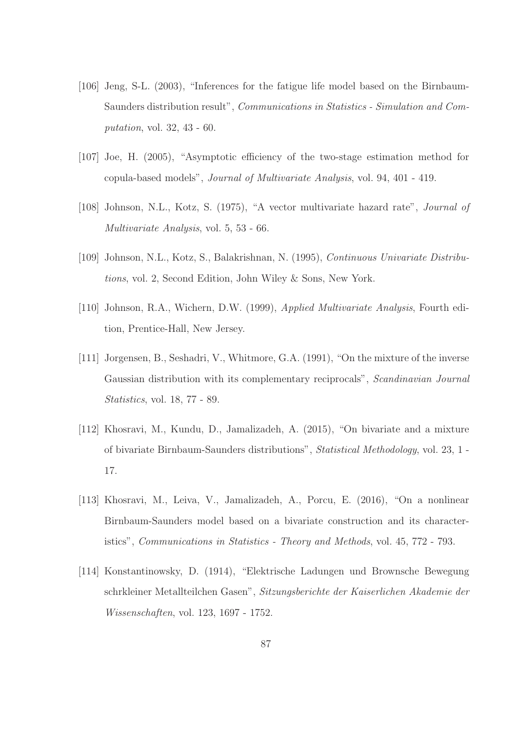[106] Jeng, S-L. (2003), "Inferences for the fatigue life model based on the Birnbaum-Saunders distribution result", *Communications in Statistics - Simulation and Computation*, vol. 32, 43 - 60.

[107] Joe, H. (2005), "Asymptotic efficiency of the two-stage estimation method for copula-based models", *Journal of Multivariate Analysis*, vol. 94, 401 - 419.

[108] Johnson, N.L., Kotz, S. (1975), "A vector multivariate hazard rate", *Journal of Multivariate Analysis*, vol. 5, 53 - 66.

[109] Johnson, N.L., Kotz, S., Balakrishnan, N. (1995), *Continuous Univariate Distributions*, vol. 2, Second Edition, John Wiley & Sons, New York.

[110] Johnson, R.A., Wichern, D.W. (1999), *Applied Multivariate Analysis*, Fourth edition, Prentice-Hall, New Jersey.

[111] Jorgensen, B., Seshadri, V., Whitmore, G.A. (1991), "On the mixture of the inverse Gaussian distribution with its complementary reciprocals", *Scandinavian Journal Statistics*, vol. 18, 77 - 89.

[112] Khosravi, M., Kundu, D., Jamalizadeh, A. (2015), "On bivariate and a mixture of bivariate Birnbaum-Saunders distributions", *Statistical Methodology*, vol. 23, 1 - 17.

[113] Khosravi, M., Leiva, V., Jamalizadeh, A., Porcu, E. (2016), "On a nonlinear Birnbaum-Saunders model based on a bivariate construction and its characteristics", *Communications in Statistics - Theory and Methods*, vol. 45, 772 - 793.

[114] Konstantinowsky, D. (1914), "Elektrische Ladungen und Brownsche Bewegung schrkleiner Metallteilchen Gasen", *Sitzungsberichte der Kaiserlichen Akademie der Wissenschaften*, vol. 123, 1697 - 1752.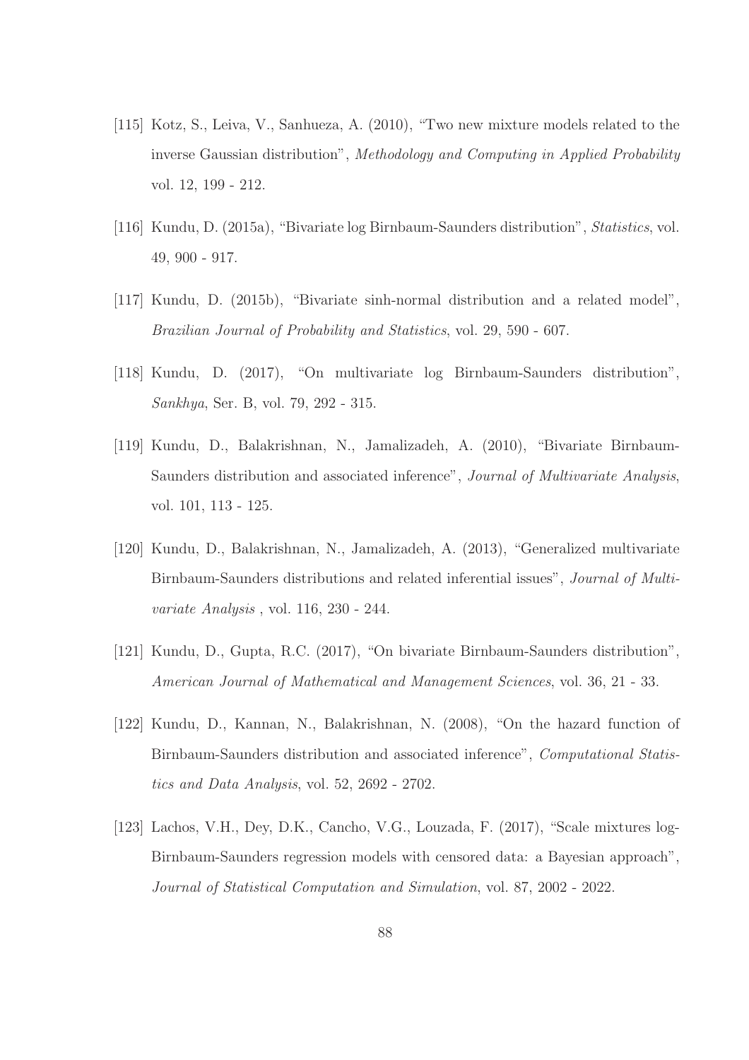[115] Kotz, S., Leiva, V., Sanhueza, A. (2010), "Two new mixture models related to the inverse Gaussian distribution", *Methodology and Computing in Applied Probability* vol. 12, 199 - 212.

[116] Kundu, D. (2015a), "Bivariate log Birnbaum-Saunders distribution", *Statistics*, vol. 49, 900 - 917.

[117] Kundu, D. (2015b), "Bivariate sinh-normal distribution and a related model", *Brazilian Journal of Probability and Statistics*, vol. 29, 590 - 607.

[118] Kundu, D. (2017), "On multivariate log Birnbaum-Saunders distribution", *Sankhya*, Ser. B, vol. 79, 292 - 315.

[119] Kundu, D., Balakrishnan, N., Jamalizadeh, A. (2010), "Bivariate Birnbaum-Saunders distribution and associated inference", *Journal of Multivariate Analysis*, vol. 101, 113 - 125.

[120] Kundu, D., Balakrishnan, N., Jamalizadeh, A. (2013), "Generalized multivariate Birnbaum-Saunders distributions and related inferential issues", *Journal of Multivariate Analysis* , vol. 116, 230 - 244.

[121] Kundu, D., Gupta, R.C. (2017), "On bivariate Birnbaum-Saunders distribution", *American Journal of Mathematical and Management Sciences*, vol. 36, 21 - 33.

[122] Kundu, D., Kannan, N., Balakrishnan, N. (2008), "On the hazard function of Birnbaum-Saunders distribution and associated inference", *Computational Statistics and Data Analysis*, vol. 52, 2692 - 2702.

[123] Lachos, V.H., Dey, D.K., Cancho, V.G., Louzada, F. (2017), "Scale mixtures log-Birnbaum-Saunders regression models with censored data: a Bayesian approach", *Journal of Statistical Computation and Simulation*, vol. 87, 2002 - 2022.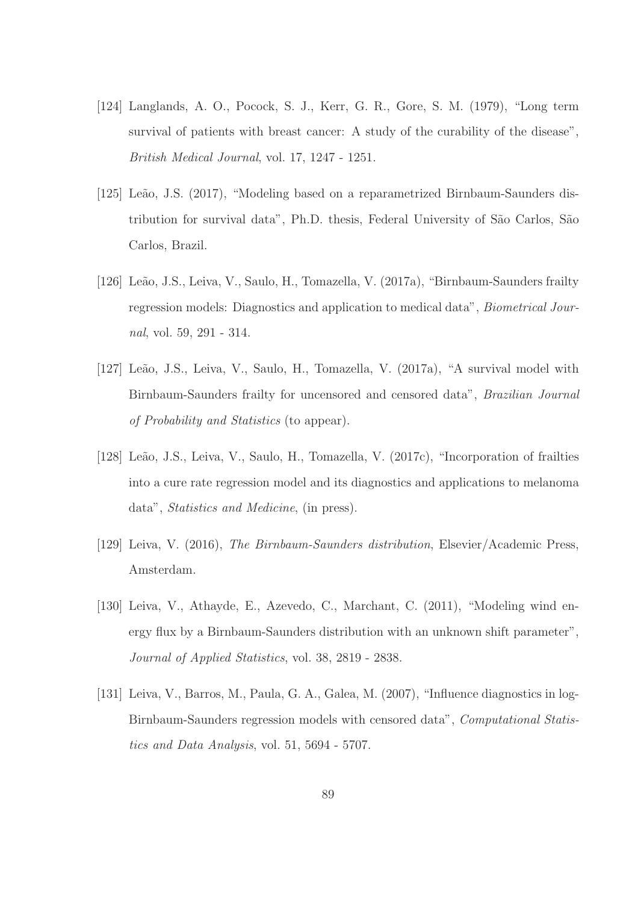[124] Langlands, A. O., Pocock, S. J., Kerr, G. R., Gore, S. M. (1979), "Long term survival of patients with breast cancer: A study of the curability of the disease", *British Medical Journal*, vol. 17, 1247 - 1251.

[125] Leão, J.S. (2017), "Modeling based on a reparametrized Birnbaum-Saunders distribution for survival data", Ph.D. thesis, Federal University of São Carlos, São Carlos, Brazil.

[126] Leão, J.S., Leiva, V., Saulo, H., Tomazella, V. (2017a), "Birnbaum-Saunders frailty regression models: Diagnostics and application to medical data", *Biometrical Journal*, vol. 59, 291 - 314.

[127] Leão, J.S., Leiva, V., Saulo, H., Tomazella, V. (2017a), "A survival model with Birnbaum-Saunders frailty for uncensored and censored data", *Brazilian Journal of Probability and Statistics* (to appear).

[128] Leão, J.S., Leiva, V., Saulo, H., Tomazella, V. (2017c), "Incorporation of frailties into a cure rate regression model and its diagnostics and applications to melanoma data", *Statistics and Medicine*, (in press).

[129] Leiva, V. (2016), *The Birnbaum-Saunders distribution*, Elsevier/Academic Press, Amsterdam.

[130] Leiva, V., Athayde, E., Azevedo, C., Marchant, C. (2011), "Modeling wind energy flux by a Birnbaum-Saunders distribution with an unknown shift parameter", *Journal of Applied Statistics*, vol. 38, 2819 - 2838.

[131] Leiva, V., Barros, M., Paula, G. A., Galea, M. (2007), "Influence diagnostics in log-Birnbaum-Saunders regression models with censored data", *Computational Statistics and Data Analysis*, vol. 51, 5694 - 5707.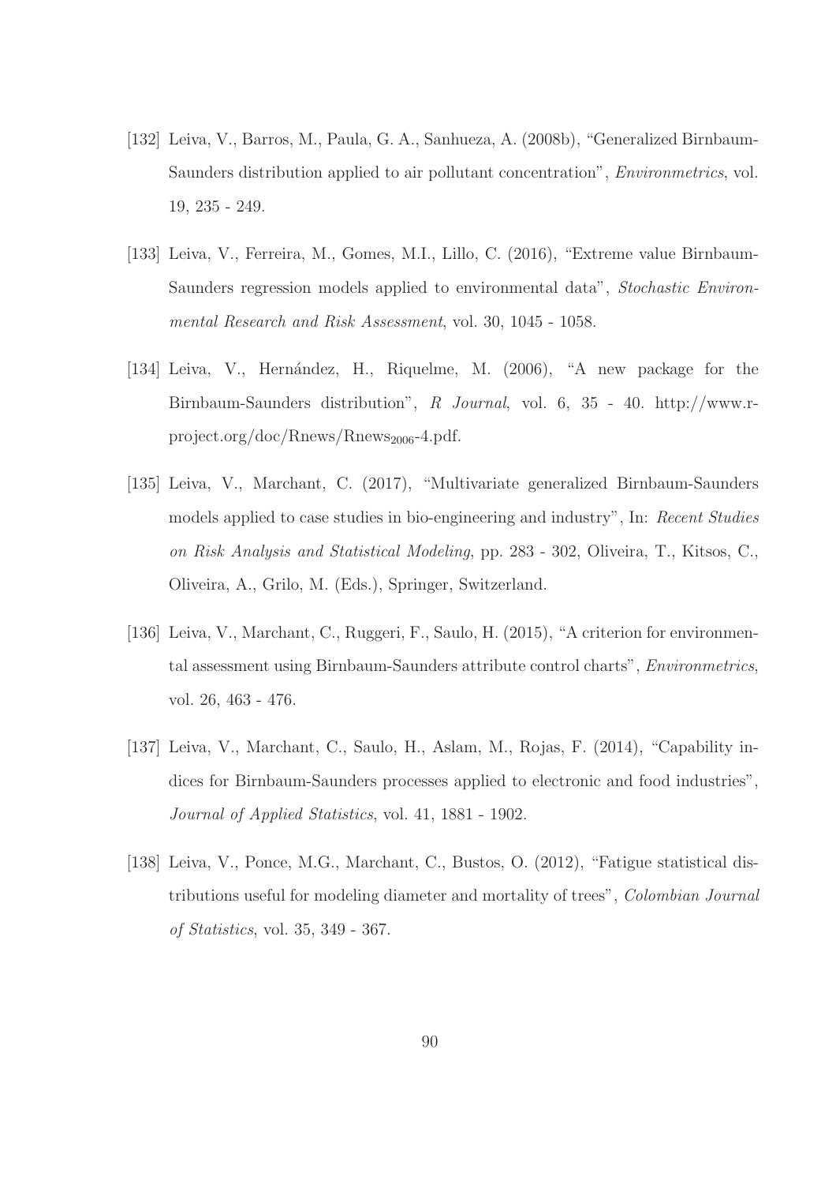[132] Leiva, V., Barros, M., Paula, G. A., Sanhueza, A. (2008b), "Generalized Birnbaum-Saunders distribution applied to air pollutant concentration", *Environmetrics*, vol. 19, 235 - 249.

[133] Leiva, V., Ferreira, M., Gomes, M.I., Lillo, C. (2016), "Extreme value Birnbaum-Saunders regression models applied to environmental data", *Stochastic Environmental Research and Risk Assessment*, vol. 30, 1045 - 1058.

[134] Leiva, V., Hernández, H., Riquelme, M. (2006), "A new package for the Birnbaum-Saunders distribution", *R Journal*, vol. 6, 35 - 40. http://www.r-project.org/doc/Rnews/Rnews$_{2006}$-4.pdf.

[135] Leiva, V., Marchant, C. (2017), "Multivariate generalized Birnbaum-Saunders models applied to case studies in bio-engineering and industry", In: *Recent Studies on Risk Analysis and Statistical Modeling*, pp. 283 - 302, Oliveira, T., Kitsos, C., Oliveira, A., Grilo, M. (Eds.), Springer, Switzerland.

[136] Leiva, V., Marchant, C., Ruggeri, F., Saulo, H. (2015), "A criterion for environmental assessment using Birnbaum-Saunders attribute control charts", *Environmetrics*, vol. 26, 463 - 476.

[137] Leiva, V., Marchant, C., Saulo, H., Aslam, M., Rojas, F. (2014), "Capability indices for Birnbaum-Saunders processes applied to electronic and food industries", *Journal of Applied Statistics*, vol. 41, 1881 - 1902.

[138] Leiva, V., Ponce, M.G., Marchant, C., Bustos, O. (2012), "Fatigue statistical distributions useful for modeling diameter and mortality of trees", *Colombian Journal of Statistics*, vol. 35, 349 - 367.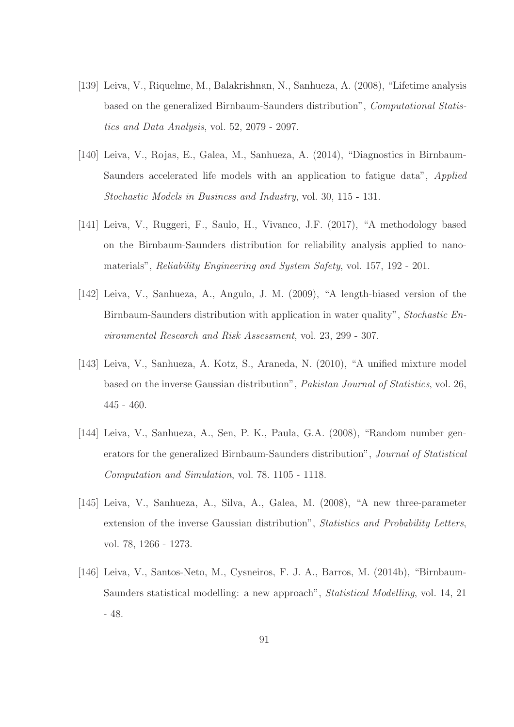[139] Leiva, V., Riquelme, M., Balakrishnan, N., Sanhueza, A. (2008), "Lifetime analysis based on the generalized Birnbaum-Saunders distribution", *Computational Statistics and Data Analysis*, vol. 52, 2079 - 2097.

[140] Leiva, V., Rojas, E., Galea, M., Sanhueza, A. (2014), "Diagnostics in Birnbaum-Saunders accelerated life models with an application to fatigue data", *Applied Stochastic Models in Business and Industry*, vol. 30, 115 - 131.

[141] Leiva, V., Ruggeri, F., Saulo, H., Vivanco, J.F. (2017), "A methodology based on the Birnbaum-Saunders distribution for reliability analysis applied to nanomaterials", *Reliability Engineering and System Safety*, vol. 157, 192 - 201.

[142] Leiva, V., Sanhueza, A., Angulo, J. M. (2009), "A length-biased version of the Birnbaum-Saunders distribution with application in water quality", *Stochastic Environmental Research and Risk Assessment*, vol. 23, 299 - 307.

[143] Leiva, V., Sanhueza, A. Kotz, S., Araneda, N. (2010), "A unified mixture model based on the inverse Gaussian distribution", *Pakistan Journal of Statistics*, vol. 26, 445 - 460.

[144] Leiva, V., Sanhueza, A., Sen, P. K., Paula, G.A. (2008), "Random number generators for the generalized Birnbaum-Saunders distribution", *Journal of Statistical Computation and Simulation*, vol. 78. 1105 - 1118.

[145] Leiva, V., Sanhueza, A., Silva, A., Galea, M. (2008), "A new three-parameter extension of the inverse Gaussian distribution", *Statistics and Probability Letters*, vol. 78, 1266 - 1273.

[146] Leiva, V., Santos-Neto, M., Cysneiros, F. J. A., Barros, M. (2014b), "Birnbaum-Saunders statistical modelling: a new approach", *Statistical Modelling*, vol. 14, 21 - 48.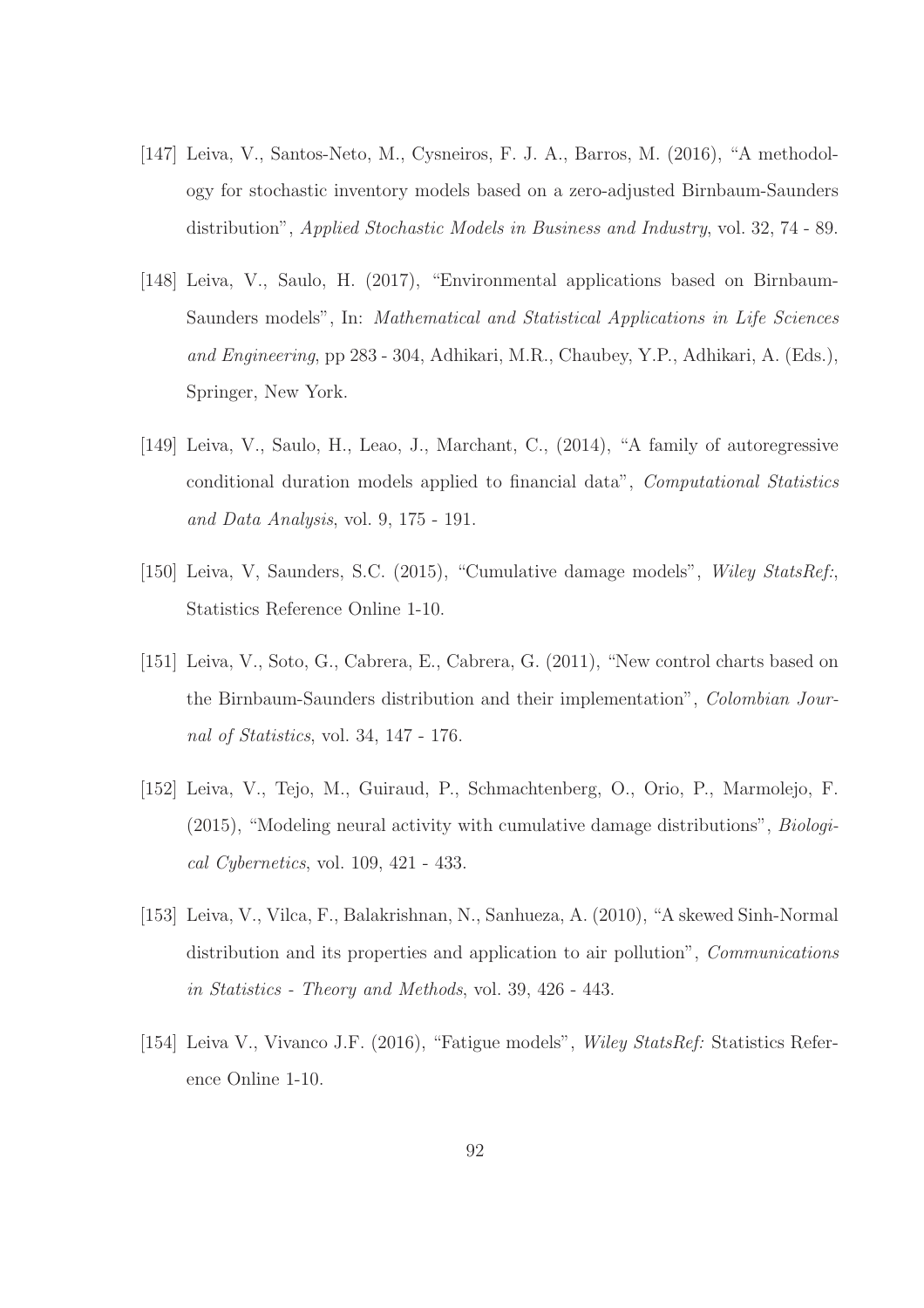[147] Leiva, V., Santos-Neto, M., Cysneiros, F. J. A., Barros, M. (2016), "A methodology for stochastic inventory models based on a zero-adjusted Birnbaum-Saunders distribution", *Applied Stochastic Models in Business and Industry*, vol. 32, 74 - 89.

[148] Leiva, V., Saulo, H. (2017), "Environmental applications based on Birnbaum-Saunders models", In: *Mathematical and Statistical Applications in Life Sciences and Engineering*, pp 283 - 304, Adhikari, M.R., Chaubey, Y.P., Adhikari, A. (Eds.), Springer, New York.

[149] Leiva, V., Saulo, H., Leao, J., Marchant, C., (2014), "A family of autoregressive conditional duration models applied to financial data", *Computational Statistics and Data Analysis*, vol. 9, 175 - 191.

[150] Leiva, V, Saunders, S.C. (2015), "Cumulative damage models", *Wiley StatsRef:*, Statistics Reference Online 1-10.

[151] Leiva, V., Soto, G., Cabrera, E., Cabrera, G. (2011), "New control charts based on the Birnbaum-Saunders distribution and their implementation", *Colombian Journal of Statistics*, vol. 34, 147 - 176.

[152] Leiva, V., Tejo, M., Guiraud, P., Schmachtenberg, O., Orio, P., Marmolejo, F. (2015), "Modeling neural activity with cumulative damage distributions", *Biological Cybernetics*, vol. 109, 421 - 433.

[153] Leiva, V., Vilca, F., Balakrishnan, N., Sanhueza, A. (2010), "A skewed Sinh-Normal distribution and its properties and application to air pollution", *Communications in Statistics - Theory and Methods*, vol. 39, 426 - 443.

[154] Leiva V., Vivanco J.F. (2016), "Fatigue models", *Wiley StatsRef:* Statistics Reference Online 1-10.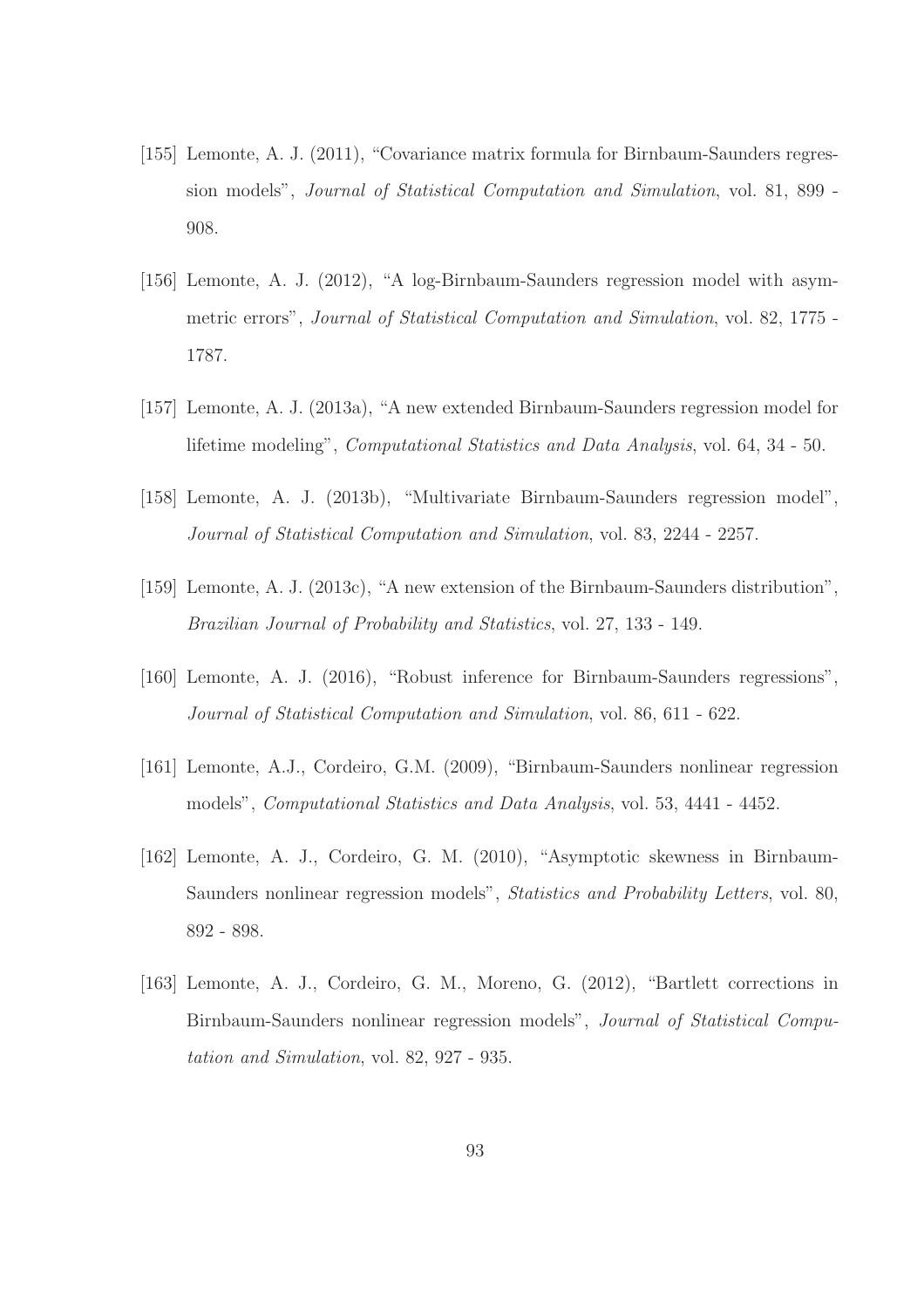[155] Lemonte, A. J. (2011), "Covariance matrix formula for Birnbaum-Saunders regression models", *Journal of Statistical Computation and Simulation*, vol. 81, 899 - 908.

[156] Lemonte, A. J. (2012), "A log-Birnbaum-Saunders regression model with asymmetric errors", *Journal of Statistical Computation and Simulation*, vol. 82, 1775 - 1787.

[157] Lemonte, A. J. (2013a), "A new extended Birnbaum-Saunders regression model for lifetime modeling", *Computational Statistics and Data Analysis*, vol. 64, 34 - 50.

[158] Lemonte, A. J. (2013b), "Multivariate Birnbaum-Saunders regression model", *Journal of Statistical Computation and Simulation*, vol. 83, 2244 - 2257.

[159] Lemonte, A. J. (2013c), "A new extension of the Birnbaum-Saunders distribution", *Brazilian Journal of Probability and Statistics*, vol. 27, 133 - 149.

[160] Lemonte, A. J. (2016), "Robust inference for Birnbaum-Saunders regressions", *Journal of Statistical Computation and Simulation*, vol. 86, 611 - 622.

[161] Lemonte, A.J., Cordeiro, G.M. (2009), "Birnbaum-Saunders nonlinear regression models", *Computational Statistics and Data Analysis*, vol. 53, 4441 - 4452.

[162] Lemonte, A. J., Cordeiro, G. M. (2010), "Asymptotic skewness in Birnbaum-Saunders nonlinear regression models", *Statistics and Probability Letters*, vol. 80, 892 - 898.

[163] Lemonte, A. J., Cordeiro, G. M., Moreno, G. (2012), "Bartlett corrections in Birnbaum-Saunders nonlinear regression models", *Journal of Statistical Computation and Simulation*, vol. 82, 927 - 935.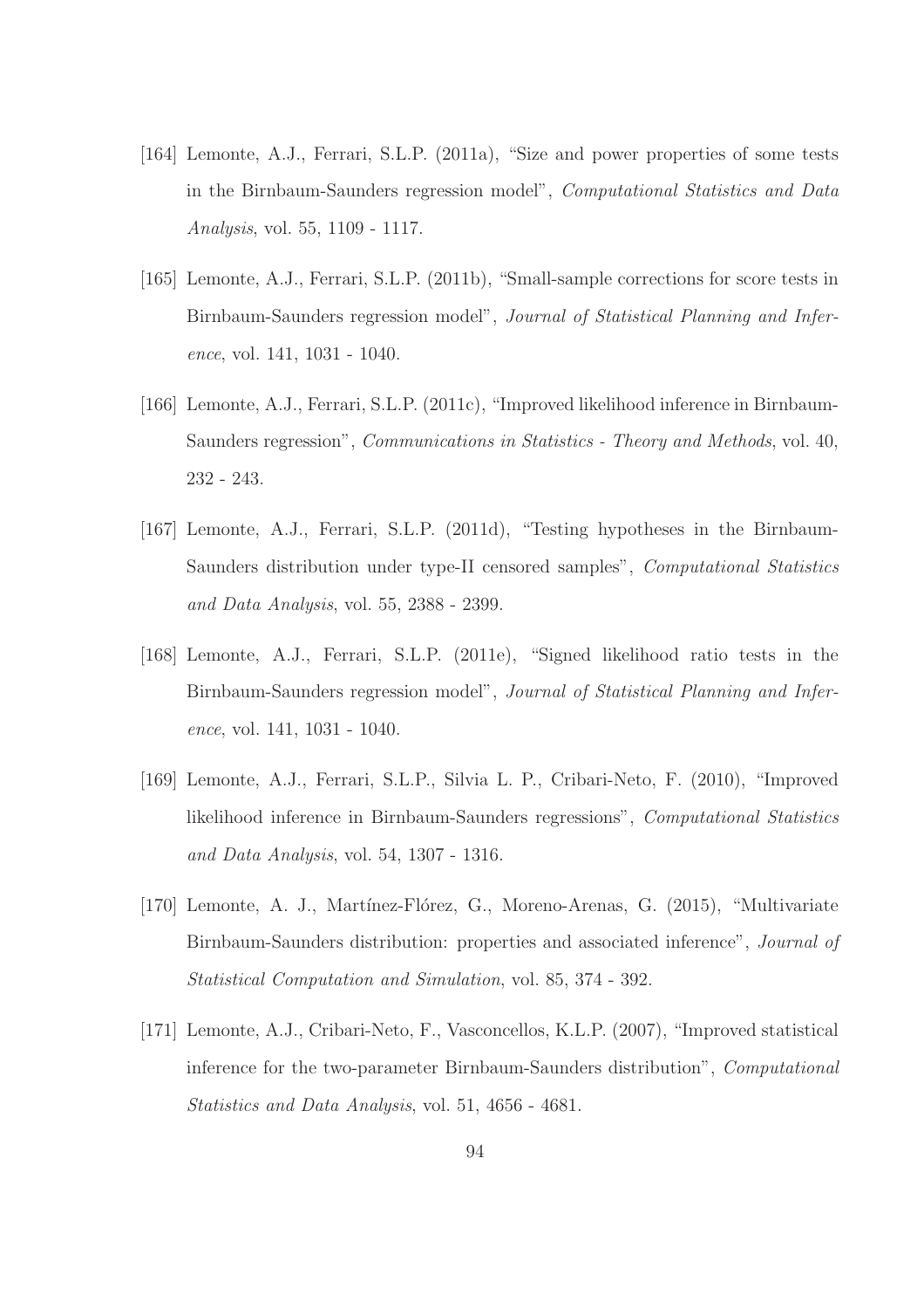[164] Lemonte, A.J., Ferrari, S.L.P. (2011a), "Size and power properties of some tests in the Birnbaum-Saunders regression model", *Computational Statistics and Data Analysis*, vol. 55, 1109 - 1117.

[165] Lemonte, A.J., Ferrari, S.L.P. (2011b), "Small-sample corrections for score tests in Birnbaum-Saunders regression model", *Journal of Statistical Planning and Inference*, vol. 141, 1031 - 1040.

[166] Lemonte, A.J., Ferrari, S.L.P. (2011c), "Improved likelihood inference in Birnbaum-Saunders regression", *Communications in Statistics - Theory and Methods*, vol. 40, 232 - 243.

[167] Lemonte, A.J., Ferrari, S.L.P. (2011d), "Testing hypotheses in the Birnbaum-Saunders distribution under type-II censored samples", *Computational Statistics and Data Analysis*, vol. 55, 2388 - 2399.

[168] Lemonte, A.J., Ferrari, S.L.P. (2011e), "Signed likelihood ratio tests in the Birnbaum-Saunders regression model", *Journal of Statistical Planning and Inference*, vol. 141, 1031 - 1040.

[169] Lemonte, A.J., Ferrari, S.L.P., Silvia L. P., Cribari-Neto, F. (2010), "Improved likelihood inference in Birnbaum-Saunders regressions", *Computational Statistics and Data Analysis*, vol. 54, 1307 - 1316.

[170] Lemonte, A. J., Martínez-Flórez, G., Moreno-Arenas, G. (2015), "Multivariate Birnbaum-Saunders distribution: properties and associated inference", *Journal of Statistical Computation and Simulation*, vol. 85, 374 - 392.

[171] Lemonte, A.J., Cribari-Neto, F., Vasconcellos, K.L.P. (2007), "Improved statistical inference for the two-parameter Birnbaum-Saunders distribution", *Computational Statistics and Data Analysis*, vol. 51, 4656 - 4681.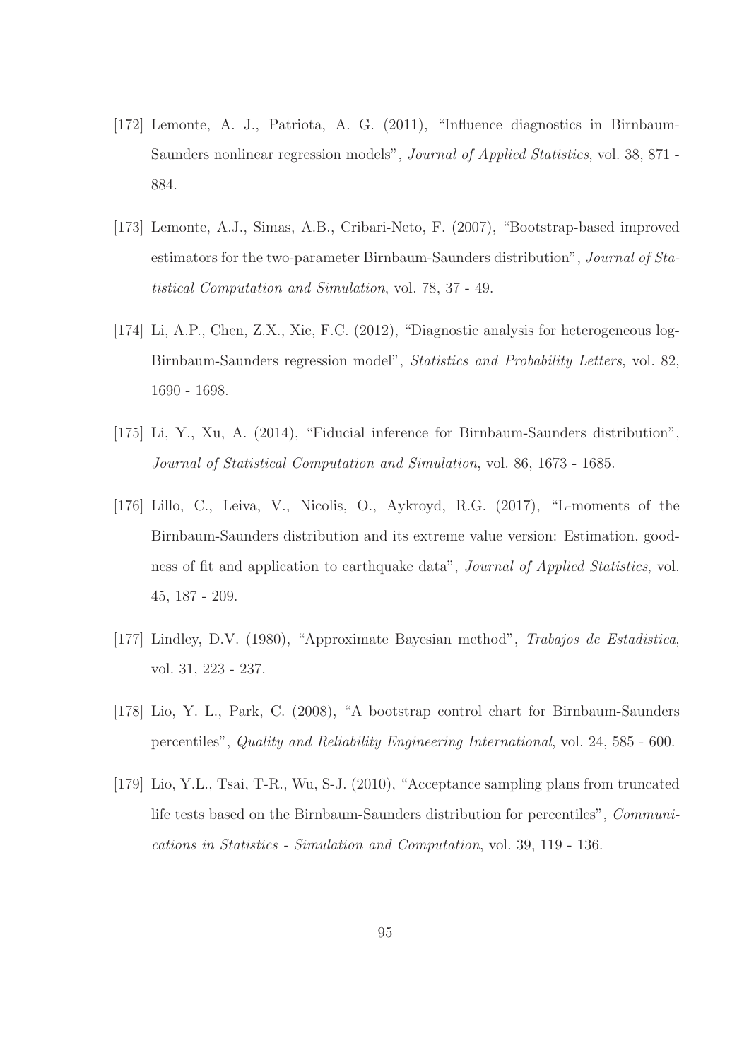[172] Lemonte, A. J., Patriota, A. G. (2011), "Influence diagnostics in Birnbaum-Saunders nonlinear regression models", *Journal of Applied Statistics*, vol. 38, 871 - 884.

[173] Lemonte, A.J., Simas, A.B., Cribari-Neto, F. (2007), "Bootstrap-based improved estimators for the two-parameter Birnbaum-Saunders distribution", *Journal of Statistical Computation and Simulation*, vol. 78, 37 - 49.

[174] Li, A.P., Chen, Z.X., Xie, F.C. (2012), "Diagnostic analysis for heterogeneous log-Birnbaum-Saunders regression model", *Statistics and Probability Letters*, vol. 82, 1690 - 1698.

[175] Li, Y., Xu, A. (2014), "Fiducial inference for Birnbaum-Saunders distribution", *Journal of Statistical Computation and Simulation*, vol. 86, 1673 - 1685.

[176] Lillo, C., Leiva, V., Nicolis, O., Aykroyd, R.G. (2017), "L-moments of the Birnbaum-Saunders distribution and its extreme value version: Estimation, goodness of fit and application to earthquake data", *Journal of Applied Statistics*, vol. 45, 187 - 209.

[177] Lindley, D.V. (1980), "Approximate Bayesian method", *Trabajos de Estadistica*, vol. 31, 223 - 237.

[178] Lio, Y. L., Park, C. (2008), "A bootstrap control chart for Birnbaum-Saunders percentiles", *Quality and Reliability Engineering International*, vol. 24, 585 - 600.

[179] Lio, Y.L., Tsai, T-R., Wu, S-J. (2010), "Acceptance sampling plans from truncated life tests based on the Birnbaum-Saunders distribution for percentiles", *Communications in Statistics - Simulation and Computation*, vol. 39, 119 - 136.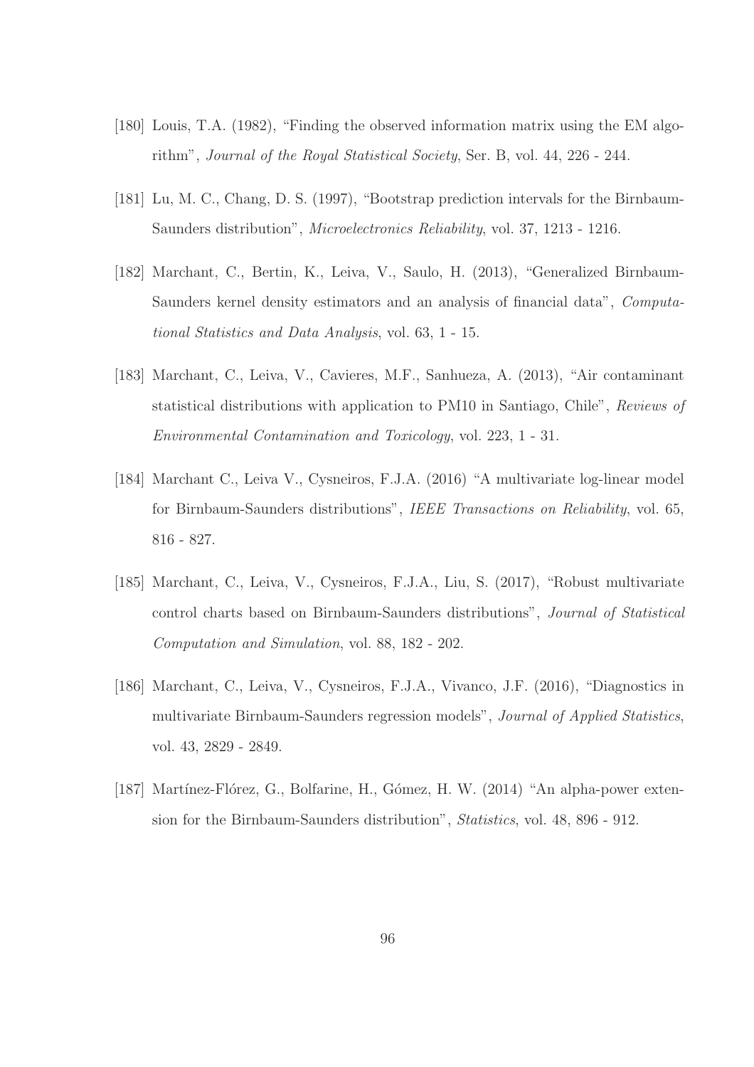[180] Louis, T.A. (1982), "Finding the observed information matrix using the EM algorithm", *Journal of the Royal Statistical Society*, Ser. B, vol. 44, 226 - 244.

[181] Lu, M. C., Chang, D. S. (1997), "Bootstrap prediction intervals for the Birnbaum-Saunders distribution", *Microelectronics Reliability*, vol. 37, 1213 - 1216.

[182] Marchant, C., Bertin, K., Leiva, V., Saulo, H. (2013), "Generalized Birnbaum-Saunders kernel density estimators and an analysis of financial data", *Computational Statistics and Data Analysis*, vol. 63, 1 - 15.

[183] Marchant, C., Leiva, V., Cavieres, M.F., Sanhueza, A. (2013), "Air contaminant statistical distributions with application to PM10 in Santiago, Chile", *Reviews of Environmental Contamination and Toxicology*, vol. 223, 1 - 31.

[184] Marchant C., Leiva V., Cysneiros, F.J.A. (2016) "A multivariate log-linear model for Birnbaum-Saunders distributions", *IEEE Transactions on Reliability*, vol. 65, 816 - 827.

[185] Marchant, C., Leiva, V., Cysneiros, F.J.A., Liu, S. (2017), "Robust multivariate control charts based on Birnbaum-Saunders distributions", *Journal of Statistical Computation and Simulation*, vol. 88, 182 - 202.

[186] Marchant, C., Leiva, V., Cysneiros, F.J.A., Vivanco, J.F. (2016), "Diagnostics in multivariate Birnbaum-Saunders regression models", *Journal of Applied Statistics*, vol. 43, 2829 - 2849.

[187] Martínez-Flórez, G., Bolfarine, H., Gómez, H. W. (2014) "An alpha-power extension for the Birnbaum-Saunders distribution", *Statistics*, vol. 48, 896 - 912.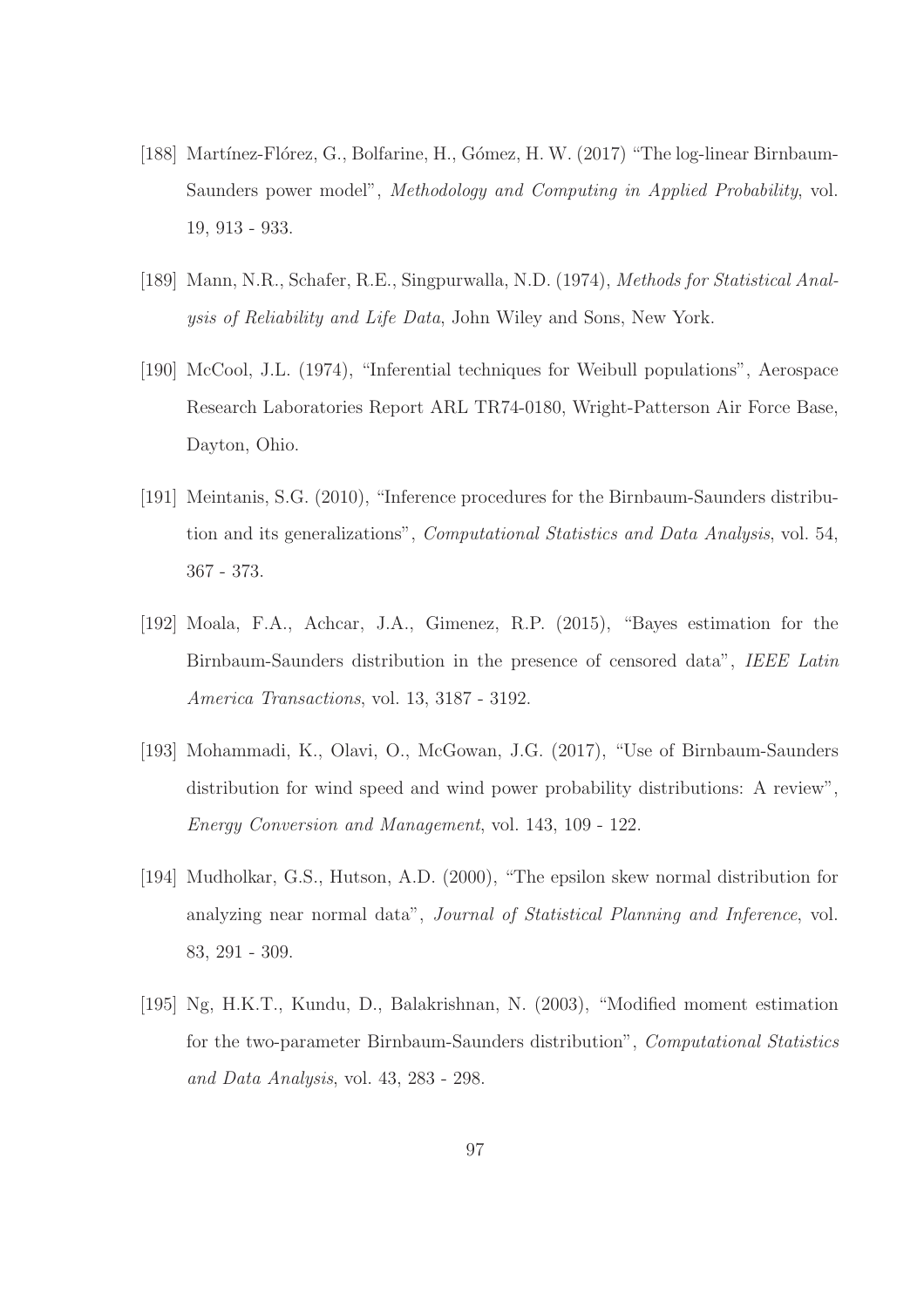[188] Martínez-Flórez, G., Bolfarine, H., Gómez, H. W. (2017) "The log-linear Birnbaum-Saunders power model", *Methodology and Computing in Applied Probability*, vol. 19, 913 - 933.

[189] Mann, N.R., Schafer, R.E., Singpurwalla, N.D. (1974), *Methods for Statistical Analysis of Reliability and Life Data*, John Wiley and Sons, New York.

[190] McCool, J.L. (1974), "Inferential techniques for Weibull populations", Aerospace Research Laboratories Report ARL TR74-0180, Wright-Patterson Air Force Base, Dayton, Ohio.

[191] Meintanis, S.G. (2010), "Inference procedures for the Birnbaum-Saunders distribution and its generalizations", *Computational Statistics and Data Analysis*, vol. 54, 367 - 373.

[192] Moala, F.A., Achcar, J.A., Gimenez, R.P. (2015), "Bayes estimation for the Birnbaum-Saunders distribution in the presence of censored data", *IEEE Latin America Transactions*, vol. 13, 3187 - 3192.

[193] Mohammadi, K., Olavi, O., McGowan, J.G. (2017), "Use of Birnbaum-Saunders distribution for wind speed and wind power probability distributions: A review", *Energy Conversion and Management*, vol. 143, 109 - 122.

[194] Mudholkar, G.S., Hutson, A.D. (2000), "The epsilon skew normal distribution for analyzing near normal data", *Journal of Statistical Planning and Inference*, vol. 83, 291 - 309.

[195] Ng, H.K.T., Kundu, D., Balakrishnan, N. (2003), "Modified moment estimation for the two-parameter Birnbaum-Saunders distribution", *Computational Statistics and Data Analysis*, vol. 43, 283 - 298.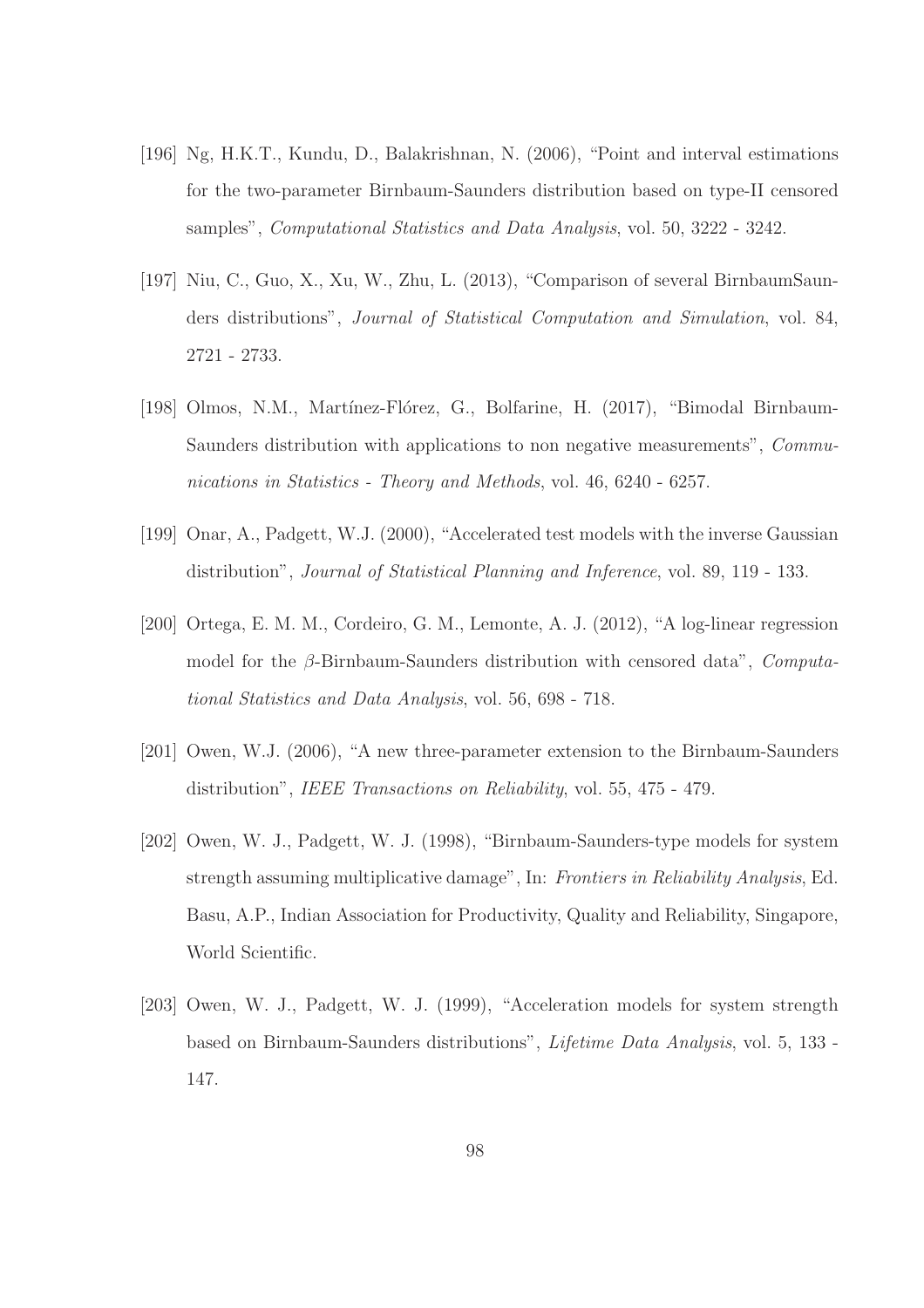[196] Ng, H.K.T., Kundu, D., Balakrishnan, N. (2006), "Point and interval estimations for the two-parameter Birnbaum-Saunders distribution based on type-II censored samples", *Computational Statistics and Data Analysis*, vol. 50, 3222 - 3242.

[197] Niu, C., Guo, X., Xu, W., Zhu, L. (2013), "Comparison of several BirnbaumSaunders distributions", *Journal of Statistical Computation and Simulation*, vol. 84, 2721 - 2733.

[198] Olmos, N.M., Martínez-Flórez, G., Bolfarine, H. (2017), "Bimodal Birnbaum-Saunders distribution with applications to non negative measurements", *Communications in Statistics - Theory and Methods*, vol. 46, 6240 - 6257.

[199] Onar, A., Padgett, W.J. (2000), "Accelerated test models with the inverse Gaussian distribution", *Journal of Statistical Planning and Inference*, vol. 89, 119 - 133.

[200] Ortega, E. M. M., Cordeiro, G. M., Lemonte, A. J. (2012), "A log-linear regression model for the $\beta$-Birnbaum-Saunders distribution with censored data", *Computational Statistics and Data Analysis*, vol. 56, 698 - 718.

[201] Owen, W.J. (2006), "A new three-parameter extension to the Birnbaum-Saunders distribution", *IEEE Transactions on Reliability*, vol. 55, 475 - 479.

[202] Owen, W. J., Padgett, W. J. (1998), "Birnbaum-Saunders-type models for system strength assuming multiplicative damage", In: *Frontiers in Reliability Analysis*, Ed. Basu, A.P., Indian Association for Productivity, Quality and Reliability, Singapore, World Scientific.

[203] Owen, W. J., Padgett, W. J. (1999), "Acceleration models for system strength based on Birnbaum-Saunders distributions", *Lifetime Data Analysis*, vol. 5, 133 - 147.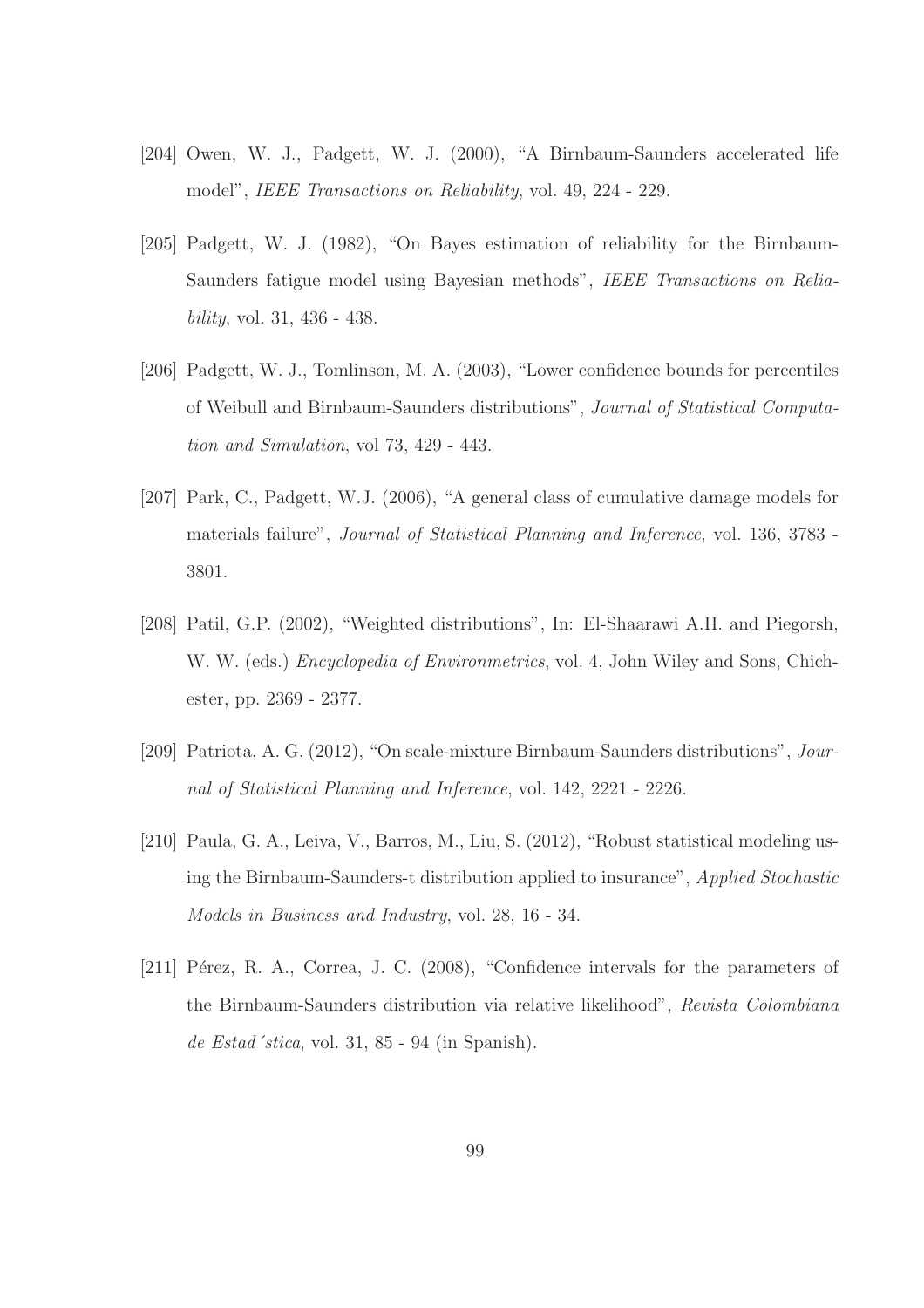[204] Owen, W. J., Padgett, W. J. (2000), "A Birnbaum-Saunders accelerated life model", *IEEE Transactions on Reliability*, vol. 49, 224 - 229.

[205] Padgett, W. J. (1982), "On Bayes estimation of reliability for the Birnbaum-Saunders fatigue model using Bayesian methods", *IEEE Transactions on Reliability*, vol. 31, 436 - 438.

[206] Padgett, W. J., Tomlinson, M. A. (2003), "Lower confidence bounds for percentiles of Weibull and Birnbaum-Saunders distributions", *Journal of Statistical Computation and Simulation*, vol 73, 429 - 443.

[207] Park, C., Padgett, W.J. (2006), "A general class of cumulative damage models for materials failure", *Journal of Statistical Planning and Inference*, vol. 136, 3783 - 3801.

[208] Patil, G.P. (2002), "Weighted distributions", In: El-Shaarawi A.H. and Piegorsh, W. W. (eds.) *Encyclopedia of Environmetrics*, vol. 4, John Wiley and Sons, Chichester, pp. 2369 - 2377.

[209] Patriota, A. G. (2012), "On scale-mixture Birnbaum-Saunders distributions", *Journal of Statistical Planning and Inference*, vol. 142, 2221 - 2226.

[210] Paula, G. A., Leiva, V., Barros, M., Liu, S. (2012), "Robust statistical modeling using the Birnbaum-Saunders-t distribution applied to insurance", *Applied Stochastic Models in Business and Industry*, vol. 28, 16 - 34.

[211] Pérez, R. A., Correa, J. C. (2008), "Confidence intervals for the parameters of the Birnbaum-Saunders distribution via relative likelihood", *Revista Colombiana de Estad´stica*, vol. 31, 85 - 94 (in Spanish).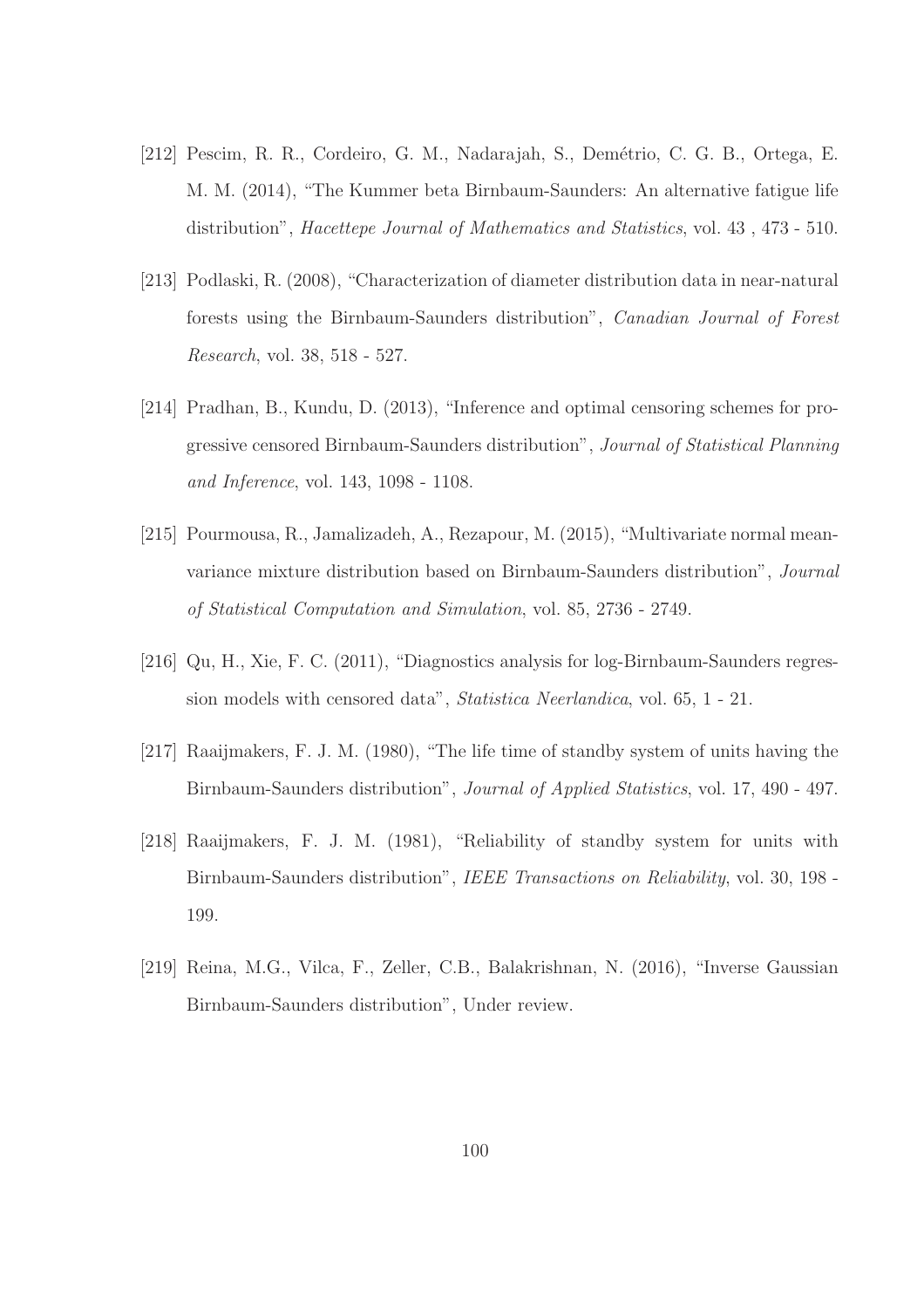[212] Pescim, R. R., Cordeiro, G. M., Nadarajah, S., Demétrio, C. G. B., Ortega, E. M. M. (2014), "The Kummer beta Birnbaum-Saunders: An alternative fatigue life distribution", *Hacettepe Journal of Mathematics and Statistics*, vol. 43 , 473 - 510.

[213] Podlaski, R. (2008), "Characterization of diameter distribution data in near-natural forests using the Birnbaum-Saunders distribution", *Canadian Journal of Forest Research*, vol. 38, 518 - 527.

[214] Pradhan, B., Kundu, D. (2013), "Inference and optimal censoring schemes for progressive censored Birnbaum-Saunders distribution", *Journal of Statistical Planning and Inference*, vol. 143, 1098 - 1108.

[215] Pourmousa, R., Jamalizadeh, A., Rezapour, M. (2015), "Multivariate normal mean-variance mixture distribution based on Birnbaum-Saunders distribution", *Journal of Statistical Computation and Simulation*, vol. 85, 2736 - 2749.

[216] Qu, H., Xie, F. C. (2011), "Diagnostics analysis for log-Birnbaum-Saunders regression models with censored data", *Statistica Neerlandica*, vol. 65, 1 - 21.

[217] Raaijmakers, F. J. M. (1980), "The life time of standby system of units having the Birnbaum-Saunders distribution", *Journal of Applied Statistics*, vol. 17, 490 - 497.

[218] Raaijmakers, F. J. M. (1981), "Reliability of standby system for units with Birnbaum-Saunders distribution", *IEEE Transactions on Reliability*, vol. 30, 198 - 199.

[219] Reina, M.G., Vilca, F., Zeller, C.B., Balakrishnan, N. (2016), "Inverse Gaussian Birnbaum-Saunders distribution", Under review.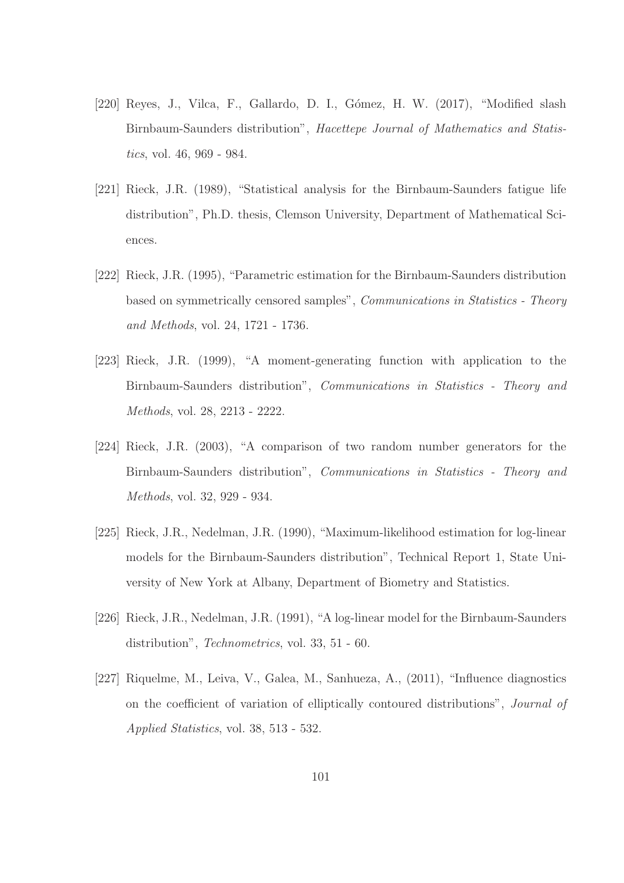[220] Reyes, J., Vilca, F., Gallardo, D. I., Gómez, H. W. (2017), "Modified slash Birnbaum-Saunders distribution", *Hacettepe Journal of Mathematics and Statistics*, vol. 46, 969 - 984.

[221] Rieck, J.R. (1989), "Statistical analysis for the Birnbaum-Saunders fatigue life distribution", Ph.D. thesis, Clemson University, Department of Mathematical Sciences.

[222] Rieck, J.R. (1995), "Parametric estimation for the Birnbaum-Saunders distribution based on symmetrically censored samples", *Communications in Statistics - Theory and Methods*, vol. 24, 1721 - 1736.

[223] Rieck, J.R. (1999), "A moment-generating function with application to the Birnbaum-Saunders distribution", *Communications in Statistics - Theory and Methods*, vol. 28, 2213 - 2222.

[224] Rieck, J.R. (2003), "A comparison of two random number generators for the Birnbaum-Saunders distribution", *Communications in Statistics - Theory and Methods*, vol. 32, 929 - 934.

[225] Rieck, J.R., Nedelman, J.R. (1990), "Maximum-likelihood estimation for log-linear models for the Birnbaum-Saunders distribution", Technical Report 1, State University of New York at Albany, Department of Biometry and Statistics.

[226] Rieck, J.R., Nedelman, J.R. (1991), "A log-linear model for the Birnbaum-Saunders distribution", *Technometrics*, vol. 33, 51 - 60.

[227] Riquelme, M., Leiva, V., Galea, M., Sanhueza, A., (2011), "Influence diagnostics on the coefficient of variation of elliptically contoured distributions", *Journal of Applied Statistics*, vol. 38, 513 - 532.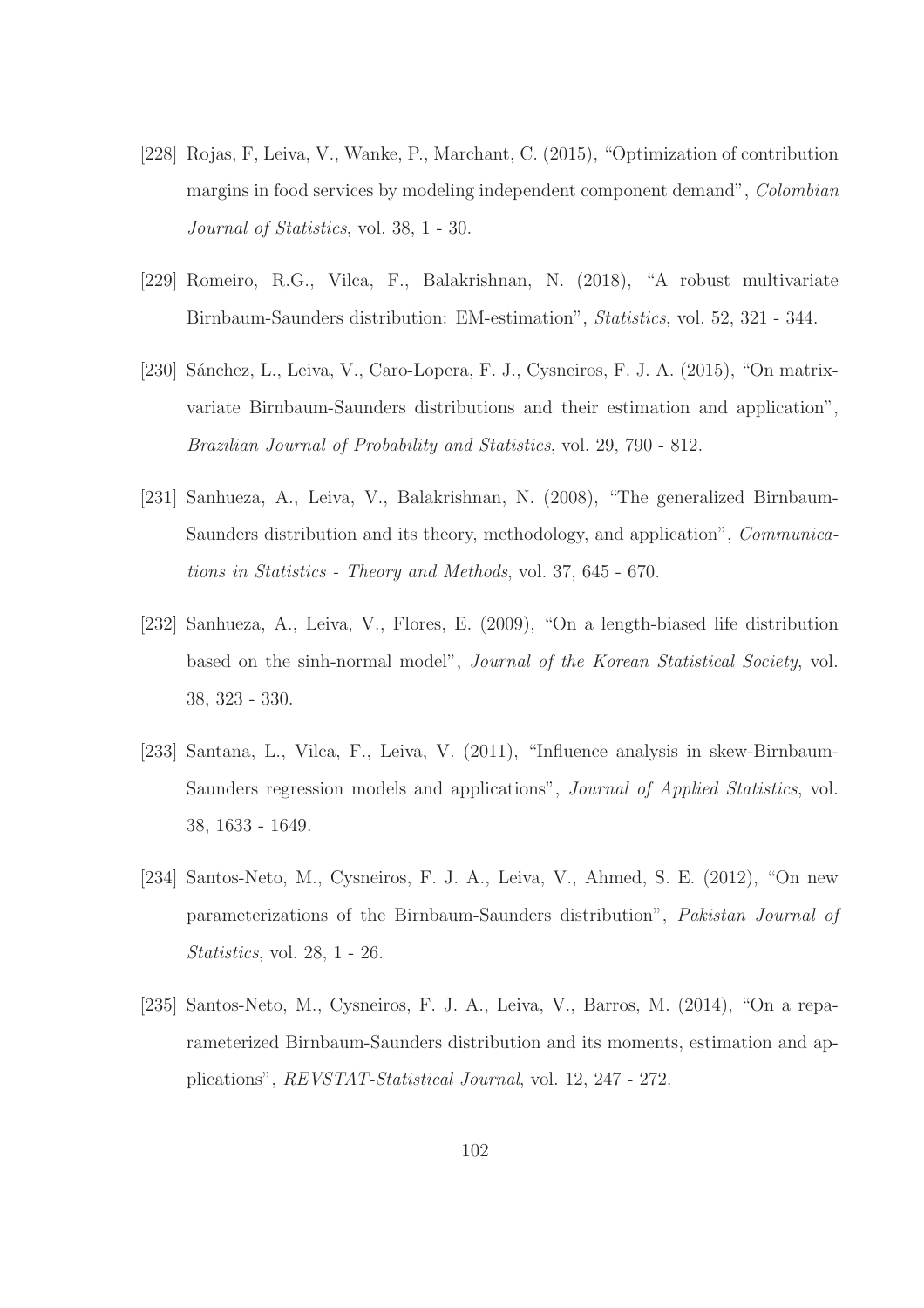[228] Rojas, F, Leiva, V., Wanke, P., Marchant, C. (2015), "Optimization of contribution margins in food services by modeling independent component demand", *Colombian Journal of Statistics*, vol. 38, 1 - 30.

[229] Romeiro, R.G., Vilca, F., Balakrishnan, N. (2018), "A robust multivariate Birnbaum-Saunders distribution: EM-estimation", *Statistics*, vol. 52, 321 - 344.

[230] Sánchez, L., Leiva, V., Caro-Lopera, F. J., Cysneiros, F. J. A. (2015), "On matrix-variate Birnbaum-Saunders distributions and their estimation and application", *Brazilian Journal of Probability and Statistics*, vol. 29, 790 - 812.

[231] Sanhueza, A., Leiva, V., Balakrishnan, N. (2008), "The generalized Birnbaum-Saunders distribution and its theory, methodology, and application", *Communications in Statistics - Theory and Methods*, vol. 37, 645 - 670.

[232] Sanhueza, A., Leiva, V., Flores, E. (2009), "On a length-biased life distribution based on the sinh-normal model", *Journal of the Korean Statistical Society*, vol. 38, 323 - 330.

[233] Santana, L., Vilca, F., Leiva, V. (2011), "Influence analysis in skew-Birnbaum-Saunders regression models and applications", *Journal of Applied Statistics*, vol. 38, 1633 - 1649.

[234] Santos-Neto, M., Cysneiros, F. J. A., Leiva, V., Ahmed, S. E. (2012), "On new parameterizations of the Birnbaum-Saunders distribution", *Pakistan Journal of Statistics*, vol. 28, 1 - 26.

[235] Santos-Neto, M., Cysneiros, F. J. A., Leiva, V., Barros, M. (2014), "On a reparameterized Birnbaum-Saunders distribution and its moments, estimation and applications", *REVSTAT-Statistical Journal*, vol. 12, 247 - 272.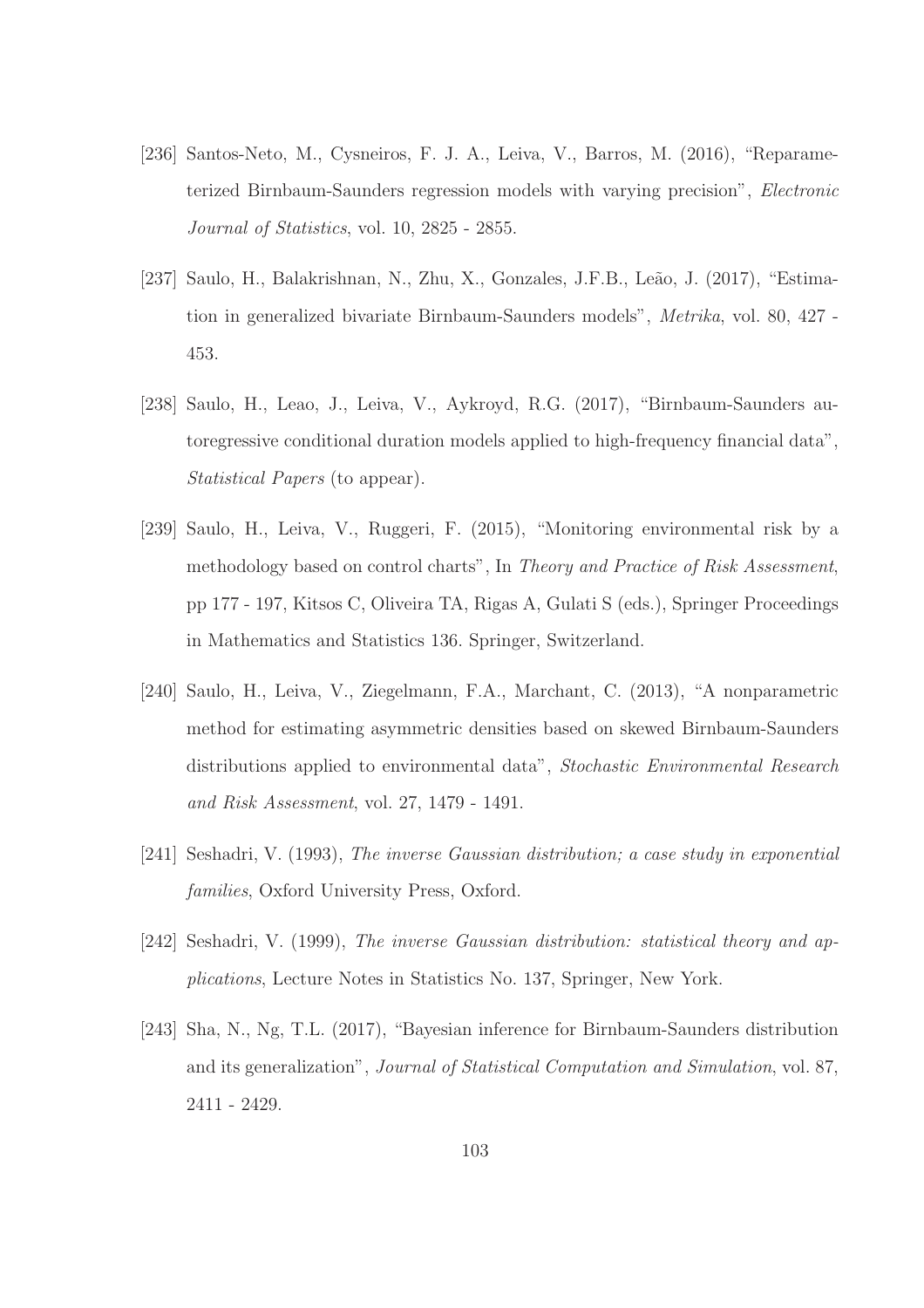[236] Santos-Neto, M., Cysneiros, F. J. A., Leiva, V., Barros, M. (2016), "Reparameterized Birnbaum-Saunders regression models with varying precision", *Electronic Journal of Statistics*, vol. 10, 2825 - 2855.

[237] Saulo, H., Balakrishnan, N., Zhu, X., Gonzales, J.F.B., Leão, J. (2017), "Estimation in generalized bivariate Birnbaum-Saunders models", *Metrika*, vol. 80, 427 - 453.

[238] Saulo, H., Leao, J., Leiva, V., Aykroyd, R.G. (2017), "Birnbaum-Saunders autoregressive conditional duration models applied to high-frequency financial data", *Statistical Papers* (to appear).

[239] Saulo, H., Leiva, V., Ruggeri, F. (2015), "Monitoring environmental risk by a methodology based on control charts", In *Theory and Practice of Risk Assessment*, pp 177 - 197, Kitsos C, Oliveira TA, Rigas A, Gulati S (eds.), Springer Proceedings in Mathematics and Statistics 136. Springer, Switzerland.

[240] Saulo, H., Leiva, V., Ziegelmann, F.A., Marchant, C. (2013), "A nonparametric method for estimating asymmetric densities based on skewed Birnbaum-Saunders distributions applied to environmental data", *Stochastic Environmental Research and Risk Assessment*, vol. 27, 1479 - 1491.

[241] Seshadri, V. (1993), *The inverse Gaussian distribution; a case study in exponential families*, Oxford University Press, Oxford.

[242] Seshadri, V. (1999), *The inverse Gaussian distribution: statistical theory and applications*, Lecture Notes in Statistics No. 137, Springer, New York.

[243] Sha, N., Ng, T.L. (2017), "Bayesian inference for Birnbaum-Saunders distribution and its generalization", *Journal of Statistical Computation and Simulation*, vol. 87, 2411 - 2429.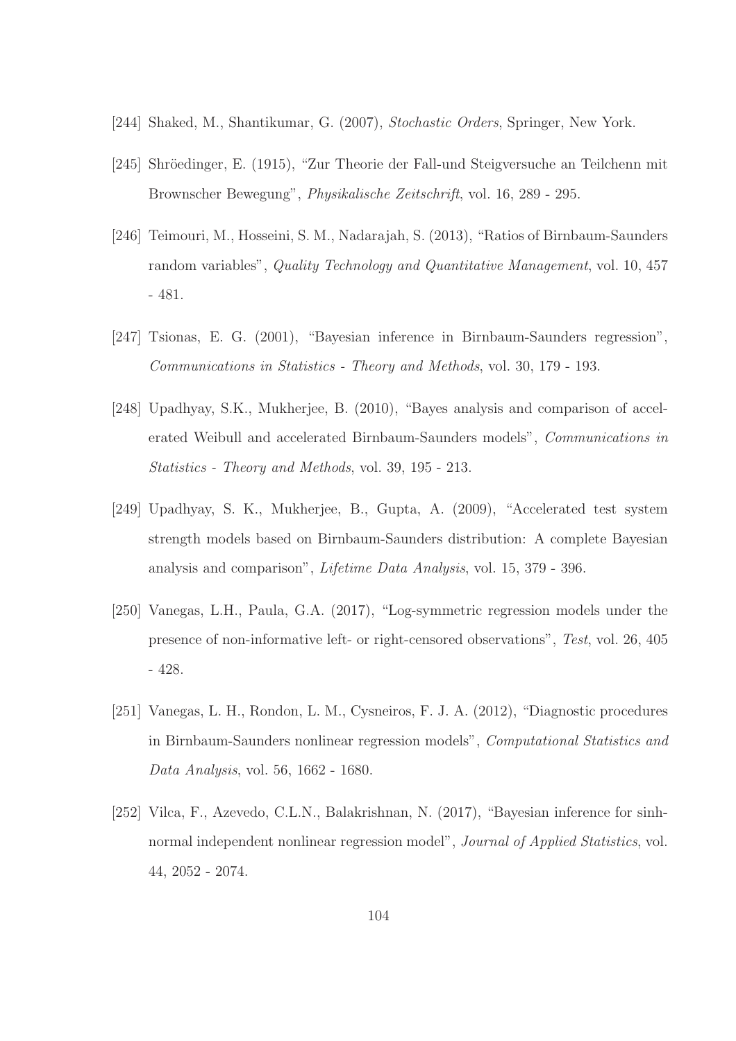[244] Shaked, M., Shantikumar, G. (2007), *Stochastic Orders*, Springer, New York.

[245] Shröedinger, E. (1915), "Zur Theorie der Fall-und Steigversuche an Teilchenn mit Brownscher Bewegung", *Physikalische Zeitschrift*, vol. 16, 289 - 295.

[246] Teimouri, M., Hosseini, S. M., Nadarajah, S. (2013), "Ratios of Birnbaum-Saunders random variables", *Quality Technology and Quantitative Management*, vol. 10, 457 - 481.

[247] Tsionas, E. G. (2001), "Bayesian inference in Birnbaum-Saunders regression", *Communications in Statistics - Theory and Methods*, vol. 30, 179 - 193.

[248] Upadhyay, S.K., Mukherjee, B. (2010), "Bayes analysis and comparison of accelerated Weibull and accelerated Birnbaum-Saunders models", *Communications in Statistics - Theory and Methods*, vol. 39, 195 - 213.

[249] Upadhyay, S. K., Mukherjee, B., Gupta, A. (2009), "Accelerated test system strength models based on Birnbaum-Saunders distribution: A complete Bayesian analysis and comparison", *Lifetime Data Analysis*, vol. 15, 379 - 396.

[250] Vanegas, L.H., Paula, G.A. (2017), "Log-symmetric regression models under the presence of non-informative left- or right-censored observations", *Test*, vol. 26, 405 - 428.

[251] Vanegas, L. H., Rondon, L. M., Cysneiros, F. J. A. (2012), "Diagnostic procedures in Birnbaum-Saunders nonlinear regression models", *Computational Statistics and Data Analysis*, vol. 56, 1662 - 1680.

[252] Vilca, F., Azevedo, C.L.N., Balakrishnan, N. (2017), "Bayesian inference for sinh-normal independent nonlinear regression model", *Journal of Applied Statistics*, vol. 44, 2052 - 2074.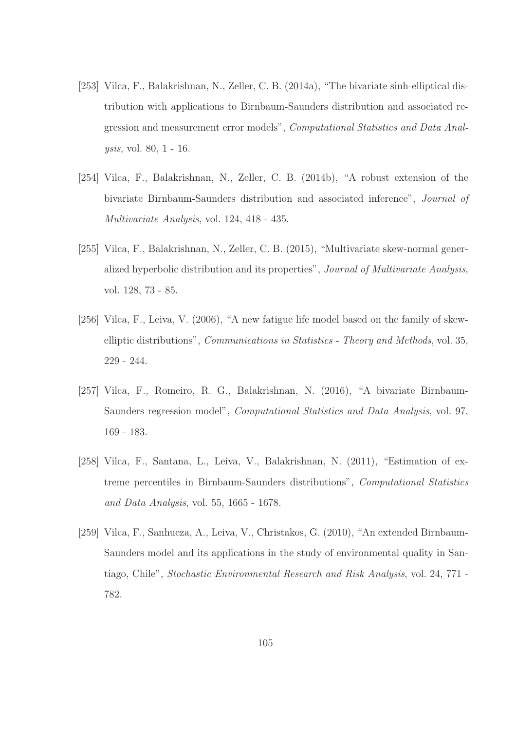[253] Vilca, F., Balakrishnan, N., Zeller, C. B. (2014a), "The bivariate sinh-elliptical distribution with applications to Birnbaum-Saunders distribution and associated regression and measurement error models", *Computational Statistics and Data Analysis*, vol. 80, 1 - 16.

[254] Vilca, F., Balakrishnan, N., Zeller, C. B. (2014b), "A robust extension of the bivariate Birnbaum-Saunders distribution and associated inference", *Journal of Multivariate Analysis*, vol. 124, 418 - 435.

[255] Vilca, F., Balakrishnan, N., Zeller, C. B. (2015), "Multivariate skew-normal generalized hyperbolic distribution and its properties", *Journal of Multivariate Analysis*, vol. 128, 73 - 85.

[256] Vilca, F., Leiva, V. (2006), "A new fatigue life model based on the family of skew-elliptic distributions", *Communications in Statistics - Theory and Methods*, vol. 35, 229 - 244.

[257] Vilca, F., Romeiro, R. G., Balakrishnan, N. (2016), "A bivariate Birnbaum-Saunders regression model", *Computational Statistics and Data Analysis*, vol. 97, 169 - 183.

[258] Vilca, F., Santana, L., Leiva, V., Balakrishnan, N. (2011), "Estimation of extreme percentiles in Birnbaum-Saunders distributions", *Computational Statistics and Data Analysis*, vol. 55, 1665 - 1678.

[259] Vilca, F., Sanhueza, A., Leiva, V., Christakos, G. (2010), "An extended Birnbaum-Saunders model and its applications in the study of environmental quality in Santiago, Chile", *Stochastic Environmental Research and Risk Analysis*, vol. 24, 771 - 782.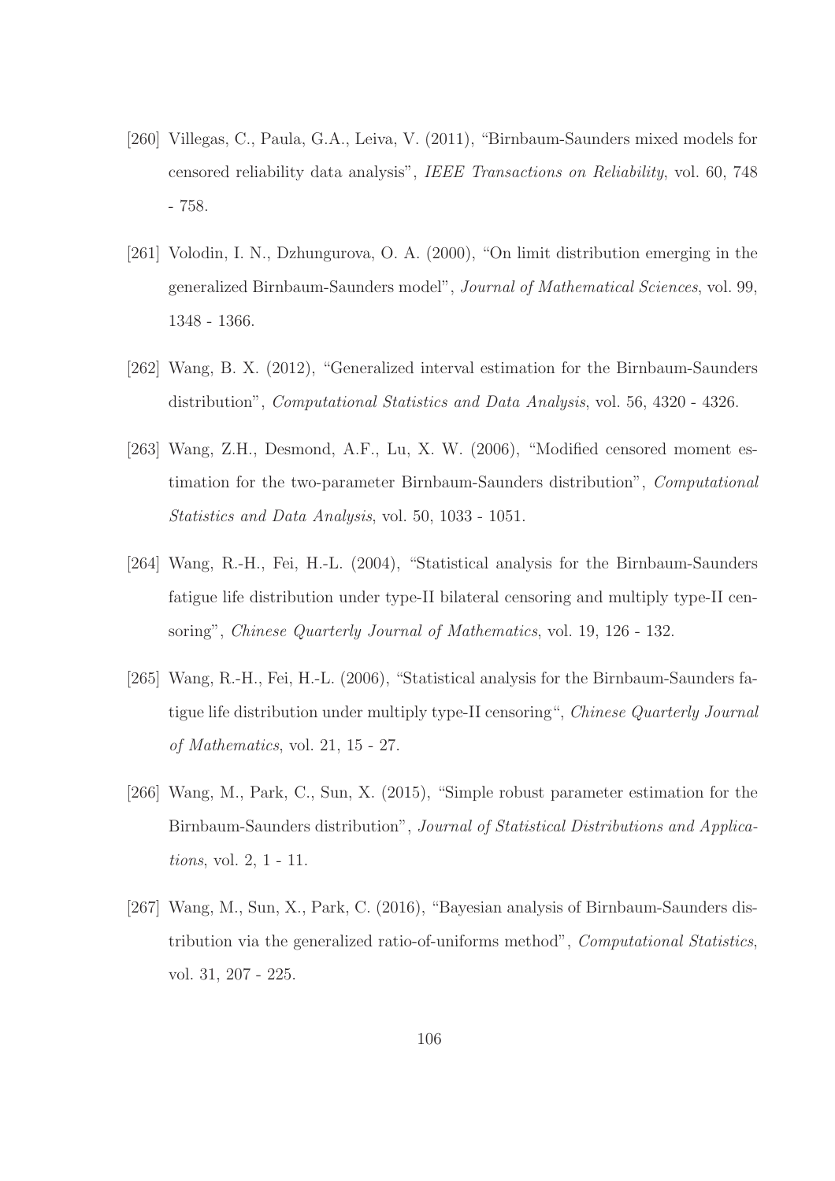[260] Villegas, C., Paula, G.A., Leiva, V. (2011), "Birnbaum-Saunders mixed models for censored reliability data analysis", *IEEE Transactions on Reliability*, vol. 60, 748 - 758.

[261] Volodin, I. N., Dzhungurova, O. A. (2000), "On limit distribution emerging in the generalized Birnbaum-Saunders model", *Journal of Mathematical Sciences*, vol. 99, 1348 - 1366.

[262] Wang, B. X. (2012), "Generalized interval estimation for the Birnbaum-Saunders distribution", *Computational Statistics and Data Analysis*, vol. 56, 4320 - 4326.

[263] Wang, Z.H., Desmond, A.F., Lu, X. W. (2006), "Modified censored moment estimation for the two-parameter Birnbaum-Saunders distribution", *Computational Statistics and Data Analysis*, vol. 50, 1033 - 1051.

[264] Wang, R.-H., Fei, H.-L. (2004), "Statistical analysis for the Birnbaum-Saunders fatigue life distribution under type-II bilateral censoring and multiply type-II censoring", *Chinese Quarterly Journal of Mathematics*, vol. 19, 126 - 132.

[265] Wang, R.-H., Fei, H.-L. (2006), "Statistical analysis for the Birnbaum-Saunders fatigue life distribution under multiply type-II censoring", *Chinese Quarterly Journal of Mathematics*, vol. 21, 15 - 27.

[266] Wang, M., Park, C., Sun, X. (2015), "Simple robust parameter estimation for the Birnbaum-Saunders distribution", *Journal of Statistical Distributions and Applications*, vol. 2, 1 - 11.

[267] Wang, M., Sun, X., Park, C. (2016), "Bayesian analysis of Birnbaum-Saunders distribution via the generalized ratio-of-uniforms method", *Computational Statistics*, vol. 31, 207 - 225.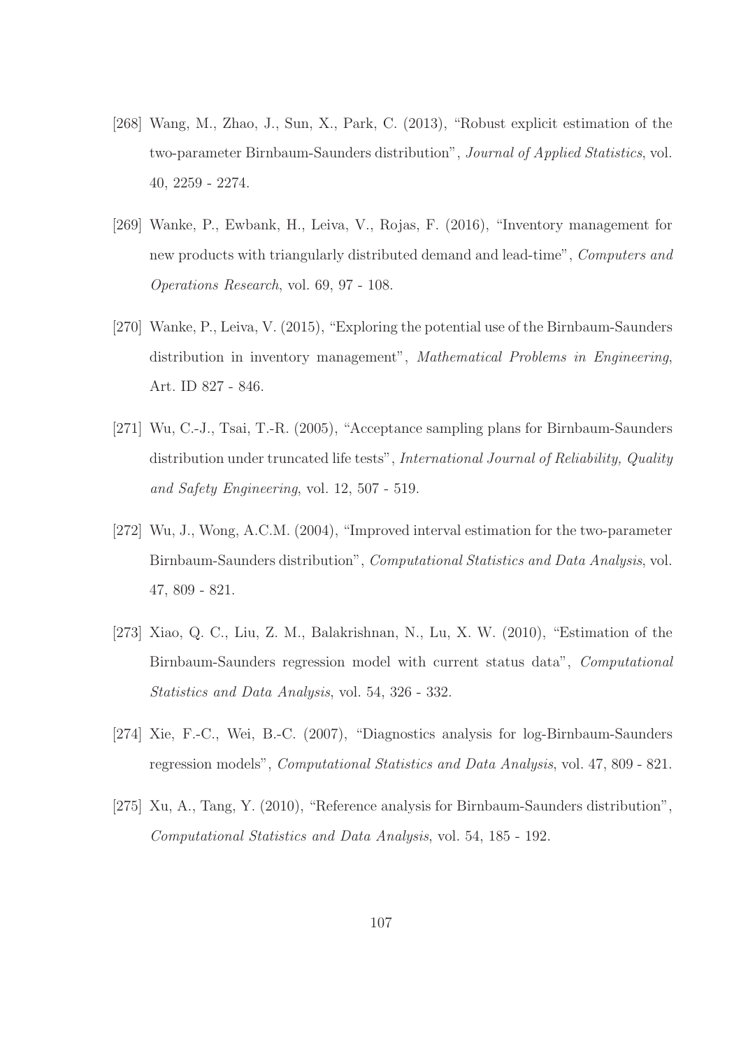[268] Wang, M., Zhao, J., Sun, X., Park, C. (2013), "Robust explicit estimation of the two-parameter Birnbaum-Saunders distribution", *Journal of Applied Statistics*, vol. 40, 2259 - 2274.

[269] Wanke, P., Ewbank, H., Leiva, V., Rojas, F. (2016), "Inventory management for new products with triangularly distributed demand and lead-time", *Computers and Operations Research*, vol. 69, 97 - 108.

[270] Wanke, P., Leiva, V. (2015), "Exploring the potential use of the Birnbaum-Saunders distribution in inventory management", *Mathematical Problems in Engineering*, Art. ID 827 - 846.

[271] Wu, C.-J., Tsai, T.-R. (2005), "Acceptance sampling plans for Birnbaum-Saunders distribution under truncated life tests", *International Journal of Reliability, Quality and Safety Engineering*, vol. 12, 507 - 519.

[272] Wu, J., Wong, A.C.M. (2004), "Improved interval estimation for the two-parameter Birnbaum-Saunders distribution", *Computational Statistics and Data Analysis*, vol. 47, 809 - 821.

[273] Xiao, Q. C., Liu, Z. M., Balakrishnan, N., Lu, X. W. (2010), "Estimation of the Birnbaum-Saunders regression model with current status data", *Computational Statistics and Data Analysis*, vol. 54, 326 - 332.

[274] Xie, F.-C., Wei, B.-C. (2007), "Diagnostics analysis for log-Birnbaum-Saunders regression models", *Computational Statistics and Data Analysis*, vol. 47, 809 - 821.

[275] Xu, A., Tang, Y. (2010), "Reference analysis for Birnbaum-Saunders distribution", *Computational Statistics and Data Analysis*, vol. 54, 185 - 192.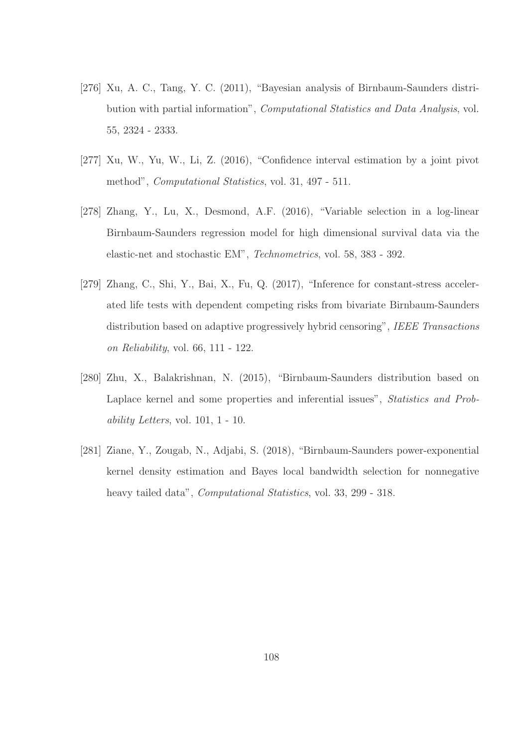[276] Xu, A. C., Tang, Y. C. (2011), "Bayesian analysis of Birnbaum-Saunders distribution with partial information", *Computational Statistics and Data Analysis*, vol. 55, 2324 - 2333.

[277] Xu, W., Yu, W., Li, Z. (2016), "Confidence interval estimation by a joint pivot method", *Computational Statistics*, vol. 31, 497 - 511.

[278] Zhang, Y., Lu, X., Desmond, A.F. (2016), "Variable selection in a log-linear Birnbaum-Saunders regression model for high dimensional survival data via the elastic-net and stochastic EM", *Technometrics*, vol. 58, 383 - 392.

[279] Zhang, C., Shi, Y., Bai, X., Fu, Q. (2017), "Inference for constant-stress accelerated life tests with dependent competing risks from bivariate Birnbaum-Saunders distribution based on adaptive progressively hybrid censoring", *IEEE Transactions on Reliability*, vol. 66, 111 - 122.

[280] Zhu, X., Balakrishnan, N. (2015), "Birnbaum-Saunders distribution based on Laplace kernel and some properties and inferential issues", *Statistics and Probability Letters*, vol. 101, 1 - 10.

[281] Ziane, Y., Zougab, N., Adjabi, S. (2018), "Birnbaum-Saunders power-exponential kernel density estimation and Bayes local bandwidth selection for nonnegative heavy tailed data", *Computational Statistics*, vol. 33, 299 - 318.